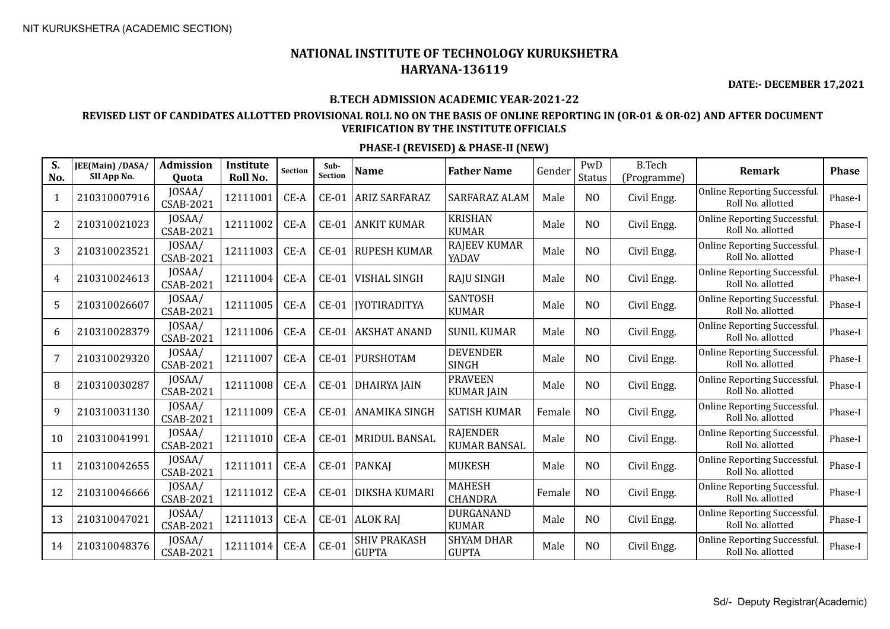NIT KURUKSHETRA (ACADEMIC SECTION)

# NATIONAL INSTITUTE OF TECHNOLOGY KURUKSHETRA
# HARYANA-136119

**DATE:- DECEMBER 17,2021**

### B.TECH ADMISSION ACADEMIC YEAR-2021-22

### REVISED LIST OF CANDIDATES ALLOTTED PROVISIONAL ROLL NO ON THE BASIS OF ONLINE REPORTING IN (OR-01 & OR-02) AND AFTER DOCUMENT VERIFICATION BY THE INSTITUTE OFFICIALS

### PHASE-I (REVISED) & PHASE-II (NEW)

| S. No. | JEE(Main) /DASA/ SII App No. | Admission Quota | Institute Roll No. | Section | Sub-Section | Name | Father Name | Gender | PwD Status | B.Tech (Programme) | Remark | Phase |
|---|---|---|---|---|---|---|---|---|---|---|---|---|
| 1 | 210310007916 | JOSAA/ CSAB-2021 | 12111001 | CE-A | CE-01 | ARIZ SARFARAZ | SARFARAZ ALAM | Male | NO | Civil Engg. | Online Reporting Successful. Roll No. allotted | Phase-I |
| 2 | 210310021023 | JOSAA/ CSAB-2021 | 12111002 | CE-A | CE-01 | ANKIT KUMAR | KRISHAN KUMAR | Male | NO | Civil Engg. | Online Reporting Successful. Roll No. allotted | Phase-I |
| 3 | 210310023521 | JOSAA/ CSAB-2021 | 12111003 | CE-A | CE-01 | RUPESH KUMAR | RAJEEV KUMAR YADAV | Male | NO | Civil Engg. | Online Reporting Successful. Roll No. allotted | Phase-I |
| 4 | 210310024613 | JOSAA/ CSAB-2021 | 12111004 | CE-A | CE-01 | VISHAL SINGH | RAJU SINGH | Male | NO | Civil Engg. | Online Reporting Successful. Roll No. allotted | Phase-I |
| 5 | 210310026607 | JOSAA/ CSAB-2021 | 12111005 | CE-A | CE-01 | JYOTIRADITYA | SANTOSH KUMAR | Male | NO | Civil Engg. | Online Reporting Successful. Roll No. allotted | Phase-I |
| 6 | 210310028379 | JOSAA/ CSAB-2021 | 12111006 | CE-A | CE-01 | AKSHAT ANAND | SUNIL KUMAR | Male | NO | Civil Engg. | Online Reporting Successful. Roll No. allotted | Phase-I |
| 7 | 210310029320 | JOSAA/ CSAB-2021 | 12111007 | CE-A | CE-01 | PURSHOTAM | DEVENDER SINGH | Male | NO | Civil Engg. | Online Reporting Successful. Roll No. allotted | Phase-I |
| 8 | 210310030287 | JOSAA/ CSAB-2021 | 12111008 | CE-A | CE-01 | DHAIRYA JAIN | PRAVEEN KUMAR JAIN | Male | NO | Civil Engg. | Online Reporting Successful. Roll No. allotted | Phase-I |
| 9 | 210310031130 | JOSAA/ CSAB-2021 | 12111009 | CE-A | CE-01 | ANAMIKA SINGH | SATISH KUMAR | Female | NO | Civil Engg. | Online Reporting Successful. Roll No. allotted | Phase-I |
| 10 | 210310041991 | JOSAA/ CSAB-2021 | 12111010 | CE-A | CE-01 | MRIDUL BANSAL | RAJENDER KUMAR BANSAL | Male | NO | Civil Engg. | Online Reporting Successful. Roll No. allotted | Phase-I |
| 11 | 210310042655 | JOSAA/ CSAB-2021 | 12111011 | CE-A | CE-01 | PANKAJ | MUKESH | Male | NO | Civil Engg. | Online Reporting Successful. Roll No. allotted | Phase-I |
| 12 | 210310046666 | JOSAA/ CSAB-2021 | 12111012 | CE-A | CE-01 | DIKSHA KUMARI | MAHESH CHANDRA | Female | NO | Civil Engg. | Online Reporting Successful. Roll No. allotted | Phase-I |
| 13 | 210310047021 | JOSAA/ CSAB-2021 | 12111013 | CE-A | CE-01 | ALOK RAJ | DURGANAND KUMAR | Male | NO | Civil Engg. | Online Reporting Successful. Roll No. allotted | Phase-I |
| 14 | 210310048376 | JOSAA/ CSAB-2021 | 12111014 | CE-A | CE-01 | SHIV PRAKASH GUPTA | SHYAM DHAR GUPTA | Male | NO | Civil Engg. | Online Reporting Successful. Roll No. allotted | Phase-I |

Sd/- Deputy Registrar(Academic)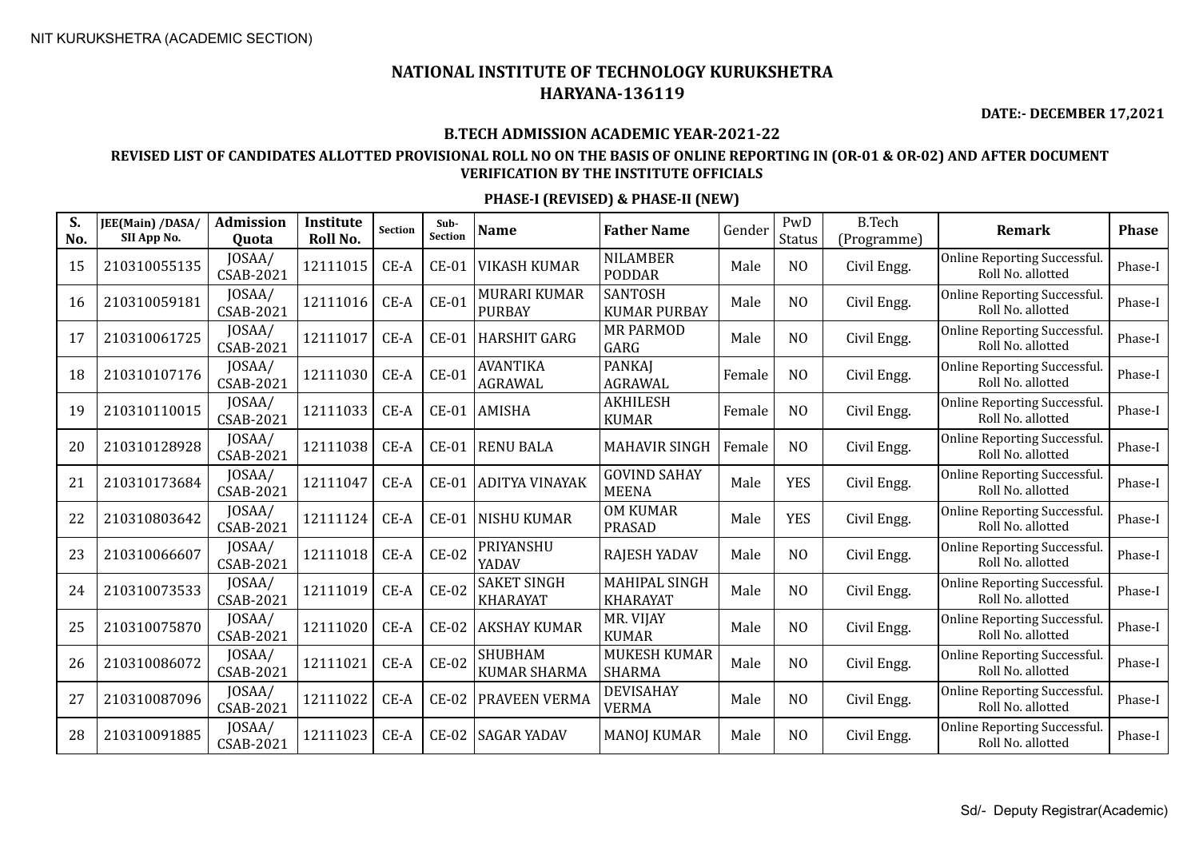NIT KURUKSHETRA (ACADEMIC SECTION)

# NATIONAL INSTITUTE OF TECHNOLOGY KURUKSHETRA
## HARYANA-136119

**DATE:- DECEMBER 17,2021**

### B.TECH ADMISSION ACADEMIC YEAR-2021-22

### REVISED LIST OF CANDIDATES ALLOTTED PROVISIONAL ROLL NO ON THE BASIS OF ONLINE REPORTING IN (OR-01 & OR-02) AND AFTER DOCUMENT VERIFICATION BY THE INSTITUTE OFFICIALS

### PHASE-I (REVISED) & PHASE-II (NEW)

| S. No. | JEE(Main) /DASA/ SII App No. | Admission Quota | Institute Roll No. | Section | Sub-Section | Name | Father Name | Gender | PwD Status | B.Tech (Programme) | Remark | Phase |
|---|---|---|---|---|---|---|---|---|---|---|---|---|
| 15 | 210310055135 | JOSAA/ CSAB-2021 | 12111015 | CE-A | CE-01 | VIKASH KUMAR | NILAMBER PODDAR | Male | NO | Civil Engg. | Online Reporting Successful. Roll No. allotted | Phase-I |
| 16 | 210310059181 | JOSAA/ CSAB-2021 | 12111016 | CE-A | CE-01 | MURARI KUMAR PURBAY | SANTOSH KUMAR PURBAY | Male | NO | Civil Engg. | Online Reporting Successful. Roll No. allotted | Phase-I |
| 17 | 210310061725 | JOSAA/ CSAB-2021 | 12111017 | CE-A | CE-01 | HARSHIT GARG | MR PARMOD GARG | Male | NO | Civil Engg. | Online Reporting Successful. Roll No. allotted | Phase-I |
| 18 | 210310107176 | JOSAA/ CSAB-2021 | 12111030 | CE-A | CE-01 | AVANTIKA AGRAWAL | PANKAJ AGRAWAL | Female | NO | Civil Engg. | Online Reporting Successful. Roll No. allotted | Phase-I |
| 19 | 210310110015 | JOSAA/ CSAB-2021 | 12111033 | CE-A | CE-01 | AMISHA | AKHILESH KUMAR | Female | NO | Civil Engg. | Online Reporting Successful. Roll No. allotted | Phase-I |
| 20 | 210310128928 | JOSAA/ CSAB-2021 | 12111038 | CE-A | CE-01 | RENU BALA | MAHAVIR SINGH | Female | NO | Civil Engg. | Online Reporting Successful. Roll No. allotted | Phase-I |
| 21 | 210310173684 | JOSAA/ CSAB-2021 | 12111047 | CE-A | CE-01 | ADITYA VINAYAK | GOVIND SAHAY MEENA | Male | YES | Civil Engg. | Online Reporting Successful. Roll No. allotted | Phase-I |
| 22 | 210310803642 | JOSAA/ CSAB-2021 | 12111124 | CE-A | CE-01 | NISHU KUMAR | OM KUMAR PRASAD | Male | YES | Civil Engg. | Online Reporting Successful. Roll No. allotted | Phase-I |
| 23 | 210310066607 | JOSAA/ CSAB-2021 | 12111018 | CE-A | CE-02 | PRIYANSHU YADAV | RAJESH YADAV | Male | NO | Civil Engg. | Online Reporting Successful. Roll No. allotted | Phase-I |
| 24 | 210310073533 | JOSAA/ CSAB-2021 | 12111019 | CE-A | CE-02 | SAKET SINGH KHARAYAT | MAHIPAL SINGH KHARAYAT | Male | NO | Civil Engg. | Online Reporting Successful. Roll No. allotted | Phase-I |
| 25 | 210310075870 | JOSAA/ CSAB-2021 | 12111020 | CE-A | CE-02 | AKSHAY KUMAR | MR. VIJAY KUMAR | Male | NO | Civil Engg. | Online Reporting Successful. Roll No. allotted | Phase-I |
| 26 | 210310086072 | JOSAA/ CSAB-2021 | 12111021 | CE-A | CE-02 | SHUBHAM KUMAR SHARMA | MUKESH KUMAR SHARMA | Male | NO | Civil Engg. | Online Reporting Successful. Roll No. allotted | Phase-I |
| 27 | 210310087096 | JOSAA/ CSAB-2021 | 12111022 | CE-A | CE-02 | PRAVEEN VERMA | DEVISAHAY VERMA | Male | NO | Civil Engg. | Online Reporting Successful. Roll No. allotted | Phase-I |
| 28 | 210310091885 | JOSAA/ CSAB-2021 | 12111023 | CE-A | CE-02 | SAGAR YADAV | MANOJ KUMAR | Male | NO | Civil Engg. | Online Reporting Successful. Roll No. allotted | Phase-I |

Sd/- Deputy Registrar(Academic)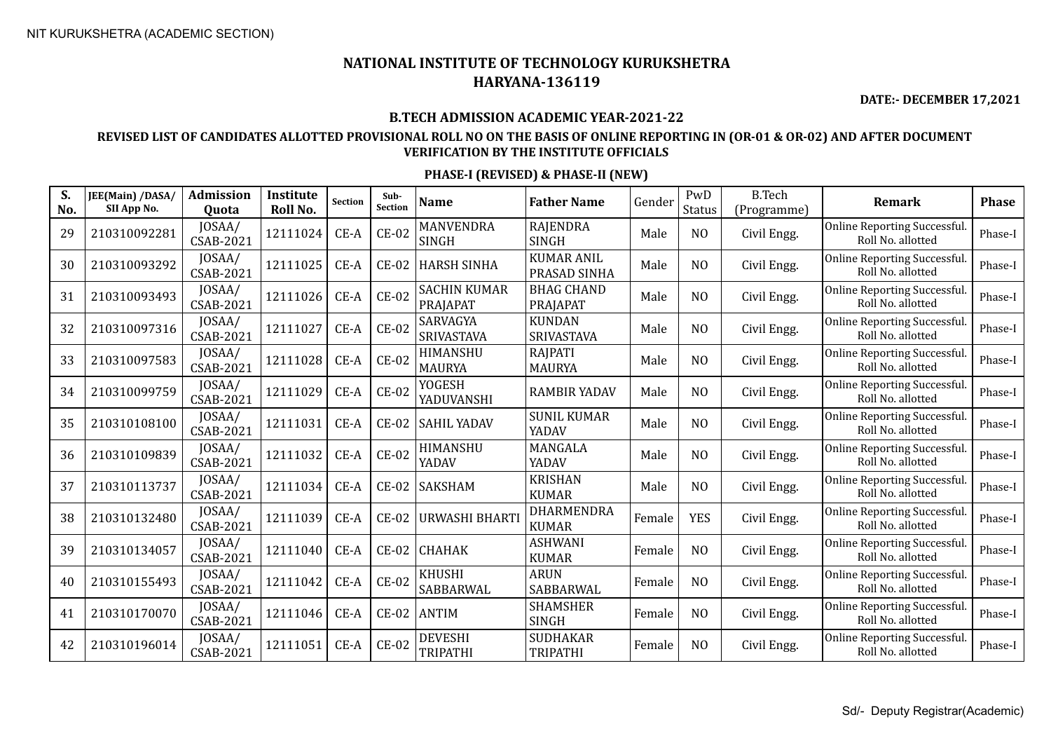NIT KURUKSHETRA (ACADEMIC SECTION)

# NATIONAL INSTITUTE OF TECHNOLOGY KURUKSHETRA
## HARYANA-136119

**DATE:- DECEMBER 17,2021**

**B.TECH ADMISSION ACADEMIC YEAR-2021-22**

**REVISED LIST OF CANDIDATES ALLOTTED PROVISIONAL ROLL NO ON THE BASIS OF ONLINE REPORTING IN (OR-01 & OR-02) AND AFTER DOCUMENT VERIFICATION BY THE INSTITUTE OFFICIALS**

**PHASE-I (REVISED) & PHASE-II (NEW)**

| S. No. | JEE(Main) /DASA/ SII App No. | Admission Quota | Institute Roll No. | Section | Sub-Section | Name | Father Name | Gender | PwD Status | B.Tech (Programme) | Remark | Phase |
|---|---|---|---|---|---|---|---|---|---|---|---|---|
| 29 | 210310092281 | JOSAA/ CSAB-2021 | 12111024 | CE-A | CE-02 | MANVENDRA SINGH | RAJENDRA SINGH | Male | NO | Civil Engg. | Online Reporting Successful. Roll No. allotted | Phase-I |
| 30 | 210310093292 | JOSAA/ CSAB-2021 | 12111025 | CE-A | CE-02 | HARSH SINHA | KUMAR ANIL PRASAD SINHA | Male | NO | Civil Engg. | Online Reporting Successful. Roll No. allotted | Phase-I |
| 31 | 210310093493 | JOSAA/ CSAB-2021 | 12111026 | CE-A | CE-02 | SACHIN KUMAR PRAJAPAT | BHAG CHAND PRAJAPAT | Male | NO | Civil Engg. | Online Reporting Successful. Roll No. allotted | Phase-I |
| 32 | 210310097316 | JOSAA/ CSAB-2021 | 12111027 | CE-A | CE-02 | SARVAGYA SRIVASTAVA | KUNDAN SRIVASTAVA | Male | NO | Civil Engg. | Online Reporting Successful. Roll No. allotted | Phase-I |
| 33 | 210310097583 | JOSAA/ CSAB-2021 | 12111028 | CE-A | CE-02 | HIMANSHU MAURYA | RAJPATI MAURYA | Male | NO | Civil Engg. | Online Reporting Successful. Roll No. allotted | Phase-I |
| 34 | 210310099759 | JOSAA/ CSAB-2021 | 12111029 | CE-A | CE-02 | YOGESH YADUVANSHI | RAMBIR YADAV | Male | NO | Civil Engg. | Online Reporting Successful. Roll No. allotted | Phase-I |
| 35 | 210310108100 | JOSAA/ CSAB-2021 | 12111031 | CE-A | CE-02 | SAHIL YADAV | SUNIL KUMAR YADAV | Male | NO | Civil Engg. | Online Reporting Successful. Roll No. allotted | Phase-I |
| 36 | 210310109839 | JOSAA/ CSAB-2021 | 12111032 | CE-A | CE-02 | HIMANSHU YADAV | MANGALA YADAV | Male | NO | Civil Engg. | Online Reporting Successful. Roll No. allotted | Phase-I |
| 37 | 210310113737 | JOSAA/ CSAB-2021 | 12111034 | CE-A | CE-02 | SAKSHAM | KRISHAN KUMAR | Male | NO | Civil Engg. | Online Reporting Successful. Roll No. allotted | Phase-I |
| 38 | 210310132480 | JOSAA/ CSAB-2021 | 12111039 | CE-A | CE-02 | URWASHI BHARTI | DHARMENDRA KUMAR | Female | YES | Civil Engg. | Online Reporting Successful. Roll No. allotted | Phase-I |
| 39 | 210310134057 | JOSAA/ CSAB-2021 | 12111040 | CE-A | CE-02 | CHAHAK | ASHWANI KUMAR | Female | NO | Civil Engg. | Online Reporting Successful. Roll No. allotted | Phase-I |
| 40 | 210310155493 | JOSAA/ CSAB-2021 | 12111042 | CE-A | CE-02 | KHUSHI SABBARWAL | ARUN SABBARWAL | Female | NO | Civil Engg. | Online Reporting Successful. Roll No. allotted | Phase-I |
| 41 | 210310170070 | JOSAA/ CSAB-2021 | 12111046 | CE-A | CE-02 | ANTIM | SHAMSHER SINGH | Female | NO | Civil Engg. | Online Reporting Successful. Roll No. allotted | Phase-I |
| 42 | 210310196014 | JOSAA/ CSAB-2021 | 12111051 | CE-A | CE-02 | DEVESHI TRIPATHI | SUDHAKAR TRIPATHI | Female | NO | Civil Engg. | Online Reporting Successful. Roll No. allotted | Phase-I |

Sd/- Deputy Registrar(Academic)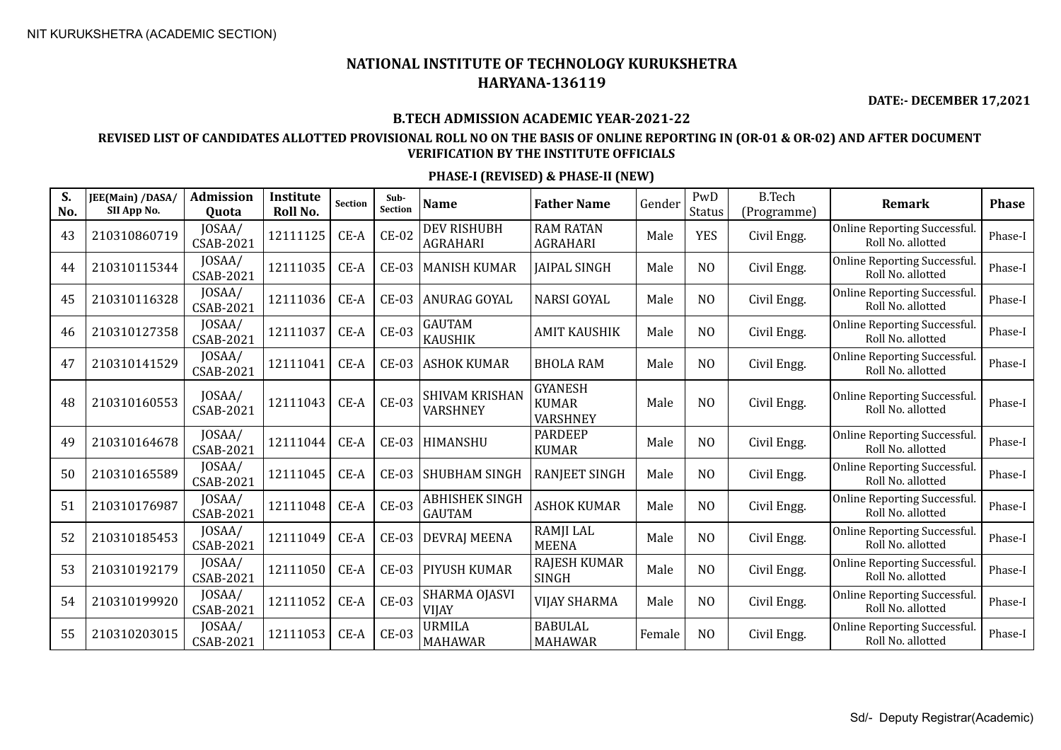# NATIONAL INSTITUTE OF TECHNOLOGY KURUKSHETRA
## HARYANA-136119

**DATE:- DECEMBER 17,2021**

### B.TECH ADMISSION ACADEMIC YEAR-2021-22

### REVISED LIST OF CANDIDATES ALLOTTED PROVISIONAL ROLL NO ON THE BASIS OF ONLINE REPORTING IN (OR-01 & OR-02) AND AFTER DOCUMENT VERIFICATION BY THE INSTITUTE OFFICIALS

### PHASE-I (REVISED) & PHASE-II (NEW)

| S. No. | JEE(Main) /DASA/ SII App No. | Admission Quota | Institute Roll No. | Section | Sub-Section | Name | Father Name | Gender | PwD Status | B.Tech (Programme) | Remark | Phase |
|---|---|---|---|---|---|---|---|---|---|---|---|---|
| 43 | 210310860719 | JOSAA/ CSAB-2021 | 12111125 | CE-A | CE-02 | DEV RISHUBH AGRAHARI | RAM RATAN AGRAHARI | Male | YES | Civil Engg. | Online Reporting Successful. Roll No. allotted | Phase-I |
| 44 | 210310115344 | JOSAA/ CSAB-2021 | 12111035 | CE-A | CE-03 | MANISH KUMAR | JAIPAL SINGH | Male | NO | Civil Engg. | Online Reporting Successful. Roll No. allotted | Phase-I |
| 45 | 210310116328 | JOSAA/ CSAB-2021 | 12111036 | CE-A | CE-03 | ANURAG GOYAL | NARSI GOYAL | Male | NO | Civil Engg. | Online Reporting Successful. Roll No. allotted | Phase-I |
| 46 | 210310127358 | JOSAA/ CSAB-2021 | 12111037 | CE-A | CE-03 | GAUTAM KAUSHIK | AMIT KAUSHIK | Male | NO | Civil Engg. | Online Reporting Successful. Roll No. allotted | Phase-I |
| 47 | 210310141529 | JOSAA/ CSAB-2021 | 12111041 | CE-A | CE-03 | ASHOK KUMAR | BHOLA RAM | Male | NO | Civil Engg. | Online Reporting Successful. Roll No. allotted | Phase-I |
| 48 | 210310160553 | JOSAA/ CSAB-2021 | 12111043 | CE-A | CE-03 | SHIVAM KRISHAN VARSHNEY | GYANESH KUMAR VARSHNEY | Male | NO | Civil Engg. | Online Reporting Successful. Roll No. allotted | Phase-I |
| 49 | 210310164678 | JOSAA/ CSAB-2021 | 12111044 | CE-A | CE-03 | HIMANSHU | PARDEEP KUMAR | Male | NO | Civil Engg. | Online Reporting Successful. Roll No. allotted | Phase-I |
| 50 | 210310165589 | JOSAA/ CSAB-2021 | 12111045 | CE-A | CE-03 | SHUBHAM SINGH | RANJEET SINGH | Male | NO | Civil Engg. | Online Reporting Successful. Roll No. allotted | Phase-I |
| 51 | 210310176987 | JOSAA/ CSAB-2021 | 12111048 | CE-A | CE-03 | ABHISHEK SINGH GAUTAM | ASHOK KUMAR | Male | NO | Civil Engg. | Online Reporting Successful. Roll No. allotted | Phase-I |
| 52 | 210310185453 | JOSAA/ CSAB-2021 | 12111049 | CE-A | CE-03 | DEVRAJ MEENA | RAMJI LAL MEENA | Male | NO | Civil Engg. | Online Reporting Successful. Roll No. allotted | Phase-I |
| 53 | 210310192179 | JOSAA/ CSAB-2021 | 12111050 | CE-A | CE-03 | PIYUSH KUMAR | RAJESH KUMAR SINGH | Male | NO | Civil Engg. | Online Reporting Successful. Roll No. allotted | Phase-I |
| 54 | 210310199920 | JOSAA/ CSAB-2021 | 12111052 | CE-A | CE-03 | SHARMA OJASVI VIJAY | VIJAY SHARMA | Male | NO | Civil Engg. | Online Reporting Successful. Roll No. allotted | Phase-I |
| 55 | 210310203015 | JOSAA/ CSAB-2021 | 12111053 | CE-A | CE-03 | URMILA MAHAWAR | BABULAL MAHAWAR | Female | NO | Civil Engg. | Online Reporting Successful. Roll No. allotted | Phase-I |

Sd/- Deputy Registrar(Academic)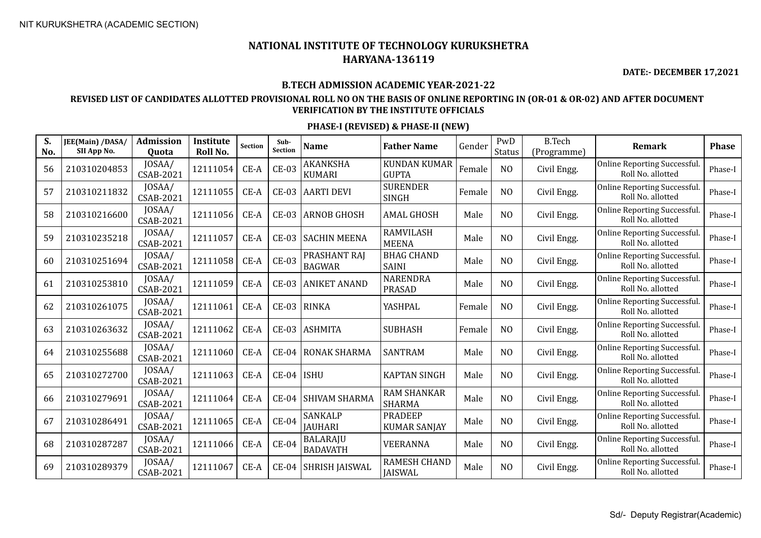NIT KURUKSHETRA (ACADEMIC SECTION)

# NATIONAL INSTITUTE OF TECHNOLOGY KURUKSHETRA
## HARYANA-136119

**DATE:- DECEMBER 17,2021**

### B.TECH ADMISSION ACADEMIC YEAR-2021-22

**REVISED LIST OF CANDIDATES ALLOTTED PROVISIONAL ROLL NO ON THE BASIS OF ONLINE REPORTING IN (OR-01 & OR-02) AND AFTER DOCUMENT VERIFICATION BY THE INSTITUTE OFFICIALS**

**PHASE-I (REVISED) & PHASE-II (NEW)**

| S. No. | JEE(Main) /DASA/ SII App No. | Admission Quota | Institute Roll No. | Section | Sub-Section | Name | Father Name | Gender | PwD Status | B.Tech (Programme) | Remark | Phase |
|---|---|---|---|---|---|---|---|---|---|---|---|---|
| 56 | 210310204853 | JOSAA/ CSAB-2021 | 12111054 | CE-A | CE-03 | AKANKSHA KUMARI | KUNDAN KUMAR GUPTA | Female | NO | Civil Engg. | Online Reporting Successful. Roll No. allotted | Phase-I |
| 57 | 210310211832 | JOSAA/ CSAB-2021 | 12111055 | CE-A | CE-03 | AARTI DEVI | SURENDER SINGH | Female | NO | Civil Engg. | Online Reporting Successful. Roll No. allotted | Phase-I |
| 58 | 210310216600 | JOSAA/ CSAB-2021 | 12111056 | CE-A | CE-03 | ARNOB GHOSH | AMAL GHOSH | Male | NO | Civil Engg. | Online Reporting Successful. Roll No. allotted | Phase-I |
| 59 | 210310235218 | JOSAA/ CSAB-2021 | 12111057 | CE-A | CE-03 | SACHIN MEENA | RAMVILASH MEENA | Male | NO | Civil Engg. | Online Reporting Successful. Roll No. allotted | Phase-I |
| 60 | 210310251694 | JOSAA/ CSAB-2021 | 12111058 | CE-A | CE-03 | PRASHANT RAJ BAGWAR | BHAG CHAND SAINI | Male | NO | Civil Engg. | Online Reporting Successful. Roll No. allotted | Phase-I |
| 61 | 210310253810 | JOSAA/ CSAB-2021 | 12111059 | CE-A | CE-03 | ANIKET ANAND | NARENDRA PRASAD | Male | NO | Civil Engg. | Online Reporting Successful. Roll No. allotted | Phase-I |
| 62 | 210310261075 | JOSAA/ CSAB-2021 | 12111061 | CE-A | CE-03 | RINKA | YASHPAL | Female | NO | Civil Engg. | Online Reporting Successful. Roll No. allotted | Phase-I |
| 63 | 210310263632 | JOSAA/ CSAB-2021 | 12111062 | CE-A | CE-03 | ASHMITA | SUBHASH | Female | NO | Civil Engg. | Online Reporting Successful. Roll No. allotted | Phase-I |
| 64 | 210310255688 | JOSAA/ CSAB-2021 | 12111060 | CE-A | CE-04 | RONAK SHARMA | SANTRAM | Male | NO | Civil Engg. | Online Reporting Successful. Roll No. allotted | Phase-I |
| 65 | 210310272700 | JOSAA/ CSAB-2021 | 12111063 | CE-A | CE-04 | ISHU | KAPTAN SINGH | Male | NO | Civil Engg. | Online Reporting Successful. Roll No. allotted | Phase-I |
| 66 | 210310279691 | JOSAA/ CSAB-2021 | 12111064 | CE-A | CE-04 | SHIVAM SHARMA | RAM SHANKAR SHARMA | Male | NO | Civil Engg. | Online Reporting Successful. Roll No. allotted | Phase-I |
| 67 | 210310286491 | JOSAA/ CSAB-2021 | 12111065 | CE-A | CE-04 | SANKALP JAUHARI | PRADEEP KUMAR SANJAY | Male | NO | Civil Engg. | Online Reporting Successful. Roll No. allotted | Phase-I |
| 68 | 210310287287 | JOSAA/ CSAB-2021 | 12111066 | CE-A | CE-04 | BALARAJU BADAVATH | VEERANNA | Male | NO | Civil Engg. | Online Reporting Successful. Roll No. allotted | Phase-I |
| 69 | 210310289379 | JOSAA/ CSAB-2021 | 12111067 | CE-A | CE-04 | SHRISH JAISWAL | RAMESH CHAND JAISWAL | Male | NO | Civil Engg. | Online Reporting Successful. Roll No. allotted | Phase-I |

Sd/- Deputy Registrar(Academic)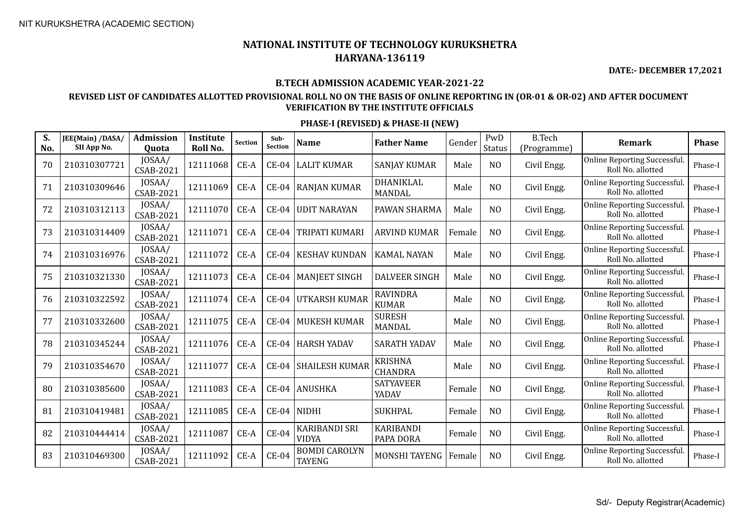NIT KURUKSHETRA (ACADEMIC SECTION)

# NATIONAL INSTITUTE OF TECHNOLOGY KURUKSHETRA
## HARYANA-136119

**DATE:- DECEMBER 17,2021**

### B.TECH ADMISSION ACADEMIC YEAR-2021-22

### REVISED LIST OF CANDIDATES ALLOTTED PROVISIONAL ROLL NO ON THE BASIS OF ONLINE REPORTING IN (OR-01 & OR-02) AND AFTER DOCUMENT VERIFICATION BY THE INSTITUTE OFFICIALS

### PHASE-I (REVISED) & PHASE-II (NEW)

| S. No. | JEE(Main) /DASA/ SII App No. | Admission Quota | Institute Roll No. | Section | Sub-Section | Name | Father Name | Gender | PwD Status | B.Tech (Programme) | Remark | Phase |
|---|---|---|---|---|---|---|---|---|---|---|---|---|
| 70 | 210310307721 | JOSAA/ CSAB-2021 | 12111068 | CE-A | CE-04 | LALIT KUMAR | SANJAY KUMAR | Male | NO | Civil Engg. | Online Reporting Successful. Roll No. allotted | Phase-I |
| 71 | 210310309646 | JOSAA/ CSAB-2021 | 12111069 | CE-A | CE-04 | RANJAN KUMAR | DHANIKLAL MANDAL | Male | NO | Civil Engg. | Online Reporting Successful. Roll No. allotted | Phase-I |
| 72 | 210310312113 | JOSAA/ CSAB-2021 | 12111070 | CE-A | CE-04 | UDIT NARAYAN | PAWAN SHARMA | Male | NO | Civil Engg. | Online Reporting Successful. Roll No. allotted | Phase-I |
| 73 | 210310314409 | JOSAA/ CSAB-2021 | 12111071 | CE-A | CE-04 | TRIPATI KUMARI | ARVIND KUMAR | Female | NO | Civil Engg. | Online Reporting Successful. Roll No. allotted | Phase-I |
| 74 | 210310316976 | JOSAA/ CSAB-2021 | 12111072 | CE-A | CE-04 | KESHAV KUNDAN | KAMAL NAYAN | Male | NO | Civil Engg. | Online Reporting Successful. Roll No. allotted | Phase-I |
| 75 | 210310321330 | JOSAA/ CSAB-2021 | 12111073 | CE-A | CE-04 | MANJEET SINGH | DALVEER SINGH | Male | NO | Civil Engg. | Online Reporting Successful. Roll No. allotted | Phase-I |
| 76 | 210310322592 | JOSAA/ CSAB-2021 | 12111074 | CE-A | CE-04 | UTKARSH KUMAR | RAVINDRA KUMAR | Male | NO | Civil Engg. | Online Reporting Successful. Roll No. allotted | Phase-I |
| 77 | 210310332600 | JOSAA/ CSAB-2021 | 12111075 | CE-A | CE-04 | MUKESH KUMAR | SURESH MANDAL | Male | NO | Civil Engg. | Online Reporting Successful. Roll No. allotted | Phase-I |
| 78 | 210310345244 | JOSAA/ CSAB-2021 | 12111076 | CE-A | CE-04 | HARSH YADAV | SARATH YADAV | Male | NO | Civil Engg. | Online Reporting Successful. Roll No. allotted | Phase-I |
| 79 | 210310354670 | JOSAA/ CSAB-2021 | 12111077 | CE-A | CE-04 | SHAILESH KUMAR | KRISHNA CHANDRA | Male | NO | Civil Engg. | Online Reporting Successful. Roll No. allotted | Phase-I |
| 80 | 210310385600 | JOSAA/ CSAB-2021 | 12111083 | CE-A | CE-04 | ANUSHKA | SATYAVEER YADAV | Female | NO | Civil Engg. | Online Reporting Successful. Roll No. allotted | Phase-I |
| 81 | 210310419481 | JOSAA/ CSAB-2021 | 12111085 | CE-A | CE-04 | NIDHI | SUKHPAL | Female | NO | Civil Engg. | Online Reporting Successful. Roll No. allotted | Phase-I |
| 82 | 210310444414 | JOSAA/ CSAB-2021 | 12111087 | CE-A | CE-04 | KARIBANDI SRI VIDYA | KARIBANDI PAPA DORA | Female | NO | Civil Engg. | Online Reporting Successful. Roll No. allotted | Phase-I |
| 83 | 210310469300 | JOSAA/ CSAB-2021 | 12111092 | CE-A | CE-04 | BOMDI CAROLYN TAYENG | MONSHI TAYENG | Female | NO | Civil Engg. | Online Reporting Successful. Roll No. allotted | Phase-I |

Sd/- Deputy Registrar(Academic)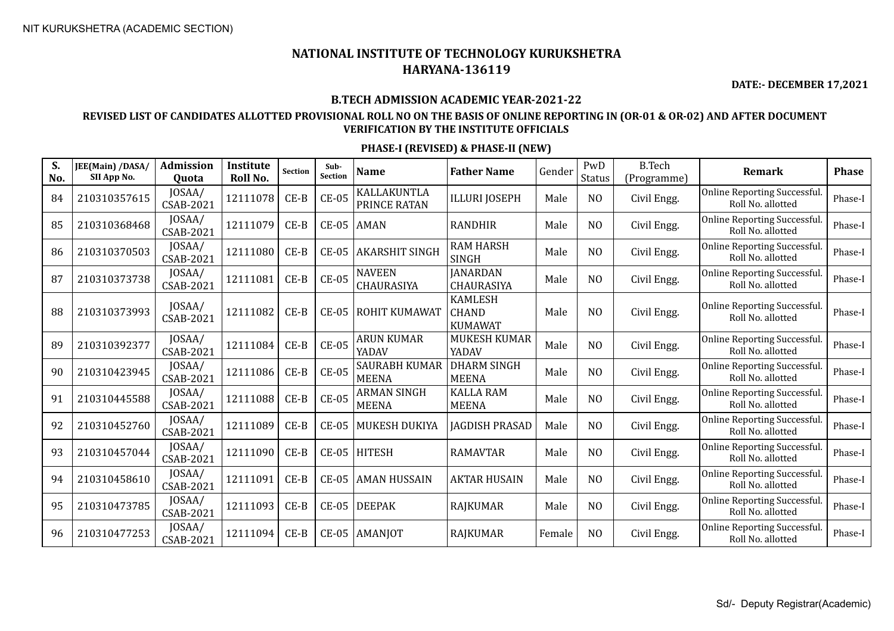NIT KURUKSHETRA (ACADEMIC SECTION)

# NATIONAL INSTITUTE OF TECHNOLOGY KURUKSHETRA
## HARYANA-136119

**DATE:- DECEMBER 17,2021**

### B.TECH ADMISSION ACADEMIC YEAR-2021-22

### REVISED LIST OF CANDIDATES ALLOTTED PROVISIONAL ROLL NO ON THE BASIS OF ONLINE REPORTING IN (OR-01 & OR-02) AND AFTER DOCUMENT VERIFICATION BY THE INSTITUTE OFFICIALS

### PHASE-I (REVISED) & PHASE-II (NEW)

| S. No. | JEE(Main) /DASA/ SII App No. | Admission Quota | Institute Roll No. | Section | Sub-Section | Name | Father Name | Gender | PwD Status | B.Tech (Programme) | Remark | Phase |
|---|---|---|---|---|---|---|---|---|---|---|---|---|
| 84 | 210310357615 | JOSAA/ CSAB-2021 | 12111078 | CE-B | CE-05 | KALLAKUNTLA PRINCE RATAN | ILLURI JOSEPH | Male | NO | Civil Engg. | Online Reporting Successful. Roll No. allotted | Phase-I |
| 85 | 210310368468 | JOSAA/ CSAB-2021 | 12111079 | CE-B | CE-05 | AMAN | RANDHIR | Male | NO | Civil Engg. | Online Reporting Successful. Roll No. allotted | Phase-I |
| 86 | 210310370503 | JOSAA/ CSAB-2021 | 12111080 | CE-B | CE-05 | AKARSHIT SINGH | RAM HARSH SINGH | Male | NO | Civil Engg. | Online Reporting Successful. Roll No. allotted | Phase-I |
| 87 | 210310373738 | JOSAA/ CSAB-2021 | 12111081 | CE-B | CE-05 | NAVEEN CHAURASIYA | JANARDAN CHAURASIYA | Male | NO | Civil Engg. | Online Reporting Successful. Roll No. allotted | Phase-I |
| 88 | 210310373993 | JOSAA/ CSAB-2021 | 12111082 | CE-B | CE-05 | ROHIT KUMAWAT | KAMLESH CHAND KUMAWAT | Male | NO | Civil Engg. | Online Reporting Successful. Roll No. allotted | Phase-I |
| 89 | 210310392377 | JOSAA/ CSAB-2021 | 12111084 | CE-B | CE-05 | ARUN KUMAR YADAV | MUKESH KUMAR YADAV | Male | NO | Civil Engg. | Online Reporting Successful. Roll No. allotted | Phase-I |
| 90 | 210310423945 | JOSAA/ CSAB-2021 | 12111086 | CE-B | CE-05 | SAURABH KUMAR MEENA | DHARM SINGH MEENA | Male | NO | Civil Engg. | Online Reporting Successful. Roll No. allotted | Phase-I |
| 91 | 210310445588 | JOSAA/ CSAB-2021 | 12111088 | CE-B | CE-05 | ARMAN SINGH MEENA | KALLA RAM MEENA | Male | NO | Civil Engg. | Online Reporting Successful. Roll No. allotted | Phase-I |
| 92 | 210310452760 | JOSAA/ CSAB-2021 | 12111089 | CE-B | CE-05 | MUKESH DUKIYA | JAGDISH PRASAD | Male | NO | Civil Engg. | Online Reporting Successful. Roll No. allotted | Phase-I |
| 93 | 210310457044 | JOSAA/ CSAB-2021 | 12111090 | CE-B | CE-05 | HITESH | RAMAVTAR | Male | NO | Civil Engg. | Online Reporting Successful. Roll No. allotted | Phase-I |
| 94 | 210310458610 | JOSAA/ CSAB-2021 | 12111091 | CE-B | CE-05 | AMAN HUSSAIN | AKTAR HUSAIN | Male | NO | Civil Engg. | Online Reporting Successful. Roll No. allotted | Phase-I |
| 95 | 210310473785 | JOSAA/ CSAB-2021 | 12111093 | CE-B | CE-05 | DEEPAK | RAJKUMAR | Male | NO | Civil Engg. | Online Reporting Successful. Roll No. allotted | Phase-I |
| 96 | 210310477253 | JOSAA/ CSAB-2021 | 12111094 | CE-B | CE-05 | AMANJOT | RAJKUMAR | Female | NO | Civil Engg. | Online Reporting Successful. Roll No. allotted | Phase-I |

Sd/- Deputy Registrar(Academic)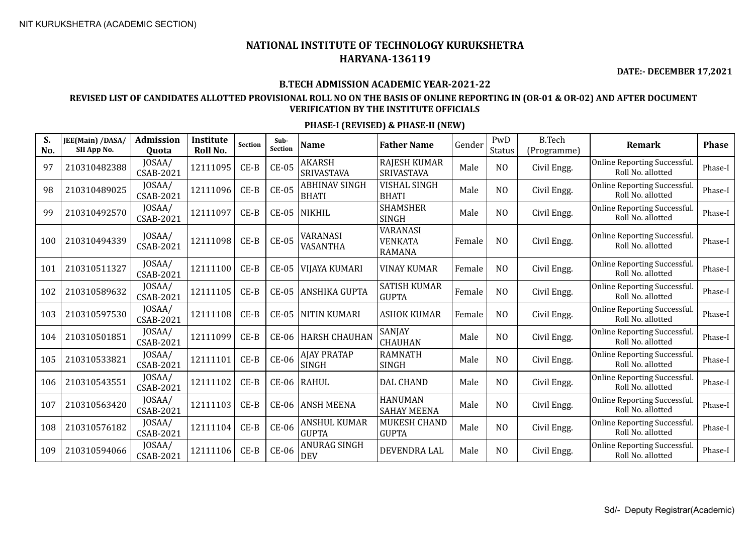NIT KURUKSHETRA (ACADEMIC SECTION)

# NATIONAL INSTITUTE OF TECHNOLOGY KURUKSHETRA
## HARYANA-136119

**DATE:- DECEMBER 17,2021**

### B.TECH ADMISSION ACADEMIC YEAR-2021-22

### REVISED LIST OF CANDIDATES ALLOTTED PROVISIONAL ROLL NO ON THE BASIS OF ONLINE REPORTING IN (OR-01 & OR-02) AND AFTER DOCUMENT VERIFICATION BY THE INSTITUTE OFFICIALS

### PHASE-I (REVISED) & PHASE-II (NEW)

| S. No. | JEE(Main) /DASA/ SII App No. | Admission Quota | Institute Roll No. | Section | Sub-Section | Name | Father Name | Gender | PwD Status | B.Tech (Programme) | Remark | Phase |
|---|---|---|---|---|---|---|---|---|---|---|---|---|
| 97 | 210310482388 | JOSAA/ CSAB-2021 | 12111095 | CE-B | CE-05 | AKARSH SRIVASTAVA | RAJESH KUMAR SRIVASTAVA | Male | NO | Civil Engg. | Online Reporting Successful. Roll No. allotted | Phase-I |
| 98 | 210310489025 | JOSAA/ CSAB-2021 | 12111096 | CE-B | CE-05 | ABHINAV SINGH BHATI | VISHAL SINGH BHATI | Male | NO | Civil Engg. | Online Reporting Successful. Roll No. allotted | Phase-I |
| 99 | 210310492570 | JOSAA/ CSAB-2021 | 12111097 | CE-B | CE-05 | NIKHIL | SHAMSHER SINGH | Male | NO | Civil Engg. | Online Reporting Successful. Roll No. allotted | Phase-I |
| 100 | 210310494339 | JOSAA/ CSAB-2021 | 12111098 | CE-B | CE-05 | VARANASI VASANTHA | VARANASI VENKATA RAMANA | Female | NO | Civil Engg. | Online Reporting Successful. Roll No. allotted | Phase-I |
| 101 | 210310511327 | JOSAA/ CSAB-2021 | 12111100 | CE-B | CE-05 | VIJAYA KUMARI | VINAY KUMAR | Female | NO | Civil Engg. | Online Reporting Successful. Roll No. allotted | Phase-I |
| 102 | 210310589632 | JOSAA/ CSAB-2021 | 12111105 | CE-B | CE-05 | ANSHIKA GUPTA | SATISH KUMAR GUPTA | Female | NO | Civil Engg. | Online Reporting Successful. Roll No. allotted | Phase-I |
| 103 | 210310597530 | JOSAA/ CSAB-2021 | 12111108 | CE-B | CE-05 | NITIN KUMARI | ASHOK KUMAR | Female | NO | Civil Engg. | Online Reporting Successful. Roll No. allotted | Phase-I |
| 104 | 210310501851 | JOSAA/ CSAB-2021 | 12111099 | CE-B | CE-06 | HARSH CHAUHAN | SANJAY CHAUHAN | Male | NO | Civil Engg. | Online Reporting Successful. Roll No. allotted | Phase-I |
| 105 | 210310533821 | JOSAA/ CSAB-2021 | 12111101 | CE-B | CE-06 | AJAY PRATAP SINGH | RAMNATH SINGH | Male | NO | Civil Engg. | Online Reporting Successful. Roll No. allotted | Phase-I |
| 106 | 210310543551 | JOSAA/ CSAB-2021 | 12111102 | CE-B | CE-06 | RAHUL | DAL CHAND | Male | NO | Civil Engg. | Online Reporting Successful. Roll No. allotted | Phase-I |
| 107 | 210310563420 | JOSAA/ CSAB-2021 | 12111103 | CE-B | CE-06 | ANSH MEENA | HANUMAN SAHAY MEENA | Male | NO | Civil Engg. | Online Reporting Successful. Roll No. allotted | Phase-I |
| 108 | 210310576182 | JOSAA/ CSAB-2021 | 12111104 | CE-B | CE-06 | ANSHUL KUMAR GUPTA | MUKESH CHAND GUPTA | Male | NO | Civil Engg. | Online Reporting Successful. Roll No. allotted | Phase-I |
| 109 | 210310594066 | JOSAA/ CSAB-2021 | 12111106 | CE-B | CE-06 | ANURAG SINGH DEV | DEVENDRA LAL | Male | NO | Civil Engg. | Online Reporting Successful. Roll No. allotted | Phase-I |

Sd/- Deputy Registrar(Academic)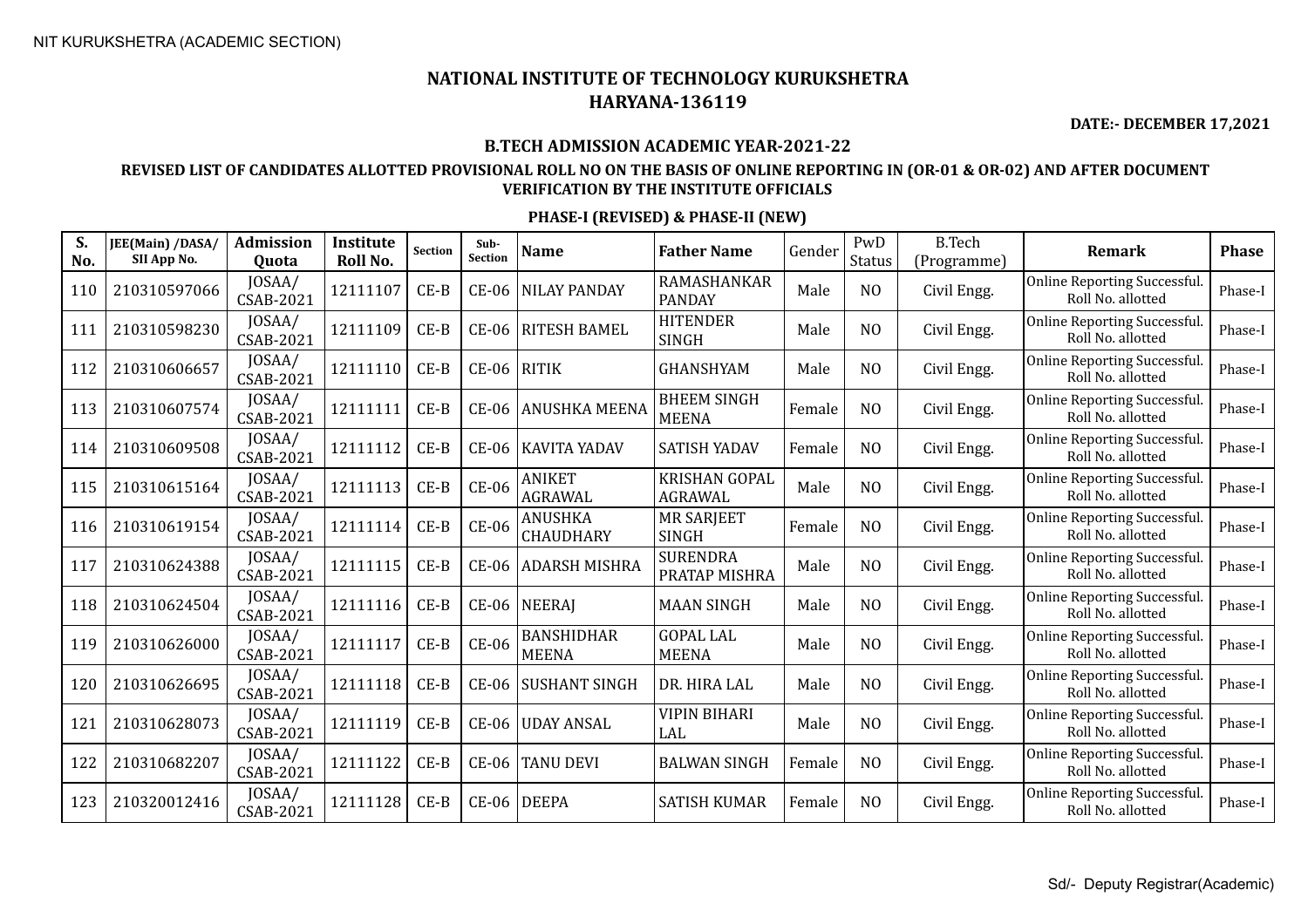NIT KURUKSHETRA (ACADEMIC SECTION)

# NATIONAL INSTITUTE OF TECHNOLOGY KURUKSHETRA
## HARYANA-136119

**DATE:- DECEMBER 17,2021**

**B.TECH ADMISSION ACADEMIC YEAR-2021-22**

**REVISED LIST OF CANDIDATES ALLOTTED PROVISIONAL ROLL NO ON THE BASIS OF ONLINE REPORTING IN (OR-01 & OR-02) AND AFTER DOCUMENT VERIFICATION BY THE INSTITUTE OFFICIALS**

**PHASE-I (REVISED) & PHASE-II (NEW)**

| S. No. | JEE(Main) /DASA/ SII App No. | Admission Quota | Institute Roll No. | Section | Sub-Section | Name | Father Name | Gender | PwD Status | B.Tech (Programme) | Remark | Phase |
|---|---|---|---|---|---|---|---|---|---|---|---|---|
| 110 | 210310597066 | JOSAA/ CSAB-2021 | 12111107 | CE-B | CE-06 | NILAY PANDAY | RAMASHANKAR PANDAY | Male | NO | Civil Engg. | Online Reporting Successful. Roll No. allotted | Phase-I |
| 111 | 210310598230 | JOSAA/ CSAB-2021 | 12111109 | CE-B | CE-06 | RITESH BAMEL | HITENDER SINGH | Male | NO | Civil Engg. | Online Reporting Successful. Roll No. allotted | Phase-I |
| 112 | 210310606657 | JOSAA/ CSAB-2021 | 12111110 | CE-B | CE-06 | RITIK | GHANSHYAM | Male | NO | Civil Engg. | Online Reporting Successful. Roll No. allotted | Phase-I |
| 113 | 210310607574 | JOSAA/ CSAB-2021 | 12111111 | CE-B | CE-06 | ANUSHKA MEENA | BHEEM SINGH MEENA | Female | NO | Civil Engg. | Online Reporting Successful. Roll No. allotted | Phase-I |
| 114 | 210310609508 | JOSAA/ CSAB-2021 | 12111112 | CE-B | CE-06 | KAVITA YADAV | SATISH YADAV | Female | NO | Civil Engg. | Online Reporting Successful. Roll No. allotted | Phase-I |
| 115 | 210310615164 | JOSAA/ CSAB-2021 | 12111113 | CE-B | CE-06 | ANIKET AGRAWAL | KRISHAN GOPAL AGRAWAL | Male | NO | Civil Engg. | Online Reporting Successful. Roll No. allotted | Phase-I |
| 116 | 210310619154 | JOSAA/ CSAB-2021 | 12111114 | CE-B | CE-06 | ANUSHKA CHAUDHARY | MR SARJEET SINGH | Female | NO | Civil Engg. | Online Reporting Successful. Roll No. allotted | Phase-I |
| 117 | 210310624388 | JOSAA/ CSAB-2021 | 12111115 | CE-B | CE-06 | ADARSH MISHRA | SURENDRA PRATAP MISHRA | Male | NO | Civil Engg. | Online Reporting Successful. Roll No. allotted | Phase-I |
| 118 | 210310624504 | JOSAA/ CSAB-2021 | 12111116 | CE-B | CE-06 | NEERAJ | MAAN SINGH | Male | NO | Civil Engg. | Online Reporting Successful. Roll No. allotted | Phase-I |
| 119 | 210310626000 | JOSAA/ CSAB-2021 | 12111117 | CE-B | CE-06 | BANSHIDHAR MEENA | GOPAL LAL MEENA | Male | NO | Civil Engg. | Online Reporting Successful. Roll No. allotted | Phase-I |
| 120 | 210310626695 | JOSAA/ CSAB-2021 | 12111118 | CE-B | CE-06 | SUSHANT SINGH | DR. HIRA LAL | Male | NO | Civil Engg. | Online Reporting Successful. Roll No. allotted | Phase-I |
| 121 | 210310628073 | JOSAA/ CSAB-2021 | 12111119 | CE-B | CE-06 | UDAY ANSAL | VIPIN BIHARI LAL | Male | NO | Civil Engg. | Online Reporting Successful. Roll No. allotted | Phase-I |
| 122 | 210310682207 | JOSAA/ CSAB-2021 | 12111122 | CE-B | CE-06 | TANU DEVI | BALWAN SINGH | Female | NO | Civil Engg. | Online Reporting Successful. Roll No. allotted | Phase-I |
| 123 | 210320012416 | JOSAA/ CSAB-2021 | 12111128 | CE-B | CE-06 | DEEPA | SATISH KUMAR | Female | NO | Civil Engg. | Online Reporting Successful. Roll No. allotted | Phase-I |

Sd/- Deputy Registrar(Academic)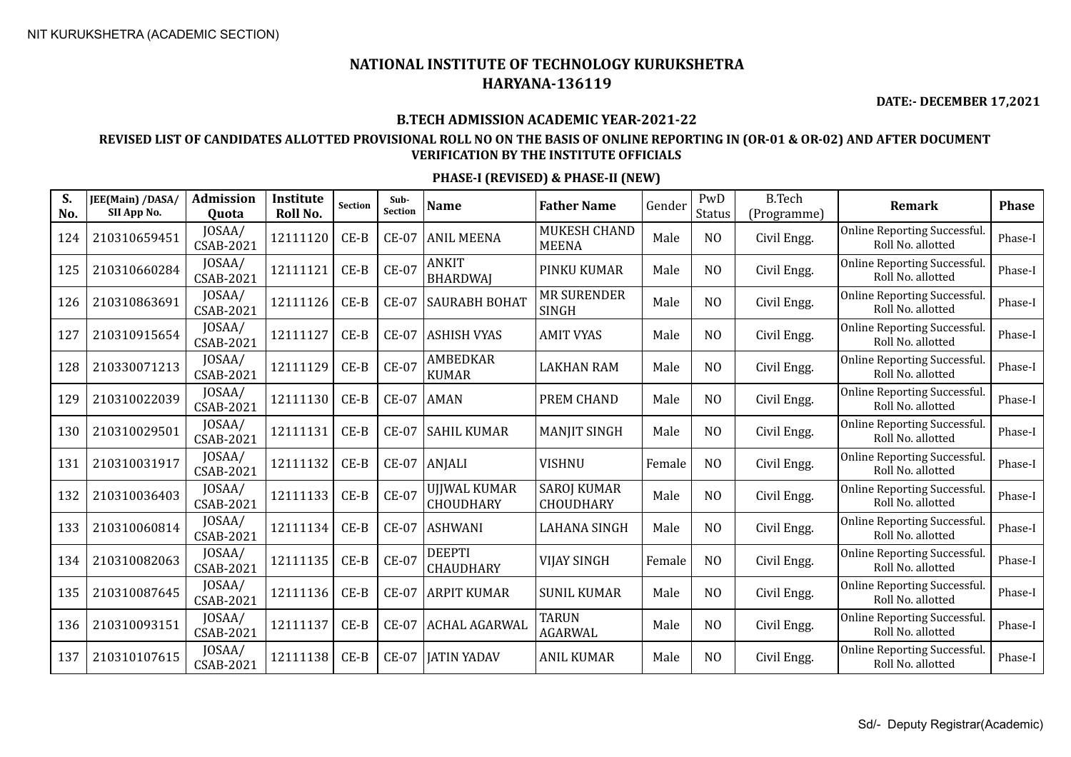NIT KURUKSHETRA (ACADEMIC SECTION)

# NATIONAL INSTITUTE OF TECHNOLOGY KURUKSHETRA
## HARYANA-136119

**DATE:- DECEMBER 17,2021**

**B.TECH ADMISSION ACADEMIC YEAR-2021-22**

**REVISED LIST OF CANDIDATES ALLOTTED PROVISIONAL ROLL NO ON THE BASIS OF ONLINE REPORTING IN (OR-01 & OR-02) AND AFTER DOCUMENT VERIFICATION BY THE INSTITUTE OFFICIALS**

**PHASE-I (REVISED) & PHASE-II (NEW)**

| S. No. | JEE(Main) /DASA/ SII App No. | Admission Quota | Institute Roll No. | Section | Sub-Section | Name | Father Name | Gender | PwD Status | B.Tech (Programme) | Remark | Phase |
|---|---|---|---|---|---|---|---|---|---|---|---|---|
| 124 | 210310659451 | JOSAA/ CSAB-2021 | 12111120 | CE-B | CE-07 | ANIL MEENA | MUKESH CHAND MEENA | Male | NO | Civil Engg. | Online Reporting Successful. Roll No. allotted | Phase-I |
| 125 | 210310660284 | JOSAA/ CSAB-2021 | 12111121 | CE-B | CE-07 | ANKIT BHARDWAJ | PINKU KUMAR | Male | NO | Civil Engg. | Online Reporting Successful. Roll No. allotted | Phase-I |
| 126 | 210310863691 | JOSAA/ CSAB-2021 | 12111126 | CE-B | CE-07 | SAURABH BOHAT | MR SURENDER SINGH | Male | NO | Civil Engg. | Online Reporting Successful. Roll No. allotted | Phase-I |
| 127 | 210310915654 | JOSAA/ CSAB-2021 | 12111127 | CE-B | CE-07 | ASHISH VYAS | AMIT VYAS | Male | NO | Civil Engg. | Online Reporting Successful. Roll No. allotted | Phase-I |
| 128 | 210330071213 | JOSAA/ CSAB-2021 | 12111129 | CE-B | CE-07 | AMBEDKAR KUMAR | LAKHAN RAM | Male | NO | Civil Engg. | Online Reporting Successful. Roll No. allotted | Phase-I |
| 129 | 210310022039 | JOSAA/ CSAB-2021 | 12111130 | CE-B | CE-07 | AMAN | PREM CHAND | Male | NO | Civil Engg. | Online Reporting Successful. Roll No. allotted | Phase-I |
| 130 | 210310029501 | JOSAA/ CSAB-2021 | 12111131 | CE-B | CE-07 | SAHIL KUMAR | MANJIT SINGH | Male | NO | Civil Engg. | Online Reporting Successful. Roll No. allotted | Phase-I |
| 131 | 210310031917 | JOSAA/ CSAB-2021 | 12111132 | CE-B | CE-07 | ANJALI | VISHNU | Female | NO | Civil Engg. | Online Reporting Successful. Roll No. allotted | Phase-I |
| 132 | 210310036403 | JOSAA/ CSAB-2021 | 12111133 | CE-B | CE-07 | UJJWAL KUMAR CHOUDHARY | SAROJ KUMAR CHOUDHARY | Male | NO | Civil Engg. | Online Reporting Successful. Roll No. allotted | Phase-I |
| 133 | 210310060814 | JOSAA/ CSAB-2021 | 12111134 | CE-B | CE-07 | ASHWANI | LAHANA SINGH | Male | NO | Civil Engg. | Online Reporting Successful. Roll No. allotted | Phase-I |
| 134 | 210310082063 | JOSAA/ CSAB-2021 | 12111135 | CE-B | CE-07 | DEEPTI CHAUDHARY | VIJAY SINGH | Female | NO | Civil Engg. | Online Reporting Successful. Roll No. allotted | Phase-I |
| 135 | 210310087645 | JOSAA/ CSAB-2021 | 12111136 | CE-B | CE-07 | ARPIT KUMAR | SUNIL KUMAR | Male | NO | Civil Engg. | Online Reporting Successful. Roll No. allotted | Phase-I |
| 136 | 210310093151 | JOSAA/ CSAB-2021 | 12111137 | CE-B | CE-07 | ACHAL AGARWAL | TARUN AGARWAL | Male | NO | Civil Engg. | Online Reporting Successful. Roll No. allotted | Phase-I |
| 137 | 210310107615 | JOSAA/ CSAB-2021 | 12111138 | CE-B | CE-07 | JATIN YADAV | ANIL KUMAR | Male | NO | Civil Engg. | Online Reporting Successful. Roll No. allotted | Phase-I |

Sd/- Deputy Registrar(Academic)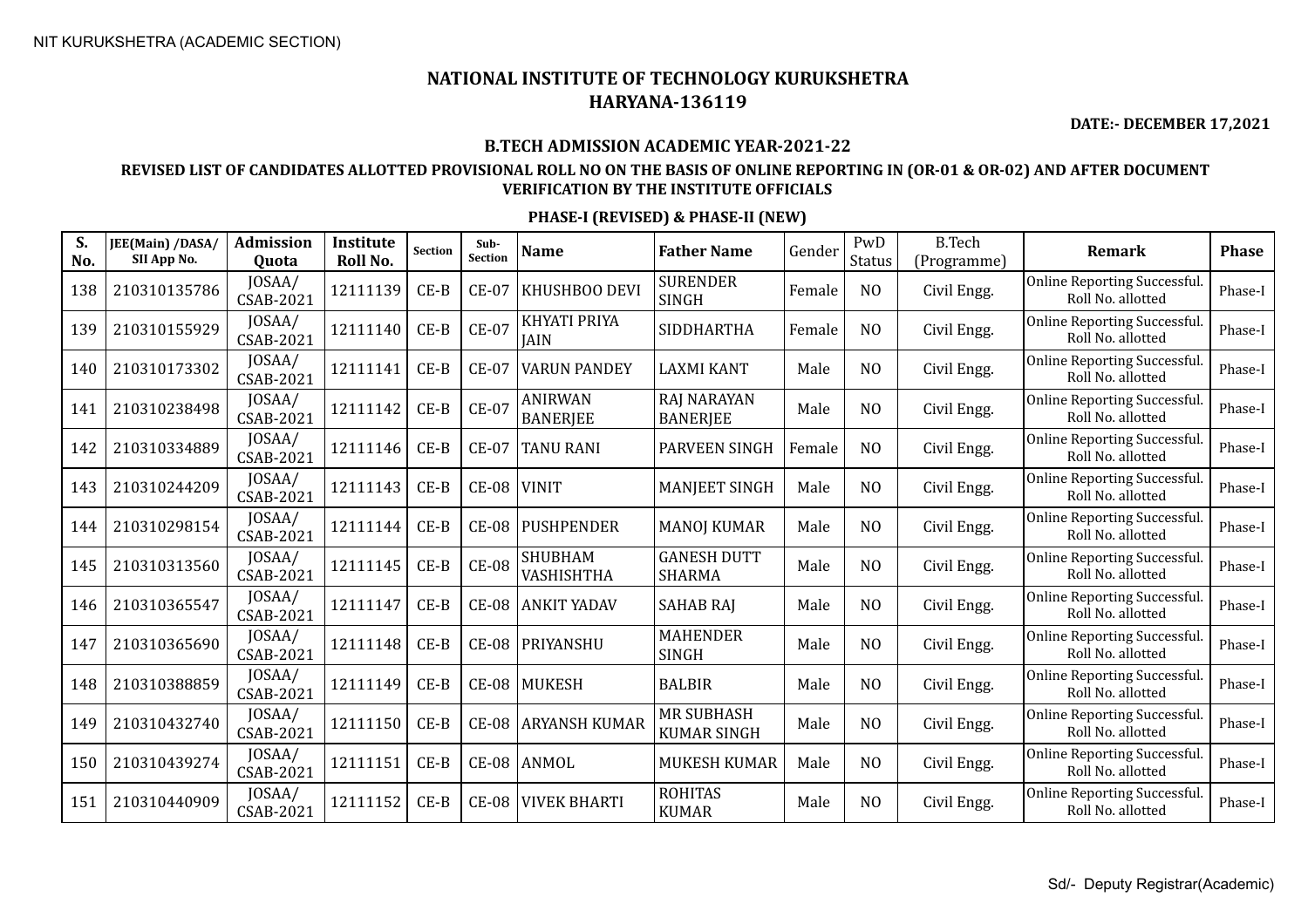NIT KURUKSHETRA (ACADEMIC SECTION)

# NATIONAL INSTITUTE OF TECHNOLOGY KURUKSHETRA
## HARYANA-136119

**DATE:- DECEMBER 17,2021**

### B.TECH ADMISSION ACADEMIC YEAR-2021-22

### REVISED LIST OF CANDIDATES ALLOTTED PROVISIONAL ROLL NO ON THE BASIS OF ONLINE REPORTING IN (OR-01 & OR-02) AND AFTER DOCUMENT VERIFICATION BY THE INSTITUTE OFFICIALS

### PHASE-I (REVISED) & PHASE-II (NEW)

| S. No. | JEE(Main) /DASA/ SII App No. | Admission Quota | Institute Roll No. | Section | Sub-Section | Name | Father Name | Gender | PwD Status | B.Tech (Programme) | Remark | Phase |
|---|---|---|---|---|---|---|---|---|---|---|---|---|
| 138 | 210310135786 | JOSAA/ CSAB-2021 | 12111139 | CE-B | CE-07 | KHUSHBOO DEVI | SURENDER SINGH | Female | NO | Civil Engg. | Online Reporting Successful. Roll No. allotted | Phase-I |
| 139 | 210310155929 | JOSAA/ CSAB-2021 | 12111140 | CE-B | CE-07 | KHYATI PRIYA JAIN | SIDDHARTHA | Female | NO | Civil Engg. | Online Reporting Successful. Roll No. allotted | Phase-I |
| 140 | 210310173302 | JOSAA/ CSAB-2021 | 12111141 | CE-B | CE-07 | VARUN PANDEY | LAXMI KANT | Male | NO | Civil Engg. | Online Reporting Successful. Roll No. allotted | Phase-I |
| 141 | 210310238498 | JOSAA/ CSAB-2021 | 12111142 | CE-B | CE-07 | ANIRWAN BANERJEE | RAJ NARAYAN BANERJEE | Male | NO | Civil Engg. | Online Reporting Successful. Roll No. allotted | Phase-I |
| 142 | 210310334889 | JOSAA/ CSAB-2021 | 12111146 | CE-B | CE-07 | TANU RANI | PARVEEN SINGH | Female | NO | Civil Engg. | Online Reporting Successful. Roll No. allotted | Phase-I |
| 143 | 210310244209 | JOSAA/ CSAB-2021 | 12111143 | CE-B | CE-08 | VINIT | MANJEET SINGH | Male | NO | Civil Engg. | Online Reporting Successful. Roll No. allotted | Phase-I |
| 144 | 210310298154 | JOSAA/ CSAB-2021 | 12111144 | CE-B | CE-08 | PUSHPENDER | MANOJ KUMAR | Male | NO | Civil Engg. | Online Reporting Successful. Roll No. allotted | Phase-I |
| 145 | 210310313560 | JOSAA/ CSAB-2021 | 12111145 | CE-B | CE-08 | SHUBHAM VASHISHTHA | GANESH DUTT SHARMA | Male | NO | Civil Engg. | Online Reporting Successful. Roll No. allotted | Phase-I |
| 146 | 210310365547 | JOSAA/ CSAB-2021 | 12111147 | CE-B | CE-08 | ANKIT YADAV | SAHAB RAJ | Male | NO | Civil Engg. | Online Reporting Successful. Roll No. allotted | Phase-I |
| 147 | 210310365690 | JOSAA/ CSAB-2021 | 12111148 | CE-B | CE-08 | PRIYANSHU | MAHENDER SINGH | Male | NO | Civil Engg. | Online Reporting Successful. Roll No. allotted | Phase-I |
| 148 | 210310388859 | JOSAA/ CSAB-2021 | 12111149 | CE-B | CE-08 | MUKESH | BALBIR | Male | NO | Civil Engg. | Online Reporting Successful. Roll No. allotted | Phase-I |
| 149 | 210310432740 | JOSAA/ CSAB-2021 | 12111150 | CE-B | CE-08 | ARYANSH KUMAR | MR SUBHASH KUMAR SINGH | Male | NO | Civil Engg. | Online Reporting Successful. Roll No. allotted | Phase-I |
| 150 | 210310439274 | JOSAA/ CSAB-2021 | 12111151 | CE-B | CE-08 | ANMOL | MUKESH KUMAR | Male | NO | Civil Engg. | Online Reporting Successful. Roll No. allotted | Phase-I |
| 151 | 210310440909 | JOSAA/ CSAB-2021 | 12111152 | CE-B | CE-08 | VIVEK BHARTI | ROHITAS KUMAR | Male | NO | Civil Engg. | Online Reporting Successful. Roll No. allotted | Phase-I |

Sd/- Deputy Registrar(Academic)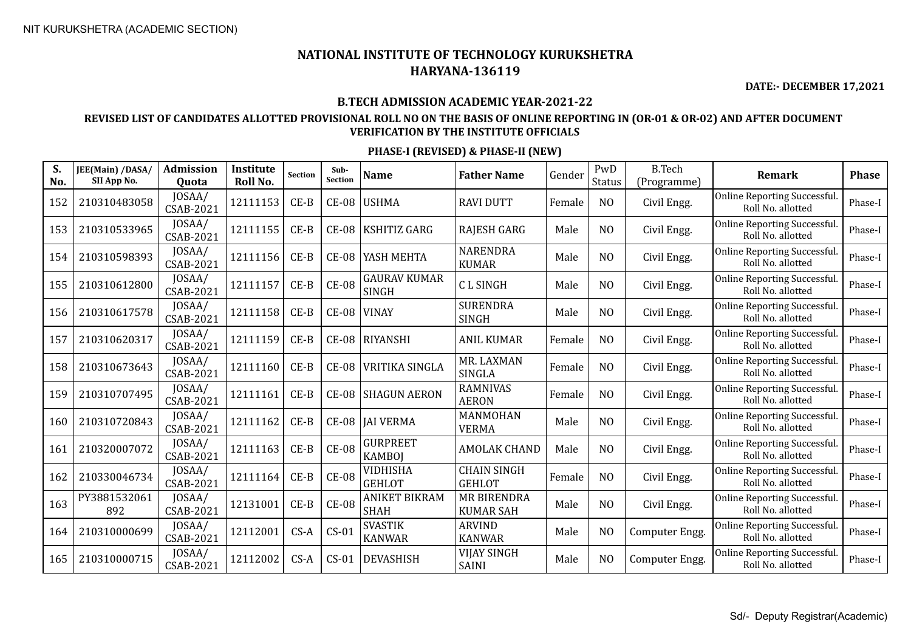NIT KURUKSHETRA (ACADEMIC SECTION)

# NATIONAL INSTITUTE OF TECHNOLOGY KURUKSHETRA
## HARYANA-136119

**DATE:- DECEMBER 17,2021**

### B.TECH ADMISSION ACADEMIC YEAR-2021-22

### REVISED LIST OF CANDIDATES ALLOTTED PROVISIONAL ROLL NO ON THE BASIS OF ONLINE REPORTING IN (OR-01 & OR-02) AND AFTER DOCUMENT VERIFICATION BY THE INSTITUTE OFFICIALS

### PHASE-I (REVISED) & PHASE-II (NEW)

| S. No. | JEE(Main) /DASA/ SII App No. | Admission Quota | Institute Roll No. | Section | Sub-Section | Name | Father Name | Gender | PwD Status | B.Tech (Programme) | Remark | Phase |
|---|---|---|---|---|---|---|---|---|---|---|---|---|
| 152 | 210310483058 | JOSAA/ CSAB-2021 | 12111153 | CE-B | CE-08 | USHMA | RAVI DUTT | Female | NO | Civil Engg. | Online Reporting Successful. Roll No. allotted | Phase-I |
| 153 | 210310533965 | JOSAA/ CSAB-2021 | 12111155 | CE-B | CE-08 | KSHITIZ GARG | RAJESH GARG | Male | NO | Civil Engg. | Online Reporting Successful. Roll No. allotted | Phase-I |
| 154 | 210310598393 | JOSAA/ CSAB-2021 | 12111156 | CE-B | CE-08 | YASH MEHTA | NARENDRA KUMAR | Male | NO | Civil Engg. | Online Reporting Successful. Roll No. allotted | Phase-I |
| 155 | 210310612800 | JOSAA/ CSAB-2021 | 12111157 | CE-B | CE-08 | GAURAV KUMAR SINGH | C L SINGH | Male | NO | Civil Engg. | Online Reporting Successful. Roll No. allotted | Phase-I |
| 156 | 210310617578 | JOSAA/ CSAB-2021 | 12111158 | CE-B | CE-08 | VINAY | SURENDRA SINGH | Male | NO | Civil Engg. | Online Reporting Successful. Roll No. allotted | Phase-I |
| 157 | 210310620317 | JOSAA/ CSAB-2021 | 12111159 | CE-B | CE-08 | RIYANSHI | ANIL KUMAR | Female | NO | Civil Engg. | Online Reporting Successful. Roll No. allotted | Phase-I |
| 158 | 210310673643 | JOSAA/ CSAB-2021 | 12111160 | CE-B | CE-08 | VRITIKA SINGLA | MR. LAXMAN SINGLA | Female | NO | Civil Engg. | Online Reporting Successful. Roll No. allotted | Phase-I |
| 159 | 210310707495 | JOSAA/ CSAB-2021 | 12111161 | CE-B | CE-08 | SHAGUN AERON | RAMNIVAS AERON | Female | NO | Civil Engg. | Online Reporting Successful. Roll No. allotted | Phase-I |
| 160 | 210310720843 | JOSAA/ CSAB-2021 | 12111162 | CE-B | CE-08 | JAI VERMA | MANMOHAN VERMA | Male | NO | Civil Engg. | Online Reporting Successful. Roll No. allotted | Phase-I |
| 161 | 210320007072 | JOSAA/ CSAB-2021 | 12111163 | CE-B | CE-08 | GURPREET KAMBOJ | AMOLAK CHAND | Male | NO | Civil Engg. | Online Reporting Successful. Roll No. allotted | Phase-I |
| 162 | 210330046734 | JOSAA/ CSAB-2021 | 12111164 | CE-B | CE-08 | VIDHISHA GEHLOT | CHAIN SINGH GEHLOT | Female | NO | Civil Engg. | Online Reporting Successful. Roll No. allotted | Phase-I |
| 163 | PY3881532061892 | JOSAA/ CSAB-2021 | 12131001 | CE-B | CE-08 | ANIKET BIKRAM SHAH | MR BIRENDRA KUMAR SAH | Male | NO | Civil Engg. | Online Reporting Successful. Roll No. allotted | Phase-I |
| 164 | 210310000699 | JOSAA/ CSAB-2021 | 12112001 | CS-A | CS-01 | SVASTIK KANWAR | ARVIND KANWAR | Male | NO | Computer Engg. | Online Reporting Successful. Roll No. allotted | Phase-I |
| 165 | 210310000715 | JOSAA/ CSAB-2021 | 12112002 | CS-A | CS-01 | DEVASHISH | VIJAY SINGH SAINI | Male | NO | Computer Engg. | Online Reporting Successful. Roll No. allotted | Phase-I |

Sd/- Deputy Registrar(Academic)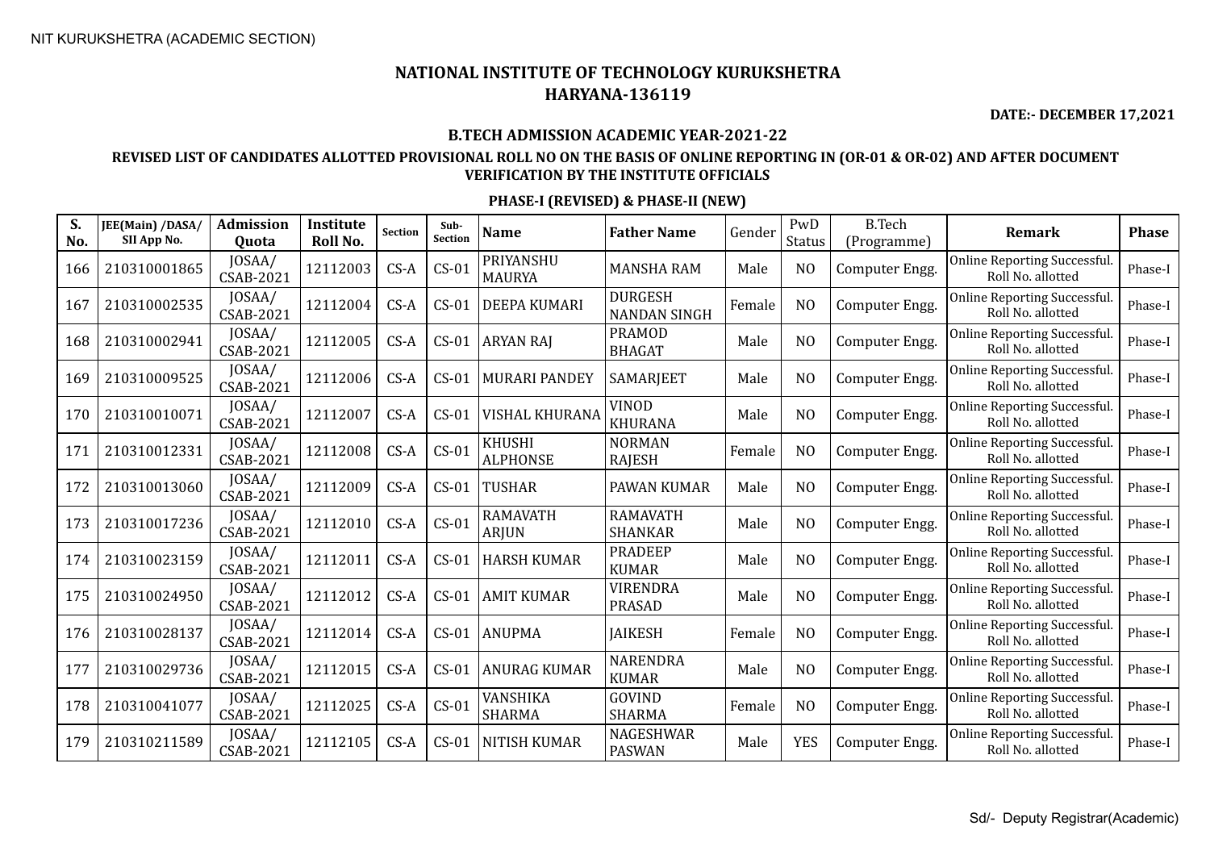NIT KURUKSHETRA (ACADEMIC SECTION)

# NATIONAL INSTITUTE OF TECHNOLOGY KURUKSHETRA
## HARYANA-136119

**DATE:- DECEMBER 17,2021**

### B.TECH ADMISSION ACADEMIC YEAR-2021-22

### REVISED LIST OF CANDIDATES ALLOTTED PROVISIONAL ROLL NO ON THE BASIS OF ONLINE REPORTING IN (OR-01 & OR-02) AND AFTER DOCUMENT VERIFICATION BY THE INSTITUTE OFFICIALS

### PHASE-I (REVISED) & PHASE-II (NEW)

| S. No. | JEE(Main) /DASA/ SII App No. | Admission Quota | Institute Roll No. | Section | Sub-Section | Name | Father Name | Gender | PwD Status | B.Tech (Programme) | Remark | Phase |
|---|---|---|---|---|---|---|---|---|---|---|---|---|
| 166 | 210310001865 | JOSAA/ CSAB-2021 | 12112003 | CS-A | CS-01 | PRIYANSHU MAURYA | MANSHA RAM | Male | NO | Computer Engg. | Online Reporting Successful. Roll No. allotted | Phase-I |
| 167 | 210310002535 | JOSAA/ CSAB-2021 | 12112004 | CS-A | CS-01 | DEEPA KUMARI | DURGESH NANDAN SINGH | Female | NO | Computer Engg. | Online Reporting Successful. Roll No. allotted | Phase-I |
| 168 | 210310002941 | JOSAA/ CSAB-2021 | 12112005 | CS-A | CS-01 | ARYAN RAJ | PRAMOD BHAGAT | Male | NO | Computer Engg. | Online Reporting Successful. Roll No. allotted | Phase-I |
| 169 | 210310009525 | JOSAA/ CSAB-2021 | 12112006 | CS-A | CS-01 | MURARI PANDEY | SAMARJEET | Male | NO | Computer Engg. | Online Reporting Successful. Roll No. allotted | Phase-I |
| 170 | 210310010071 | JOSAA/ CSAB-2021 | 12112007 | CS-A | CS-01 | VISHAL KHURANA | VINOD KHURANA | Male | NO | Computer Engg. | Online Reporting Successful. Roll No. allotted | Phase-I |
| 171 | 210310012331 | JOSAA/ CSAB-2021 | 12112008 | CS-A | CS-01 | KHUSHI ALPHONSE | NORMAN RAJESH | Female | NO | Computer Engg. | Online Reporting Successful. Roll No. allotted | Phase-I |
| 172 | 210310013060 | JOSAA/ CSAB-2021 | 12112009 | CS-A | CS-01 | TUSHAR | PAWAN KUMAR | Male | NO | Computer Engg. | Online Reporting Successful. Roll No. allotted | Phase-I |
| 173 | 210310017236 | JOSAA/ CSAB-2021 | 12112010 | CS-A | CS-01 | RAMAVATH ARJUN | RAMAVATH SHANKAR | Male | NO | Computer Engg. | Online Reporting Successful. Roll No. allotted | Phase-I |
| 174 | 210310023159 | JOSAA/ CSAB-2021 | 12112011 | CS-A | CS-01 | HARSH KUMAR | PRADEEP KUMAR | Male | NO | Computer Engg. | Online Reporting Successful. Roll No. allotted | Phase-I |
| 175 | 210310024950 | JOSAA/ CSAB-2021 | 12112012 | CS-A | CS-01 | AMIT KUMAR | VIRENDRA PRASAD | Male | NO | Computer Engg. | Online Reporting Successful. Roll No. allotted | Phase-I |
| 176 | 210310028137 | JOSAA/ CSAB-2021 | 12112014 | CS-A | CS-01 | ANUPMA | JAIKESH | Female | NO | Computer Engg. | Online Reporting Successful. Roll No. allotted | Phase-I |
| 177 | 210310029736 | JOSAA/ CSAB-2021 | 12112015 | CS-A | CS-01 | ANURAG KUMAR | NARENDRA KUMAR | Male | NO | Computer Engg. | Online Reporting Successful. Roll No. allotted | Phase-I |
| 178 | 210310041077 | JOSAA/ CSAB-2021 | 12112025 | CS-A | CS-01 | VANSHIKA SHARMA | GOVIND SHARMA | Female | NO | Computer Engg. | Online Reporting Successful. Roll No. allotted | Phase-I |
| 179 | 210310211589 | JOSAA/ CSAB-2021 | 12112105 | CS-A | CS-01 | NITISH KUMAR | NAGESHWAR PASWAN | Male | YES | Computer Engg. | Online Reporting Successful. Roll No. allotted | Phase-I |

Sd/- Deputy Registrar(Academic)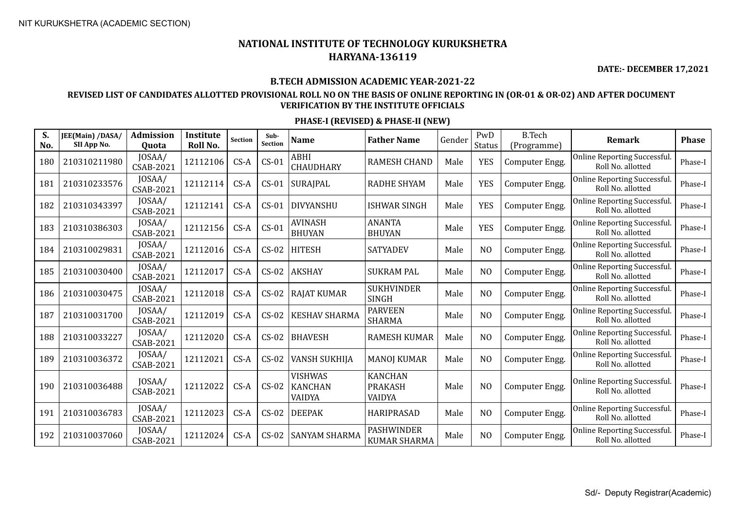NIT KURUKSHETRA (ACADEMIC SECTION)

# NATIONAL INSTITUTE OF TECHNOLOGY KURUKSHETRA
## HARYANA-136119

**DATE:- DECEMBER 17,2021**

### B.TECH ADMISSION ACADEMIC YEAR-2021-22

### REVISED LIST OF CANDIDATES ALLOTTED PROVISIONAL ROLL NO ON THE BASIS OF ONLINE REPORTING IN (OR-01 & OR-02) AND AFTER DOCUMENT VERIFICATION BY THE INSTITUTE OFFICIALS

### PHASE-I (REVISED) & PHASE-II (NEW)

| S. No. | JEE(Main) /DASA/ SII App No. | Admission Quota | Institute Roll No. | Section | Sub-Section | Name | Father Name | Gender | PwD Status | B.Tech (Programme) | Remark | Phase |
|---|---|---|---|---|---|---|---|---|---|---|---|---|
| 180 | 210310211980 | JOSAA/ CSAB-2021 | 12112106 | CS-A | CS-01 | ABHI CHAUDHARY | RAMESH CHAND | Male | YES | Computer Engg. | Online Reporting Successful. Roll No. allotted | Phase-I |
| 181 | 210310233576 | JOSAA/ CSAB-2021 | 12112114 | CS-A | CS-01 | SURAJPAL | RADHE SHYAM | Male | YES | Computer Engg. | Online Reporting Successful. Roll No. allotted | Phase-I |
| 182 | 210310343397 | JOSAA/ CSAB-2021 | 12112141 | CS-A | CS-01 | DIVYANSHU | ISHWAR SINGH | Male | YES | Computer Engg. | Online Reporting Successful. Roll No. allotted | Phase-I |
| 183 | 210310386303 | JOSAA/ CSAB-2021 | 12112156 | CS-A | CS-01 | AVINASH BHUYAN | ANANTA BHUYAN | Male | YES | Computer Engg. | Online Reporting Successful. Roll No. allotted | Phase-I |
| 184 | 210310029831 | JOSAA/ CSAB-2021 | 12112016 | CS-A | CS-02 | HITESH | SATYADEV | Male | NO | Computer Engg. | Online Reporting Successful. Roll No. allotted | Phase-I |
| 185 | 210310030400 | JOSAA/ CSAB-2021 | 12112017 | CS-A | CS-02 | AKSHAY | SUKRAM PAL | Male | NO | Computer Engg. | Online Reporting Successful. Roll No. allotted | Phase-I |
| 186 | 210310030475 | JOSAA/ CSAB-2021 | 12112018 | CS-A | CS-02 | RAJAT KUMAR | SUKHVINDER SINGH | Male | NO | Computer Engg. | Online Reporting Successful. Roll No. allotted | Phase-I |
| 187 | 210310031700 | JOSAA/ CSAB-2021 | 12112019 | CS-A | CS-02 | KESHAV SHARMA | PARVEEN SHARMA | Male | NO | Computer Engg. | Online Reporting Successful. Roll No. allotted | Phase-I |
| 188 | 210310033227 | JOSAA/ CSAB-2021 | 12112020 | CS-A | CS-02 | BHAVESH | RAMESH KUMAR | Male | NO | Computer Engg. | Online Reporting Successful. Roll No. allotted | Phase-I |
| 189 | 210310036372 | JOSAA/ CSAB-2021 | 12112021 | CS-A | CS-02 | VANSH SUKHIJA | MANOJ KUMAR | Male | NO | Computer Engg. | Online Reporting Successful. Roll No. allotted | Phase-I |
| 190 | 210310036488 | JOSAA/ CSAB-2021 | 12112022 | CS-A | CS-02 | VISHWAS KANCHAN VAIDYA | KANCHAN PRAKASH VAIDYA | Male | NO | Computer Engg. | Online Reporting Successful. Roll No. allotted | Phase-I |
| 191 | 210310036783 | JOSAA/ CSAB-2021 | 12112023 | CS-A | CS-02 | DEEPAK | HARIPRASAD | Male | NO | Computer Engg. | Online Reporting Successful. Roll No. allotted | Phase-I |
| 192 | 210310037060 | JOSAA/ CSAB-2021 | 12112024 | CS-A | CS-02 | SANYAM SHARMA | PASHWINDER KUMAR SHARMA | Male | NO | Computer Engg. | Online Reporting Successful. Roll No. allotted | Phase-I |

Sd/- Deputy Registrar(Academic)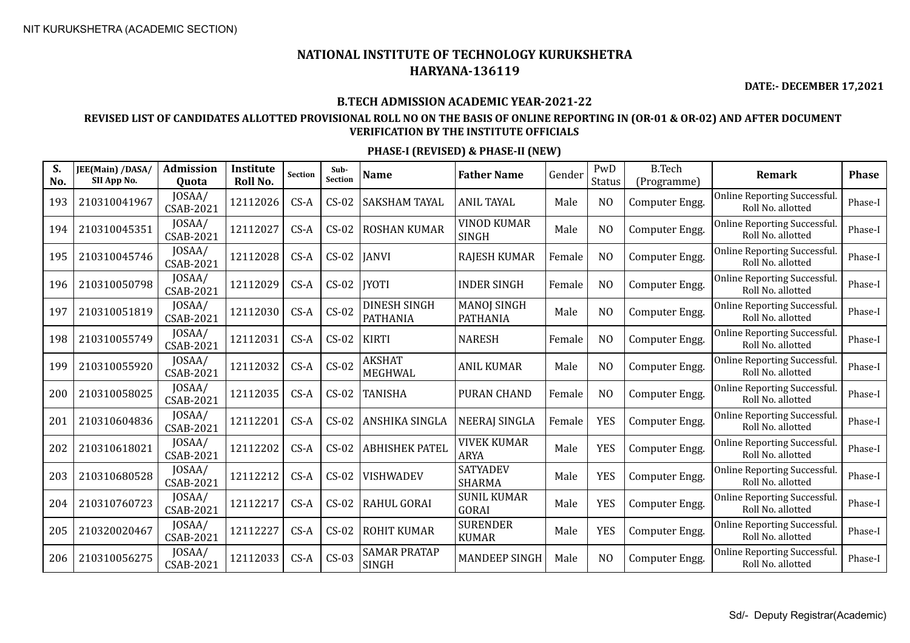NIT KURUKSHETRA (ACADEMIC SECTION)

# NATIONAL INSTITUTE OF TECHNOLOGY KURUKSHETRA
## HARYANA-136119

**DATE:- DECEMBER 17,2021**

### B.TECH ADMISSION ACADEMIC YEAR-2021-22

### REVISED LIST OF CANDIDATES ALLOTTED PROVISIONAL ROLL NO ON THE BASIS OF ONLINE REPORTING IN (OR-01 & OR-02) AND AFTER DOCUMENT VERIFICATION BY THE INSTITUTE OFFICIALS

#### PHASE-I (REVISED) & PHASE-II (NEW)

| S. No. | JEE(Main) /DASA/ SII App No. | Admission Quota | Institute Roll No. | Section | Sub-Section | Name | Father Name | Gender | PwD Status | B.Tech (Programme) | Remark | Phase |
|---|---|---|---|---|---|---|---|---|---|---|---|---|
| 193 | 210310041967 | JOSAA/ CSAB-2021 | 12112026 | CS-A | CS-02 | SAKSHAM TAYAL | ANIL TAYAL | Male | NO | Computer Engg. | Online Reporting Successful. Roll No. allotted | Phase-I |
| 194 | 210310045351 | JOSAA/ CSAB-2021 | 12112027 | CS-A | CS-02 | ROSHAN KUMAR | VINOD KUMAR SINGH | Male | NO | Computer Engg. | Online Reporting Successful. Roll No. allotted | Phase-I |
| 195 | 210310045746 | JOSAA/ CSAB-2021 | 12112028 | CS-A | CS-02 | JANVI | RAJESH KUMAR | Female | NO | Computer Engg. | Online Reporting Successful. Roll No. allotted | Phase-I |
| 196 | 210310050798 | JOSAA/ CSAB-2021 | 12112029 | CS-A | CS-02 | JYOTI | INDER SINGH | Female | NO | Computer Engg. | Online Reporting Successful. Roll No. allotted | Phase-I |
| 197 | 210310051819 | JOSAA/ CSAB-2021 | 12112030 | CS-A | CS-02 | DINESH SINGH PATHANIA | MANOJ SINGH PATHANIA | Male | NO | Computer Engg. | Online Reporting Successful. Roll No. allotted | Phase-I |
| 198 | 210310055749 | JOSAA/ CSAB-2021 | 12112031 | CS-A | CS-02 | KIRTI | NARESH | Female | NO | Computer Engg. | Online Reporting Successful. Roll No. allotted | Phase-I |
| 199 | 210310055920 | JOSAA/ CSAB-2021 | 12112032 | CS-A | CS-02 | AKSHAT MEGHWAL | ANIL KUMAR | Male | NO | Computer Engg. | Online Reporting Successful. Roll No. allotted | Phase-I |
| 200 | 210310058025 | JOSAA/ CSAB-2021 | 12112035 | CS-A | CS-02 | TANISHA | PURAN CHAND | Female | NO | Computer Engg. | Online Reporting Successful. Roll No. allotted | Phase-I |
| 201 | 210310604836 | JOSAA/ CSAB-2021 | 12112201 | CS-A | CS-02 | ANSHIKA SINGLA | NEERAJ SINGLA | Female | YES | Computer Engg. | Online Reporting Successful. Roll No. allotted | Phase-I |
| 202 | 210310618021 | JOSAA/ CSAB-2021 | 12112202 | CS-A | CS-02 | ABHISHEK PATEL | VIVEK KUMAR ARYA | Male | YES | Computer Engg. | Online Reporting Successful. Roll No. allotted | Phase-I |
| 203 | 210310680528 | JOSAA/ CSAB-2021 | 12112212 | CS-A | CS-02 | VISHWADEV | SATYADEV SHARMA | Male | YES | Computer Engg. | Online Reporting Successful. Roll No. allotted | Phase-I |
| 204 | 210310760723 | JOSAA/ CSAB-2021 | 12112217 | CS-A | CS-02 | RAHUL GORAI | SUNIL KUMAR GORAI | Male | YES | Computer Engg. | Online Reporting Successful. Roll No. allotted | Phase-I |
| 205 | 210320020467 | JOSAA/ CSAB-2021 | 12112227 | CS-A | CS-02 | ROHIT KUMAR | SURENDER KUMAR | Male | YES | Computer Engg. | Online Reporting Successful. Roll No. allotted | Phase-I |
| 206 | 210310056275 | JOSAA/ CSAB-2021 | 12112033 | CS-A | CS-03 | SAMAR PRATAP SINGH | MANDEEP SINGH | Male | NO | Computer Engg. | Online Reporting Successful. Roll No. allotted | Phase-I |

Sd/- Deputy Registrar(Academic)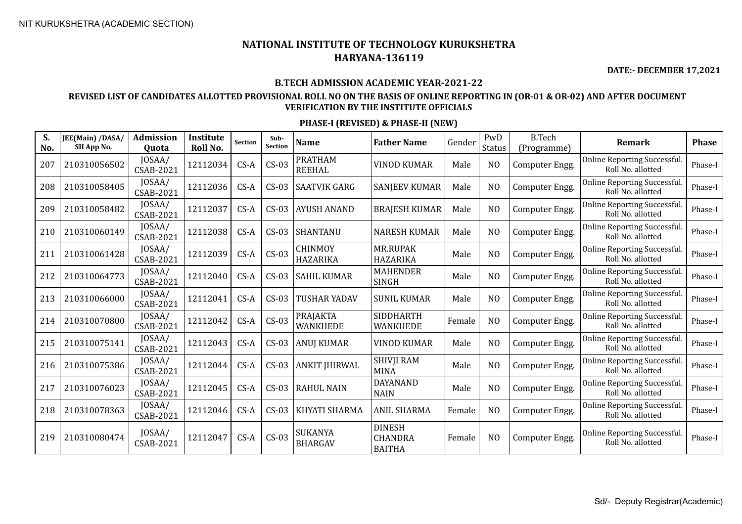NIT KURUKSHETRA (ACADEMIC SECTION)

# NATIONAL INSTITUTE OF TECHNOLOGY KURUKSHETRA
# HARYANA-136119

**DATE:- DECEMBER 17,2021**

## B.TECH ADMISSION ACADEMIC YEAR-2021-22

### REVISED LIST OF CANDIDATES ALLOTTED PROVISIONAL ROLL NO ON THE BASIS OF ONLINE REPORTING IN (OR-01 & OR-02) AND AFTER DOCUMENT VERIFICATION BY THE INSTITUTE OFFICIALS

### PHASE-I (REVISED) & PHASE-II (NEW)

| S. No. | JEE(Main) /DASA/ SII App No. | Admission Quota | Institute Roll No. | Section | Sub-Section | Name | Father Name | Gender | PwD Status | B.Tech (Programme) | Remark | Phase |
|---|---|---|---|---|---|---|---|---|---|---|---|---|
| 207 | 210310056502 | JOSAA/ CSAB-2021 | 12112034 | CS-A | CS-03 | PRATHAM REEHAL | VINOD KUMAR | Male | NO | Computer Engg. | Online Reporting Successful. Roll No. allotted | Phase-I |
| 208 | 210310058405 | JOSAA/ CSAB-2021 | 12112036 | CS-A | CS-03 | SAATVIK GARG | SANJEEV KUMAR | Male | NO | Computer Engg. | Online Reporting Successful. Roll No. allotted | Phase-I |
| 209 | 210310058482 | JOSAA/ CSAB-2021 | 12112037 | CS-A | CS-03 | AYUSH ANAND | BRAJESH KUMAR | Male | NO | Computer Engg. | Online Reporting Successful. Roll No. allotted | Phase-I |
| 210 | 210310060149 | JOSAA/ CSAB-2021 | 12112038 | CS-A | CS-03 | SHANTANU | NARESH KUMAR | Male | NO | Computer Engg. | Online Reporting Successful. Roll No. allotted | Phase-I |
| 211 | 210310061428 | JOSAA/ CSAB-2021 | 12112039 | CS-A | CS-03 | CHINMOY HAZARIKA | MR.RUPAK HAZARIKA | Male | NO | Computer Engg. | Online Reporting Successful. Roll No. allotted | Phase-I |
| 212 | 210310064773 | JOSAA/ CSAB-2021 | 12112040 | CS-A | CS-03 | SAHIL KUMAR | MAHENDER SINGH | Male | NO | Computer Engg. | Online Reporting Successful. Roll No. allotted | Phase-I |
| 213 | 210310066000 | JOSAA/ CSAB-2021 | 12112041 | CS-A | CS-03 | TUSHAR YADAV | SUNIL KUMAR | Male | NO | Computer Engg. | Online Reporting Successful. Roll No. allotted | Phase-I |
| 214 | 210310070800 | JOSAA/ CSAB-2021 | 12112042 | CS-A | CS-03 | PRAJAKTA WANKHEDE | SIDDHARTH WANKHEDE | Female | NO | Computer Engg. | Online Reporting Successful. Roll No. allotted | Phase-I |
| 215 | 210310075141 | JOSAA/ CSAB-2021 | 12112043 | CS-A | CS-03 | ANUJ KUMAR | VINOD KUMAR | Male | NO | Computer Engg. | Online Reporting Successful. Roll No. allotted | Phase-I |
| 216 | 210310075386 | JOSAA/ CSAB-2021 | 12112044 | CS-A | CS-03 | ANKIT JHIRWAL | SHIVJI RAM MINA | Male | NO | Computer Engg. | Online Reporting Successful. Roll No. allotted | Phase-I |
| 217 | 210310076023 | JOSAA/ CSAB-2021 | 12112045 | CS-A | CS-03 | RAHUL NAIN | DAYANAND NAIN | Male | NO | Computer Engg. | Online Reporting Successful. Roll No. allotted | Phase-I |
| 218 | 210310078363 | JOSAA/ CSAB-2021 | 12112046 | CS-A | CS-03 | KHYATI SHARMA | ANIL SHARMA | Female | NO | Computer Engg. | Online Reporting Successful. Roll No. allotted | Phase-I |
| 219 | 210310080474 | JOSAA/ CSAB-2021 | 12112047 | CS-A | CS-03 | SUKANYA BHARGAV | DINESH CHANDRA BAITHA | Female | NO | Computer Engg. | Online Reporting Successful. Roll No. allotted | Phase-I |

Sd/- Deputy Registrar(Academic)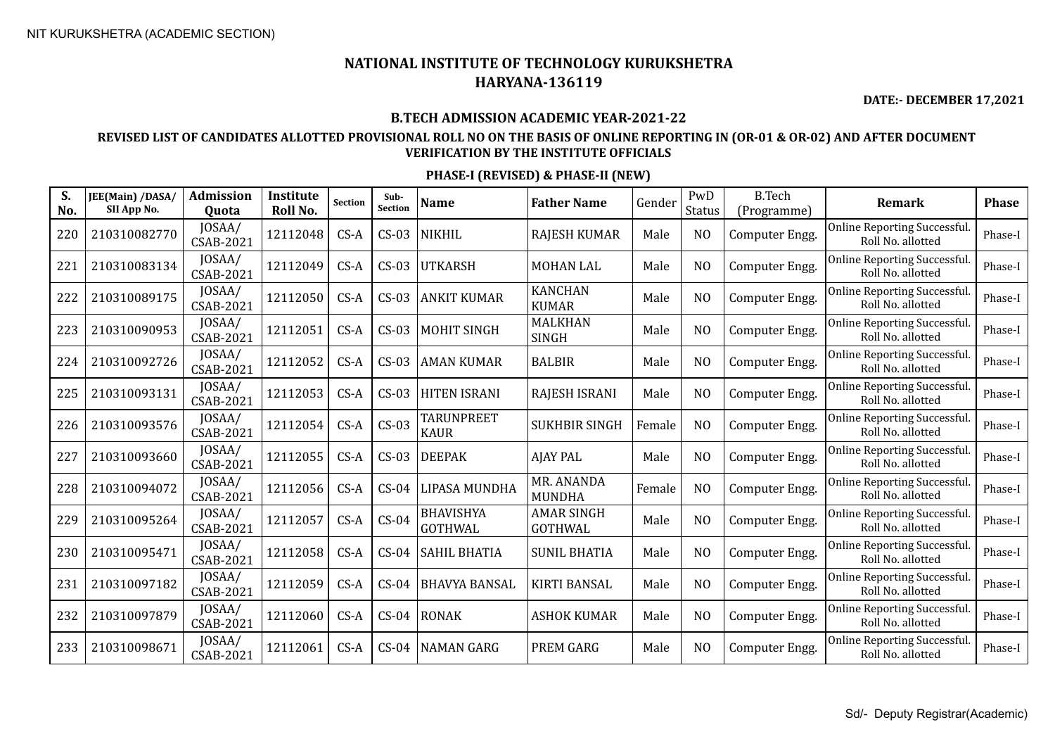NIT KURUKSHETRA (ACADEMIC SECTION)

# NATIONAL INSTITUTE OF TECHNOLOGY KURUKSHETRA
# HARYANA-136119

**DATE:- DECEMBER 17,2021**

## B.TECH ADMISSION ACADEMIC YEAR-2021-22

### REVISED LIST OF CANDIDATES ALLOTTED PROVISIONAL ROLL NO ON THE BASIS OF ONLINE REPORTING IN (OR-01 & OR-02) AND AFTER DOCUMENT VERIFICATION BY THE INSTITUTE OFFICIALS

### PHASE-I (REVISED) & PHASE-II (NEW)

| S. No. | JEE(Main) /DASA/ SII App No. | Admission Quota | Institute Roll No. | Section | Sub-Section | Name | Father Name | Gender | PwD Status | B.Tech (Programme) | Remark | Phase |
|---|---|---|---|---|---|---|---|---|---|---|---|---|
| 220 | 210310082770 | JOSAA/ CSAB-2021 | 12112048 | CS-A | CS-03 | NIKHIL | RAJESH KUMAR | Male | NO | Computer Engg. | Online Reporting Successful. Roll No. allotted | Phase-I |
| 221 | 210310083134 | JOSAA/ CSAB-2021 | 12112049 | CS-A | CS-03 | UTKARSH | MOHAN LAL | Male | NO | Computer Engg. | Online Reporting Successful. Roll No. allotted | Phase-I |
| 222 | 210310089175 | JOSAA/ CSAB-2021 | 12112050 | CS-A | CS-03 | ANKIT KUMAR | KANCHAN KUMAR | Male | NO | Computer Engg. | Online Reporting Successful. Roll No. allotted | Phase-I |
| 223 | 210310090953 | JOSAA/ CSAB-2021 | 12112051 | CS-A | CS-03 | MOHIT SINGH | MALKHAN SINGH | Male | NO | Computer Engg. | Online Reporting Successful. Roll No. allotted | Phase-I |
| 224 | 210310092726 | JOSAA/ CSAB-2021 | 12112052 | CS-A | CS-03 | AMAN KUMAR | BALBIR | Male | NO | Computer Engg. | Online Reporting Successful. Roll No. allotted | Phase-I |
| 225 | 210310093131 | JOSAA/ CSAB-2021 | 12112053 | CS-A | CS-03 | HITEN ISRANI | RAJESH ISRANI | Male | NO | Computer Engg. | Online Reporting Successful. Roll No. allotted | Phase-I |
| 226 | 210310093576 | JOSAA/ CSAB-2021 | 12112054 | CS-A | CS-03 | TARUNPREET KAUR | SUKHBIR SINGH | Female | NO | Computer Engg. | Online Reporting Successful. Roll No. allotted | Phase-I |
| 227 | 210310093660 | JOSAA/ CSAB-2021 | 12112055 | CS-A | CS-03 | DEEPAK | AJAY PAL | Male | NO | Computer Engg. | Online Reporting Successful. Roll No. allotted | Phase-I |
| 228 | 210310094072 | JOSAA/ CSAB-2021 | 12112056 | CS-A | CS-04 | LIPASA MUNDHA | MR. ANANDA MUNDHA | Female | NO | Computer Engg. | Online Reporting Successful. Roll No. allotted | Phase-I |
| 229 | 210310095264 | JOSAA/ CSAB-2021 | 12112057 | CS-A | CS-04 | BHAVISHYA GOTHWAL | AMAR SINGH GOTHWAL | Male | NO | Computer Engg. | Online Reporting Successful. Roll No. allotted | Phase-I |
| 230 | 210310095471 | JOSAA/ CSAB-2021 | 12112058 | CS-A | CS-04 | SAHIL BHATIA | SUNIL BHATIA | Male | NO | Computer Engg. | Online Reporting Successful. Roll No. allotted | Phase-I |
| 231 | 210310097182 | JOSAA/ CSAB-2021 | 12112059 | CS-A | CS-04 | BHAVYA BANSAL | KIRTI BANSAL | Male | NO | Computer Engg. | Online Reporting Successful. Roll No. allotted | Phase-I |
| 232 | 210310097879 | JOSAA/ CSAB-2021 | 12112060 | CS-A | CS-04 | RONAK | ASHOK KUMAR | Male | NO | Computer Engg. | Online Reporting Successful. Roll No. allotted | Phase-I |
| 233 | 210310098671 | JOSAA/ CSAB-2021 | 12112061 | CS-A | CS-04 | NAMAN GARG | PREM GARG | Male | NO | Computer Engg. | Online Reporting Successful. Roll No. allotted | Phase-I |

Sd/- Deputy Registrar(Academic)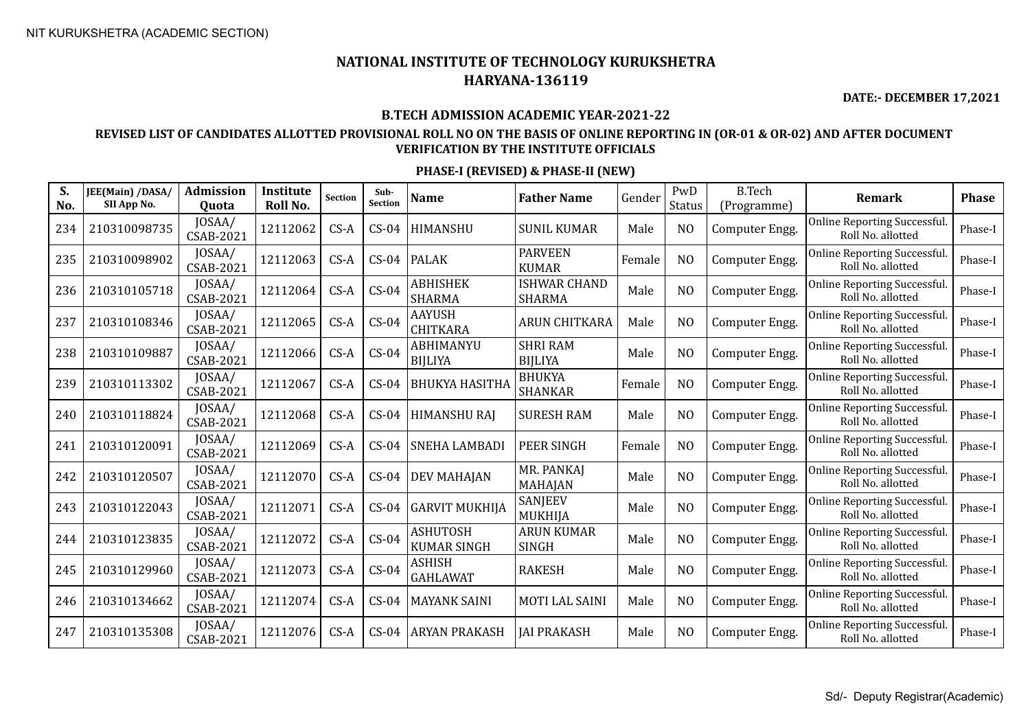NIT KURUKSHETRA (ACADEMIC SECTION)

# NATIONAL INSTITUTE OF TECHNOLOGY KURUKSHETRA
## HARYANA-136119

**DATE:- DECEMBER 17,2021**

### B.TECH ADMISSION ACADEMIC YEAR-2021-22

### REVISED LIST OF CANDIDATES ALLOTTED PROVISIONAL ROLL NO ON THE BASIS OF ONLINE REPORTING IN (OR-01 & OR-02) AND AFTER DOCUMENT VERIFICATION BY THE INSTITUTE OFFICIALS

### PHASE-I (REVISED) & PHASE-II (NEW)

| S. No. | JEE(Main) /DASA/ SII App No. | Admission Quota | Institute Roll No. | Section | Sub-Section | Name | Father Name | Gender | PwD Status | B.Tech (Programme) | Remark | Phase |
|---|---|---|---|---|---|---|---|---|---|---|---|---|
| 234 | 210310098735 | JOSAA/ CSAB-2021 | 12112062 | CS-A | CS-04 | HIMANSHU | SUNIL KUMAR | Male | NO | Computer Engg. | Online Reporting Successful. Roll No. allotted | Phase-I |
| 235 | 210310098902 | JOSAA/ CSAB-2021 | 12112063 | CS-A | CS-04 | PALAK | PARVEEN KUMAR | Female | NO | Computer Engg. | Online Reporting Successful. Roll No. allotted | Phase-I |
| 236 | 210310105718 | JOSAA/ CSAB-2021 | 12112064 | CS-A | CS-04 | ABHISHEK SHARMA | ISHWAR CHAND SHARMA | Male | NO | Computer Engg. | Online Reporting Successful. Roll No. allotted | Phase-I |
| 237 | 210310108346 | JOSAA/ CSAB-2021 | 12112065 | CS-A | CS-04 | AAYUSH CHITKARA | ARUN CHITKARA | Male | NO | Computer Engg. | Online Reporting Successful. Roll No. allotted | Phase-I |
| 238 | 210310109887 | JOSAA/ CSAB-2021 | 12112066 | CS-A | CS-04 | ABHIMANYU BIJLIYA | SHRI RAM BIJLIYA | Male | NO | Computer Engg. | Online Reporting Successful. Roll No. allotted | Phase-I |
| 239 | 210310113302 | JOSAA/ CSAB-2021 | 12112067 | CS-A | CS-04 | BHUKYA HASITHA | BHUKYA SHANKAR | Female | NO | Computer Engg. | Online Reporting Successful. Roll No. allotted | Phase-I |
| 240 | 210310118824 | JOSAA/ CSAB-2021 | 12112068 | CS-A | CS-04 | HIMANSHU RAJ | SURESH RAM | Male | NO | Computer Engg. | Online Reporting Successful. Roll No. allotted | Phase-I |
| 241 | 210310120091 | JOSAA/ CSAB-2021 | 12112069 | CS-A | CS-04 | SNEHA LAMBADI | PEER SINGH | Female | NO | Computer Engg. | Online Reporting Successful. Roll No. allotted | Phase-I |
| 242 | 210310120507 | JOSAA/ CSAB-2021 | 12112070 | CS-A | CS-04 | DEV MAHAJAN | MR. PANKAJ MAHAJAN | Male | NO | Computer Engg. | Online Reporting Successful. Roll No. allotted | Phase-I |
| 243 | 210310122043 | JOSAA/ CSAB-2021 | 12112071 | CS-A | CS-04 | GARVIT MUKHIJA | SANJEEV MUKHIJA | Male | NO | Computer Engg. | Online Reporting Successful. Roll No. allotted | Phase-I |
| 244 | 210310123835 | JOSAA/ CSAB-2021 | 12112072 | CS-A | CS-04 | ASHUTOSH KUMAR SINGH | ARUN KUMAR SINGH | Male | NO | Computer Engg. | Online Reporting Successful. Roll No. allotted | Phase-I |
| 245 | 210310129960 | JOSAA/ CSAB-2021 | 12112073 | CS-A | CS-04 | ASHISH GAHLAWAT | RAKESH | Male | NO | Computer Engg. | Online Reporting Successful. Roll No. allotted | Phase-I |
| 246 | 210310134662 | JOSAA/ CSAB-2021 | 12112074 | CS-A | CS-04 | MAYANK SAINI | MOTI LAL SAINI | Male | NO | Computer Engg. | Online Reporting Successful. Roll No. allotted | Phase-I |
| 247 | 210310135308 | JOSAA/ CSAB-2021 | 12112076 | CS-A | CS-04 | ARYAN PRAKASH | JAI PRAKASH | Male | NO | Computer Engg. | Online Reporting Successful. Roll No. allotted | Phase-I |

Sd/- Deputy Registrar(Academic)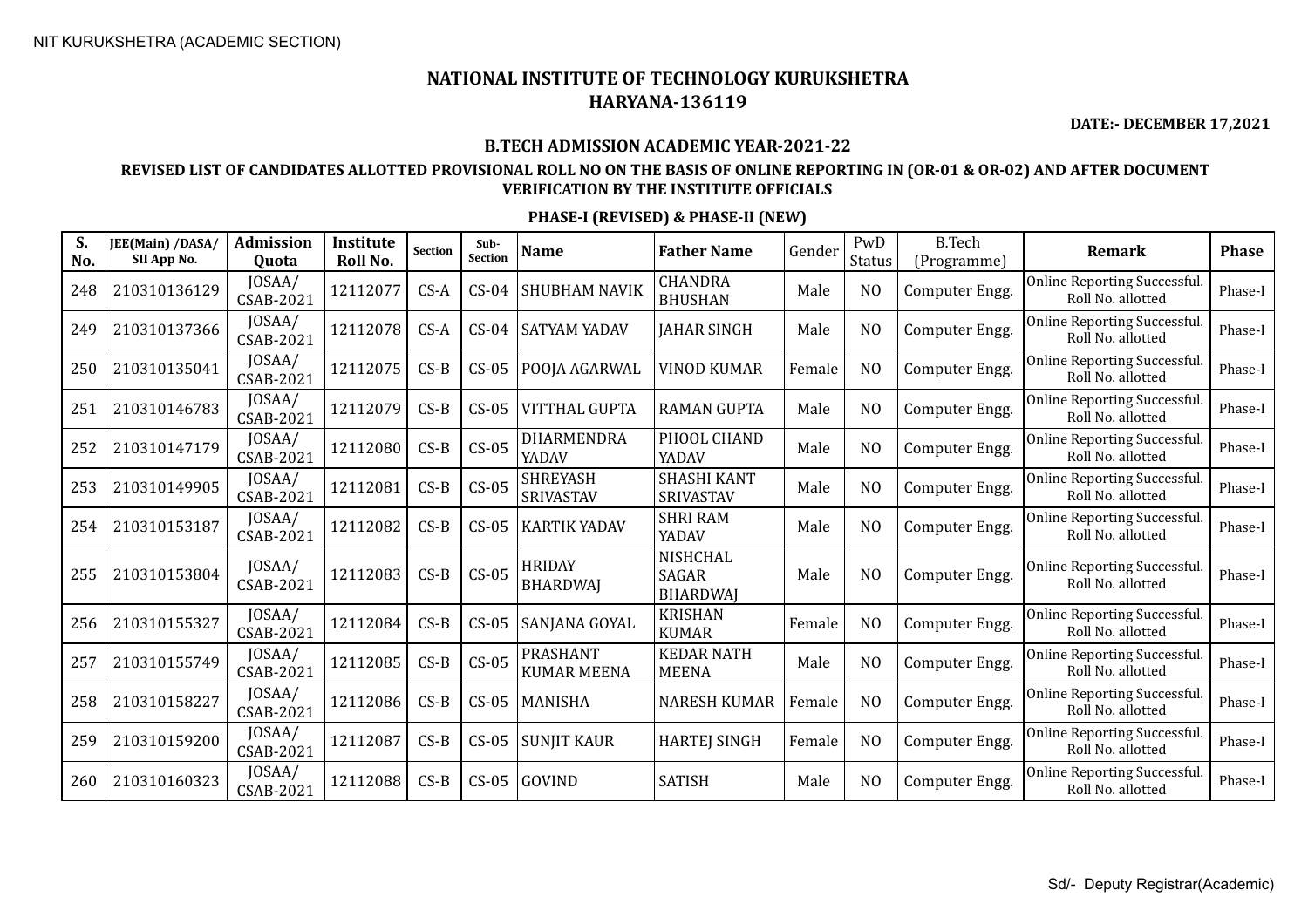NIT KURUKSHETRA (ACADEMIC SECTION)

# NATIONAL INSTITUTE OF TECHNOLOGY KURUKSHETRA
## HARYANA-136119

**DATE:- DECEMBER 17,2021**

### B.TECH ADMISSION ACADEMIC YEAR-2021-22

### REVISED LIST OF CANDIDATES ALLOTTED PROVISIONAL ROLL NO ON THE BASIS OF ONLINE REPORTING IN (OR-01 & OR-02) AND AFTER DOCUMENT VERIFICATION BY THE INSTITUTE OFFICIALS

### PHASE-I (REVISED) & PHASE-II (NEW)

| S. No. | JEE(Main) /DASA/ SII App No. | Admission Quota | Institute Roll No. | Section | Sub-Section | Name | Father Name | Gender | PwD Status | B.Tech (Programme) | Remark | Phase |
|---|---|---|---|---|---|---|---|---|---|---|---|---|
| 248 | 210310136129 | JOSAA/ CSAB-2021 | 12112077 | CS-A | CS-04 | SHUBHAM NAVIK | CHANDRA BHUSHAN | Male | NO | Computer Engg. | Online Reporting Successful. Roll No. allotted | Phase-I |
| 249 | 210310137366 | JOSAA/ CSAB-2021 | 12112078 | CS-A | CS-04 | SATYAM YADAV | JAHAR SINGH | Male | NO | Computer Engg. | Online Reporting Successful. Roll No. allotted | Phase-I |
| 250 | 210310135041 | JOSAA/ CSAB-2021 | 12112075 | CS-B | CS-05 | POOJA AGARWAL | VINOD KUMAR | Female | NO | Computer Engg. | Online Reporting Successful. Roll No. allotted | Phase-I |
| 251 | 210310146783 | JOSAA/ CSAB-2021 | 12112079 | CS-B | CS-05 | VITTHAL GUPTA | RAMAN GUPTA | Male | NO | Computer Engg. | Online Reporting Successful. Roll No. allotted | Phase-I |
| 252 | 210310147179 | JOSAA/ CSAB-2021 | 12112080 | CS-B | CS-05 | DHARMENDRA YADAV | PHOOL CHAND YADAV | Male | NO | Computer Engg. | Online Reporting Successful. Roll No. allotted | Phase-I |
| 253 | 210310149905 | JOSAA/ CSAB-2021 | 12112081 | CS-B | CS-05 | SHREYASH SRIVASTAV | SHASHI KANT SRIVASTAV | Male | NO | Computer Engg. | Online Reporting Successful. Roll No. allotted | Phase-I |
| 254 | 210310153187 | JOSAA/ CSAB-2021 | 12112082 | CS-B | CS-05 | KARTIK YADAV | SHRI RAM YADAV | Male | NO | Computer Engg. | Online Reporting Successful. Roll No. allotted | Phase-I |
| 255 | 210310153804 | JOSAA/ CSAB-2021 | 12112083 | CS-B | CS-05 | HRIDAY BHARDWAJ | NISHCHAL SAGAR BHARDWAJ | Male | NO | Computer Engg. | Online Reporting Successful. Roll No. allotted | Phase-I |
| 256 | 210310155327 | JOSAA/ CSAB-2021 | 12112084 | CS-B | CS-05 | SANJANA GOYAL | KRISHAN KUMAR | Female | NO | Computer Engg. | Online Reporting Successful. Roll No. allotted | Phase-I |
| 257 | 210310155749 | JOSAA/ CSAB-2021 | 12112085 | CS-B | CS-05 | PRASHANT KUMAR MEENA | KEDAR NATH MEENA | Male | NO | Computer Engg. | Online Reporting Successful. Roll No. allotted | Phase-I |
| 258 | 210310158227 | JOSAA/ CSAB-2021 | 12112086 | CS-B | CS-05 | MANISHA | NARESH KUMAR | Female | NO | Computer Engg. | Online Reporting Successful. Roll No. allotted | Phase-I |
| 259 | 210310159200 | JOSAA/ CSAB-2021 | 12112087 | CS-B | CS-05 | SUNJIT KAUR | HARTEJ SINGH | Female | NO | Computer Engg. | Online Reporting Successful. Roll No. allotted | Phase-I |
| 260 | 210310160323 | JOSAA/ CSAB-2021 | 12112088 | CS-B | CS-05 | GOVIND | SATISH | Male | NO | Computer Engg. | Online Reporting Successful. Roll No. allotted | Phase-I |

Sd/- Deputy Registrar(Academic)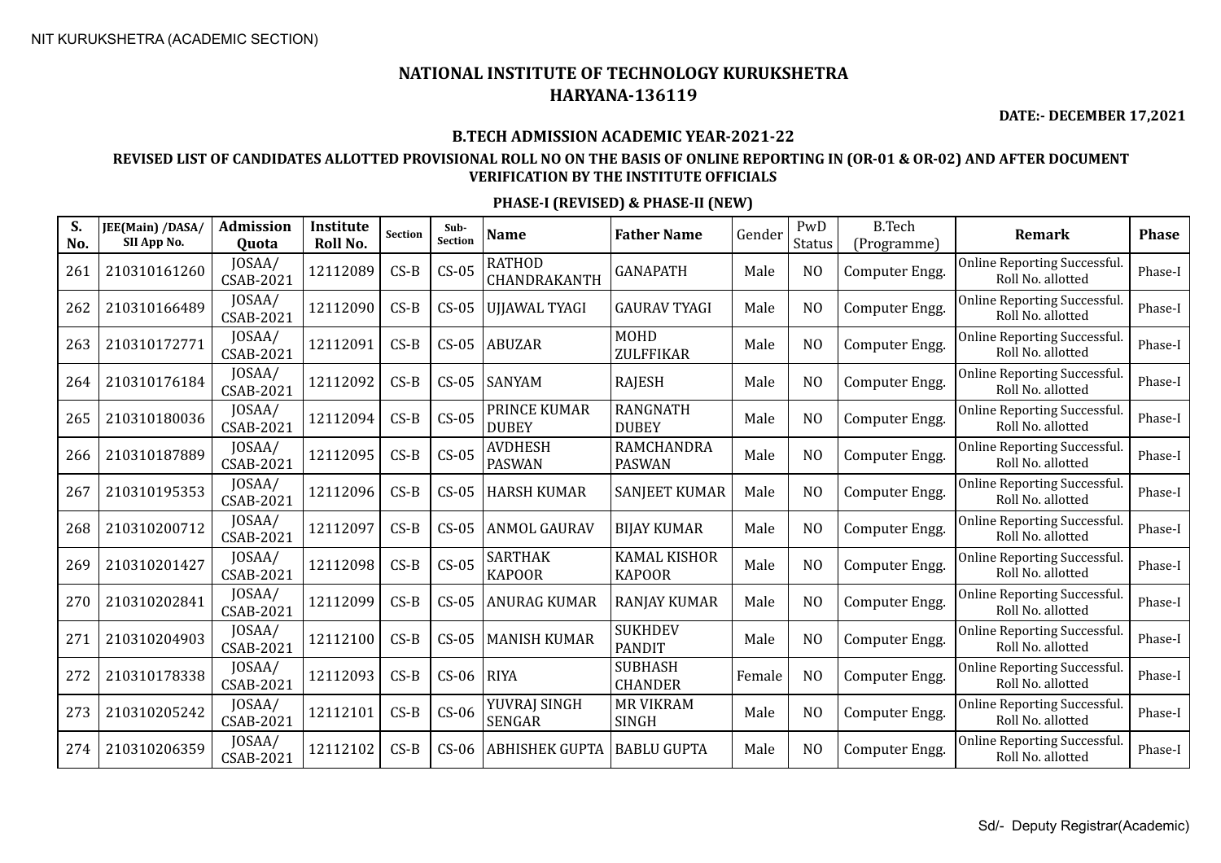NIT KURUKSHETRA (ACADEMIC SECTION)

# NATIONAL INSTITUTE OF TECHNOLOGY KURUKSHETRA
## HARYANA-136119

**DATE:- DECEMBER 17,2021**

### B.TECH ADMISSION ACADEMIC YEAR-2021-22

### REVISED LIST OF CANDIDATES ALLOTTED PROVISIONAL ROLL NO ON THE BASIS OF ONLINE REPORTING IN (OR-01 & OR-02) AND AFTER DOCUMENT VERIFICATION BY THE INSTITUTE OFFICIALS

### PHASE-I (REVISED) & PHASE-II (NEW)

| S. No. | JEE(Main) /DASA/ SII App No. | Admission Quota | Institute Roll No. | Section | Sub-Section | Name | Father Name | Gender | PwD Status | B.Tech (Programme) | Remark | Phase |
|---|---|---|---|---|---|---|---|---|---|---|---|---|
| 261 | 210310161260 | JOSAA/ CSAB-2021 | 12112089 | CS-B | CS-05 | RATHOD CHANDRAKANTH | GANAPATH | Male | NO | Computer Engg. | Online Reporting Successful. Roll No. allotted | Phase-I |
| 262 | 210310166489 | JOSAA/ CSAB-2021 | 12112090 | CS-B | CS-05 | UJJAWAL TYAGI | GAURAV TYAGI | Male | NO | Computer Engg. | Online Reporting Successful. Roll No. allotted | Phase-I |
| 263 | 210310172771 | JOSAA/ CSAB-2021 | 12112091 | CS-B | CS-05 | ABUZAR | MOHD ZULFFIKAR | Male | NO | Computer Engg. | Online Reporting Successful. Roll No. allotted | Phase-I |
| 264 | 210310176184 | JOSAA/ CSAB-2021 | 12112092 | CS-B | CS-05 | SANYAM | RAJESH | Male | NO | Computer Engg. | Online Reporting Successful. Roll No. allotted | Phase-I |
| 265 | 210310180036 | JOSAA/ CSAB-2021 | 12112094 | CS-B | CS-05 | PRINCE KUMAR DUBEY | RANGNATH DUBEY | Male | NO | Computer Engg. | Online Reporting Successful. Roll No. allotted | Phase-I |
| 266 | 210310187889 | JOSAA/ CSAB-2021 | 12112095 | CS-B | CS-05 | AVDHESH PASWAN | RAMCHANDRA PASWAN | Male | NO | Computer Engg. | Online Reporting Successful. Roll No. allotted | Phase-I |
| 267 | 210310195353 | JOSAA/ CSAB-2021 | 12112096 | CS-B | CS-05 | HARSH KUMAR | SANJEET KUMAR | Male | NO | Computer Engg. | Online Reporting Successful. Roll No. allotted | Phase-I |
| 268 | 210310200712 | JOSAA/ CSAB-2021 | 12112097 | CS-B | CS-05 | ANMOL GAURAV | BIJAY KUMAR | Male | NO | Computer Engg. | Online Reporting Successful. Roll No. allotted | Phase-I |
| 269 | 210310201427 | JOSAA/ CSAB-2021 | 12112098 | CS-B | CS-05 | SARTHAK KAPOOR | KAMAL KISHOR KAPOOR | Male | NO | Computer Engg. | Online Reporting Successful. Roll No. allotted | Phase-I |
| 270 | 210310202841 | JOSAA/ CSAB-2021 | 12112099 | CS-B | CS-05 | ANURAG KUMAR | RANJAY KUMAR | Male | NO | Computer Engg. | Online Reporting Successful. Roll No. allotted | Phase-I |
| 271 | 210310204903 | JOSAA/ CSAB-2021 | 12112100 | CS-B | CS-05 | MANISH KUMAR | SUKHDEV PANDIT | Male | NO | Computer Engg. | Online Reporting Successful. Roll No. allotted | Phase-I |
| 272 | 210310178338 | JOSAA/ CSAB-2021 | 12112093 | CS-B | CS-06 | RIYA | SUBHASH CHANDER | Female | NO | Computer Engg. | Online Reporting Successful. Roll No. allotted | Phase-I |
| 273 | 210310205242 | JOSAA/ CSAB-2021 | 12112101 | CS-B | CS-06 | YUVRAJ SINGH SENGAR | MR VIKRAM SINGH | Male | NO | Computer Engg. | Online Reporting Successful. Roll No. allotted | Phase-I |
| 274 | 210310206359 | JOSAA/ CSAB-2021 | 12112102 | CS-B | CS-06 | ABHISHEK GUPTA | BABLU GUPTA | Male | NO | Computer Engg. | Online Reporting Successful. Roll No. allotted | Phase-I |

Sd/- Deputy Registrar(Academic)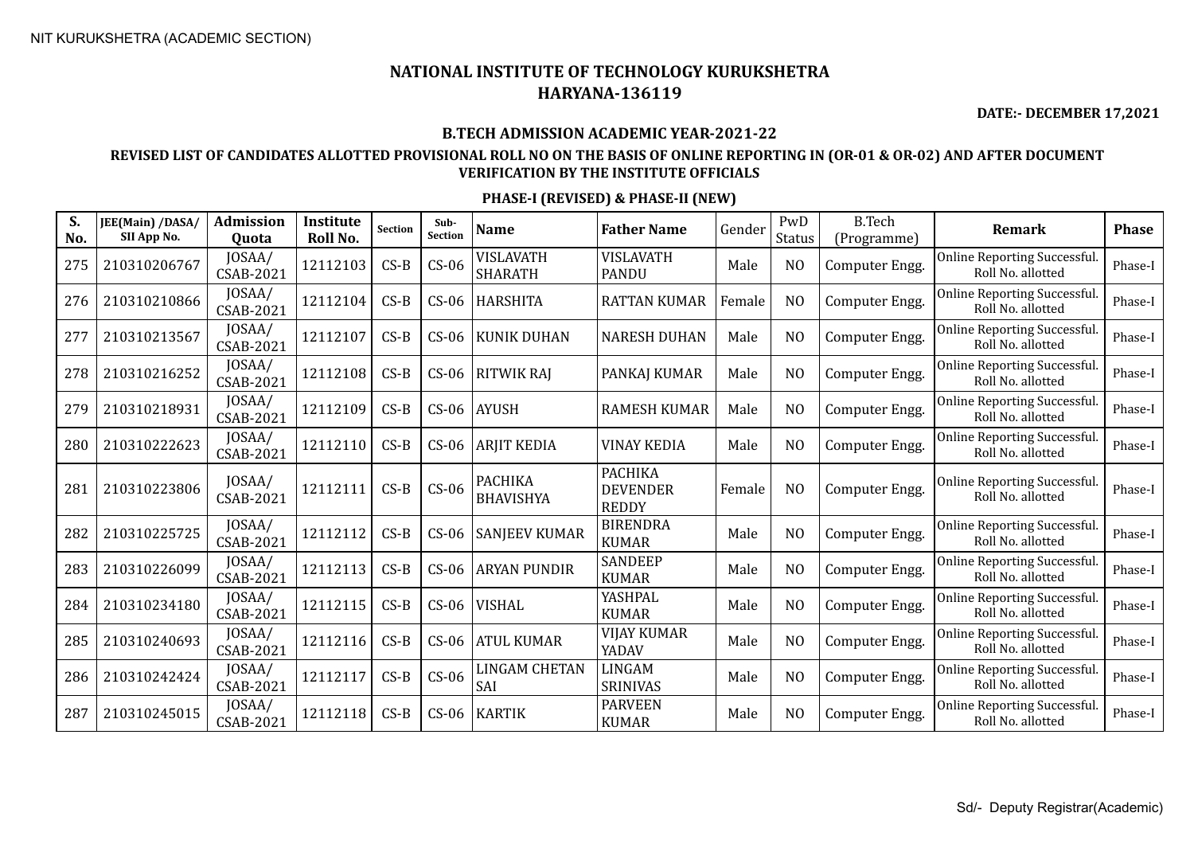# NATIONAL INSTITUTE OF TECHNOLOGY KURUKSHETRA

## HARYANA-136119

**DATE:- DECEMBER 17,2021**

### B.TECH ADMISSION ACADEMIC YEAR-2021-22

### REVISED LIST OF CANDIDATES ALLOTTED PROVISIONAL ROLL NO ON THE BASIS OF ONLINE REPORTING IN (OR-01 & OR-02) AND AFTER DOCUMENT VERIFICATION BY THE INSTITUTE OFFICIALS

### PHASE-I (REVISED) & PHASE-II (NEW)

| S. No. | JEE(Main) /DASA/ SII App No. | Admission Quota | Institute Roll No. | Section | Sub-Section | Name | Father Name | Gender | PwD Status | B.Tech (Programme) | Remark | Phase |
|---|---|---|---|---|---|---|---|---|---|---|---|---|
| 275 | 210310206767 | JOSAA/ CSAB-2021 | 12112103 | CS-B | CS-06 | VISLAVATH SHARATH | VISLAVATH PANDU | Male | NO | Computer Engg. | Online Reporting Successful. Roll No. allotted | Phase-I |
| 276 | 210310210866 | JOSAA/ CSAB-2021 | 12112104 | CS-B | CS-06 | HARSHITA | RATTAN KUMAR | Female | NO | Computer Engg. | Online Reporting Successful. Roll No. allotted | Phase-I |
| 277 | 210310213567 | JOSAA/ CSAB-2021 | 12112107 | CS-B | CS-06 | KUNIK DUHAN | NARESH DUHAN | Male | NO | Computer Engg. | Online Reporting Successful. Roll No. allotted | Phase-I |
| 278 | 210310216252 | JOSAA/ CSAB-2021 | 12112108 | CS-B | CS-06 | RITWIK RAJ | PANKAJ KUMAR | Male | NO | Computer Engg. | Online Reporting Successful. Roll No. allotted | Phase-I |
| 279 | 210310218931 | JOSAA/ CSAB-2021 | 12112109 | CS-B | CS-06 | AYUSH | RAMESH KUMAR | Male | NO | Computer Engg. | Online Reporting Successful. Roll No. allotted | Phase-I |
| 280 | 210310222623 | JOSAA/ CSAB-2021 | 12112110 | CS-B | CS-06 | ARJIT KEDIA | VINAY KEDIA | Male | NO | Computer Engg. | Online Reporting Successful. Roll No. allotted | Phase-I |
| 281 | 210310223806 | JOSAA/ CSAB-2021 | 12112111 | CS-B | CS-06 | PACHIKA BHAVISHYA | PACHIKA DEVENDER REDDY | Female | NO | Computer Engg. | Online Reporting Successful. Roll No. allotted | Phase-I |
| 282 | 210310225725 | JOSAA/ CSAB-2021 | 12112112 | CS-B | CS-06 | SANJEEV KUMAR | BIRENDRA KUMAR | Male | NO | Computer Engg. | Online Reporting Successful. Roll No. allotted | Phase-I |
| 283 | 210310226099 | JOSAA/ CSAB-2021 | 12112113 | CS-B | CS-06 | ARYAN PUNDIR | SANDEEP KUMAR | Male | NO | Computer Engg. | Online Reporting Successful. Roll No. allotted | Phase-I |
| 284 | 210310234180 | JOSAA/ CSAB-2021 | 12112115 | CS-B | CS-06 | VISHAL | YASHPAL KUMAR | Male | NO | Computer Engg. | Online Reporting Successful. Roll No. allotted | Phase-I |
| 285 | 210310240693 | JOSAA/ CSAB-2021 | 12112116 | CS-B | CS-06 | ATUL KUMAR | VIJAY KUMAR YADAV | Male | NO | Computer Engg. | Online Reporting Successful. Roll No. allotted | Phase-I |
| 286 | 210310242424 | JOSAA/ CSAB-2021 | 12112117 | CS-B | CS-06 | LINGAM CHETAN SAI | LINGAM SRINIVAS | Male | NO | Computer Engg. | Online Reporting Successful. Roll No. allotted | Phase-I |
| 287 | 210310245015 | JOSAA/ CSAB-2021 | 12112118 | CS-B | CS-06 | KARTIK | PARVEEN KUMAR | Male | NO | Computer Engg. | Online Reporting Successful. Roll No. allotted | Phase-I |

Sd/- Deputy Registrar(Academic)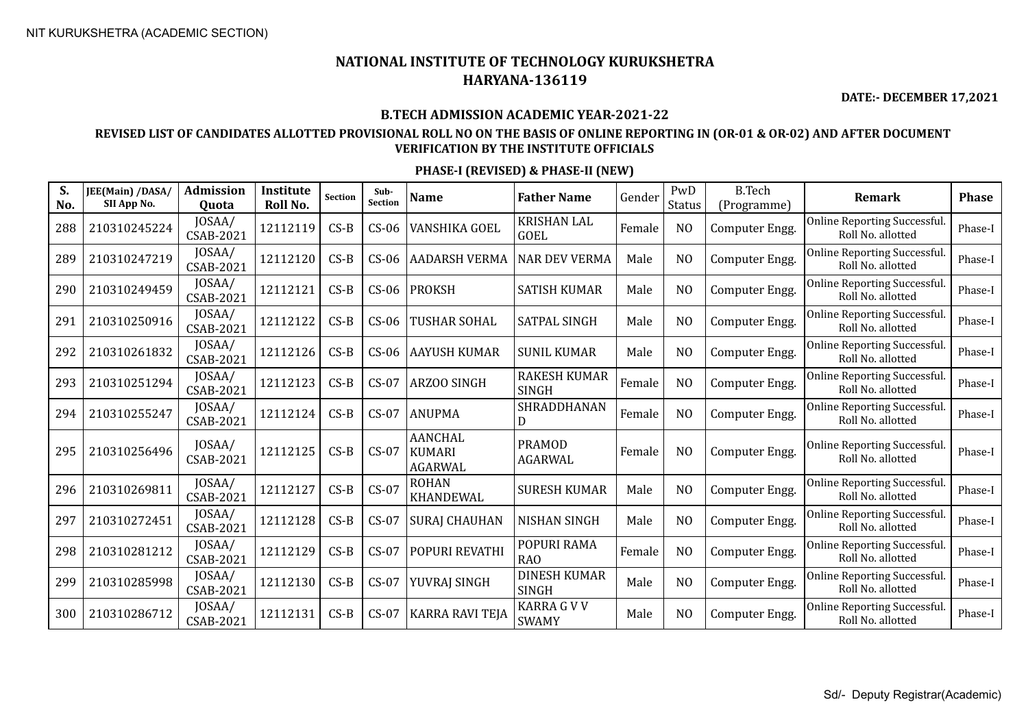NIT KURUKSHETRA (ACADEMIC SECTION)

# NATIONAL INSTITUTE OF TECHNOLOGY KURUKSHETRA
## HARYANA-136119

**DATE:- DECEMBER 17,2021**

### B.TECH ADMISSION ACADEMIC YEAR-2021-22

### REVISED LIST OF CANDIDATES ALLOTTED PROVISIONAL ROLL NO ON THE BASIS OF ONLINE REPORTING IN (OR-01 & OR-02) AND AFTER DOCUMENT VERIFICATION BY THE INSTITUTE OFFICIALS

#### PHASE-I (REVISED) & PHASE-II (NEW)

| S. No. | JEE(Main) /DASA/ SII App No. | Admission Quota | Institute Roll No. | Section | Sub-Section | Name | Father Name | Gender | PwD Status | B.Tech (Programme) | Remark | Phase |
|---|---|---|---|---|---|---|---|---|---|---|---|---|
| 288 | 210310245224 | JOSAA/ CSAB-2021 | 12112119 | CS-B | CS-06 | VANSHIKA GOEL | KRISHAN LAL GOEL | Female | NO | Computer Engg. | Online Reporting Successful. Roll No. allotted | Phase-I |
| 289 | 210310247219 | JOSAA/ CSAB-2021 | 12112120 | CS-B | CS-06 | AADARSH VERMA | NAR DEV VERMA | Male | NO | Computer Engg. | Online Reporting Successful. Roll No. allotted | Phase-I |
| 290 | 210310249459 | JOSAA/ CSAB-2021 | 12112121 | CS-B | CS-06 | PROKSH | SATISH KUMAR | Male | NO | Computer Engg. | Online Reporting Successful. Roll No. allotted | Phase-I |
| 291 | 210310250916 | JOSAA/ CSAB-2021 | 12112122 | CS-B | CS-06 | TUSHAR SOHAL | SATPAL SINGH | Male | NO | Computer Engg. | Online Reporting Successful. Roll No. allotted | Phase-I |
| 292 | 210310261832 | JOSAA/ CSAB-2021 | 12112126 | CS-B | CS-06 | AAYUSH KUMAR | SUNIL KUMAR | Male | NO | Computer Engg. | Online Reporting Successful. Roll No. allotted | Phase-I |
| 293 | 210310251294 | JOSAA/ CSAB-2021 | 12112123 | CS-B | CS-07 | ARZOO SINGH | RAKESH KUMAR SINGH | Female | NO | Computer Engg. | Online Reporting Successful. Roll No. allotted | Phase-I |
| 294 | 210310255247 | JOSAA/ CSAB-2021 | 12112124 | CS-B | CS-07 | ANUPMA | SHRADDHANAN D | Female | NO | Computer Engg. | Online Reporting Successful. Roll No. allotted | Phase-I |
| 295 | 210310256496 | JOSAA/ CSAB-2021 | 12112125 | CS-B | CS-07 | AANCHAL KUMARI AGARWAL | PRAMOD AGARWAL | Female | NO | Computer Engg. | Online Reporting Successful. Roll No. allotted | Phase-I |
| 296 | 210310269811 | JOSAA/ CSAB-2021 | 12112127 | CS-B | CS-07 | ROHAN KHANDEWAL | SURESH KUMAR | Male | NO | Computer Engg. | Online Reporting Successful. Roll No. allotted | Phase-I |
| 297 | 210310272451 | JOSAA/ CSAB-2021 | 12112128 | CS-B | CS-07 | SURAJ CHAUHAN | NISHAN SINGH | Male | NO | Computer Engg. | Online Reporting Successful. Roll No. allotted | Phase-I |
| 298 | 210310281212 | JOSAA/ CSAB-2021 | 12112129 | CS-B | CS-07 | POPURI REVATHI | POPURI RAMA RAO | Female | NO | Computer Engg. | Online Reporting Successful. Roll No. allotted | Phase-I |
| 299 | 210310285998 | JOSAA/ CSAB-2021 | 12112130 | CS-B | CS-07 | YUVRAJ SINGH | DINESH KUMAR SINGH | Male | NO | Computer Engg. | Online Reporting Successful. Roll No. allotted | Phase-I |
| 300 | 210310286712 | JOSAA/ CSAB-2021 | 12112131 | CS-B | CS-07 | KARRA RAVI TEJA | KARRA G V V SWAMY | Male | NO | Computer Engg. | Online Reporting Successful. Roll No. allotted | Phase-I |

Sd/- Deputy Registrar(Academic)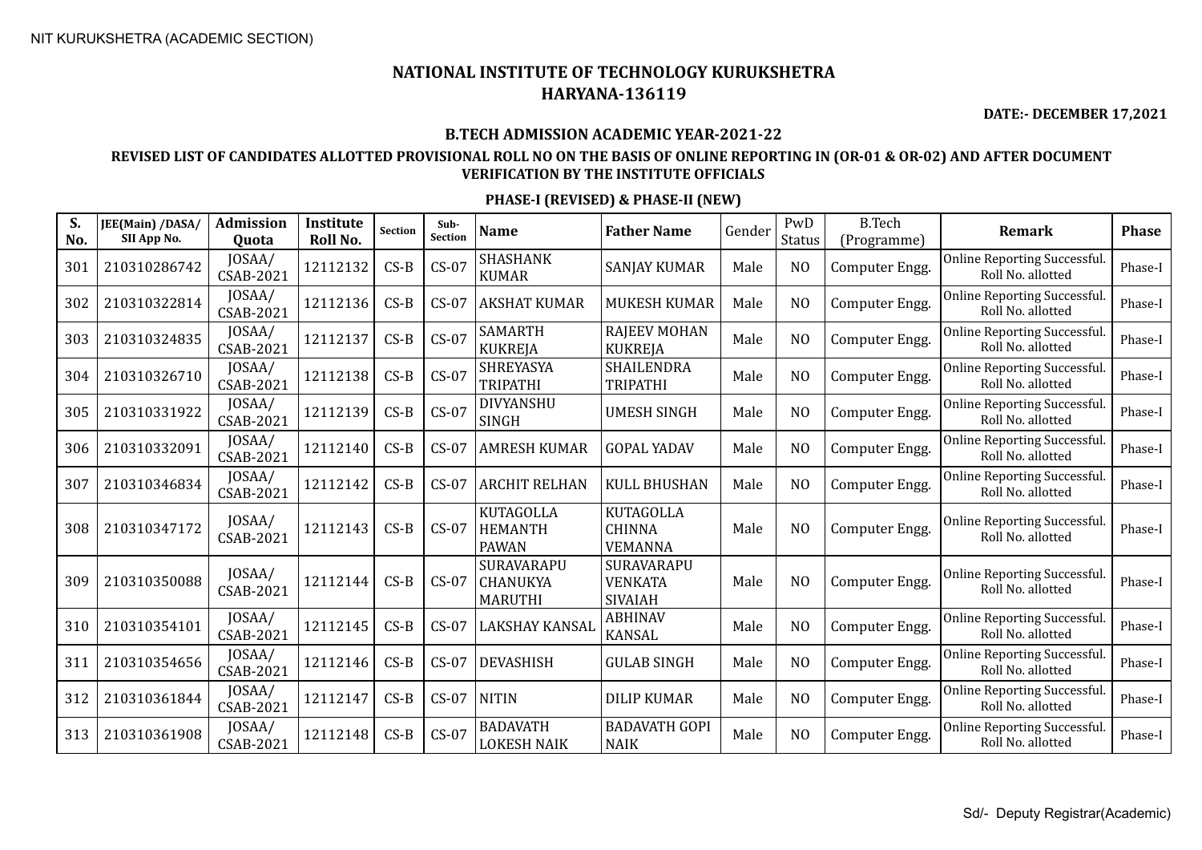NIT KURUKSHETRA (ACADEMIC SECTION)

# NATIONAL INSTITUTE OF TECHNOLOGY KURUKSHETRA
## HARYANA-136119

**DATE:- DECEMBER 17,2021**

### B.TECH ADMISSION ACADEMIC YEAR-2021-22

### REVISED LIST OF CANDIDATES ALLOTTED PROVISIONAL ROLL NO ON THE BASIS OF ONLINE REPORTING IN (OR-01 & OR-02) AND AFTER DOCUMENT VERIFICATION BY THE INSTITUTE OFFICIALS

### PHASE-I (REVISED) & PHASE-II (NEW)

| S. No. | JEE(Main) /DASA/ SII App No. | Admission Quota | Institute Roll No. | Section | Sub-Section | Name | Father Name | Gender | PwD Status | B.Tech (Programme) | Remark | Phase |
|---|---|---|---|---|---|---|---|---|---|---|---|---|
| 301 | 210310286742 | JOSAA/ CSAB-2021 | 12112132 | CS-B | CS-07 | SHASHANK KUMAR | SANJAY KUMAR | Male | NO | Computer Engg. | Online Reporting Successful. Roll No. allotted | Phase-I |
| 302 | 210310322814 | JOSAA/ CSAB-2021 | 12112136 | CS-B | CS-07 | AKSHAT KUMAR | MUKESH KUMAR | Male | NO | Computer Engg. | Online Reporting Successful. Roll No. allotted | Phase-I |
| 303 | 210310324835 | JOSAA/ CSAB-2021 | 12112137 | CS-B | CS-07 | SAMARTH KUKREJA | RAJEEV MOHAN KUKREJA | Male | NO | Computer Engg. | Online Reporting Successful. Roll No. allotted | Phase-I |
| 304 | 210310326710 | JOSAA/ CSAB-2021 | 12112138 | CS-B | CS-07 | SHREYASYA TRIPATHI | SHAILENDRA TRIPATHI | Male | NO | Computer Engg. | Online Reporting Successful. Roll No. allotted | Phase-I |
| 305 | 210310331922 | JOSAA/ CSAB-2021 | 12112139 | CS-B | CS-07 | DIVYANSHU SINGH | UMESH SINGH | Male | NO | Computer Engg. | Online Reporting Successful. Roll No. allotted | Phase-I |
| 306 | 210310332091 | JOSAA/ CSAB-2021 | 12112140 | CS-B | CS-07 | AMRESH KUMAR | GOPAL YADAV | Male | NO | Computer Engg. | Online Reporting Successful. Roll No. allotted | Phase-I |
| 307 | 210310346834 | JOSAA/ CSAB-2021 | 12112142 | CS-B | CS-07 | ARCHIT RELHAN | KULL BHUSHAN | Male | NO | Computer Engg. | Online Reporting Successful. Roll No. allotted | Phase-I |
| 308 | 210310347172 | JOSAA/ CSAB-2021 | 12112143 | CS-B | CS-07 | KUTAGOLLA HEMANTH PAWAN | KUTAGOLLA CHINNA VEMANNA | Male | NO | Computer Engg. | Online Reporting Successful. Roll No. allotted | Phase-I |
| 309 | 210310350088 | JOSAA/ CSAB-2021 | 12112144 | CS-B | CS-07 | SURAVARAPU CHANUKYA MARUTHI | SURAVARAPU VENKATA SIVAIAH | Male | NO | Computer Engg. | Online Reporting Successful. Roll No. allotted | Phase-I |
| 310 | 210310354101 | JOSAA/ CSAB-2021 | 12112145 | CS-B | CS-07 | LAKSHAY KANSAL | ABHINAV KANSAL | Male | NO | Computer Engg. | Online Reporting Successful. Roll No. allotted | Phase-I |
| 311 | 210310354656 | JOSAA/ CSAB-2021 | 12112146 | CS-B | CS-07 | DEVASHISH | GULAB SINGH | Male | NO | Computer Engg. | Online Reporting Successful. Roll No. allotted | Phase-I |
| 312 | 210310361844 | JOSAA/ CSAB-2021 | 12112147 | CS-B | CS-07 | NITIN | DILIP KUMAR | Male | NO | Computer Engg. | Online Reporting Successful. Roll No. allotted | Phase-I |
| 313 | 210310361908 | JOSAA/ CSAB-2021 | 12112148 | CS-B | CS-07 | BADAVATH LOKESH NAIK | BADAVATH GOPI NAIK | Male | NO | Computer Engg. | Online Reporting Successful. Roll No. allotted | Phase-I |

Sd/- Deputy Registrar(Academic)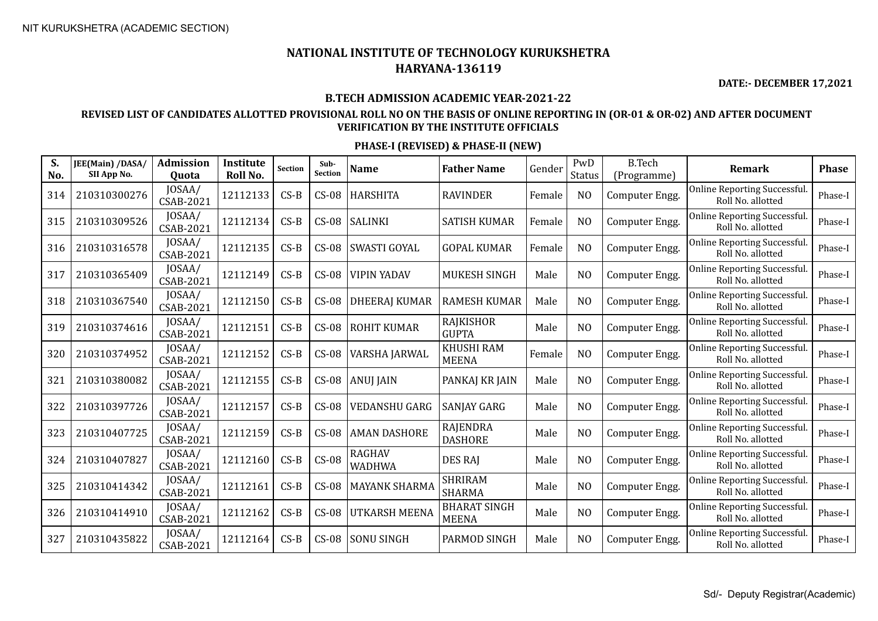NIT KURUKSHETRA (ACADEMIC SECTION)

# NATIONAL INSTITUTE OF TECHNOLOGY KURUKSHETRA
## HARYANA-136119

**DATE:- DECEMBER 17,2021**

**B.TECH ADMISSION ACADEMIC YEAR-2021-22**

**REVISED LIST OF CANDIDATES ALLOTTED PROVISIONAL ROLL NO ON THE BASIS OF ONLINE REPORTING IN (OR-01 & OR-02) AND AFTER DOCUMENT VERIFICATION BY THE INSTITUTE OFFICIALS**

**PHASE-I (REVISED) & PHASE-II (NEW)**

| S. No. | JEE(Main) /DASA/ SII App No. | Admission Quota | Institute Roll No. | Section | Sub-Section | Name | Father Name | Gender | PwD Status | B.Tech (Programme) | Remark | Phase |
|---|---|---|---|---|---|---|---|---|---|---|---|---|
| 314 | 210310300276 | JOSAA/ CSAB-2021 | 12112133 | CS-B | CS-08 | HARSHITA | RAVINDER | Female | NO | Computer Engg. | Online Reporting Successful. Roll No. allotted | Phase-I |
| 315 | 210310309526 | JOSAA/ CSAB-2021 | 12112134 | CS-B | CS-08 | SALINKI | SATISH KUMAR | Female | NO | Computer Engg. | Online Reporting Successful. Roll No. allotted | Phase-I |
| 316 | 210310316578 | JOSAA/ CSAB-2021 | 12112135 | CS-B | CS-08 | SWASTI GOYAL | GOPAL KUMAR | Female | NO | Computer Engg. | Online Reporting Successful. Roll No. allotted | Phase-I |
| 317 | 210310365409 | JOSAA/ CSAB-2021 | 12112149 | CS-B | CS-08 | VIPIN YADAV | MUKESH SINGH | Male | NO | Computer Engg. | Online Reporting Successful. Roll No. allotted | Phase-I |
| 318 | 210310367540 | JOSAA/ CSAB-2021 | 12112150 | CS-B | CS-08 | DHEERAJ KUMAR | RAMESH KUMAR | Male | NO | Computer Engg. | Online Reporting Successful. Roll No. allotted | Phase-I |
| 319 | 210310374616 | JOSAA/ CSAB-2021 | 12112151 | CS-B | CS-08 | ROHIT KUMAR | RAJKISHOR GUPTA | Male | NO | Computer Engg. | Online Reporting Successful. Roll No. allotted | Phase-I |
| 320 | 210310374952 | JOSAA/ CSAB-2021 | 12112152 | CS-B | CS-08 | VARSHA JARWAL | KHUSHI RAM MEENA | Female | NO | Computer Engg. | Online Reporting Successful. Roll No. allotted | Phase-I |
| 321 | 210310380082 | JOSAA/ CSAB-2021 | 12112155 | CS-B | CS-08 | ANUJ JAIN | PANKAJ KR JAIN | Male | NO | Computer Engg. | Online Reporting Successful. Roll No. allotted | Phase-I |
| 322 | 210310397726 | JOSAA/ CSAB-2021 | 12112157 | CS-B | CS-08 | VEDANSHU GARG | SANJAY GARG | Male | NO | Computer Engg. | Online Reporting Successful. Roll No. allotted | Phase-I |
| 323 | 210310407725 | JOSAA/ CSAB-2021 | 12112159 | CS-B | CS-08 | AMAN DASHORE | RAJENDRA DASHORE | Male | NO | Computer Engg. | Online Reporting Successful. Roll No. allotted | Phase-I |
| 324 | 210310407827 | JOSAA/ CSAB-2021 | 12112160 | CS-B | CS-08 | RAGHAV WADHWA | DES RAJ | Male | NO | Computer Engg. | Online Reporting Successful. Roll No. allotted | Phase-I |
| 325 | 210310414342 | JOSAA/ CSAB-2021 | 12112161 | CS-B | CS-08 | MAYANK SHARMA | SHRIRAM SHARMA | Male | NO | Computer Engg. | Online Reporting Successful. Roll No. allotted | Phase-I |
| 326 | 210310414910 | JOSAA/ CSAB-2021 | 12112162 | CS-B | CS-08 | UTKARSH MEENA | BHARAT SINGH MEENA | Male | NO | Computer Engg. | Online Reporting Successful. Roll No. allotted | Phase-I |
| 327 | 210310435822 | JOSAA/ CSAB-2021 | 12112164 | CS-B | CS-08 | SONU SINGH | PARMOD SINGH | Male | NO | Computer Engg. | Online Reporting Successful. Roll No. allotted | Phase-I |

Sd/- Deputy Registrar(Academic)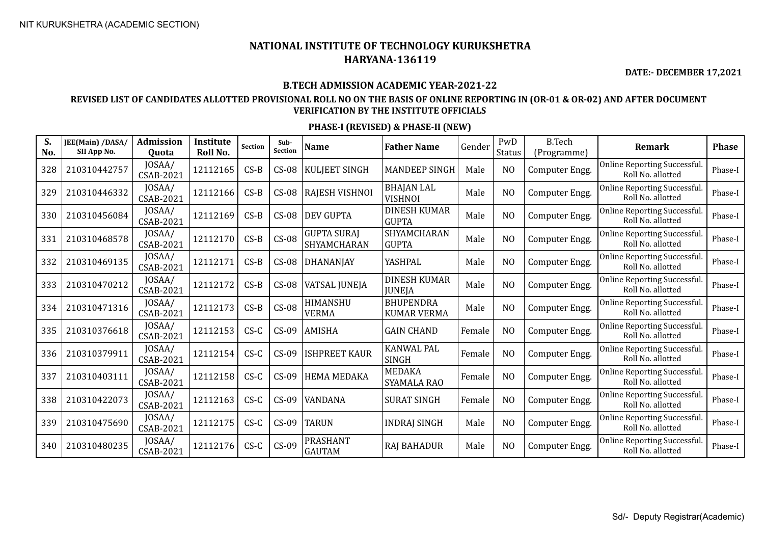NIT KURUKSHETRA (ACADEMIC SECTION)

# NATIONAL INSTITUTE OF TECHNOLOGY KURUKSHETRA
# HARYANA-136119

**DATE:- DECEMBER 17,2021**

**B.TECH ADMISSION ACADEMIC YEAR-2021-22**

**REVISED LIST OF CANDIDATES ALLOTTED PROVISIONAL ROLL NO ON THE BASIS OF ONLINE REPORTING IN (OR-01 & OR-02) AND AFTER DOCUMENT VERIFICATION BY THE INSTITUTE OFFICIALS**

**PHASE-I (REVISED) & PHASE-II (NEW)**

| S. No. | JEE(Main) /DASA/ SII App No. | Admission Quota | Institute Roll No. | Section | Sub-Section | Name | Father Name | Gender | PwD Status | B.Tech (Programme) | Remark | Phase |
|---|---|---|---|---|---|---|---|---|---|---|---|---|
| 328 | 210310442757 | JOSAA/ CSAB-2021 | 12112165 | CS-B | CS-08 | KULJEET SINGH | MANDEEP SINGH | Male | NO | Computer Engg. | Online Reporting Successful. Roll No. allotted | Phase-I |
| 329 | 210310446332 | JOSAA/ CSAB-2021 | 12112166 | CS-B | CS-08 | RAJESH VISHNOI | BHAJAN LAL VISHNOI | Male | NO | Computer Engg. | Online Reporting Successful. Roll No. allotted | Phase-I |
| 330 | 210310456084 | JOSAA/ CSAB-2021 | 12112169 | CS-B | CS-08 | DEV GUPTA | DINESH KUMAR GUPTA | Male | NO | Computer Engg. | Online Reporting Successful. Roll No. allotted | Phase-I |
| 331 | 210310468578 | JOSAA/ CSAB-2021 | 12112170 | CS-B | CS-08 | GUPTA SURAJ SHYAMCHARAN | SHYAMCHARAN GUPTA | Male | NO | Computer Engg. | Online Reporting Successful. Roll No. allotted | Phase-I |
| 332 | 210310469135 | JOSAA/ CSAB-2021 | 12112171 | CS-B | CS-08 | DHANANJAY | YASHPAL | Male | NO | Computer Engg. | Online Reporting Successful. Roll No. allotted | Phase-I |
| 333 | 210310470212 | JOSAA/ CSAB-2021 | 12112172 | CS-B | CS-08 | VATSAL JUNEJA | DINESH KUMAR JUNEJA | Male | NO | Computer Engg. | Online Reporting Successful. Roll No. allotted | Phase-I |
| 334 | 210310471316 | JOSAA/ CSAB-2021 | 12112173 | CS-B | CS-08 | HIMANSHU VERMA | BHUPENDRA KUMAR VERMA | Male | NO | Computer Engg. | Online Reporting Successful. Roll No. allotted | Phase-I |
| 335 | 210310376618 | JOSAA/ CSAB-2021 | 12112153 | CS-C | CS-09 | AMISHA | GAIN CHAND | Female | NO | Computer Engg. | Online Reporting Successful. Roll No. allotted | Phase-I |
| 336 | 210310379911 | JOSAA/ CSAB-2021 | 12112154 | CS-C | CS-09 | ISHPREET KAUR | KANWAL PAL SINGH | Female | NO | Computer Engg. | Online Reporting Successful. Roll No. allotted | Phase-I |
| 337 | 210310403111 | JOSAA/ CSAB-2021 | 12112158 | CS-C | CS-09 | HEMA MEDAKA | MEDAKA SYAMALA RAO | Female | NO | Computer Engg. | Online Reporting Successful. Roll No. allotted | Phase-I |
| 338 | 210310422073 | JOSAA/ CSAB-2021 | 12112163 | CS-C | CS-09 | VANDANA | SURAT SINGH | Female | NO | Computer Engg. | Online Reporting Successful. Roll No. allotted | Phase-I |
| 339 | 210310475690 | JOSAA/ CSAB-2021 | 12112175 | CS-C | CS-09 | TARUN | INDRAJ SINGH | Male | NO | Computer Engg. | Online Reporting Successful. Roll No. allotted | Phase-I |
| 340 | 210310480235 | JOSAA/ CSAB-2021 | 12112176 | CS-C | CS-09 | PRASHANT GAUTAM | RAJ BAHADUR | Male | NO | Computer Engg. | Online Reporting Successful. Roll No. allotted | Phase-I |

Sd/- Deputy Registrar(Academic)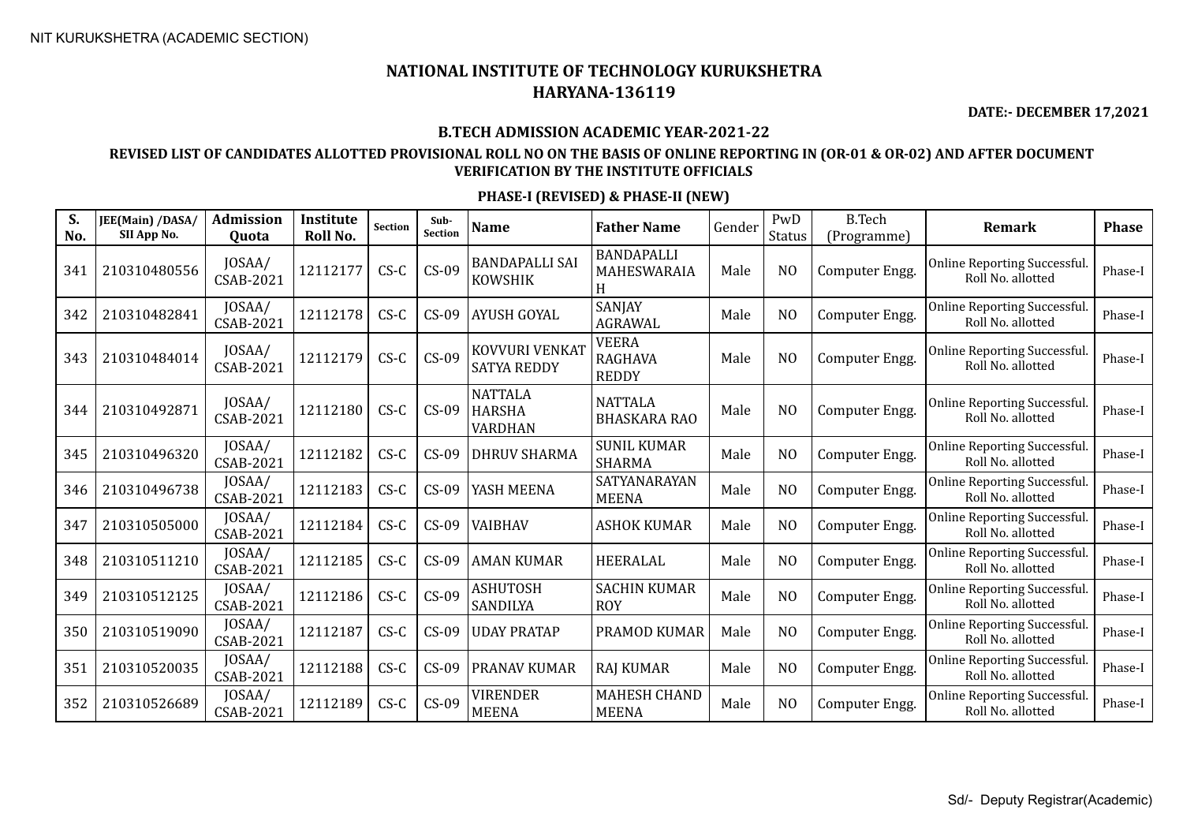NIT KURUKSHETRA (ACADEMIC SECTION)

# NATIONAL INSTITUTE OF TECHNOLOGY KURUKSHETRA
## HARYANA-136119

**DATE:- DECEMBER 17,2021**

### B.TECH ADMISSION ACADEMIC YEAR-2021-22

### REVISED LIST OF CANDIDATES ALLOTTED PROVISIONAL ROLL NO ON THE BASIS OF ONLINE REPORTING IN (OR-01 & OR-02) AND AFTER DOCUMENT VERIFICATION BY THE INSTITUTE OFFICIALS

### PHASE-I (REVISED) & PHASE-II (NEW)

| S. No. | JEE(Main) /DASA/ SII App No. | Admission Quota | Institute Roll No. | Section | Sub-Section | Name | Father Name | Gender | PwD Status | B.Tech (Programme) | Remark | Phase |
|---|---|---|---|---|---|---|---|---|---|---|---|---|
| 341 | 210310480556 | JOSAA/ CSAB-2021 | 12112177 | CS-C | CS-09 | BANDAPALLI SAI KOWSHIK | BANDAPALLI MAHESWARAIAH | Male | NO | Computer Engg. | Online Reporting Successful. Roll No. allotted | Phase-I |
| 342 | 210310482841 | JOSAA/ CSAB-2021 | 12112178 | CS-C | CS-09 | AYUSH GOYAL | SANJAY AGRAWAL | Male | NO | Computer Engg. | Online Reporting Successful. Roll No. allotted | Phase-I |
| 343 | 210310484014 | JOSAA/ CSAB-2021 | 12112179 | CS-C | CS-09 | KOVVURI VENKAT SATYA REDDY | VEERA RAGHAVA REDDY | Male | NO | Computer Engg. | Online Reporting Successful. Roll No. allotted | Phase-I |
| 344 | 210310492871 | JOSAA/ CSAB-2021 | 12112180 | CS-C | CS-09 | NATTALA HARSHA VARDHAN | NATTALA BHASKARA RAO | Male | NO | Computer Engg. | Online Reporting Successful. Roll No. allotted | Phase-I |
| 345 | 210310496320 | JOSAA/ CSAB-2021 | 12112182 | CS-C | CS-09 | DHRUV SHARMA | SUNIL KUMAR SHARMA | Male | NO | Computer Engg. | Online Reporting Successful. Roll No. allotted | Phase-I |
| 346 | 210310496738 | JOSAA/ CSAB-2021 | 12112183 | CS-C | CS-09 | YASH MEENA | SATYANARAYAN MEENA | Male | NO | Computer Engg. | Online Reporting Successful. Roll No. allotted | Phase-I |
| 347 | 210310505000 | JOSAA/ CSAB-2021 | 12112184 | CS-C | CS-09 | VAIBHAV | ASHOK KUMAR | Male | NO | Computer Engg. | Online Reporting Successful. Roll No. allotted | Phase-I |
| 348 | 210310511210 | JOSAA/ CSAB-2021 | 12112185 | CS-C | CS-09 | AMAN KUMAR | HEERALAL | Male | NO | Computer Engg. | Online Reporting Successful. Roll No. allotted | Phase-I |
| 349 | 210310512125 | JOSAA/ CSAB-2021 | 12112186 | CS-C | CS-09 | ASHUTOSH SANDILYA | SACHIN KUMAR ROY | Male | NO | Computer Engg. | Online Reporting Successful. Roll No. allotted | Phase-I |
| 350 | 210310519090 | JOSAA/ CSAB-2021 | 12112187 | CS-C | CS-09 | UDAY PRATAP | PRAMOD KUMAR | Male | NO | Computer Engg. | Online Reporting Successful. Roll No. allotted | Phase-I |
| 351 | 210310520035 | JOSAA/ CSAB-2021 | 12112188 | CS-C | CS-09 | PRANAV KUMAR | RAJ KUMAR | Male | NO | Computer Engg. | Online Reporting Successful. Roll No. allotted | Phase-I |
| 352 | 210310526689 | JOSAA/ CSAB-2021 | 12112189 | CS-C | CS-09 | VIRENDER MEENA | MAHESH CHAND MEENA | Male | NO | Computer Engg. | Online Reporting Successful. Roll No. allotted | Phase-I |

Sd/- Deputy Registrar(Academic)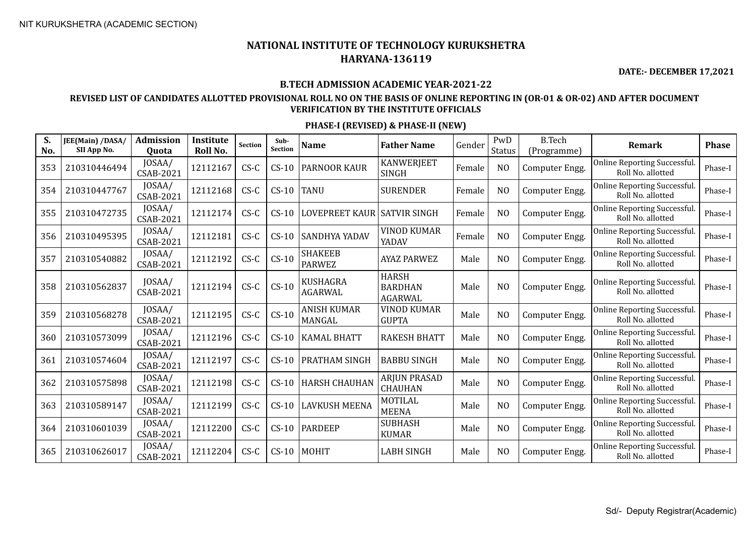NIT KURUKSHETRA (ACADEMIC SECTION)

# NATIONAL INSTITUTE OF TECHNOLOGY KURUKSHETRA
## HARYANA-136119

**DATE:- DECEMBER 17,2021**

### B.TECH ADMISSION ACADEMIC YEAR-2021-22

### REVISED LIST OF CANDIDATES ALLOTTED PROVISIONAL ROLL NO ON THE BASIS OF ONLINE REPORTING IN (OR-01 & OR-02) AND AFTER DOCUMENT VERIFICATION BY THE INSTITUTE OFFICIALS

### PHASE-I (REVISED) & PHASE-II (NEW)

| S. No. | JEE(Main) /DASA/ SII App No. | Admission Quota | Institute Roll No. | Section | Sub-Section | Name | Father Name | Gender | PwD Status | B.Tech (Programme) | Remark | Phase |
|---|---|---|---|---|---|---|---|---|---|---|---|---|
| 353 | 210310446494 | JOSAA/ CSAB-2021 | 12112167 | CS-C | CS-10 | PARNOOR KAUR | KANWERJEET SINGH | Female | NO | Computer Engg. | Online Reporting Successful. Roll No. allotted | Phase-I |
| 354 | 210310447767 | JOSAA/ CSAB-2021 | 12112168 | CS-C | CS-10 | TANU | SURENDER | Female | NO | Computer Engg. | Online Reporting Successful. Roll No. allotted | Phase-I |
| 355 | 210310472735 | JOSAA/ CSAB-2021 | 12112174 | CS-C | CS-10 | LOVEPREET KAUR | SATVIR SINGH | Female | NO | Computer Engg. | Online Reporting Successful. Roll No. allotted | Phase-I |
| 356 | 210310495395 | JOSAA/ CSAB-2021 | 12112181 | CS-C | CS-10 | SANDHYA YADAV | VINOD KUMAR YADAV | Female | NO | Computer Engg. | Online Reporting Successful. Roll No. allotted | Phase-I |
| 357 | 210310540882 | JOSAA/ CSAB-2021 | 12112192 | CS-C | CS-10 | SHAKEEB PARWEZ | AYAZ PARWEZ | Male | NO | Computer Engg. | Online Reporting Successful. Roll No. allotted | Phase-I |
| 358 | 210310562837 | JOSAA/ CSAB-2021 | 12112194 | CS-C | CS-10 | KUSHAGRA AGARWAL | HARSH BARDHAN AGARWAL | Male | NO | Computer Engg. | Online Reporting Successful. Roll No. allotted | Phase-I |
| 359 | 210310568278 | JOSAA/ CSAB-2021 | 12112195 | CS-C | CS-10 | ANISH KUMAR MANGAL | VINOD KUMAR GUPTA | Male | NO | Computer Engg. | Online Reporting Successful. Roll No. allotted | Phase-I |
| 360 | 210310573099 | JOSAA/ CSAB-2021 | 12112196 | CS-C | CS-10 | KAMAL BHATT | RAKESH BHATT | Male | NO | Computer Engg. | Online Reporting Successful. Roll No. allotted | Phase-I |
| 361 | 210310574604 | JOSAA/ CSAB-2021 | 12112197 | CS-C | CS-10 | PRATHAM SINGH | BABBU SINGH | Male | NO | Computer Engg. | Online Reporting Successful. Roll No. allotted | Phase-I |
| 362 | 210310575898 | JOSAA/ CSAB-2021 | 12112198 | CS-C | CS-10 | HARSH CHAUHAN | ARJUN PRASAD CHAUHAN | Male | NO | Computer Engg. | Online Reporting Successful. Roll No. allotted | Phase-I |
| 363 | 210310589147 | JOSAA/ CSAB-2021 | 12112199 | CS-C | CS-10 | LAVKUSH MEENA | MOTILAL MEENA | Male | NO | Computer Engg. | Online Reporting Successful. Roll No. allotted | Phase-I |
| 364 | 210310601039 | JOSAA/ CSAB-2021 | 12112200 | CS-C | CS-10 | PARDEEP | SUBHASH KUMAR | Male | NO | Computer Engg. | Online Reporting Successful. Roll No. allotted | Phase-I |
| 365 | 210310626017 | JOSAA/ CSAB-2021 | 12112204 | CS-C | CS-10 | MOHIT | LABH SINGH | Male | NO | Computer Engg. | Online Reporting Successful. Roll No. allotted | Phase-I |

Sd/- Deputy Registrar(Academic)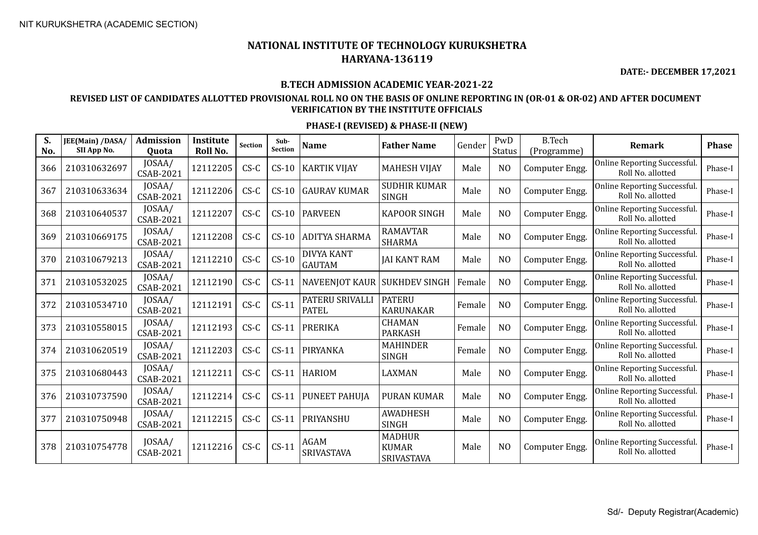NIT KURUKSHETRA (ACADEMIC SECTION)

# NATIONAL INSTITUTE OF TECHNOLOGY KURUKSHETRA
## HARYANA-136119

**DATE:- DECEMBER 17,2021**

### B.TECH ADMISSION ACADEMIC YEAR-2021-22

### REVISED LIST OF CANDIDATES ALLOTTED PROVISIONAL ROLL NO ON THE BASIS OF ONLINE REPORTING IN (OR-01 & OR-02) AND AFTER DOCUMENT VERIFICATION BY THE INSTITUTE OFFICIALS

### PHASE-I (REVISED) & PHASE-II (NEW)

| S. No. | JEE(Main) /DASA/ SII App No. | Admission Quota | Institute Roll No. | Section | Sub-Section | Name | Father Name | Gender | PwD Status | B.Tech (Programme) | Remark | Phase |
|---|---|---|---|---|---|---|---|---|---|---|---|---|
| 366 | 210310632697 | JOSAA/ CSAB-2021 | 12112205 | CS-C | CS-10 | KARTIK VIJAY | MAHESH VIJAY | Male | NO | Computer Engg. | Online Reporting Successful. Roll No. allotted | Phase-I |
| 367 | 210310633634 | JOSAA/ CSAB-2021 | 12112206 | CS-C | CS-10 | GAURAV KUMAR | SUDHIR KUMAR SINGH | Male | NO | Computer Engg. | Online Reporting Successful. Roll No. allotted | Phase-I |
| 368 | 210310640537 | JOSAA/ CSAB-2021 | 12112207 | CS-C | CS-10 | PARVEEN | KAPOOR SINGH | Male | NO | Computer Engg. | Online Reporting Successful. Roll No. allotted | Phase-I |
| 369 | 210310669175 | JOSAA/ CSAB-2021 | 12112208 | CS-C | CS-10 | ADITYA SHARMA | RAMAVTAR SHARMA | Male | NO | Computer Engg. | Online Reporting Successful. Roll No. allotted | Phase-I |
| 370 | 210310679213 | JOSAA/ CSAB-2021 | 12112210 | CS-C | CS-10 | DIVYA KANT GAUTAM | JAI KANT RAM | Male | NO | Computer Engg. | Online Reporting Successful. Roll No. allotted | Phase-I |
| 371 | 210310532025 | JOSAA/ CSAB-2021 | 12112190 | CS-C | CS-11 | NAVEENJOT KAUR | SUKHDEV SINGH | Female | NO | Computer Engg. | Online Reporting Successful. Roll No. allotted | Phase-I |
| 372 | 210310534710 | JOSAA/ CSAB-2021 | 12112191 | CS-C | CS-11 | PATERU SRIVALLI PATEL | PATERU KARUNAKAR | Female | NO | Computer Engg. | Online Reporting Successful. Roll No. allotted | Phase-I |
| 373 | 210310558015 | JOSAA/ CSAB-2021 | 12112193 | CS-C | CS-11 | PRERIKA | CHAMAN PARKASH | Female | NO | Computer Engg. | Online Reporting Successful. Roll No. allotted | Phase-I |
| 374 | 210310620519 | JOSAA/ CSAB-2021 | 12112203 | CS-C | CS-11 | PIRYANKA | MAHINDER SINGH | Female | NO | Computer Engg. | Online Reporting Successful. Roll No. allotted | Phase-I |
| 375 | 210310680443 | JOSAA/ CSAB-2021 | 12112211 | CS-C | CS-11 | HARIOM | LAXMAN | Male | NO | Computer Engg. | Online Reporting Successful. Roll No. allotted | Phase-I |
| 376 | 210310737590 | JOSAA/ CSAB-2021 | 12112214 | CS-C | CS-11 | PUNEET PAHUJA | PURAN KUMAR | Male | NO | Computer Engg. | Online Reporting Successful. Roll No. allotted | Phase-I |
| 377 | 210310750948 | JOSAA/ CSAB-2021 | 12112215 | CS-C | CS-11 | PRIYANSHU | AWADHESH SINGH | Male | NO | Computer Engg. | Online Reporting Successful. Roll No. allotted | Phase-I |
| 378 | 210310754778 | JOSAA/ CSAB-2021 | 12112216 | CS-C | CS-11 | AGAM SRIVASTAVA | MADHUR KUMAR SRIVASTAVA | Male | NO | Computer Engg. | Online Reporting Successful. Roll No. allotted | Phase-I |

Sd/- Deputy Registrar(Academic)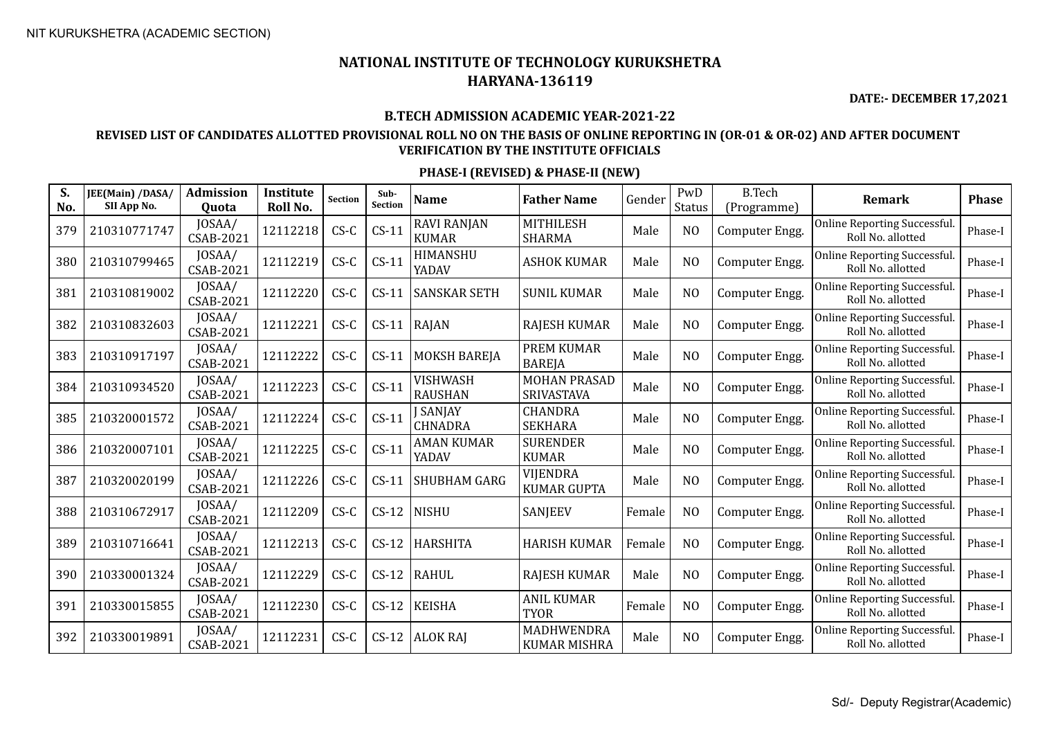NIT KURUKSHETRA (ACADEMIC SECTION)

# NATIONAL INSTITUTE OF TECHNOLOGY KURUKSHETRA
# HARYANA-136119

**DATE:- DECEMBER 17,2021**

**B.TECH ADMISSION ACADEMIC YEAR-2021-22**

**REVISED LIST OF CANDIDATES ALLOTTED PROVISIONAL ROLL NO ON THE BASIS OF ONLINE REPORTING IN (OR-01 & OR-02) AND AFTER DOCUMENT VERIFICATION BY THE INSTITUTE OFFICIALS**

**PHASE-I (REVISED) & PHASE-II (NEW)**

| S. No. | JEE(Main) /DASA/ SII App No. | Admission Quota | Institute Roll No. | Section | Sub-Section | Name | Father Name | Gender | PwD Status | B.Tech (Programme) | Remark | Phase |
|---|---|---|---|---|---|---|---|---|---|---|---|---|
| 379 | 210310771747 | JOSAA/ CSAB-2021 | 12112218 | CS-C | CS-11 | RAVI RANJAN KUMAR | MITHILESH SHARMA | Male | NO | Computer Engg. | Online Reporting Successful. Roll No. allotted | Phase-I |
| 380 | 210310799465 | JOSAA/ CSAB-2021 | 12112219 | CS-C | CS-11 | HIMANSHU YADAV | ASHOK KUMAR | Male | NO | Computer Engg. | Online Reporting Successful. Roll No. allotted | Phase-I |
| 381 | 210310819002 | JOSAA/ CSAB-2021 | 12112220 | CS-C | CS-11 | SANSKAR SETH | SUNIL KUMAR | Male | NO | Computer Engg. | Online Reporting Successful. Roll No. allotted | Phase-I |
| 382 | 210310832603 | JOSAA/ CSAB-2021 | 12112221 | CS-C | CS-11 | RAJAN | RAJESH KUMAR | Male | NO | Computer Engg. | Online Reporting Successful. Roll No. allotted | Phase-I |
| 383 | 210310917197 | JOSAA/ CSAB-2021 | 12112222 | CS-C | CS-11 | MOKSH BAREJA | PREM KUMAR BAREJA | Male | NO | Computer Engg. | Online Reporting Successful. Roll No. allotted | Phase-I |
| 384 | 210310934520 | JOSAA/ CSAB-2021 | 12112223 | CS-C | CS-11 | VISHWASH RAUSHAN | MOHAN PRASAD SRIVASTAVA | Male | NO | Computer Engg. | Online Reporting Successful. Roll No. allotted | Phase-I |
| 385 | 210320001572 | JOSAA/ CSAB-2021 | 12112224 | CS-C | CS-11 | J SANJAY CHNADRA | CHANDRA SEKHARA | Male | NO | Computer Engg. | Online Reporting Successful. Roll No. allotted | Phase-I |
| 386 | 210320007101 | JOSAA/ CSAB-2021 | 12112225 | CS-C | CS-11 | AMAN KUMAR YADAV | SURENDER KUMAR | Male | NO | Computer Engg. | Online Reporting Successful. Roll No. allotted | Phase-I |
| 387 | 210320020199 | JOSAA/ CSAB-2021 | 12112226 | CS-C | CS-11 | SHUBHAM GARG | VIJENDRA KUMAR GUPTA | Male | NO | Computer Engg. | Online Reporting Successful. Roll No. allotted | Phase-I |
| 388 | 210310672917 | JOSAA/ CSAB-2021 | 12112209 | CS-C | CS-12 | NISHU | SANJEEV | Female | NO | Computer Engg. | Online Reporting Successful. Roll No. allotted | Phase-I |
| 389 | 210310716641 | JOSAA/ CSAB-2021 | 12112213 | CS-C | CS-12 | HARSHITA | HARISH KUMAR | Female | NO | Computer Engg. | Online Reporting Successful. Roll No. allotted | Phase-I |
| 390 | 210330001324 | JOSAA/ CSAB-2021 | 12112229 | CS-C | CS-12 | RAHUL | RAJESH KUMAR | Male | NO | Computer Engg. | Online Reporting Successful. Roll No. allotted | Phase-I |
| 391 | 210330015855 | JOSAA/ CSAB-2021 | 12112230 | CS-C | CS-12 | KEISHA | ANIL KUMAR TYOR | Female | NO | Computer Engg. | Online Reporting Successful. Roll No. allotted | Phase-I |
| 392 | 210330019891 | JOSAA/ CSAB-2021 | 12112231 | CS-C | CS-12 | ALOK RAJ | MADHWENDRA KUMAR MISHRA | Male | NO | Computer Engg. | Online Reporting Successful. Roll No. allotted | Phase-I |

Sd/- Deputy Registrar(Academic)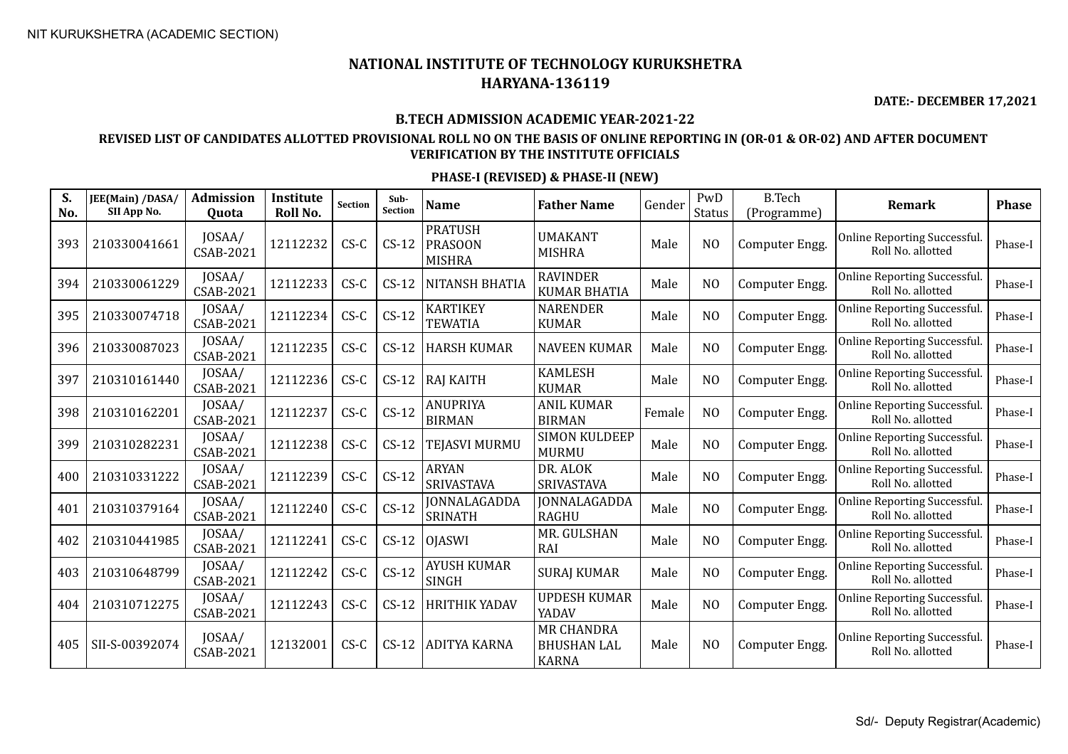NIT KURUKSHETRA (ACADEMIC SECTION)

# NATIONAL INSTITUTE OF TECHNOLOGY KURUKSHETRA
## HARYANA-136119

**DATE:- DECEMBER 17,2021**

### B.TECH ADMISSION ACADEMIC YEAR-2021-22

### REVISED LIST OF CANDIDATES ALLOTTED PROVISIONAL ROLL NO ON THE BASIS OF ONLINE REPORTING IN (OR-01 & OR-02) AND AFTER DOCUMENT VERIFICATION BY THE INSTITUTE OFFICIALS

### PHASE-I (REVISED) & PHASE-II (NEW)

| S. No. | JEE(Main) /DASA/ SII App No. | Admission Quota | Institute Roll No. | Section | Sub-Section | Name | Father Name | Gender | PwD Status | B.Tech (Programme) | Remark | Phase |
|---|---|---|---|---|---|---|---|---|---|---|---|---|
| 393 | 210330041661 | JOSAA/ CSAB-2021 | 12112232 | CS-C | CS-12 | PRATUSH PRASOON MISHRA | UMAKANT MISHRA | Male | NO | Computer Engg. | Online Reporting Successful. Roll No. allotted | Phase-I |
| 394 | 210330061229 | JOSAA/ CSAB-2021 | 12112233 | CS-C | CS-12 | NITANSH BHATIA | RAVINDER KUMAR BHATIA | Male | NO | Computer Engg. | Online Reporting Successful. Roll No. allotted | Phase-I |
| 395 | 210330074718 | JOSAA/ CSAB-2021 | 12112234 | CS-C | CS-12 | KARTIKEY TEWATIA | NARENDER KUMAR | Male | NO | Computer Engg. | Online Reporting Successful. Roll No. allotted | Phase-I |
| 396 | 210330087023 | JOSAA/ CSAB-2021 | 12112235 | CS-C | CS-12 | HARSH KUMAR | NAVEEN KUMAR | Male | NO | Computer Engg. | Online Reporting Successful. Roll No. allotted | Phase-I |
| 397 | 210310161440 | JOSAA/ CSAB-2021 | 12112236 | CS-C | CS-12 | RAJ KAITH | KAMLESH KUMAR | Male | NO | Computer Engg. | Online Reporting Successful. Roll No. allotted | Phase-I |
| 398 | 210310162201 | JOSAA/ CSAB-2021 | 12112237 | CS-C | CS-12 | ANUPRIYA BIRMAN | ANIL KUMAR BIRMAN | Female | NO | Computer Engg. | Online Reporting Successful. Roll No. allotted | Phase-I |
| 399 | 210310282231 | JOSAA/ CSAB-2021 | 12112238 | CS-C | CS-12 | TEJASVI MURMU | SIMON KULDEEP MURMU | Male | NO | Computer Engg. | Online Reporting Successful. Roll No. allotted | Phase-I |
| 400 | 210310331222 | JOSAA/ CSAB-2021 | 12112239 | CS-C | CS-12 | ARYAN SRIVASTAVA | DR. ALOK SRIVASTAVA | Male | NO | Computer Engg. | Online Reporting Successful. Roll No. allotted | Phase-I |
| 401 | 210310379164 | JOSAA/ CSAB-2021 | 12112240 | CS-C | CS-12 | JONNALAGADDA SRINATH | JONNALAGADDA RAGHU | Male | NO | Computer Engg. | Online Reporting Successful. Roll No. allotted | Phase-I |
| 402 | 210310441985 | JOSAA/ CSAB-2021 | 12112241 | CS-C | CS-12 | OJASWI | MR. GULSHAN RAI | Male | NO | Computer Engg. | Online Reporting Successful. Roll No. allotted | Phase-I |
| 403 | 210310648799 | JOSAA/ CSAB-2021 | 12112242 | CS-C | CS-12 | AYUSH KUMAR SINGH | SURAJ KUMAR | Male | NO | Computer Engg. | Online Reporting Successful. Roll No. allotted | Phase-I |
| 404 | 210310712275 | JOSAA/ CSAB-2021 | 12112243 | CS-C | CS-12 | HRITHIK YADAV | UPDESH KUMAR YADAV | Male | NO | Computer Engg. | Online Reporting Successful. Roll No. allotted | Phase-I |
| 405 | SII-S-00392074 | JOSAA/ CSAB-2021 | 12132001 | CS-C | CS-12 | ADITYA KARNA | MR CHANDRA BHUSHAN LAL KARNA | Male | NO | Computer Engg. | Online Reporting Successful. Roll No. allotted | Phase-I |

Sd/- Deputy Registrar(Academic)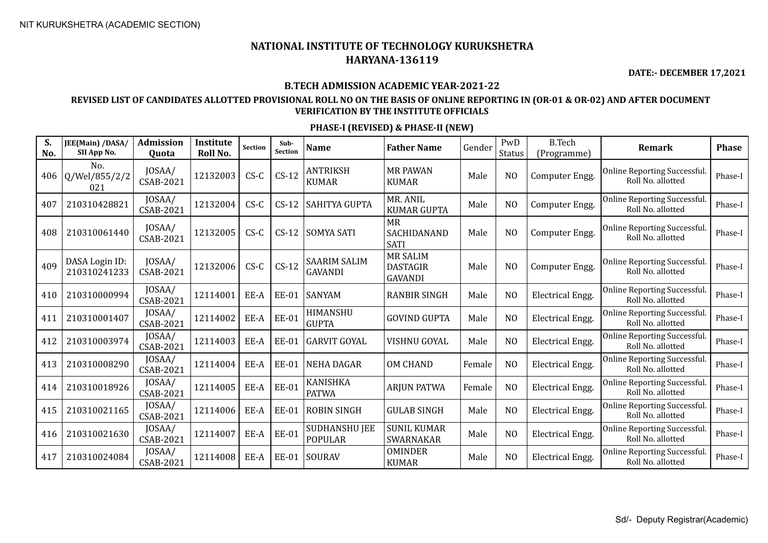NIT KURUKSHETRA (ACADEMIC SECTION)

# NATIONAL INSTITUTE OF TECHNOLOGY KURUKSHETRA
## HARYANA-136119

**DATE:- DECEMBER 17,2021**

### B.TECH ADMISSION ACADEMIC YEAR-2021-22

### REVISED LIST OF CANDIDATES ALLOTTED PROVISIONAL ROLL NO ON THE BASIS OF ONLINE REPORTING IN (OR-01 & OR-02) AND AFTER DOCUMENT VERIFICATION BY THE INSTITUTE OFFICIALS

### PHASE-I (REVISED) & PHASE-II (NEW)

| S. No. | JEE(Main) /DASA/ SII App No. | Admission Quota | Institute Roll No. | Section | Sub-Section | Name | Father Name | Gender | PwD Status | B.Tech (Programme) | Remark | Phase |
|---|---|---|---|---|---|---|---|---|---|---|---|---|
| 406 | No. Q/Wel/855/2/2021 | JOSAA/ CSAB-2021 | 12132003 | CS-C | CS-12 | ANTRIKSH KUMAR | MR PAWAN KUMAR | Male | NO | Computer Engg. | Online Reporting Successful. Roll No. allotted | Phase-I |
| 407 | 210310428821 | JOSAA/ CSAB-2021 | 12132004 | CS-C | CS-12 | SAHITYA GUPTA | MR. ANIL KUMAR GUPTA | Male | NO | Computer Engg. | Online Reporting Successful. Roll No. allotted | Phase-I |
| 408 | 210310061440 | JOSAA/ CSAB-2021 | 12132005 | CS-C | CS-12 | SOMYA SATI | MR SACHIDANAND SATI | Male | NO | Computer Engg. | Online Reporting Successful. Roll No. allotted | Phase-I |
| 409 | DASA Login ID: 210310241233 | JOSAA/ CSAB-2021 | 12132006 | CS-C | CS-12 | SAARIM SALIM GAVANDI | MR SALIM DASTAGIR GAVANDI | Male | NO | Computer Engg. | Online Reporting Successful. Roll No. allotted | Phase-I |
| 410 | 210310000994 | JOSAA/ CSAB-2021 | 12114001 | EE-A | EE-01 | SANYAM | RANBIR SINGH | Male | NO | Electrical Engg. | Online Reporting Successful. Roll No. allotted | Phase-I |
| 411 | 210310001407 | JOSAA/ CSAB-2021 | 12114002 | EE-A | EE-01 | HIMANSHU GUPTA | GOVIND GUPTA | Male | NO | Electrical Engg. | Online Reporting Successful. Roll No. allotted | Phase-I |
| 412 | 210310003974 | JOSAA/ CSAB-2021 | 12114003 | EE-A | EE-01 | GARVIT GOYAL | VISHNU GOYAL | Male | NO | Electrical Engg. | Online Reporting Successful. Roll No. allotted | Phase-I |
| 413 | 210310008290 | JOSAA/ CSAB-2021 | 12114004 | EE-A | EE-01 | NEHA DAGAR | OM CHAND | Female | NO | Electrical Engg. | Online Reporting Successful. Roll No. allotted | Phase-I |
| 414 | 210310018926 | JOSAA/ CSAB-2021 | 12114005 | EE-A | EE-01 | KANISHKA PATWA | ARJUN PATWA | Female | NO | Electrical Engg. | Online Reporting Successful. Roll No. allotted | Phase-I |
| 415 | 210310021165 | JOSAA/ CSAB-2021 | 12114006 | EE-A | EE-01 | ROBIN SINGH | GULAB SINGH | Male | NO | Electrical Engg. | Online Reporting Successful. Roll No. allotted | Phase-I |
| 416 | 210310021630 | JOSAA/ CSAB-2021 | 12114007 | EE-A | EE-01 | SUDHANSHU JEE POPULAR | SUNIL KUMAR SWARNAKAR | Male | NO | Electrical Engg. | Online Reporting Successful. Roll No. allotted | Phase-I |
| 417 | 210310024084 | JOSAA/ CSAB-2021 | 12114008 | EE-A | EE-01 | SOURAV | OMINDER KUMAR | Male | NO | Electrical Engg. | Online Reporting Successful. Roll No. allotted | Phase-I |

Sd/- Deputy Registrar(Academic)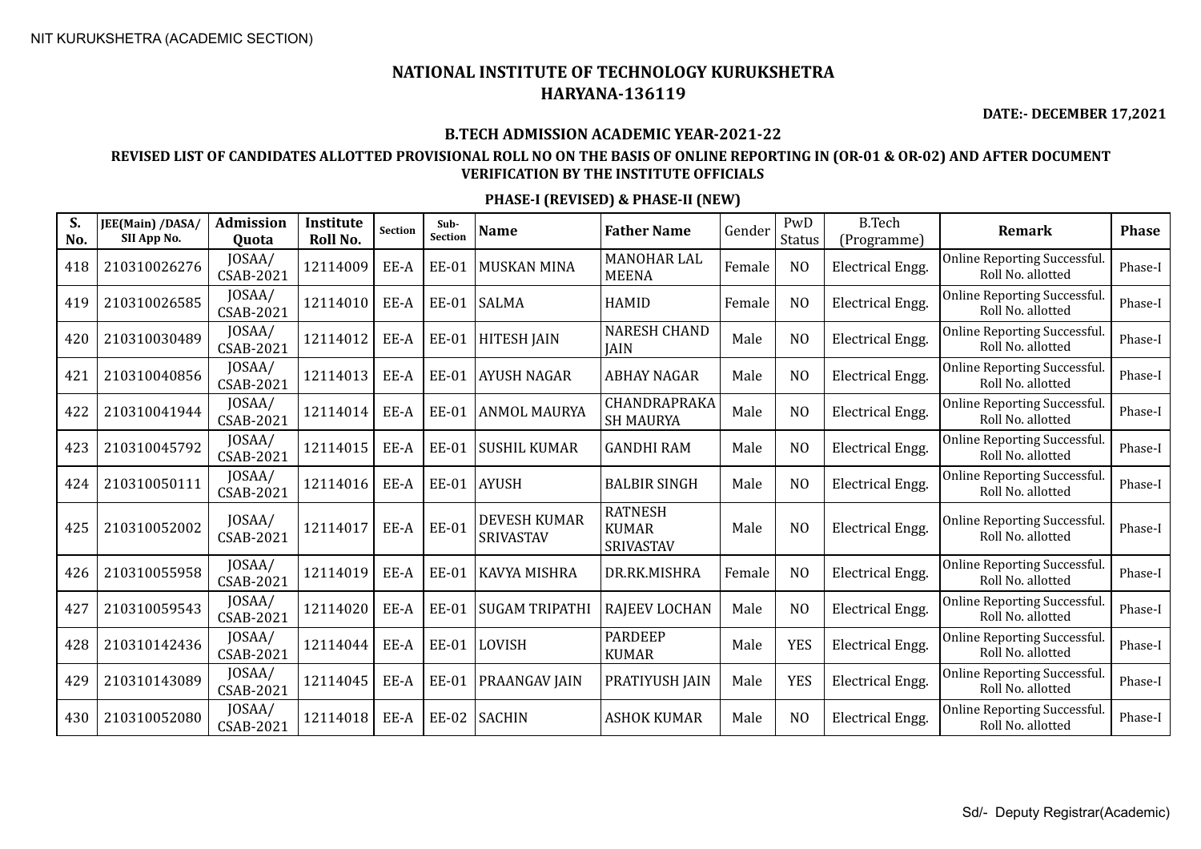NIT KURUKSHETRA (ACADEMIC SECTION)

# NATIONAL INSTITUTE OF TECHNOLOGY KURUKSHETRA
## HARYANA-136119

**DATE:- DECEMBER 17,2021**

**B.TECH ADMISSION ACADEMIC YEAR-2021-22**

**REVISED LIST OF CANDIDATES ALLOTTED PROVISIONAL ROLL NO ON THE BASIS OF ONLINE REPORTING IN (OR-01 & OR-02) AND AFTER DOCUMENT VERIFICATION BY THE INSTITUTE OFFICIALS**

**PHASE-I (REVISED) & PHASE-II (NEW)**

| S. No. | JEE(Main) /DASA/ SII App No. | Admission Quota | Institute Roll No. | Section | Sub-Section | Name | Father Name | Gender | PwD Status | B.Tech (Programme) | Remark | Phase |
|---|---|---|---|---|---|---|---|---|---|---|---|---|
| 418 | 210310026276 | JOSAA/ CSAB-2021 | 12114009 | EE-A | EE-01 | MUSKAN MINA | MANOHAR LAL MEENA | Female | NO | Electrical Engg. | Online Reporting Successful. Roll No. allotted | Phase-I |
| 419 | 210310026585 | JOSAA/ CSAB-2021 | 12114010 | EE-A | EE-01 | SALMA | HAMID | Female | NO | Electrical Engg. | Online Reporting Successful. Roll No. allotted | Phase-I |
| 420 | 210310030489 | JOSAA/ CSAB-2021 | 12114012 | EE-A | EE-01 | HITESH JAIN | NARESH CHAND JAIN | Male | NO | Electrical Engg. | Online Reporting Successful. Roll No. allotted | Phase-I |
| 421 | 210310040856 | JOSAA/ CSAB-2021 | 12114013 | EE-A | EE-01 | AYUSH NAGAR | ABHAY NAGAR | Male | NO | Electrical Engg. | Online Reporting Successful. Roll No. allotted | Phase-I |
| 422 | 210310041944 | JOSAA/ CSAB-2021 | 12114014 | EE-A | EE-01 | ANMOL MAURYA | CHANDRAPRAKASH MAURYA | Male | NO | Electrical Engg. | Online Reporting Successful. Roll No. allotted | Phase-I |
| 423 | 210310045792 | JOSAA/ CSAB-2021 | 12114015 | EE-A | EE-01 | SUSHIL KUMAR | GANDHI RAM | Male | NO | Electrical Engg. | Online Reporting Successful. Roll No. allotted | Phase-I |
| 424 | 210310050111 | JOSAA/ CSAB-2021 | 12114016 | EE-A | EE-01 | AYUSH | BALBIR SINGH | Male | NO | Electrical Engg. | Online Reporting Successful. Roll No. allotted | Phase-I |
| 425 | 210310052002 | JOSAA/ CSAB-2021 | 12114017 | EE-A | EE-01 | DEVESH KUMAR SRIVASTAV | RATNESH KUMAR SRIVASTAV | Male | NO | Electrical Engg. | Online Reporting Successful. Roll No. allotted | Phase-I |
| 426 | 210310055958 | JOSAA/ CSAB-2021 | 12114019 | EE-A | EE-01 | KAVYA MISHRA | DR.RK.MISHRA | Female | NO | Electrical Engg. | Online Reporting Successful. Roll No. allotted | Phase-I |
| 427 | 210310059543 | JOSAA/ CSAB-2021 | 12114020 | EE-A | EE-01 | SUGAM TRIPATHI | RAJEEV LOCHAN | Male | NO | Electrical Engg. | Online Reporting Successful. Roll No. allotted | Phase-I |
| 428 | 210310142436 | JOSAA/ CSAB-2021 | 12114044 | EE-A | EE-01 | LOVISH | PARDEEP KUMAR | Male | YES | Electrical Engg. | Online Reporting Successful. Roll No. allotted | Phase-I |
| 429 | 210310143089 | JOSAA/ CSAB-2021 | 12114045 | EE-A | EE-01 | PRAANGAV JAIN | PRATIYUSH JAIN | Male | YES | Electrical Engg. | Online Reporting Successful. Roll No. allotted | Phase-I |
| 430 | 210310052080 | JOSAA/ CSAB-2021 | 12114018 | EE-A | EE-02 | SACHIN | ASHOK KUMAR | Male | NO | Electrical Engg. | Online Reporting Successful. Roll No. allotted | Phase-I |

Sd/- Deputy Registrar(Academic)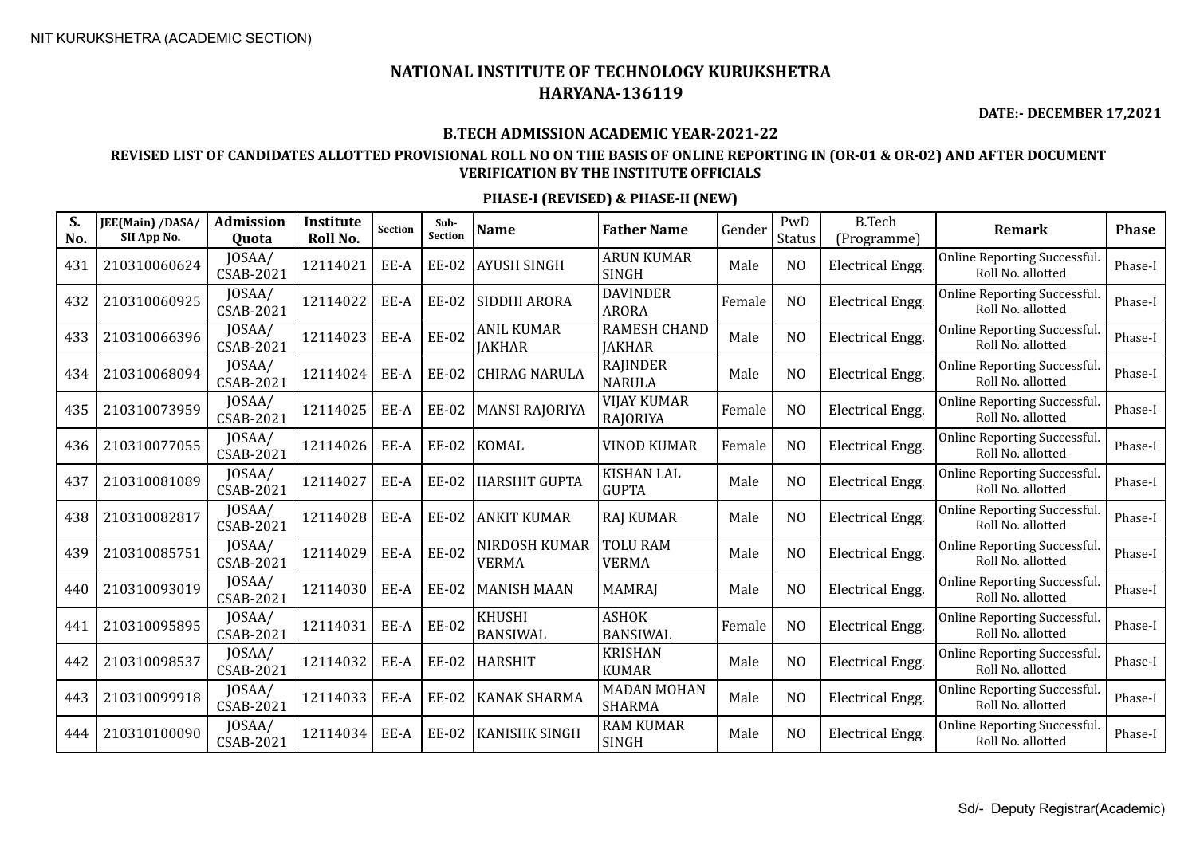NIT KURUKSHETRA (ACADEMIC SECTION)

# NATIONAL INSTITUTE OF TECHNOLOGY KURUKSHETRA
## HARYANA-136119

**DATE:- DECEMBER 17,2021**

**B.TECH ADMISSION ACADEMIC YEAR-2021-22**

**REVISED LIST OF CANDIDATES ALLOTTED PROVISIONAL ROLL NO ON THE BASIS OF ONLINE REPORTING IN (OR-01 & OR-02) AND AFTER DOCUMENT VERIFICATION BY THE INSTITUTE OFFICIALS**

**PHASE-I (REVISED) & PHASE-II (NEW)**

| S. No. | JEE(Main) /DASA/ SII App No. | Admission Quota | Institute Roll No. | Section | Sub-Section | Name | Father Name | Gender | PwD Status | B.Tech (Programme) | Remark | Phase |
|---|---|---|---|---|---|---|---|---|---|---|---|---|
| 431 | 210310060624 | JOSAA/ CSAB-2021 | 12114021 | EE-A | EE-02 | AYUSH SINGH | ARUN KUMAR SINGH | Male | NO | Electrical Engg. | Online Reporting Successful. Roll No. allotted | Phase-I |
| 432 | 210310060925 | JOSAA/ CSAB-2021 | 12114022 | EE-A | EE-02 | SIDDHI ARORA | DAVINDER ARORA | Female | NO | Electrical Engg. | Online Reporting Successful. Roll No. allotted | Phase-I |
| 433 | 210310066396 | JOSAA/ CSAB-2021 | 12114023 | EE-A | EE-02 | ANIL KUMAR JAKHAR | RAMESH CHAND JAKHAR | Male | NO | Electrical Engg. | Online Reporting Successful. Roll No. allotted | Phase-I |
| 434 | 210310068094 | JOSAA/ CSAB-2021 | 12114024 | EE-A | EE-02 | CHIRAG NARULA | RAJINDER NARULA | Male | NO | Electrical Engg. | Online Reporting Successful. Roll No. allotted | Phase-I |
| 435 | 210310073959 | JOSAA/ CSAB-2021 | 12114025 | EE-A | EE-02 | MANSI RAJORIYA | VIJAY KUMAR RAJORIYA | Female | NO | Electrical Engg. | Online Reporting Successful. Roll No. allotted | Phase-I |
| 436 | 210310077055 | JOSAA/ CSAB-2021 | 12114026 | EE-A | EE-02 | KOMAL | VINOD KUMAR | Female | NO | Electrical Engg. | Online Reporting Successful. Roll No. allotted | Phase-I |
| 437 | 210310081089 | JOSAA/ CSAB-2021 | 12114027 | EE-A | EE-02 | HARSHIT GUPTA | KISHAN LAL GUPTA | Male | NO | Electrical Engg. | Online Reporting Successful. Roll No. allotted | Phase-I |
| 438 | 210310082817 | JOSAA/ CSAB-2021 | 12114028 | EE-A | EE-02 | ANKIT KUMAR | RAJ KUMAR | Male | NO | Electrical Engg. | Online Reporting Successful. Roll No. allotted | Phase-I |
| 439 | 210310085751 | JOSAA/ CSAB-2021 | 12114029 | EE-A | EE-02 | NIRDOSH KUMAR VERMA | TOLU RAM VERMA | Male | NO | Electrical Engg. | Online Reporting Successful. Roll No. allotted | Phase-I |
| 440 | 210310093019 | JOSAA/ CSAB-2021 | 12114030 | EE-A | EE-02 | MANISH MAAN | MAMRAJ | Male | NO | Electrical Engg. | Online Reporting Successful. Roll No. allotted | Phase-I |
| 441 | 210310095895 | JOSAA/ CSAB-2021 | 12114031 | EE-A | EE-02 | KHUSHI BANSIWAL | ASHOK BANSIWAL | Female | NO | Electrical Engg. | Online Reporting Successful. Roll No. allotted | Phase-I |
| 442 | 210310098537 | JOSAA/ CSAB-2021 | 12114032 | EE-A | EE-02 | HARSHIT | KRISHAN KUMAR | Male | NO | Electrical Engg. | Online Reporting Successful. Roll No. allotted | Phase-I |
| 443 | 210310099918 | JOSAA/ CSAB-2021 | 12114033 | EE-A | EE-02 | KANAK SHARMA | MADAN MOHAN SHARMA | Male | NO | Electrical Engg. | Online Reporting Successful. Roll No. allotted | Phase-I |
| 444 | 210310100090 | JOSAA/ CSAB-2021 | 12114034 | EE-A | EE-02 | KANISHK SINGH | RAM KUMAR SINGH | Male | NO | Electrical Engg. | Online Reporting Successful. Roll No. allotted | Phase-I |

Sd/- Deputy Registrar(Academic)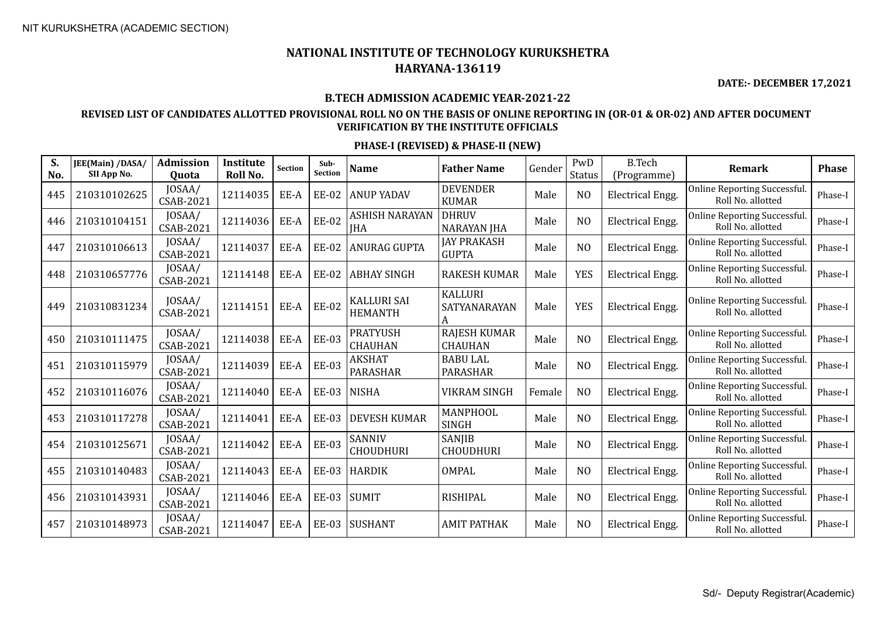NIT KURUKSHETRA (ACADEMIC SECTION)

# NATIONAL INSTITUTE OF TECHNOLOGY KURUKSHETRA
## HARYANA-136119

**DATE:- DECEMBER 17,2021**

### B.TECH ADMISSION ACADEMIC YEAR-2021-22

### REVISED LIST OF CANDIDATES ALLOTTED PROVISIONAL ROLL NO ON THE BASIS OF ONLINE REPORTING IN (OR-01 & OR-02) AND AFTER DOCUMENT VERIFICATION BY THE INSTITUTE OFFICIALS

### PHASE-I (REVISED) & PHASE-II (NEW)

| S. No. | JEE(Main) /DASA/ SII App No. | Admission Quota | Institute Roll No. | Section | Sub-Section | Name | Father Name | Gender | PwD Status | B.Tech (Programme) | Remark | Phase |
|---|---|---|---|---|---|---|---|---|---|---|---|---|
| 445 | 210310102625 | JOSAA/ CSAB-2021 | 12114035 | EE-A | EE-02 | ANUP YADAV | DEVENDER KUMAR | Male | NO | Electrical Engg. | Online Reporting Successful. Roll No. allotted | Phase-I |
| 446 | 210310104151 | JOSAA/ CSAB-2021 | 12114036 | EE-A | EE-02 | ASHISH NARAYAN JHA | DHRUV NARAYAN JHA | Male | NO | Electrical Engg. | Online Reporting Successful. Roll No. allotted | Phase-I |
| 447 | 210310106613 | JOSAA/ CSAB-2021 | 12114037 | EE-A | EE-02 | ANURAG GUPTA | JAY PRAKASH GUPTA | Male | NO | Electrical Engg. | Online Reporting Successful. Roll No. allotted | Phase-I |
| 448 | 210310657776 | JOSAA/ CSAB-2021 | 12114148 | EE-A | EE-02 | ABHAY SINGH | RAKESH KUMAR | Male | YES | Electrical Engg. | Online Reporting Successful. Roll No. allotted | Phase-I |
| 449 | 210310831234 | JOSAA/ CSAB-2021 | 12114151 | EE-A | EE-02 | KALLURI SAI HEMANTH | KALLURI SATYANARAYANA | Male | YES | Electrical Engg. | Online Reporting Successful. Roll No. allotted | Phase-I |
| 450 | 210310111475 | JOSAA/ CSAB-2021 | 12114038 | EE-A | EE-03 | PRATYUSH CHAUHAN | RAJESH KUMAR CHAUHAN | Male | NO | Electrical Engg. | Online Reporting Successful. Roll No. allotted | Phase-I |
| 451 | 210310115979 | JOSAA/ CSAB-2021 | 12114039 | EE-A | EE-03 | AKSHAT PARASHAR | BABU LAL PARASHAR | Male | NO | Electrical Engg. | Online Reporting Successful. Roll No. allotted | Phase-I |
| 452 | 210310116076 | JOSAA/ CSAB-2021 | 12114040 | EE-A | EE-03 | NISHA | VIKRAM SINGH | Female | NO | Electrical Engg. | Online Reporting Successful. Roll No. allotted | Phase-I |
| 453 | 210310117278 | JOSAA/ CSAB-2021 | 12114041 | EE-A | EE-03 | DEVESH KUMAR | MANPHOOL SINGH | Male | NO | Electrical Engg. | Online Reporting Successful. Roll No. allotted | Phase-I |
| 454 | 210310125671 | JOSAA/ CSAB-2021 | 12114042 | EE-A | EE-03 | SANNIV CHOUDHURI | SANJIB CHOUDHURI | Male | NO | Electrical Engg. | Online Reporting Successful. Roll No. allotted | Phase-I |
| 455 | 210310140483 | JOSAA/ CSAB-2021 | 12114043 | EE-A | EE-03 | HARDIK | OMPAL | Male | NO | Electrical Engg. | Online Reporting Successful. Roll No. allotted | Phase-I |
| 456 | 210310143931 | JOSAA/ CSAB-2021 | 12114046 | EE-A | EE-03 | SUMIT | RISHIPAL | Male | NO | Electrical Engg. | Online Reporting Successful. Roll No. allotted | Phase-I |
| 457 | 210310148973 | JOSAA/ CSAB-2021 | 12114047 | EE-A | EE-03 | SUSHANT | AMIT PATHAK | Male | NO | Electrical Engg. | Online Reporting Successful. Roll No. allotted | Phase-I |

Sd/- Deputy Registrar(Academic)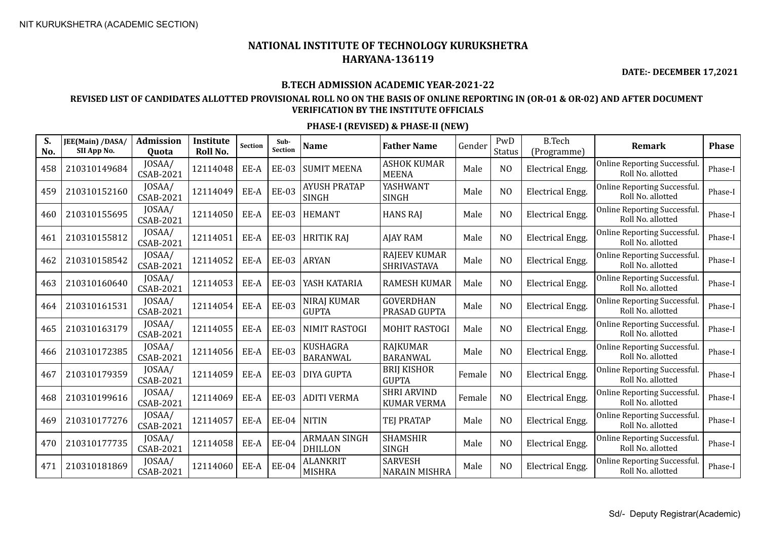NIT KURUKSHETRA (ACADEMIC SECTION)

# NATIONAL INSTITUTE OF TECHNOLOGY KURUKSHETRA
# HARYANA-136119

**DATE:- DECEMBER 17,2021**

**B.TECH ADMISSION ACADEMIC YEAR-2021-22**

**REVISED LIST OF CANDIDATES ALLOTTED PROVISIONAL ROLL NO ON THE BASIS OF ONLINE REPORTING IN (OR-01 & OR-02) AND AFTER DOCUMENT VERIFICATION BY THE INSTITUTE OFFICIALS**

**PHASE-I (REVISED) & PHASE-II (NEW)**

| S. No. | JEE(Main) /DASA/ SII App No. | Admission Quota | Institute Roll No. | Section | Sub-Section | Name | Father Name | Gender | PwD Status | B.Tech (Programme) | Remark | Phase |
|---|---|---|---|---|---|---|---|---|---|---|---|---|
| 458 | 210310149684 | JOSAA/ CSAB-2021 | 12114048 | EE-A | EE-03 | SUMIT MEENA | ASHOK KUMAR MEENA | Male | NO | Electrical Engg. | Online Reporting Successful. Roll No. allotted | Phase-I |
| 459 | 210310152160 | JOSAA/ CSAB-2021 | 12114049 | EE-A | EE-03 | AYUSH PRATAP SINGH | YASHWANT SINGH | Male | NO | Electrical Engg. | Online Reporting Successful. Roll No. allotted | Phase-I |
| 460 | 210310155695 | JOSAA/ CSAB-2021 | 12114050 | EE-A | EE-03 | HEMANT | HANS RAJ | Male | NO | Electrical Engg. | Online Reporting Successful. Roll No. allotted | Phase-I |
| 461 | 210310155812 | JOSAA/ CSAB-2021 | 12114051 | EE-A | EE-03 | HRITIK RAJ | AJAY RAM | Male | NO | Electrical Engg. | Online Reporting Successful. Roll No. allotted | Phase-I |
| 462 | 210310158542 | JOSAA/ CSAB-2021 | 12114052 | EE-A | EE-03 | ARYAN | RAJEEV KUMAR SHRIVASTAVA | Male | NO | Electrical Engg. | Online Reporting Successful. Roll No. allotted | Phase-I |
| 463 | 210310160640 | JOSAA/ CSAB-2021 | 12114053 | EE-A | EE-03 | YASH KATARIA | RAMESH KUMAR | Male | NO | Electrical Engg. | Online Reporting Successful. Roll No. allotted | Phase-I |
| 464 | 210310161531 | JOSAA/ CSAB-2021 | 12114054 | EE-A | EE-03 | NIRAJ KUMAR GUPTA | GOVERDHAN PRASAD GUPTA | Male | NO | Electrical Engg. | Online Reporting Successful. Roll No. allotted | Phase-I |
| 465 | 210310163179 | JOSAA/ CSAB-2021 | 12114055 | EE-A | EE-03 | NIMIT RASTOGI | MOHIT RASTOGI | Male | NO | Electrical Engg. | Online Reporting Successful. Roll No. allotted | Phase-I |
| 466 | 210310172385 | JOSAA/ CSAB-2021 | 12114056 | EE-A | EE-03 | KUSHAGRA BARANWAL | RAJKUMAR BARANWAL | Male | NO | Electrical Engg. | Online Reporting Successful. Roll No. allotted | Phase-I |
| 467 | 210310179359 | JOSAA/ CSAB-2021 | 12114059 | EE-A | EE-03 | DIYA GUPTA | BRIJ KISHOR GUPTA | Female | NO | Electrical Engg. | Online Reporting Successful. Roll No. allotted | Phase-I |
| 468 | 210310199616 | JOSAA/ CSAB-2021 | 12114069 | EE-A | EE-03 | ADITI VERMA | SHRI ARVIND KUMAR VERMA | Female | NO | Electrical Engg. | Online Reporting Successful. Roll No. allotted | Phase-I |
| 469 | 210310177276 | JOSAA/ CSAB-2021 | 12114057 | EE-A | EE-04 | NITIN | TEJ PRATAP | Male | NO | Electrical Engg. | Online Reporting Successful. Roll No. allotted | Phase-I |
| 470 | 210310177735 | JOSAA/ CSAB-2021 | 12114058 | EE-A | EE-04 | ARMAAN SINGH DHILLON | SHAMSHIR SINGH | Male | NO | Electrical Engg. | Online Reporting Successful. Roll No. allotted | Phase-I |
| 471 | 210310181869 | JOSAA/ CSAB-2021 | 12114060 | EE-A | EE-04 | ALANKRIT MISHRA | SARVESH NARAIN MISHRA | Male | NO | Electrical Engg. | Online Reporting Successful. Roll No. allotted | Phase-I |

Sd/- Deputy Registrar(Academic)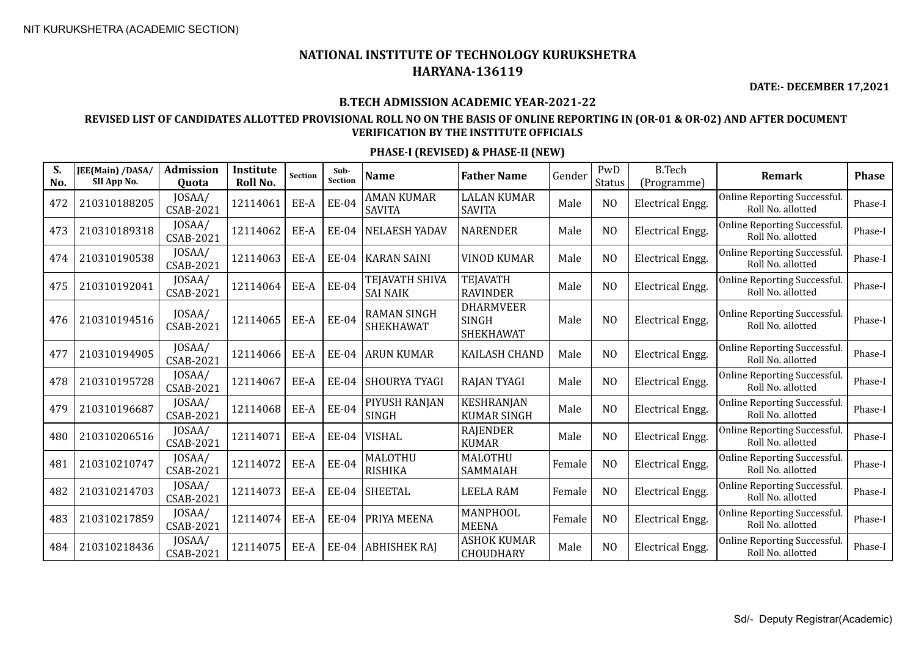NIT KURUKSHETRA (ACADEMIC SECTION)

# NATIONAL INSTITUTE OF TECHNOLOGY KURUKSHETRA
# HARYANA-136119

**DATE:- DECEMBER 17,2021**

### B.TECH ADMISSION ACADEMIC YEAR-2021-22

### REVISED LIST OF CANDIDATES ALLOTTED PROVISIONAL ROLL NO ON THE BASIS OF ONLINE REPORTING IN (OR-01 & OR-02) AND AFTER DOCUMENT VERIFICATION BY THE INSTITUTE OFFICIALS

### PHASE-I (REVISED) & PHASE-II (NEW)

| S. No. | JEE(Main) /DASA/ SII App No. | Admission Quota | Institute Roll No. | Section | Sub-Section | Name | Father Name | Gender | PwD Status | B.Tech (Programme) | Remark | Phase |
|---|---|---|---|---|---|---|---|---|---|---|---|---|
| 472 | 210310188205 | JOSAA/ CSAB-2021 | 12114061 | EE-A | EE-04 | AMAN KUMAR SAVITA | LALAN KUMAR SAVITA | Male | NO | Electrical Engg. | Online Reporting Successful. Roll No. allotted | Phase-I |
| 473 | 210310189318 | JOSAA/ CSAB-2021 | 12114062 | EE-A | EE-04 | NELAESH YADAV | NARENDER | Male | NO | Electrical Engg. | Online Reporting Successful. Roll No. allotted | Phase-I |
| 474 | 210310190538 | JOSAA/ CSAB-2021 | 12114063 | EE-A | EE-04 | KARAN SAINI | VINOD KUMAR | Male | NO | Electrical Engg. | Online Reporting Successful. Roll No. allotted | Phase-I |
| 475 | 210310192041 | JOSAA/ CSAB-2021 | 12114064 | EE-A | EE-04 | TEJAVATH SHIVA SAI NAIK | TEJAVATH RAVINDER | Male | NO | Electrical Engg. | Online Reporting Successful. Roll No. allotted | Phase-I |
| 476 | 210310194516 | JOSAA/ CSAB-2021 | 12114065 | EE-A | EE-04 | RAMAN SINGH SHEKHAWAT | DHARMVEER SINGH SHEKHAWAT | Male | NO | Electrical Engg. | Online Reporting Successful. Roll No. allotted | Phase-I |
| 477 | 210310194905 | JOSAA/ CSAB-2021 | 12114066 | EE-A | EE-04 | ARUN KUMAR | KAILASH CHAND | Male | NO | Electrical Engg. | Online Reporting Successful. Roll No. allotted | Phase-I |
| 478 | 210310195728 | JOSAA/ CSAB-2021 | 12114067 | EE-A | EE-04 | SHOURYA TYAGI | RAJAN TYAGI | Male | NO | Electrical Engg. | Online Reporting Successful. Roll No. allotted | Phase-I |
| 479 | 210310196687 | JOSAA/ CSAB-2021 | 12114068 | EE-A | EE-04 | PIYUSH RANJAN SINGH | KESHRANJAN KUMAR SINGH | Male | NO | Electrical Engg. | Online Reporting Successful. Roll No. allotted | Phase-I |
| 480 | 210310206516 | JOSAA/ CSAB-2021 | 12114071 | EE-A | EE-04 | VISHAL | RAJENDER KUMAR | Male | NO | Electrical Engg. | Online Reporting Successful. Roll No. allotted | Phase-I |
| 481 | 210310210747 | JOSAA/ CSAB-2021 | 12114072 | EE-A | EE-04 | MALOTHU RISHIKA | MALOTHU SAMMAIAH | Female | NO | Electrical Engg. | Online Reporting Successful. Roll No. allotted | Phase-I |
| 482 | 210310214703 | JOSAA/ CSAB-2021 | 12114073 | EE-A | EE-04 | SHEETAL | LEELA RAM | Female | NO | Electrical Engg. | Online Reporting Successful. Roll No. allotted | Phase-I |
| 483 | 210310217859 | JOSAA/ CSAB-2021 | 12114074 | EE-A | EE-04 | PRIYA MEENA | MANPHOOL MEENA | Female | NO | Electrical Engg. | Online Reporting Successful. Roll No. allotted | Phase-I |
| 484 | 210310218436 | JOSAA/ CSAB-2021 | 12114075 | EE-A | EE-04 | ABHISHEK RAJ | ASHOK KUMAR CHOUDHARY | Male | NO | Electrical Engg. | Online Reporting Successful. Roll No. allotted | Phase-I |

Sd/- Deputy Registrar(Academic)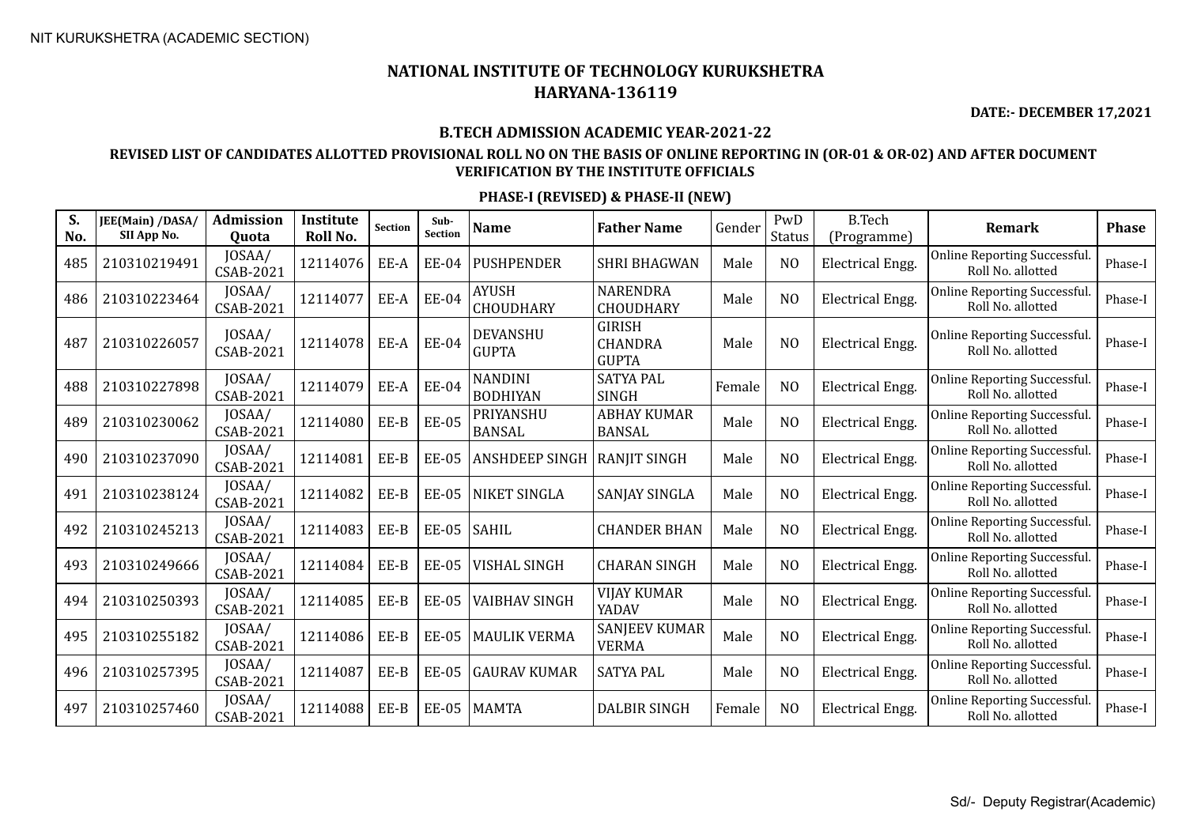NIT KURUKSHETRA (ACADEMIC SECTION)

# NATIONAL INSTITUTE OF TECHNOLOGY KURUKSHETRA
## HARYANA-136119

**DATE:- DECEMBER 17,2021**

### B.TECH ADMISSION ACADEMIC YEAR-2021-22

### REVISED LIST OF CANDIDATES ALLOTTED PROVISIONAL ROLL NO ON THE BASIS OF ONLINE REPORTING IN (OR-01 & OR-02) AND AFTER DOCUMENT VERIFICATION BY THE INSTITUTE OFFICIALS

### PHASE-I (REVISED) & PHASE-II (NEW)

| S. No. | JEE(Main) /DASA/ SII App No. | Admission Quota | Institute Roll No. | Section | Sub-Section | Name | Father Name | Gender | PwD Status | B.Tech (Programme) | Remark | Phase |
|---|---|---|---|---|---|---|---|---|---|---|---|---|
| 485 | 210310219491 | JOSAA/ CSAB-2021 | 12114076 | EE-A | EE-04 | PUSHPENDER | SHRI BHAGWAN | Male | NO | Electrical Engg. | Online Reporting Successful. Roll No. allotted | Phase-I |
| 486 | 210310223464 | JOSAA/ CSAB-2021 | 12114077 | EE-A | EE-04 | AYUSH CHOUDHARY | NARENDRA CHOUDHARY | Male | NO | Electrical Engg. | Online Reporting Successful. Roll No. allotted | Phase-I |
| 487 | 210310226057 | JOSAA/ CSAB-2021 | 12114078 | EE-A | EE-04 | DEVANSHU GUPTA | GIRISH CHANDRA GUPTA | Male | NO | Electrical Engg. | Online Reporting Successful. Roll No. allotted | Phase-I |
| 488 | 210310227898 | JOSAA/ CSAB-2021 | 12114079 | EE-A | EE-04 | NANDINI BODHIYAN | SATYA PAL SINGH | Female | NO | Electrical Engg. | Online Reporting Successful. Roll No. allotted | Phase-I |
| 489 | 210310230062 | JOSAA/ CSAB-2021 | 12114080 | EE-B | EE-05 | PRIYANSHU BANSAL | ABHAY KUMAR BANSAL | Male | NO | Electrical Engg. | Online Reporting Successful. Roll No. allotted | Phase-I |
| 490 | 210310237090 | JOSAA/ CSAB-2021 | 12114081 | EE-B | EE-05 | ANSHDEEP SINGH | RANJIT SINGH | Male | NO | Electrical Engg. | Online Reporting Successful. Roll No. allotted | Phase-I |
| 491 | 210310238124 | JOSAA/ CSAB-2021 | 12114082 | EE-B | EE-05 | NIKET SINGLA | SANJAY SINGLA | Male | NO | Electrical Engg. | Online Reporting Successful. Roll No. allotted | Phase-I |
| 492 | 210310245213 | JOSAA/ CSAB-2021 | 12114083 | EE-B | EE-05 | SAHIL | CHANDER BHAN | Male | NO | Electrical Engg. | Online Reporting Successful. Roll No. allotted | Phase-I |
| 493 | 210310249666 | JOSAA/ CSAB-2021 | 12114084 | EE-B | EE-05 | VISHAL SINGH | CHARAN SINGH | Male | NO | Electrical Engg. | Online Reporting Successful. Roll No. allotted | Phase-I |
| 494 | 210310250393 | JOSAA/ CSAB-2021 | 12114085 | EE-B | EE-05 | VAIBHAV SINGH | VIJAY KUMAR YADAV | Male | NO | Electrical Engg. | Online Reporting Successful. Roll No. allotted | Phase-I |
| 495 | 210310255182 | JOSAA/ CSAB-2021 | 12114086 | EE-B | EE-05 | MAULIK VERMA | SANJEEV KUMAR VERMA | Male | NO | Electrical Engg. | Online Reporting Successful. Roll No. allotted | Phase-I |
| 496 | 210310257395 | JOSAA/ CSAB-2021 | 12114087 | EE-B | EE-05 | GAURAV KUMAR | SATYA PAL | Male | NO | Electrical Engg. | Online Reporting Successful. Roll No. allotted | Phase-I |
| 497 | 210310257460 | JOSAA/ CSAB-2021 | 12114088 | EE-B | EE-05 | MAMTA | DALBIR SINGH | Female | NO | Electrical Engg. | Online Reporting Successful. Roll No. allotted | Phase-I |

Sd/- Deputy Registrar(Academic)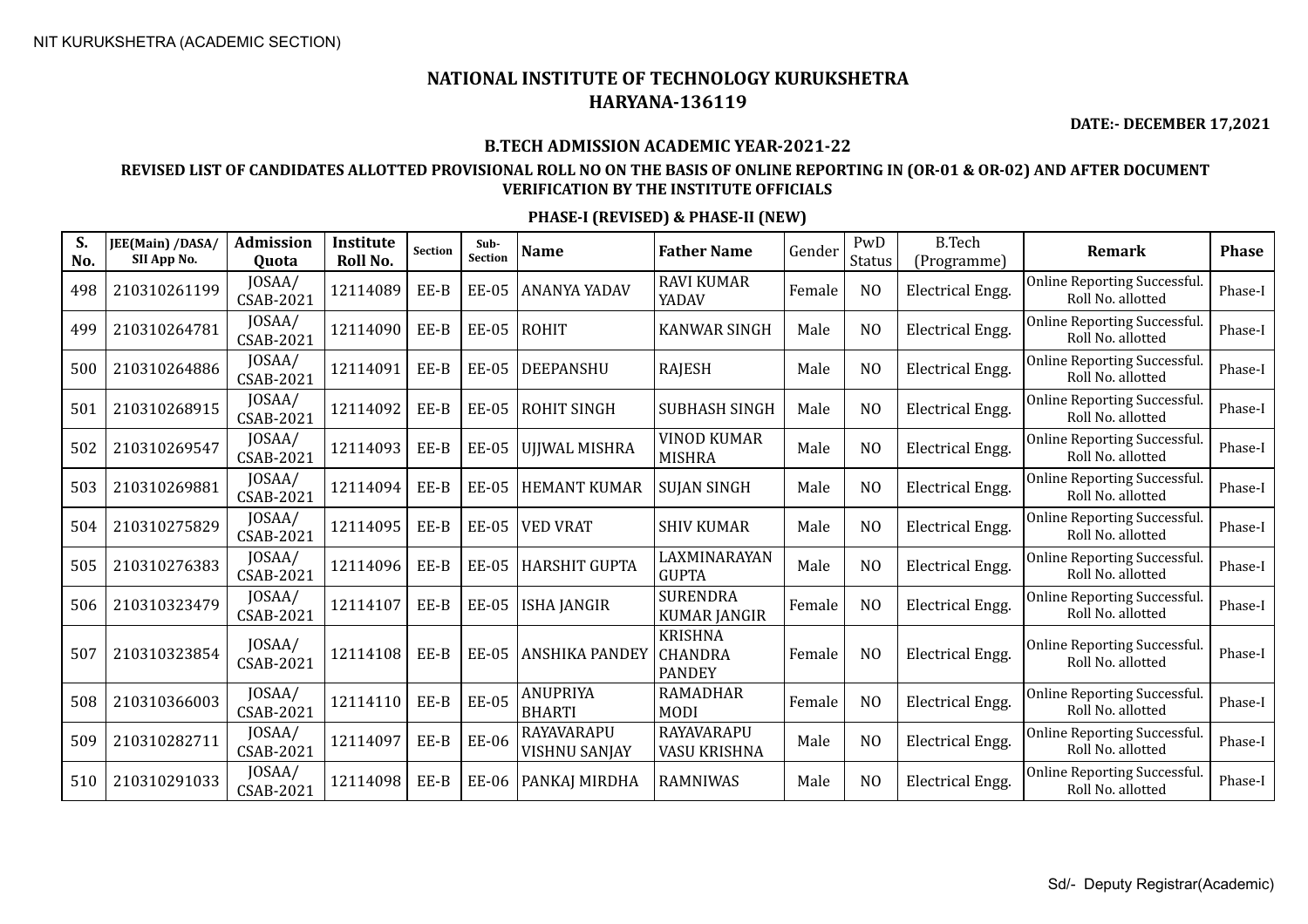NIT KURUKSHETRA (ACADEMIC SECTION)

# NATIONAL INSTITUTE OF TECHNOLOGY KURUKSHETRA
## HARYANA-136119

**DATE:- DECEMBER 17,2021**

### B.TECH ADMISSION ACADEMIC YEAR-2021-22

### REVISED LIST OF CANDIDATES ALLOTTED PROVISIONAL ROLL NO ON THE BASIS OF ONLINE REPORTING IN (OR-01 & OR-02) AND AFTER DOCUMENT VERIFICATION BY THE INSTITUTE OFFICIALS

### PHASE-I (REVISED) & PHASE-II (NEW)

| S. No. | JEE(Main) /DASA/ SII App No. | Admission Quota | Institute Roll No. | Section | Sub-Section | Name | Father Name | Gender | PwD Status | B.Tech (Programme) | Remark | Phase |
|---|---|---|---|---|---|---|---|---|---|---|---|---|
| 498 | 210310261199 | JOSAA/ CSAB-2021 | 12114089 | EE-B | EE-05 | ANANYA YADAV | RAVI KUMAR YADAV | Female | NO | Electrical Engg. | Online Reporting Successful. Roll No. allotted | Phase-I |
| 499 | 210310264781 | JOSAA/ CSAB-2021 | 12114090 | EE-B | EE-05 | ROHIT | KANWAR SINGH | Male | NO | Electrical Engg. | Online Reporting Successful. Roll No. allotted | Phase-I |
| 500 | 210310264886 | JOSAA/ CSAB-2021 | 12114091 | EE-B | EE-05 | DEEPANSHU | RAJESH | Male | NO | Electrical Engg. | Online Reporting Successful. Roll No. allotted | Phase-I |
| 501 | 210310268915 | JOSAA/ CSAB-2021 | 12114092 | EE-B | EE-05 | ROHIT SINGH | SUBHASH SINGH | Male | NO | Electrical Engg. | Online Reporting Successful. Roll No. allotted | Phase-I |
| 502 | 210310269547 | JOSAA/ CSAB-2021 | 12114093 | EE-B | EE-05 | UJJWAL MISHRA | VINOD KUMAR MISHRA | Male | NO | Electrical Engg. | Online Reporting Successful. Roll No. allotted | Phase-I |
| 503 | 210310269881 | JOSAA/ CSAB-2021 | 12114094 | EE-B | EE-05 | HEMANT KUMAR | SUJAN SINGH | Male | NO | Electrical Engg. | Online Reporting Successful. Roll No. allotted | Phase-I |
| 504 | 210310275829 | JOSAA/ CSAB-2021 | 12114095 | EE-B | EE-05 | VED VRAT | SHIV KUMAR | Male | NO | Electrical Engg. | Online Reporting Successful. Roll No. allotted | Phase-I |
| 505 | 210310276383 | JOSAA/ CSAB-2021 | 12114096 | EE-B | EE-05 | HARSHIT GUPTA | LAXMINARAYAN GUPTA | Male | NO | Electrical Engg. | Online Reporting Successful. Roll No. allotted | Phase-I |
| 506 | 210310323479 | JOSAA/ CSAB-2021 | 12114107 | EE-B | EE-05 | ISHA JANGIR | SURENDRA KUMAR JANGIR | Female | NO | Electrical Engg. | Online Reporting Successful. Roll No. allotted | Phase-I |
| 507 | 210310323854 | JOSAA/ CSAB-2021 | 12114108 | EE-B | EE-05 | ANSHIKA PANDEY | KRISHNA CHANDRA PANDEY | Female | NO | Electrical Engg. | Online Reporting Successful. Roll No. allotted | Phase-I |
| 508 | 210310366003 | JOSAA/ CSAB-2021 | 12114110 | EE-B | EE-05 | ANUPRIYA BHARTI | RAMADHAR MODI | Female | NO | Electrical Engg. | Online Reporting Successful. Roll No. allotted | Phase-I |
| 509 | 210310282711 | JOSAA/ CSAB-2021 | 12114097 | EE-B | EE-06 | RAYAVARAPU VISHNU SANJAY | RAYAVARAPU VASU KRISHNA | Male | NO | Electrical Engg. | Online Reporting Successful. Roll No. allotted | Phase-I |
| 510 | 210310291033 | JOSAA/ CSAB-2021 | 12114098 | EE-B | EE-06 | PANKAJ MIRDHA | RAMNIWAS | Male | NO | Electrical Engg. | Online Reporting Successful. Roll No. allotted | Phase-I |

Sd/- Deputy Registrar(Academic)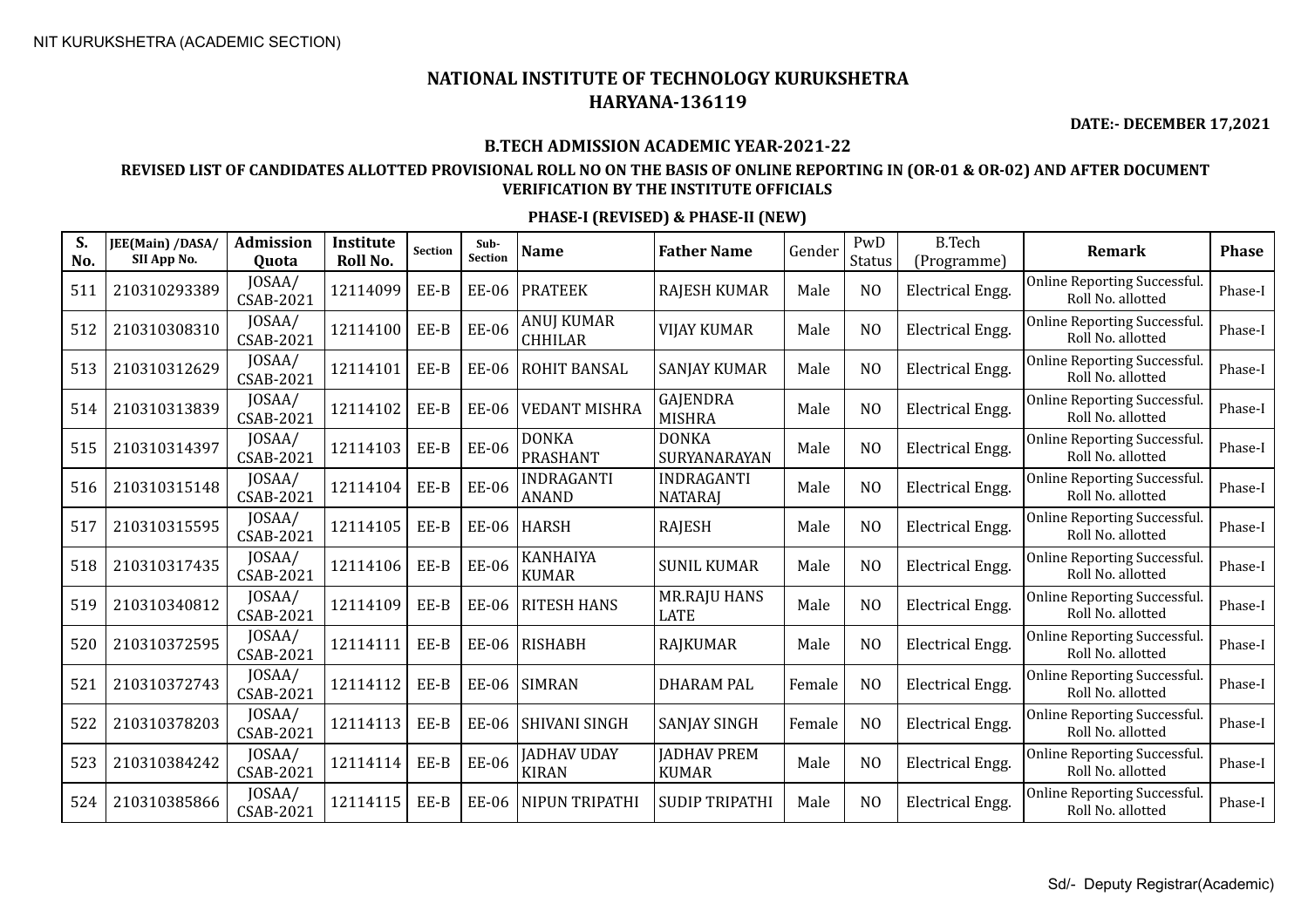NIT KURUKSHETRA (ACADEMIC SECTION)

# NATIONAL INSTITUTE OF TECHNOLOGY KURUKSHETRA
## HARYANA-136119

**DATE:- DECEMBER 17,2021**

### B.TECH ADMISSION ACADEMIC YEAR-2021-22

### REVISED LIST OF CANDIDATES ALLOTTED PROVISIONAL ROLL NO ON THE BASIS OF ONLINE REPORTING IN (OR-01 & OR-02) AND AFTER DOCUMENT VERIFICATION BY THE INSTITUTE OFFICIALS

### PHASE-I (REVISED) & PHASE-II (NEW)

| S. No. | JEE(Main) /DASA/ SII App No. | Admission Quota | Institute Roll No. | Section | Sub-Section | Name | Father Name | Gender | PwD Status | B.Tech (Programme) | Remark | Phase |
|---|---|---|---|---|---|---|---|---|---|---|---|---|
| 511 | 210310293389 | JOSAA/ CSAB-2021 | 12114099 | EE-B | EE-06 | PRATEEK | RAJESH KUMAR | Male | NO | Electrical Engg. | Online Reporting Successful. Roll No. allotted | Phase-I |
| 512 | 210310308310 | JOSAA/ CSAB-2021 | 12114100 | EE-B | EE-06 | ANUJ KUMAR CHHILAR | VIJAY KUMAR | Male | NO | Electrical Engg. | Online Reporting Successful. Roll No. allotted | Phase-I |
| 513 | 210310312629 | JOSAA/ CSAB-2021 | 12114101 | EE-B | EE-06 | ROHIT BANSAL | SANJAY KUMAR | Male | NO | Electrical Engg. | Online Reporting Successful. Roll No. allotted | Phase-I |
| 514 | 210310313839 | JOSAA/ CSAB-2021 | 12114102 | EE-B | EE-06 | VEDANT MISHRA | GAJENDRA MISHRA | Male | NO | Electrical Engg. | Online Reporting Successful. Roll No. allotted | Phase-I |
| 515 | 210310314397 | JOSAA/ CSAB-2021 | 12114103 | EE-B | EE-06 | DONKA PRASHANT | DONKA SURYANARAYAN | Male | NO | Electrical Engg. | Online Reporting Successful. Roll No. allotted | Phase-I |
| 516 | 210310315148 | JOSAA/ CSAB-2021 | 12114104 | EE-B | EE-06 | INDRAGANTI ANAND | INDRAGANTI NATARAJ | Male | NO | Electrical Engg. | Online Reporting Successful. Roll No. allotted | Phase-I |
| 517 | 210310315595 | JOSAA/ CSAB-2021 | 12114105 | EE-B | EE-06 | HARSH | RAJESH | Male | NO | Electrical Engg. | Online Reporting Successful. Roll No. allotted | Phase-I |
| 518 | 210310317435 | JOSAA/ CSAB-2021 | 12114106 | EE-B | EE-06 | KANHAIYA KUMAR | SUNIL KUMAR | Male | NO | Electrical Engg. | Online Reporting Successful. Roll No. allotted | Phase-I |
| 519 | 210310340812 | JOSAA/ CSAB-2021 | 12114109 | EE-B | EE-06 | RITESH HANS | MR.RAJU HANS LATE | Male | NO | Electrical Engg. | Online Reporting Successful. Roll No. allotted | Phase-I |
| 520 | 210310372595 | JOSAA/ CSAB-2021 | 12114111 | EE-B | EE-06 | RISHABH | RAJKUMAR | Male | NO | Electrical Engg. | Online Reporting Successful. Roll No. allotted | Phase-I |
| 521 | 210310372743 | JOSAA/ CSAB-2021 | 12114112 | EE-B | EE-06 | SIMRAN | DHARAM PAL | Female | NO | Electrical Engg. | Online Reporting Successful. Roll No. allotted | Phase-I |
| 522 | 210310378203 | JOSAA/ CSAB-2021 | 12114113 | EE-B | EE-06 | SHIVANI SINGH | SANJAY SINGH | Female | NO | Electrical Engg. | Online Reporting Successful. Roll No. allotted | Phase-I |
| 523 | 210310384242 | JOSAA/ CSAB-2021 | 12114114 | EE-B | EE-06 | JADHAV UDAY KIRAN | JADHAV PREM KUMAR | Male | NO | Electrical Engg. | Online Reporting Successful. Roll No. allotted | Phase-I |
| 524 | 210310385866 | JOSAA/ CSAB-2021 | 12114115 | EE-B | EE-06 | NIPUN TRIPATHI | SUDIP TRIPATHI | Male | NO | Electrical Engg. | Online Reporting Successful. Roll No. allotted | Phase-I |

Sd/- Deputy Registrar(Academic)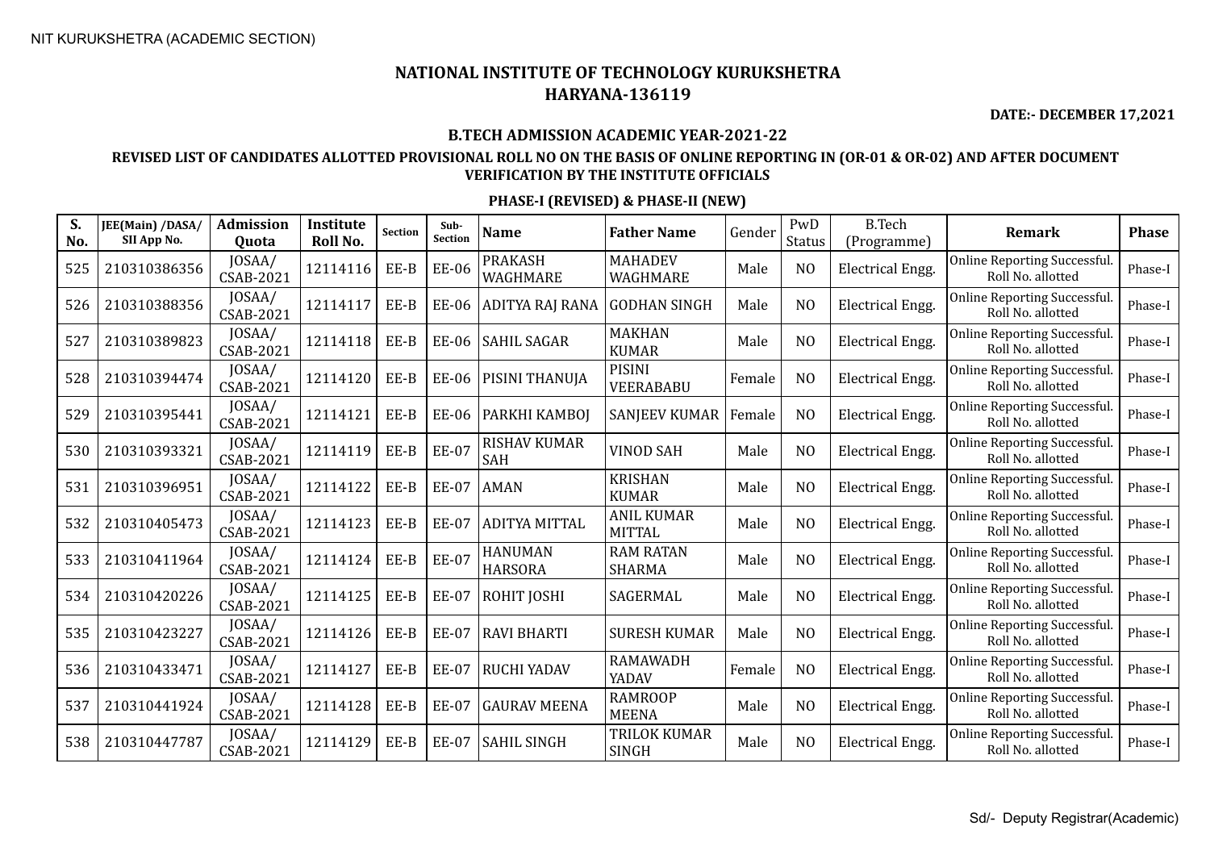NIT KURUKSHETRA (ACADEMIC SECTION)

# NATIONAL INSTITUTE OF TECHNOLOGY KURUKSHETRA
## HARYANA-136119

**DATE:- DECEMBER 17,2021**

### B.TECH ADMISSION ACADEMIC YEAR-2021-22

**REVISED LIST OF CANDIDATES ALLOTTED PROVISIONAL ROLL NO ON THE BASIS OF ONLINE REPORTING IN (OR-01 & OR-02) AND AFTER DOCUMENT VERIFICATION BY THE INSTITUTE OFFICIALS**

**PHASE-I (REVISED) & PHASE-II (NEW)**

| S. No. | JEE(Main) /DASA/ SII App No. | Admission Quota | Institute Roll No. | Section | Sub-Section | Name | Father Name | Gender | PwD Status | B.Tech (Programme) | Remark | Phase |
|---|---|---|---|---|---|---|---|---|---|---|---|---|
| 525 | 210310386356 | JOSAA/ CSAB-2021 | 12114116 | EE-B | EE-06 | PRAKASH WAGHMARE | MAHADEV WAGHMARE | Male | NO | Electrical Engg. | Online Reporting Successful. Roll No. allotted | Phase-I |
| 526 | 210310388356 | JOSAA/ CSAB-2021 | 12114117 | EE-B | EE-06 | ADITYA RAJ RANA | GODHAN SINGH | Male | NO | Electrical Engg. | Online Reporting Successful. Roll No. allotted | Phase-I |
| 527 | 210310389823 | JOSAA/ CSAB-2021 | 12114118 | EE-B | EE-06 | SAHIL SAGAR | MAKHAN KUMAR | Male | NO | Electrical Engg. | Online Reporting Successful. Roll No. allotted | Phase-I |
| 528 | 210310394474 | JOSAA/ CSAB-2021 | 12114120 | EE-B | EE-06 | PISINI THANUJA | PISINI VEERABABU | Female | NO | Electrical Engg. | Online Reporting Successful. Roll No. allotted | Phase-I |
| 529 | 210310395441 | JOSAA/ CSAB-2021 | 12114121 | EE-B | EE-06 | PARKHI KAMBOJ | SANJEEV KUMAR | Female | NO | Electrical Engg. | Online Reporting Successful. Roll No. allotted | Phase-I |
| 530 | 210310393321 | JOSAA/ CSAB-2021 | 12114119 | EE-B | EE-07 | RISHAV KUMAR SAH | VINOD SAH | Male | NO | Electrical Engg. | Online Reporting Successful. Roll No. allotted | Phase-I |
| 531 | 210310396951 | JOSAA/ CSAB-2021 | 12114122 | EE-B | EE-07 | AMAN | KRISHAN KUMAR | Male | NO | Electrical Engg. | Online Reporting Successful. Roll No. allotted | Phase-I |
| 532 | 210310405473 | JOSAA/ CSAB-2021 | 12114123 | EE-B | EE-07 | ADITYA MITTAL | ANIL KUMAR MITTAL | Male | NO | Electrical Engg. | Online Reporting Successful. Roll No. allotted | Phase-I |
| 533 | 210310411964 | JOSAA/ CSAB-2021 | 12114124 | EE-B | EE-07 | HANUMAN HARSORA | RAM RATAN SHARMA | Male | NO | Electrical Engg. | Online Reporting Successful. Roll No. allotted | Phase-I |
| 534 | 210310420226 | JOSAA/ CSAB-2021 | 12114125 | EE-B | EE-07 | ROHIT JOSHI | SAGERMAL | Male | NO | Electrical Engg. | Online Reporting Successful. Roll No. allotted | Phase-I |
| 535 | 210310423227 | JOSAA/ CSAB-2021 | 12114126 | EE-B | EE-07 | RAVI BHARTI | SURESH KUMAR | Male | NO | Electrical Engg. | Online Reporting Successful. Roll No. allotted | Phase-I |
| 536 | 210310433471 | JOSAA/ CSAB-2021 | 12114127 | EE-B | EE-07 | RUCHI YADAV | RAMAWADH YADAV | Female | NO | Electrical Engg. | Online Reporting Successful. Roll No. allotted | Phase-I |
| 537 | 210310441924 | JOSAA/ CSAB-2021 | 12114128 | EE-B | EE-07 | GAURAV MEENA | RAMROOP MEENA | Male | NO | Electrical Engg. | Online Reporting Successful. Roll No. allotted | Phase-I |
| 538 | 210310447787 | JOSAA/ CSAB-2021 | 12114129 | EE-B | EE-07 | SAHIL SINGH | TRILOK KUMAR SINGH | Male | NO | Electrical Engg. | Online Reporting Successful. Roll No. allotted | Phase-I |

Sd/- Deputy Registrar(Academic)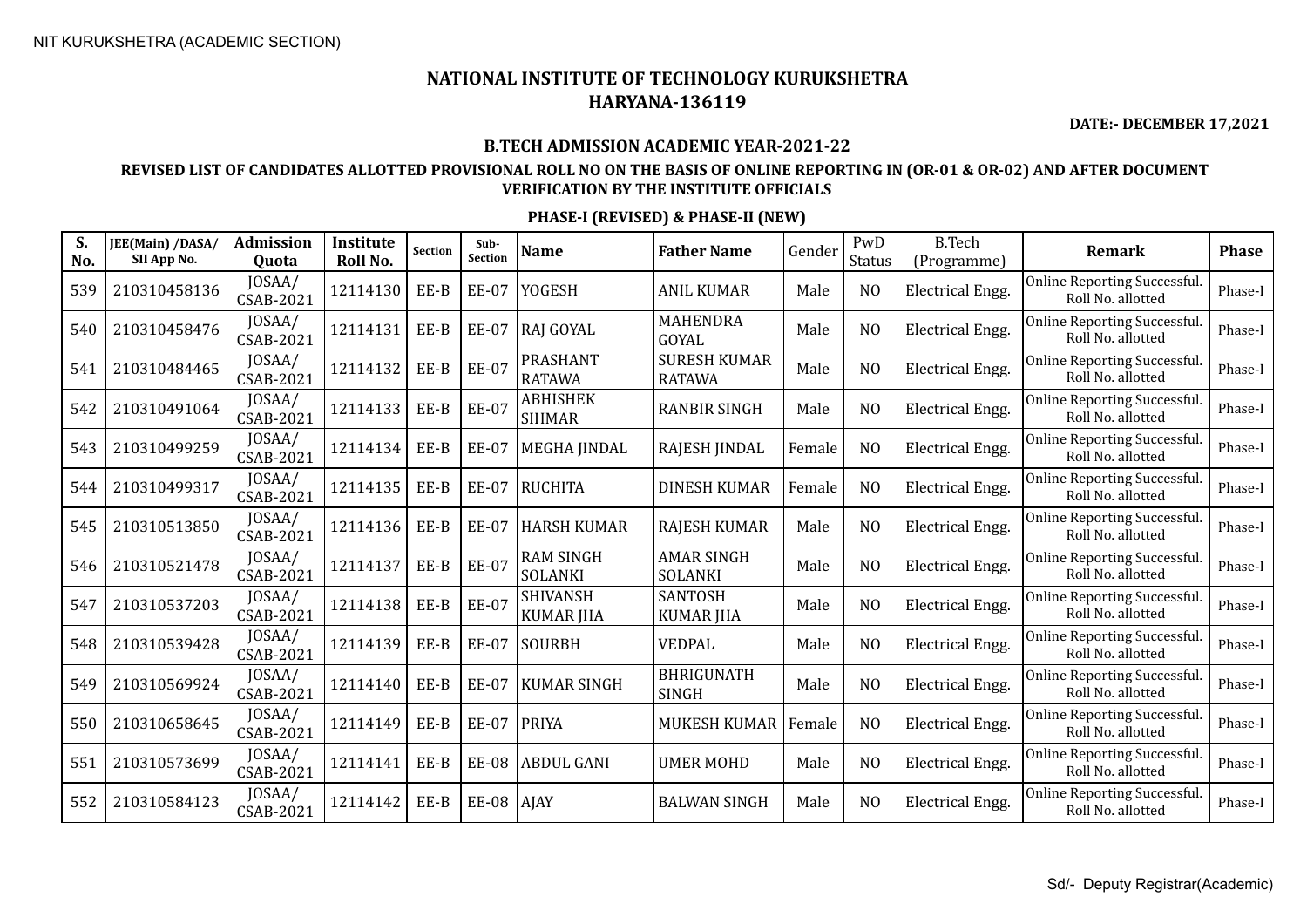NIT KURUKSHETRA (ACADEMIC SECTION)

# NATIONAL INSTITUTE OF TECHNOLOGY KURUKSHETRA
# HARYANA-136119

**DATE:- DECEMBER 17,2021**

## B.TECH ADMISSION ACADEMIC YEAR-2021-22

### REVISED LIST OF CANDIDATES ALLOTTED PROVISIONAL ROLL NO ON THE BASIS OF ONLINE REPORTING IN (OR-01 & OR-02) AND AFTER DOCUMENT VERIFICATION BY THE INSTITUTE OFFICIALS

### PHASE-I (REVISED) & PHASE-II (NEW)

| S. No. | JEE(Main) /DASA/ SII App No. | Admission Quota | Institute Roll No. | Section | Sub-Section | Name | Father Name | Gender | PwD Status | B.Tech (Programme) | Remark | Phase |
|---|---|---|---|---|---|---|---|---|---|---|---|---|
| 539 | 210310458136 | JOSAA/ CSAB-2021 | 12114130 | EE-B | EE-07 | YOGESH | ANIL KUMAR | Male | NO | Electrical Engg. | Online Reporting Successful. Roll No. allotted | Phase-I |
| 540 | 210310458476 | JOSAA/ CSAB-2021 | 12114131 | EE-B | EE-07 | RAJ GOYAL | MAHENDRA GOYAL | Male | NO | Electrical Engg. | Online Reporting Successful. Roll No. allotted | Phase-I |
| 541 | 210310484465 | JOSAA/ CSAB-2021 | 12114132 | EE-B | EE-07 | PRASHANT RATAWA | SURESH KUMAR RATAWA | Male | NO | Electrical Engg. | Online Reporting Successful. Roll No. allotted | Phase-I |
| 542 | 210310491064 | JOSAA/ CSAB-2021 | 12114133 | EE-B | EE-07 | ABHISHEK SIHMAR | RANBIR SINGH | Male | NO | Electrical Engg. | Online Reporting Successful. Roll No. allotted | Phase-I |
| 543 | 210310499259 | JOSAA/ CSAB-2021 | 12114134 | EE-B | EE-07 | MEGHA JINDAL | RAJESH JINDAL | Female | NO | Electrical Engg. | Online Reporting Successful. Roll No. allotted | Phase-I |
| 544 | 210310499317 | JOSAA/ CSAB-2021 | 12114135 | EE-B | EE-07 | RUCHITA | DINESH KUMAR | Female | NO | Electrical Engg. | Online Reporting Successful. Roll No. allotted | Phase-I |
| 545 | 210310513850 | JOSAA/ CSAB-2021 | 12114136 | EE-B | EE-07 | HARSH KUMAR | RAJESH KUMAR | Male | NO | Electrical Engg. | Online Reporting Successful. Roll No. allotted | Phase-I |
| 546 | 210310521478 | JOSAA/ CSAB-2021 | 12114137 | EE-B | EE-07 | RAM SINGH SOLANKI | AMAR SINGH SOLANKI | Male | NO | Electrical Engg. | Online Reporting Successful. Roll No. allotted | Phase-I |
| 547 | 210310537203 | JOSAA/ CSAB-2021 | 12114138 | EE-B | EE-07 | SHIVANSH KUMAR JHA | SANTOSH KUMAR JHA | Male | NO | Electrical Engg. | Online Reporting Successful. Roll No. allotted | Phase-I |
| 548 | 210310539428 | JOSAA/ CSAB-2021 | 12114139 | EE-B | EE-07 | SOURBH | VEDPAL | Male | NO | Electrical Engg. | Online Reporting Successful. Roll No. allotted | Phase-I |
| 549 | 210310569924 | JOSAA/ CSAB-2021 | 12114140 | EE-B | EE-07 | KUMAR SINGH | BHRIGUNATH SINGH | Male | NO | Electrical Engg. | Online Reporting Successful. Roll No. allotted | Phase-I |
| 550 | 210310658645 | JOSAA/ CSAB-2021 | 12114149 | EE-B | EE-07 | PRIYA | MUKESH KUMAR | Female | NO | Electrical Engg. | Online Reporting Successful. Roll No. allotted | Phase-I |
| 551 | 210310573699 | JOSAA/ CSAB-2021 | 12114141 | EE-B | EE-08 | ABDUL GANI | UMER MOHD | Male | NO | Electrical Engg. | Online Reporting Successful. Roll No. allotted | Phase-I |
| 552 | 210310584123 | JOSAA/ CSAB-2021 | 12114142 | EE-B | EE-08 | AJAY | BALWAN SINGH | Male | NO | Electrical Engg. | Online Reporting Successful. Roll No. allotted | Phase-I |

Sd/- Deputy Registrar(Academic)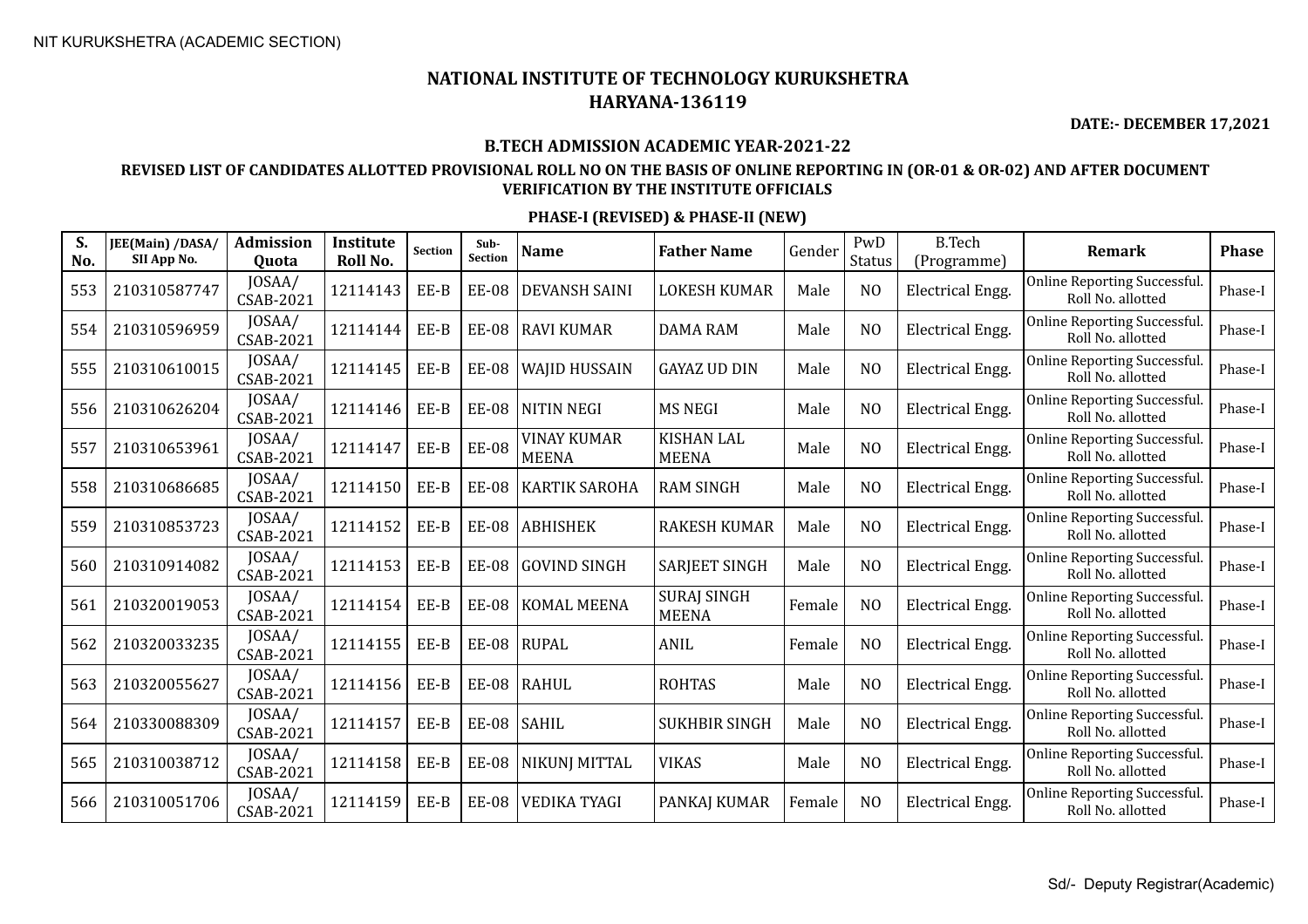NIT KURUKSHETRA (ACADEMIC SECTION)

# NATIONAL INSTITUTE OF TECHNOLOGY KURUKSHETRA
## HARYANA-136119

**DATE:- DECEMBER 17,2021**

### B.TECH ADMISSION ACADEMIC YEAR-2021-22

### REVISED LIST OF CANDIDATES ALLOTTED PROVISIONAL ROLL NO ON THE BASIS OF ONLINE REPORTING IN (OR-01 & OR-02) AND AFTER DOCUMENT VERIFICATION BY THE INSTITUTE OFFICIALS

### PHASE-I (REVISED) & PHASE-II (NEW)

| S. No. | JEE(Main) /DASA/ SII App No. | Admission Quota | Institute Roll No. | Section | Sub-Section | Name | Father Name | Gender | PwD Status | B.Tech (Programme) | Remark | Phase |
|---|---|---|---|---|---|---|---|---|---|---|---|---|
| 553 | 210310587747 | JOSAA/ CSAB-2021 | 12114143 | EE-B | EE-08 | DEVANSH SAINI | LOKESH KUMAR | Male | NO | Electrical Engg. | Online Reporting Successful. Roll No. allotted | Phase-I |
| 554 | 210310596959 | JOSAA/ CSAB-2021 | 12114144 | EE-B | EE-08 | RAVI KUMAR | DAMA RAM | Male | NO | Electrical Engg. | Online Reporting Successful. Roll No. allotted | Phase-I |
| 555 | 210310610015 | JOSAA/ CSAB-2021 | 12114145 | EE-B | EE-08 | WAJID HUSSAIN | GAYAZ UD DIN | Male | NO | Electrical Engg. | Online Reporting Successful. Roll No. allotted | Phase-I |
| 556 | 210310626204 | JOSAA/ CSAB-2021 | 12114146 | EE-B | EE-08 | NITIN NEGI | MS NEGI | Male | NO | Electrical Engg. | Online Reporting Successful. Roll No. allotted | Phase-I |
| 557 | 210310653961 | JOSAA/ CSAB-2021 | 12114147 | EE-B | EE-08 | VINAY KUMAR MEENA | KISHAN LAL MEENA | Male | NO | Electrical Engg. | Online Reporting Successful. Roll No. allotted | Phase-I |
| 558 | 210310686685 | JOSAA/ CSAB-2021 | 12114150 | EE-B | EE-08 | KARTIK SAROHA | RAM SINGH | Male | NO | Electrical Engg. | Online Reporting Successful. Roll No. allotted | Phase-I |
| 559 | 210310853723 | JOSAA/ CSAB-2021 | 12114152 | EE-B | EE-08 | ABHISHEK | RAKESH KUMAR | Male | NO | Electrical Engg. | Online Reporting Successful. Roll No. allotted | Phase-I |
| 560 | 210310914082 | JOSAA/ CSAB-2021 | 12114153 | EE-B | EE-08 | GOVIND SINGH | SARJEET SINGH | Male | NO | Electrical Engg. | Online Reporting Successful. Roll No. allotted | Phase-I |
| 561 | 210320019053 | JOSAA/ CSAB-2021 | 12114154 | EE-B | EE-08 | KOMAL MEENA | SURAJ SINGH MEENA | Female | NO | Electrical Engg. | Online Reporting Successful. Roll No. allotted | Phase-I |
| 562 | 210320033235 | JOSAA/ CSAB-2021 | 12114155 | EE-B | EE-08 | RUPAL | ANIL | Female | NO | Electrical Engg. | Online Reporting Successful. Roll No. allotted | Phase-I |
| 563 | 210320055627 | JOSAA/ CSAB-2021 | 12114156 | EE-B | EE-08 | RAHUL | ROHTAS | Male | NO | Electrical Engg. | Online Reporting Successful. Roll No. allotted | Phase-I |
| 564 | 210330088309 | JOSAA/ CSAB-2021 | 12114157 | EE-B | EE-08 | SAHIL | SUKHBIR SINGH | Male | NO | Electrical Engg. | Online Reporting Successful. Roll No. allotted | Phase-I |
| 565 | 210310038712 | JOSAA/ CSAB-2021 | 12114158 | EE-B | EE-08 | NIKUNJ MITTAL | VIKAS | Male | NO | Electrical Engg. | Online Reporting Successful. Roll No. allotted | Phase-I |
| 566 | 210310051706 | JOSAA/ CSAB-2021 | 12114159 | EE-B | EE-08 | VEDIKA TYAGI | PANKAJ KUMAR | Female | NO | Electrical Engg. | Online Reporting Successful. Roll No. allotted | Phase-I |

Sd/- Deputy Registrar(Academic)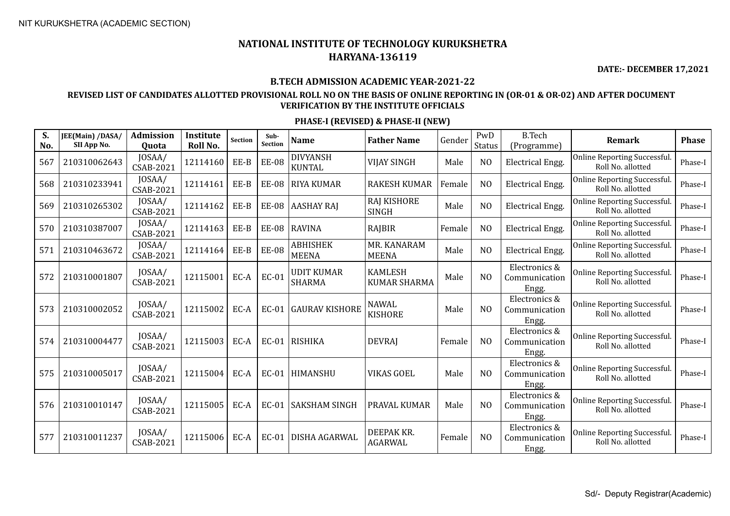NIT KURUKSHETRA (ACADEMIC SECTION)

# NATIONAL INSTITUTE OF TECHNOLOGY KURUKSHETRA
## HARYANA-136119

**DATE:- DECEMBER 17,2021**

**B.TECH ADMISSION ACADEMIC YEAR-2021-22**

**REVISED LIST OF CANDIDATES ALLOTTED PROVISIONAL ROLL NO ON THE BASIS OF ONLINE REPORTING IN (OR-01 & OR-02) AND AFTER DOCUMENT VERIFICATION BY THE INSTITUTE OFFICIALS**

**PHASE-I (REVISED) & PHASE-II (NEW)**

| S. No. | JEE(Main) /DASA/ SII App No. | Admission Quota | Institute Roll No. | Section | Sub-Section | Name | Father Name | Gender | PwD Status | B.Tech (Programme) | Remark | Phase |
|---|---|---|---|---|---|---|---|---|---|---|---|---|
| 567 | 210310062643 | JOSAA/ CSAB-2021 | 12114160 | EE-B | EE-08 | DIVYANSH KUNTAL | VIJAY SINGH | Male | NO | Electrical Engg. | Online Reporting Successful. Roll No. allotted | Phase-I |
| 568 | 210310233941 | JOSAA/ CSAB-2021 | 12114161 | EE-B | EE-08 | RIYA KUMAR | RAKESH KUMAR | Female | NO | Electrical Engg. | Online Reporting Successful. Roll No. allotted | Phase-I |
| 569 | 210310265302 | JOSAA/ CSAB-2021 | 12114162 | EE-B | EE-08 | AASHAY RAJ | RAJ KISHORE SINGH | Male | NO | Electrical Engg. | Online Reporting Successful. Roll No. allotted | Phase-I |
| 570 | 210310387007 | JOSAA/ CSAB-2021 | 12114163 | EE-B | EE-08 | RAVINA | RAJBIR | Female | NO | Electrical Engg. | Online Reporting Successful. Roll No. allotted | Phase-I |
| 571 | 210310463672 | JOSAA/ CSAB-2021 | 12114164 | EE-B | EE-08 | ABHISHEK MEENA | MR. KANARAM MEENA | Male | NO | Electrical Engg. | Online Reporting Successful. Roll No. allotted | Phase-I |
| 572 | 210310001807 | JOSAA/ CSAB-2021 | 12115001 | EC-A | EC-01 | UDIT KUMAR SHARMA | KAMLESH KUMAR SHARMA | Male | NO | Electronics & Communication Engg. | Online Reporting Successful. Roll No. allotted | Phase-I |
| 573 | 210310002052 | JOSAA/ CSAB-2021 | 12115002 | EC-A | EC-01 | GAURAV KISHORE | NAWAL KISHORE | Male | NO | Electronics & Communication Engg. | Online Reporting Successful. Roll No. allotted | Phase-I |
| 574 | 210310004477 | JOSAA/ CSAB-2021 | 12115003 | EC-A | EC-01 | RISHIKA | DEVRAJ | Female | NO | Electronics & Communication Engg. | Online Reporting Successful. Roll No. allotted | Phase-I |
| 575 | 210310005017 | JOSAA/ CSAB-2021 | 12115004 | EC-A | EC-01 | HIMANSHU | VIKAS GOEL | Male | NO | Electronics & Communication Engg. | Online Reporting Successful. Roll No. allotted | Phase-I |
| 576 | 210310010147 | JOSAA/ CSAB-2021 | 12115005 | EC-A | EC-01 | SAKSHAM SINGH | PRAVAL KUMAR | Male | NO | Electronics & Communication Engg. | Online Reporting Successful. Roll No. allotted | Phase-I |
| 577 | 210310011237 | JOSAA/ CSAB-2021 | 12115006 | EC-A | EC-01 | DISHA AGARWAL | DEEPAK KR. AGARWAL | Female | NO | Electronics & Communication Engg. | Online Reporting Successful. Roll No. allotted | Phase-I |

Sd/- Deputy Registrar(Academic)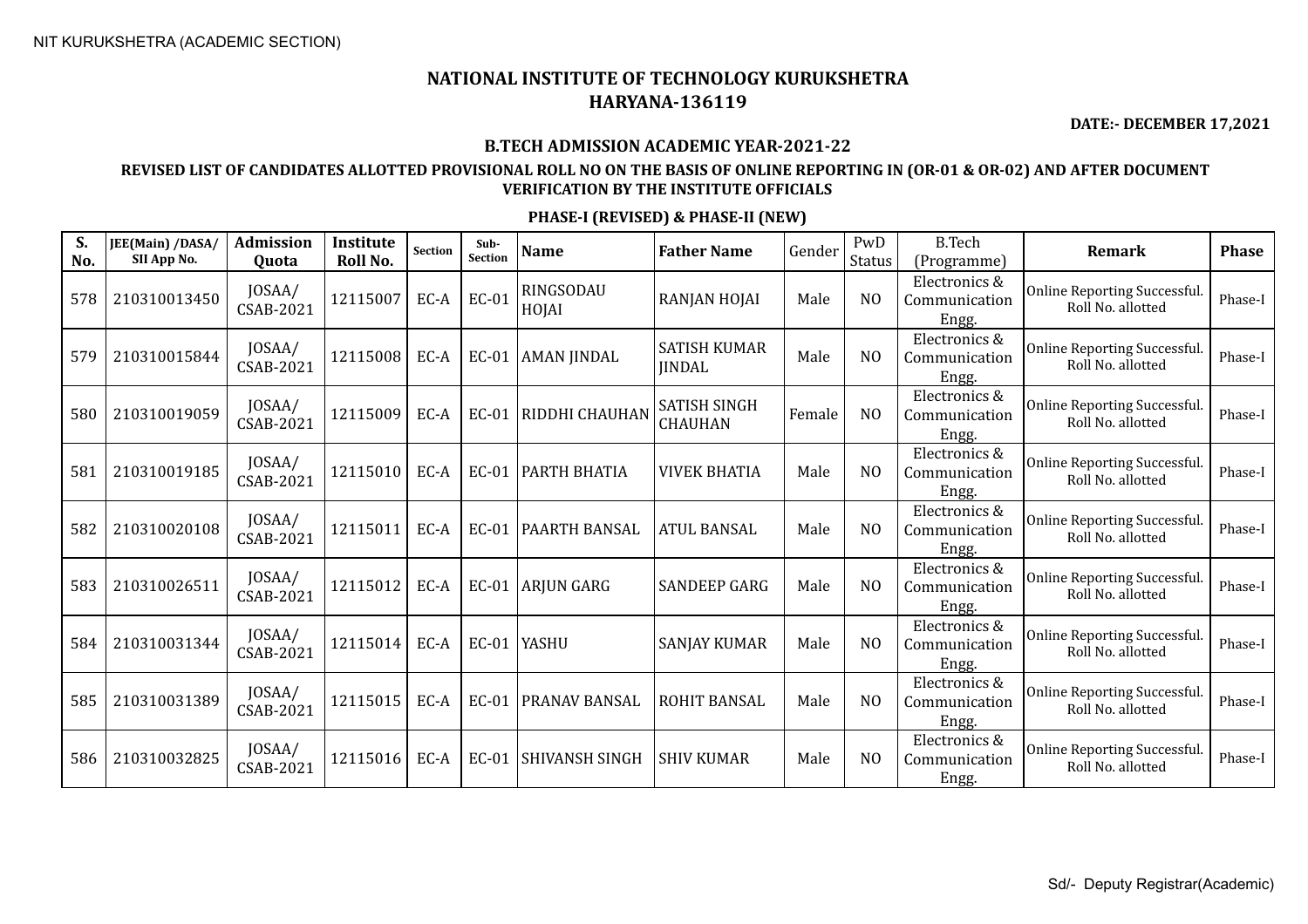NIT KURUKSHETRA (ACADEMIC SECTION)

# NATIONAL INSTITUTE OF TECHNOLOGY KURUKSHETRA
## HARYANA-136119

**DATE:- DECEMBER 17,2021**

### B.TECH ADMISSION ACADEMIC YEAR-2021-22

### REVISED LIST OF CANDIDATES ALLOTTED PROVISIONAL ROLL NO ON THE BASIS OF ONLINE REPORTING IN (OR-01 & OR-02) AND AFTER DOCUMENT VERIFICATION BY THE INSTITUTE OFFICIALS

### PHASE-I (REVISED) & PHASE-II (NEW)

| S. No. | JEE(Main) /DASA/ SII App No. | Admission Quota | Institute Roll No. | Section | Sub-Section | Name | Father Name | Gender | PwD Status | B.Tech (Programme) | Remark | Phase |
|---|---|---|---|---|---|---|---|---|---|---|---|---|
| 578 | 210310013450 | JOSAA/ CSAB-2021 | 12115007 | EC-A | EC-01 | RINGSODAU HOJAI | RANJAN HOJAI | Male | NO | Electronics & Communication Engg. | Online Reporting Successful. Roll No. allotted | Phase-I |
| 579 | 210310015844 | JOSAA/ CSAB-2021 | 12115008 | EC-A | EC-01 | AMAN JINDAL | SATISH KUMAR JINDAL | Male | NO | Electronics & Communication Engg. | Online Reporting Successful. Roll No. allotted | Phase-I |
| 580 | 210310019059 | JOSAA/ CSAB-2021 | 12115009 | EC-A | EC-01 | RIDDHI CHAUHAN | SATISH SINGH CHAUHAN | Female | NO | Electronics & Communication Engg. | Online Reporting Successful. Roll No. allotted | Phase-I |
| 581 | 210310019185 | JOSAA/ CSAB-2021 | 12115010 | EC-A | EC-01 | PARTH BHATIA | VIVEK BHATIA | Male | NO | Electronics & Communication Engg. | Online Reporting Successful. Roll No. allotted | Phase-I |
| 582 | 210310020108 | JOSAA/ CSAB-2021 | 12115011 | EC-A | EC-01 | PAARTH BANSAL | ATUL BANSAL | Male | NO | Electronics & Communication Engg. | Online Reporting Successful. Roll No. allotted | Phase-I |
| 583 | 210310026511 | JOSAA/ CSAB-2021 | 12115012 | EC-A | EC-01 | ARJUN GARG | SANDEEP GARG | Male | NO | Electronics & Communication Engg. | Online Reporting Successful. Roll No. allotted | Phase-I |
| 584 | 210310031344 | JOSAA/ CSAB-2021 | 12115014 | EC-A | EC-01 | YASHU | SANJAY KUMAR | Male | NO | Electronics & Communication Engg. | Online Reporting Successful. Roll No. allotted | Phase-I |
| 585 | 210310031389 | JOSAA/ CSAB-2021 | 12115015 | EC-A | EC-01 | PRANAV BANSAL | ROHIT BANSAL | Male | NO | Electronics & Communication Engg. | Online Reporting Successful. Roll No. allotted | Phase-I |
| 586 | 210310032825 | JOSAA/ CSAB-2021 | 12115016 | EC-A | EC-01 | SHIVANSH SINGH | SHIV KUMAR | Male | NO | Electronics & Communication Engg. | Online Reporting Successful. Roll No. allotted | Phase-I |

Sd/- Deputy Registrar(Academic)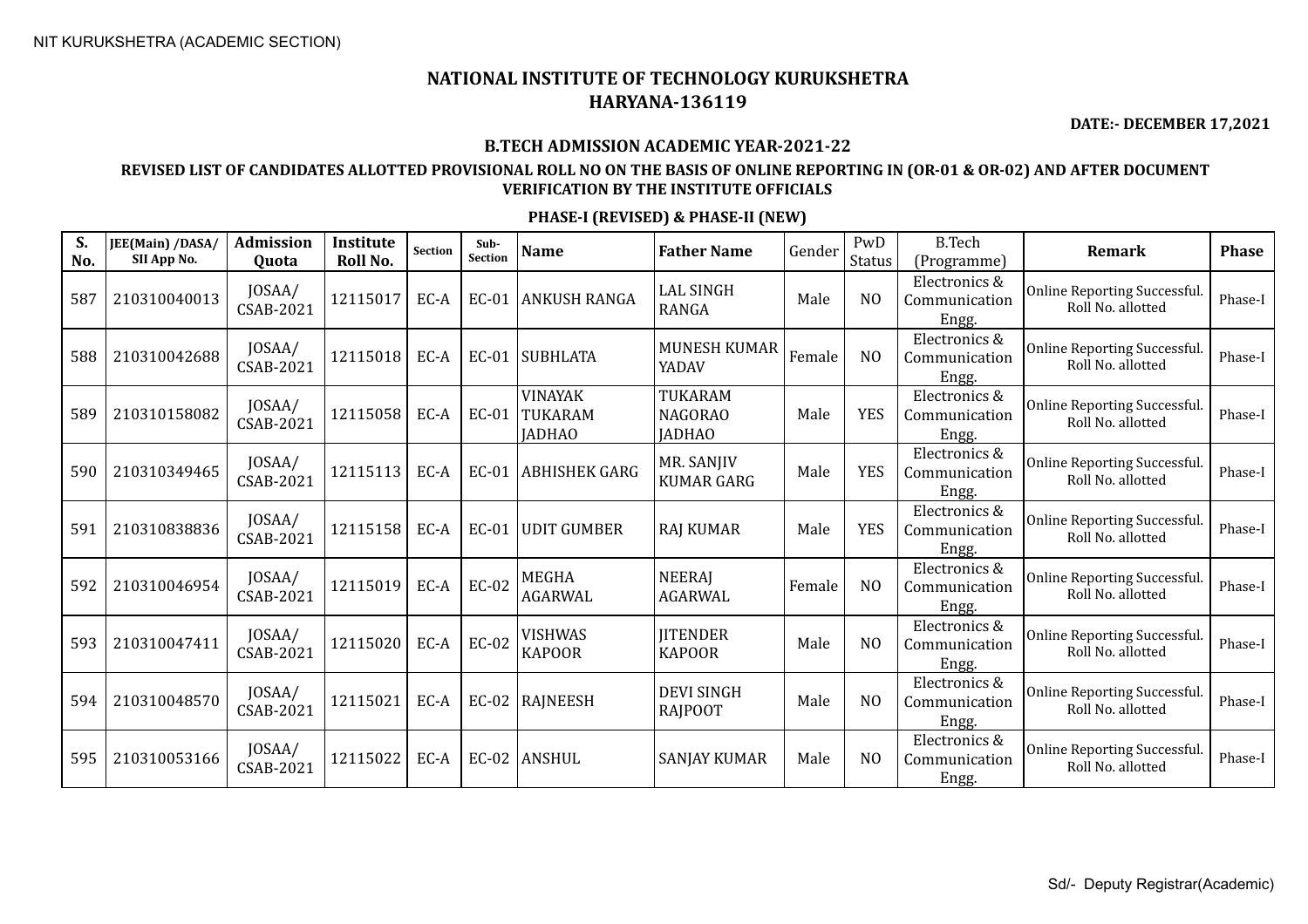NIT KURUKSHETRA (ACADEMIC SECTION)

# NATIONAL INSTITUTE OF TECHNOLOGY KURUKSHETRA
## HARYANA-136119

**DATE:- DECEMBER 17,2021**

### B.TECH ADMISSION ACADEMIC YEAR-2021-22

### REVISED LIST OF CANDIDATES ALLOTTED PROVISIONAL ROLL NO ON THE BASIS OF ONLINE REPORTING IN (OR-01 & OR-02) AND AFTER DOCUMENT VERIFICATION BY THE INSTITUTE OFFICIALS

### PHASE-I (REVISED) & PHASE-II (NEW)

| S. No. | JEE(Main) /DASA/ SII App No. | Admission Quota | Institute Roll No. | Section | Sub-Section | Name | Father Name | Gender | PwD Status | B.Tech (Programme) | Remark | Phase |
|---|---|---|---|---|---|---|---|---|---|---|---|---|
| 587 | 210310040013 | JOSAA/ CSAB-2021 | 12115017 | EC-A | EC-01 | ANKUSH RANGA | LAL SINGH RANGA | Male | NO | Electronics & Communication Engg. | Online Reporting Successful. Roll No. allotted | Phase-I |
| 588 | 210310042688 | JOSAA/ CSAB-2021 | 12115018 | EC-A | EC-01 | SUBHLATA | MUNESH KUMAR YADAV | Female | NO | Electronics & Communication Engg. | Online Reporting Successful. Roll No. allotted | Phase-I |
| 589 | 210310158082 | JOSAA/ CSAB-2021 | 12115058 | EC-A | EC-01 | VINAYAK TUKARAM JADHAO | TUKARAM NAGORAO JADHAO | Male | YES | Electronics & Communication Engg. | Online Reporting Successful. Roll No. allotted | Phase-I |
| 590 | 210310349465 | JOSAA/ CSAB-2021 | 12115113 | EC-A | EC-01 | ABHISHEK GARG | MR. SANJIV KUMAR GARG | Male | YES | Electronics & Communication Engg. | Online Reporting Successful. Roll No. allotted | Phase-I |
| 591 | 210310838836 | JOSAA/ CSAB-2021 | 12115158 | EC-A | EC-01 | UDIT GUMBER | RAJ KUMAR | Male | YES | Electronics & Communication Engg. | Online Reporting Successful. Roll No. allotted | Phase-I |
| 592 | 210310046954 | JOSAA/ CSAB-2021 | 12115019 | EC-A | EC-02 | MEGHA AGARWAL | NEERAJ AGARWAL | Female | NO | Electronics & Communication Engg. | Online Reporting Successful. Roll No. allotted | Phase-I |
| 593 | 210310047411 | JOSAA/ CSAB-2021 | 12115020 | EC-A | EC-02 | VISHWAS KAPOOR | JITENDER KAPOOR | Male | NO | Electronics & Communication Engg. | Online Reporting Successful. Roll No. allotted | Phase-I |
| 594 | 210310048570 | JOSAA/ CSAB-2021 | 12115021 | EC-A | EC-02 | RAJNEESH | DEVI SINGH RAJPOOT | Male | NO | Electronics & Communication Engg. | Online Reporting Successful. Roll No. allotted | Phase-I |
| 595 | 210310053166 | JOSAA/ CSAB-2021 | 12115022 | EC-A | EC-02 | ANSHUL | SANJAY KUMAR | Male | NO | Electronics & Communication Engg. | Online Reporting Successful. Roll No. allotted | Phase-I |

Sd/- Deputy Registrar(Academic)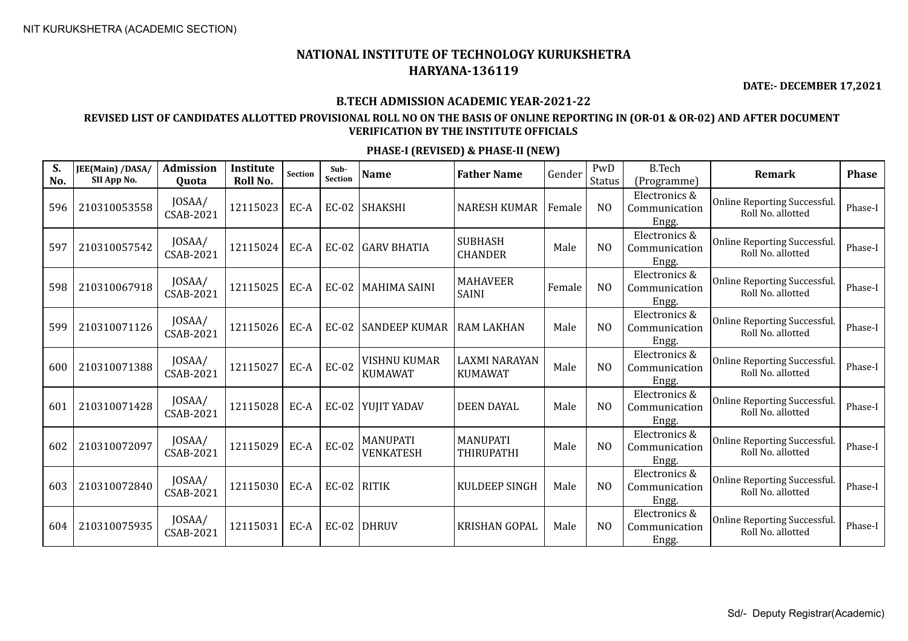NIT KURUKSHETRA (ACADEMIC SECTION)

# NATIONAL INSTITUTE OF TECHNOLOGY KURUKSHETRA
# HARYANA-136119

**DATE:- DECEMBER 17,2021**

### B.TECH ADMISSION ACADEMIC YEAR-2021-22

### REVISED LIST OF CANDIDATES ALLOTTED PROVISIONAL ROLL NO ON THE BASIS OF ONLINE REPORTING IN (OR-01 & OR-02) AND AFTER DOCUMENT VERIFICATION BY THE INSTITUTE OFFICIALS

### PHASE-I (REVISED) & PHASE-II (NEW)

| S. No. | JEE(Main) /DASA/ SII App No. | Admission Quota | Institute Roll No. | Section | Sub-Section | Name | Father Name | Gender | PwD Status | B.Tech (Programme) | Remark | Phase |
|---|---|---|---|---|---|---|---|---|---|---|---|---|
| 596 | 210310053558 | JOSAA/ CSAB-2021 | 12115023 | EC-A | EC-02 | SHAKSHI | NARESH KUMAR | Female | NO | Electronics & Communication Engg. | Online Reporting Successful. Roll No. allotted | Phase-I |
| 597 | 210310057542 | JOSAA/ CSAB-2021 | 12115024 | EC-A | EC-02 | GARV BHATIA | SUBHASH CHANDER | Male | NO | Electronics & Communication Engg. | Online Reporting Successful. Roll No. allotted | Phase-I |
| 598 | 210310067918 | JOSAA/ CSAB-2021 | 12115025 | EC-A | EC-02 | MAHIMA SAINI | MAHAVEER SAINI | Female | NO | Electronics & Communication Engg. | Online Reporting Successful. Roll No. allotted | Phase-I |
| 599 | 210310071126 | JOSAA/ CSAB-2021 | 12115026 | EC-A | EC-02 | SANDEEP KUMAR | RAM LAKHAN | Male | NO | Electronics & Communication Engg. | Online Reporting Successful. Roll No. allotted | Phase-I |
| 600 | 210310071388 | JOSAA/ CSAB-2021 | 12115027 | EC-A | EC-02 | VISHNU KUMAR KUMAWAT | LAXMI NARAYAN KUMAWAT | Male | NO | Electronics & Communication Engg. | Online Reporting Successful. Roll No. allotted | Phase-I |
| 601 | 210310071428 | JOSAA/ CSAB-2021 | 12115028 | EC-A | EC-02 | YUJIT YADAV | DEEN DAYAL | Male | NO | Electronics & Communication Engg. | Online Reporting Successful. Roll No. allotted | Phase-I |
| 602 | 210310072097 | JOSAA/ CSAB-2021 | 12115029 | EC-A | EC-02 | MANUPATI VENKATESH | MANUPATI THIRUPATHI | Male | NO | Electronics & Communication Engg. | Online Reporting Successful. Roll No. allotted | Phase-I |
| 603 | 210310072840 | JOSAA/ CSAB-2021 | 12115030 | EC-A | EC-02 | RITIK | KULDEEP SINGH | Male | NO | Electronics & Communication Engg. | Online Reporting Successful. Roll No. allotted | Phase-I |
| 604 | 210310075935 | JOSAA/ CSAB-2021 | 12115031 | EC-A | EC-02 | DHRUV | KRISHAN GOPAL | Male | NO | Electronics & Communication Engg. | Online Reporting Successful. Roll No. allotted | Phase-I |

Sd/- Deputy Registrar(Academic)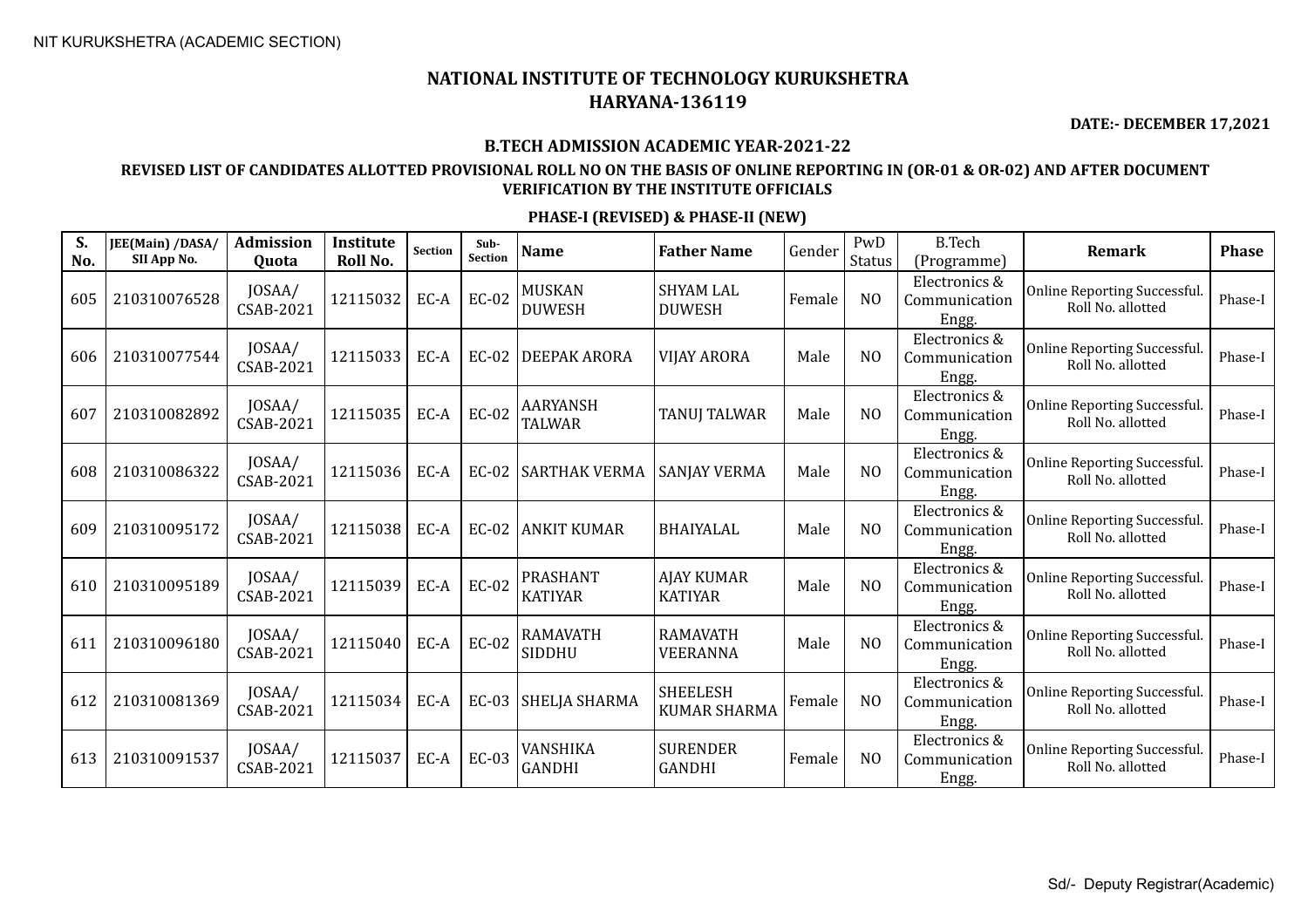NIT KURUKSHETRA (ACADEMIC SECTION)

# NATIONAL INSTITUTE OF TECHNOLOGY KURUKSHETRA
## HARYANA-136119

**DATE:- DECEMBER 17,2021**

### B.TECH ADMISSION ACADEMIC YEAR-2021-22

### REVISED LIST OF CANDIDATES ALLOTTED PROVISIONAL ROLL NO ON THE BASIS OF ONLINE REPORTING IN (OR-01 & OR-02) AND AFTER DOCUMENT VERIFICATION BY THE INSTITUTE OFFICIALS

### PHASE-I (REVISED) & PHASE-II (NEW)

| S. No. | JEE(Main) /DASA/ SII App No. | Admission Quota | Institute Roll No. | Section | Sub-Section | Name | Father Name | Gender | PwD Status | B.Tech (Programme) | Remark | Phase |
|---|---|---|---|---|---|---|---|---|---|---|---|---|
| 605 | 210310076528 | JOSAA/ CSAB-2021 | 12115032 | EC-A | EC-02 | MUSKAN DUWESH | SHYAM LAL DUWESH | Female | NO | Electronics & Communication Engg. | Online Reporting Successful. Roll No. allotted | Phase-I |
| 606 | 210310077544 | JOSAA/ CSAB-2021 | 12115033 | EC-A | EC-02 | DEEPAK ARORA | VIJAY ARORA | Male | NO | Electronics & Communication Engg. | Online Reporting Successful. Roll No. allotted | Phase-I |
| 607 | 210310082892 | JOSAA/ CSAB-2021 | 12115035 | EC-A | EC-02 | AARYANSH TALWAR | TANUJ TALWAR | Male | NO | Electronics & Communication Engg. | Online Reporting Successful. Roll No. allotted | Phase-I |
| 608 | 210310086322 | JOSAA/ CSAB-2021 | 12115036 | EC-A | EC-02 | SARTHAK VERMA | SANJAY VERMA | Male | NO | Electronics & Communication Engg. | Online Reporting Successful. Roll No. allotted | Phase-I |
| 609 | 210310095172 | JOSAA/ CSAB-2021 | 12115038 | EC-A | EC-02 | ANKIT KUMAR | BHAIYALAL | Male | NO | Electronics & Communication Engg. | Online Reporting Successful. Roll No. allotted | Phase-I |
| 610 | 210310095189 | JOSAA/ CSAB-2021 | 12115039 | EC-A | EC-02 | PRASHANT KATIYAR | AJAY KUMAR KATIYAR | Male | NO | Electronics & Communication Engg. | Online Reporting Successful. Roll No. allotted | Phase-I |
| 611 | 210310096180 | JOSAA/ CSAB-2021 | 12115040 | EC-A | EC-02 | RAMAVATH SIDDHU | RAMAVATH VEERANNA | Male | NO | Electronics & Communication Engg. | Online Reporting Successful. Roll No. allotted | Phase-I |
| 612 | 210310081369 | JOSAA/ CSAB-2021 | 12115034 | EC-A | EC-03 | SHELJA SHARMA | SHEELESH KUMAR SHARMA | Female | NO | Electronics & Communication Engg. | Online Reporting Successful. Roll No. allotted | Phase-I |
| 613 | 210310091537 | JOSAA/ CSAB-2021 | 12115037 | EC-A | EC-03 | VANSHIKA GANDHI | SURENDER GANDHI | Female | NO | Electronics & Communication Engg. | Online Reporting Successful. Roll No. allotted | Phase-I |

Sd/- Deputy Registrar(Academic)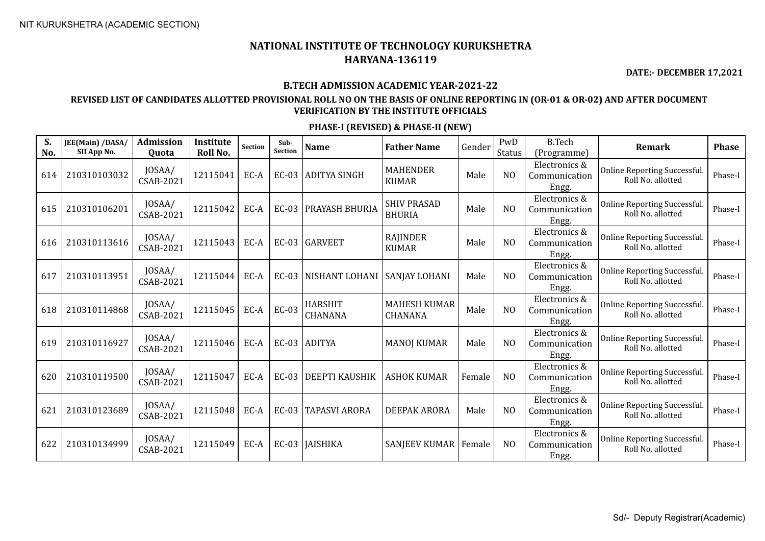NIT KURUKSHETRA (ACADEMIC SECTION)

# NATIONAL INSTITUTE OF TECHNOLOGY KURUKSHETRA
## HARYANA-136119

**DATE:- DECEMBER 17,2021**

### B.TECH ADMISSION ACADEMIC YEAR-2021-22

### REVISED LIST OF CANDIDATES ALLOTTED PROVISIONAL ROLL NO ON THE BASIS OF ONLINE REPORTING IN (OR-01 & OR-02) AND AFTER DOCUMENT VERIFICATION BY THE INSTITUTE OFFICIALS

### PHASE-I (REVISED) & PHASE-II (NEW)

| S. No. | JEE(Main) /DASA/ SII App No. | Admission Quota | Institute Roll No. | Section | Sub-Section | Name | Father Name | Gender | PwD Status | B.Tech (Programme) | Remark | Phase |
|---|---|---|---|---|---|---|---|---|---|---|---|---|
| 614 | 210310103032 | JOSAA/ CSAB-2021 | 12115041 | EC-A | EC-03 | ADITYA SINGH | MAHENDER KUMAR | Male | NO | Electronics & Communication Engg. | Online Reporting Successful. Roll No. allotted | Phase-I |
| 615 | 210310106201 | JOSAA/ CSAB-2021 | 12115042 | EC-A | EC-03 | PRAYASH BHURIA | SHIV PRASAD BHURIA | Male | NO | Electronics & Communication Engg. | Online Reporting Successful. Roll No. allotted | Phase-I |
| 616 | 210310113616 | JOSAA/ CSAB-2021 | 12115043 | EC-A | EC-03 | GARVEET | RAJINDER KUMAR | Male | NO | Electronics & Communication Engg. | Online Reporting Successful. Roll No. allotted | Phase-I |
| 617 | 210310113951 | JOSAA/ CSAB-2021 | 12115044 | EC-A | EC-03 | NISHANT LOHANI | SANJAY LOHANI | Male | NO | Electronics & Communication Engg. | Online Reporting Successful. Roll No. allotted | Phase-I |
| 618 | 210310114868 | JOSAA/ CSAB-2021 | 12115045 | EC-A | EC-03 | HARSHIT CHANANA | MAHESH KUMAR CHANANA | Male | NO | Electronics & Communication Engg. | Online Reporting Successful. Roll No. allotted | Phase-I |
| 619 | 210310116927 | JOSAA/ CSAB-2021 | 12115046 | EC-A | EC-03 | ADITYA | MANOJ KUMAR | Male | NO | Electronics & Communication Engg. | Online Reporting Successful. Roll No. allotted | Phase-I |
| 620 | 210310119500 | JOSAA/ CSAB-2021 | 12115047 | EC-A | EC-03 | DEEPTI KAUSHIK | ASHOK KUMAR | Female | NO | Electronics & Communication Engg. | Online Reporting Successful. Roll No. allotted | Phase-I |
| 621 | 210310123689 | JOSAA/ CSAB-2021 | 12115048 | EC-A | EC-03 | TAPASVI ARORA | DEEPAK ARORA | Male | NO | Electronics & Communication Engg. | Online Reporting Successful. Roll No. allotted | Phase-I |
| 622 | 210310134999 | JOSAA/ CSAB-2021 | 12115049 | EC-A | EC-03 | JAISHIKA | SANJEEV KUMAR | Female | NO | Electronics & Communication Engg. | Online Reporting Successful. Roll No. allotted | Phase-I |

Sd/- Deputy Registrar(Academic)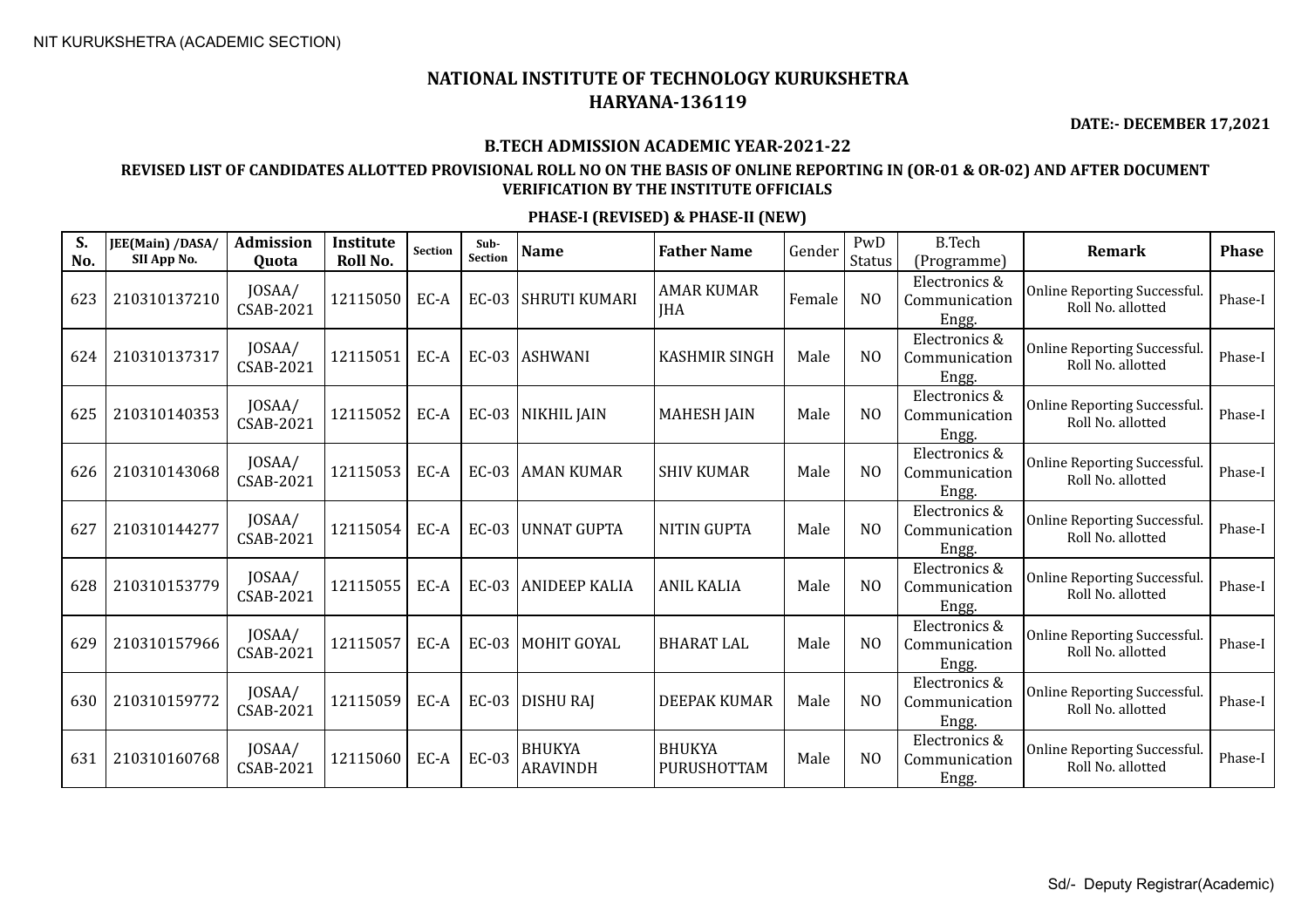NIT KURUKSHETRA (ACADEMIC SECTION)

# NATIONAL INSTITUTE OF TECHNOLOGY KURUKSHETRA
## HARYANA-136119

**DATE:- DECEMBER 17,2021**

**B.TECH ADMISSION ACADEMIC YEAR-2021-22**

**REVISED LIST OF CANDIDATES ALLOTTED PROVISIONAL ROLL NO ON THE BASIS OF ONLINE REPORTING IN (OR-01 & OR-02) AND AFTER DOCUMENT VERIFICATION BY THE INSTITUTE OFFICIALS**

**PHASE-I (REVISED) & PHASE-II (NEW)**

| S. No. | JEE(Main) /DASA/ SII App No. | Admission Quota | Institute Roll No. | Section | Sub-Section | Name | Father Name | Gender | PwD Status | B.Tech (Programme) | Remark | Phase |
|---|---|---|---|---|---|---|---|---|---|---|---|---|
| 623 | 210310137210 | JOSAA/ CSAB-2021 | 12115050 | EC-A | EC-03 | SHRUTI KUMARI | AMAR KUMAR JHA | Female | NO | Electronics & Communication Engg. | Online Reporting Successful. Roll No. allotted | Phase-I |
| 624 | 210310137317 | JOSAA/ CSAB-2021 | 12115051 | EC-A | EC-03 | ASHWANI | KASHMIR SINGH | Male | NO | Electronics & Communication Engg. | Online Reporting Successful. Roll No. allotted | Phase-I |
| 625 | 210310140353 | JOSAA/ CSAB-2021 | 12115052 | EC-A | EC-03 | NIKHIL JAIN | MAHESH JAIN | Male | NO | Electronics & Communication Engg. | Online Reporting Successful. Roll No. allotted | Phase-I |
| 626 | 210310143068 | JOSAA/ CSAB-2021 | 12115053 | EC-A | EC-03 | AMAN KUMAR | SHIV KUMAR | Male | NO | Electronics & Communication Engg. | Online Reporting Successful. Roll No. allotted | Phase-I |
| 627 | 210310144277 | JOSAA/ CSAB-2021 | 12115054 | EC-A | EC-03 | UNNAT GUPTA | NITIN GUPTA | Male | NO | Electronics & Communication Engg. | Online Reporting Successful. Roll No. allotted | Phase-I |
| 628 | 210310153779 | JOSAA/ CSAB-2021 | 12115055 | EC-A | EC-03 | ANIDEEP KALIA | ANIL KALIA | Male | NO | Electronics & Communication Engg. | Online Reporting Successful. Roll No. allotted | Phase-I |
| 629 | 210310157966 | JOSAA/ CSAB-2021 | 12115057 | EC-A | EC-03 | MOHIT GOYAL | BHARAT LAL | Male | NO | Electronics & Communication Engg. | Online Reporting Successful. Roll No. allotted | Phase-I |
| 630 | 210310159772 | JOSAA/ CSAB-2021 | 12115059 | EC-A | EC-03 | DISHU RAJ | DEEPAK KUMAR | Male | NO | Electronics & Communication Engg. | Online Reporting Successful. Roll No. allotted | Phase-I |
| 631 | 210310160768 | JOSAA/ CSAB-2021 | 12115060 | EC-A | EC-03 | BHUKYA ARAVINDH | BHUKYA PURUSHOTTAM | Male | NO | Electronics & Communication Engg. | Online Reporting Successful. Roll No. allotted | Phase-I |

Sd/- Deputy Registrar(Academic)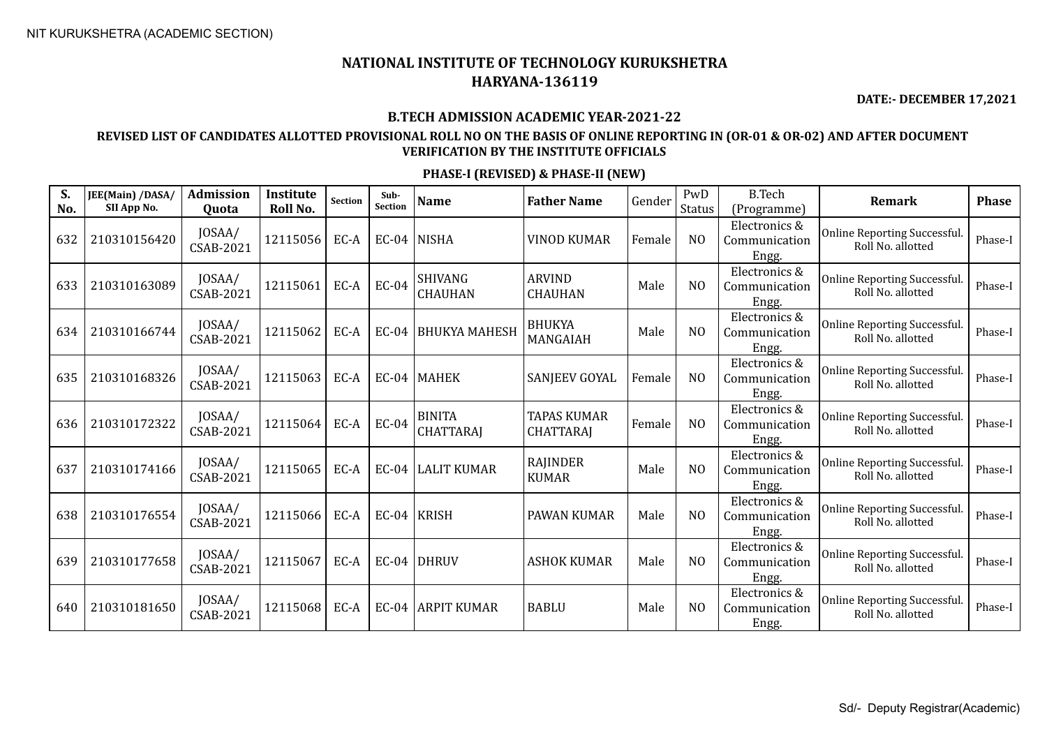NIT KURUKSHETRA (ACADEMIC SECTION)

# NATIONAL INSTITUTE OF TECHNOLOGY KURUKSHETRA
## HARYANA-136119

**DATE:- DECEMBER 17,2021**

**B.TECH ADMISSION ACADEMIC YEAR-2021-22**

**REVISED LIST OF CANDIDATES ALLOTTED PROVISIONAL ROLL NO ON THE BASIS OF ONLINE REPORTING IN (OR-01 & OR-02) AND AFTER DOCUMENT VERIFICATION BY THE INSTITUTE OFFICIALS**

**PHASE-I (REVISED) & PHASE-II (NEW)**

| S. No. | JEE(Main) /DASA/ SII App No. | Admission Quota | Institute Roll No. | Section | Sub-Section | Name | Father Name | Gender | PwD Status | B.Tech (Programme) | Remark | Phase |
|---|---|---|---|---|---|---|---|---|---|---|---|---|
| 632 | 210310156420 | JOSAA/ CSAB-2021 | 12115056 | EC-A | EC-04 | NISHA | VINOD KUMAR | Female | NO | Electronics & Communication Engg. | Online Reporting Successful. Roll No. allotted | Phase-I |
| 633 | 210310163089 | JOSAA/ CSAB-2021 | 12115061 | EC-A | EC-04 | SHIVANG CHAUHAN | ARVIND CHAUHAN | Male | NO | Electronics & Communication Engg. | Online Reporting Successful. Roll No. allotted | Phase-I |
| 634 | 210310166744 | JOSAA/ CSAB-2021 | 12115062 | EC-A | EC-04 | BHUKYA MAHESH | BHUKYA MANGAIAH | Male | NO | Electronics & Communication Engg. | Online Reporting Successful. Roll No. allotted | Phase-I |
| 635 | 210310168326 | JOSAA/ CSAB-2021 | 12115063 | EC-A | EC-04 | MAHEK | SANJEEV GOYAL | Female | NO | Electronics & Communication Engg. | Online Reporting Successful. Roll No. allotted | Phase-I |
| 636 | 210310172322 | JOSAA/ CSAB-2021 | 12115064 | EC-A | EC-04 | BINITA CHATTARAJ | TAPAS KUMAR CHATTARAJ | Female | NO | Electronics & Communication Engg. | Online Reporting Successful. Roll No. allotted | Phase-I |
| 637 | 210310174166 | JOSAA/ CSAB-2021 | 12115065 | EC-A | EC-04 | LALIT KUMAR | RAJINDER KUMAR | Male | NO | Electronics & Communication Engg. | Online Reporting Successful. Roll No. allotted | Phase-I |
| 638 | 210310176554 | JOSAA/ CSAB-2021 | 12115066 | EC-A | EC-04 | KRISH | PAWAN KUMAR | Male | NO | Electronics & Communication Engg. | Online Reporting Successful. Roll No. allotted | Phase-I |
| 639 | 210310177658 | JOSAA/ CSAB-2021 | 12115067 | EC-A | EC-04 | DHRUV | ASHOK KUMAR | Male | NO | Electronics & Communication Engg. | Online Reporting Successful. Roll No. allotted | Phase-I |
| 640 | 210310181650 | JOSAA/ CSAB-2021 | 12115068 | EC-A | EC-04 | ARPIT KUMAR | BABLU | Male | NO | Electronics & Communication Engg. | Online Reporting Successful. Roll No. allotted | Phase-I |

Sd/- Deputy Registrar(Academic)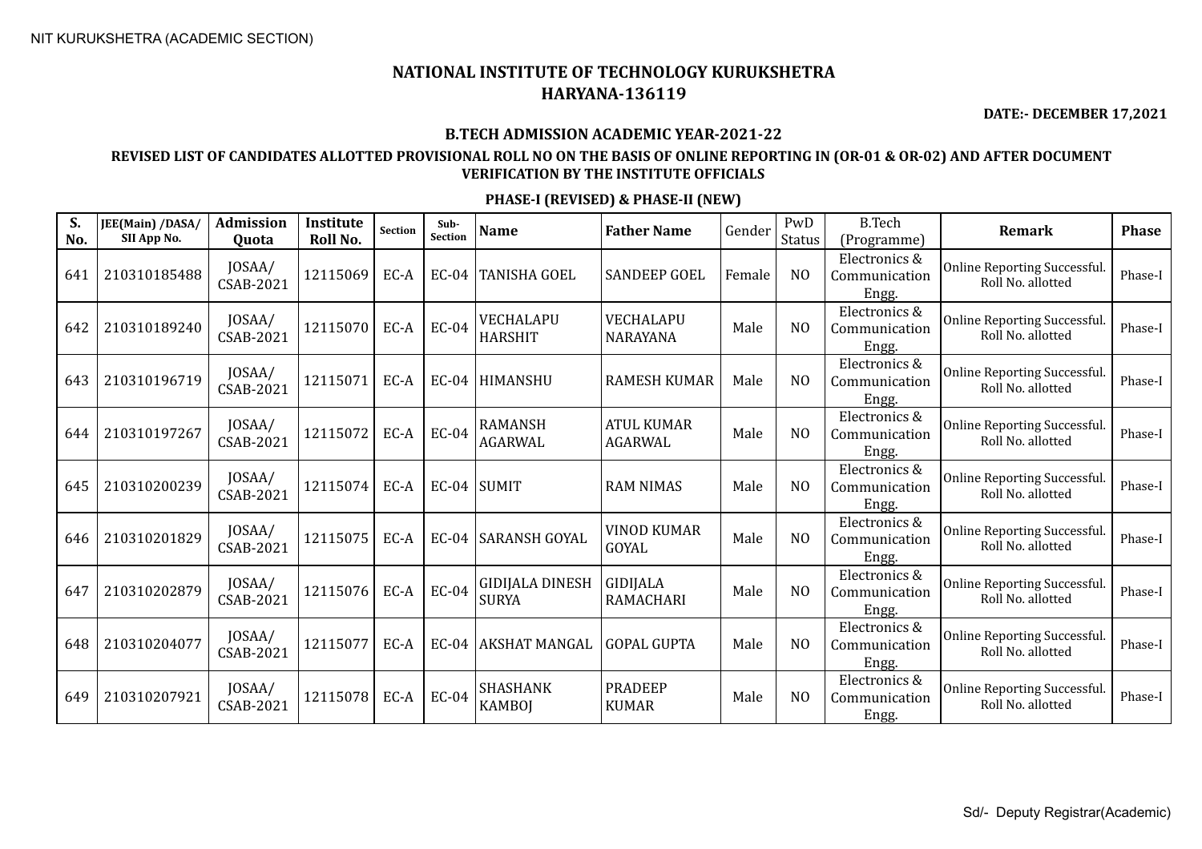NIT KURUKSHETRA (ACADEMIC SECTION)

# NATIONAL INSTITUTE OF TECHNOLOGY KURUKSHETRA
## HARYANA-136119

**DATE:- DECEMBER 17,2021**

### B.TECH ADMISSION ACADEMIC YEAR-2021-22

### REVISED LIST OF CANDIDATES ALLOTTED PROVISIONAL ROLL NO ON THE BASIS OF ONLINE REPORTING IN (OR-01 & OR-02) AND AFTER DOCUMENT VERIFICATION BY THE INSTITUTE OFFICIALS

### PHASE-I (REVISED) & PHASE-II (NEW)

| S. No. | JEE(Main) /DASA/ SII App No. | Admission Quota | Institute Roll No. | Section | Sub-Section | Name | Father Name | Gender | PwD Status | B.Tech (Programme) | Remark | Phase |
|---|---|---|---|---|---|---|---|---|---|---|---|---|
| 641 | 210310185488 | JOSAA/ CSAB-2021 | 12115069 | EC-A | EC-04 | TANISHA GOEL | SANDEEP GOEL | Female | NO | Electronics & Communication Engg. | Online Reporting Successful. Roll No. allotted | Phase-I |
| 642 | 210310189240 | JOSAA/ CSAB-2021 | 12115070 | EC-A | EC-04 | VECHALAPU HARSHIT | VECHALAPU NARAYANA | Male | NO | Electronics & Communication Engg. | Online Reporting Successful. Roll No. allotted | Phase-I |
| 643 | 210310196719 | JOSAA/ CSAB-2021 | 12115071 | EC-A | EC-04 | HIMANSHU | RAMESH KUMAR | Male | NO | Electronics & Communication Engg. | Online Reporting Successful. Roll No. allotted | Phase-I |
| 644 | 210310197267 | JOSAA/ CSAB-2021 | 12115072 | EC-A | EC-04 | RAMANSH AGARWAL | ATUL KUMAR AGARWAL | Male | NO | Electronics & Communication Engg. | Online Reporting Successful. Roll No. allotted | Phase-I |
| 645 | 210310200239 | JOSAA/ CSAB-2021 | 12115074 | EC-A | EC-04 | SUMIT | RAM NIMAS | Male | NO | Electronics & Communication Engg. | Online Reporting Successful. Roll No. allotted | Phase-I |
| 646 | 210310201829 | JOSAA/ CSAB-2021 | 12115075 | EC-A | EC-04 | SARANSH GOYAL | VINOD KUMAR GOYAL | Male | NO | Electronics & Communication Engg. | Online Reporting Successful. Roll No. allotted | Phase-I |
| 647 | 210310202879 | JOSAA/ CSAB-2021 | 12115076 | EC-A | EC-04 | GIDIJALA DINESH SURYA | GIDIJALA RAMACHARI | Male | NO | Electronics & Communication Engg. | Online Reporting Successful. Roll No. allotted | Phase-I |
| 648 | 210310204077 | JOSAA/ CSAB-2021 | 12115077 | EC-A | EC-04 | AKSHAT MANGAL | GOPAL GUPTA | Male | NO | Electronics & Communication Engg. | Online Reporting Successful. Roll No. allotted | Phase-I |
| 649 | 210310207921 | JOSAA/ CSAB-2021 | 12115078 | EC-A | EC-04 | SHASHANK KAMBOJ | PRADEEP KUMAR | Male | NO | Electronics & Communication Engg. | Online Reporting Successful. Roll No. allotted | Phase-I |

Sd/- Deputy Registrar(Academic)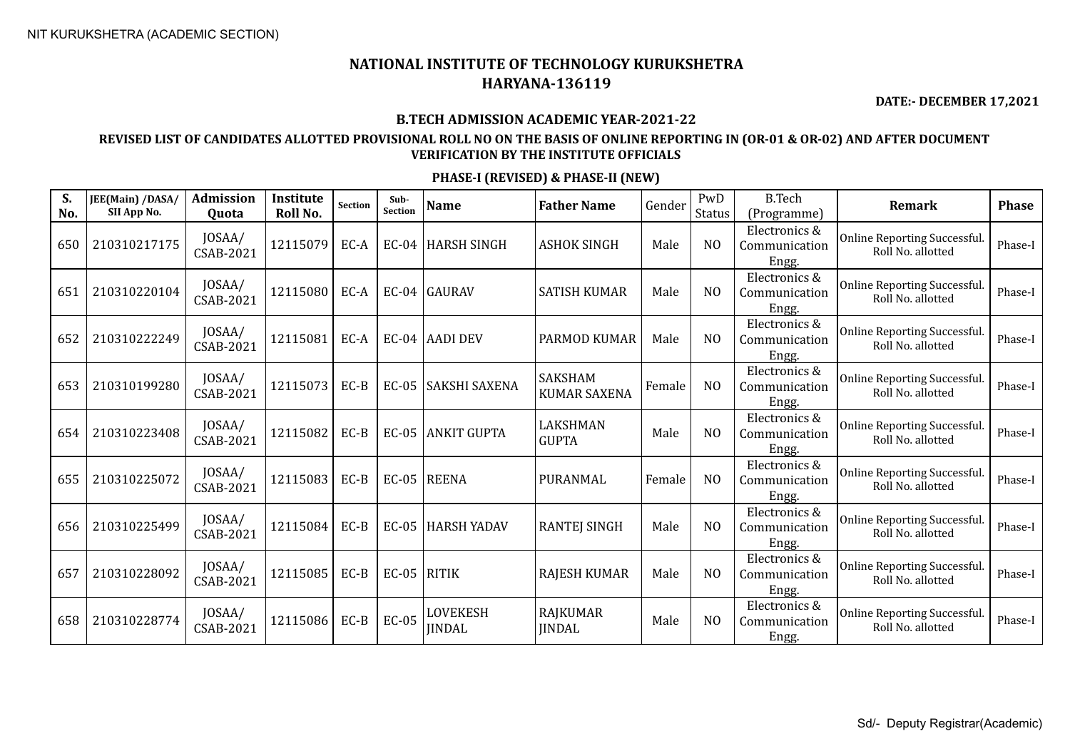NIT KURUKSHETRA (ACADEMIC SECTION)

# NATIONAL INSTITUTE OF TECHNOLOGY KURUKSHETRA
## HARYANA-136119

**DATE:- DECEMBER 17,2021**

### B.TECH ADMISSION ACADEMIC YEAR-2021-22

### REVISED LIST OF CANDIDATES ALLOTTED PROVISIONAL ROLL NO ON THE BASIS OF ONLINE REPORTING IN (OR-01 & OR-02) AND AFTER DOCUMENT VERIFICATION BY THE INSTITUTE OFFICIALS

### PHASE-I (REVISED) & PHASE-II (NEW)

| S. No. | JEE(Main) /DASA/ SII App No. | Admission Quota | Institute Roll No. | Section | Sub-Section | Name | Father Name | Gender | PwD Status | B.Tech (Programme) | Remark | Phase |
|---|---|---|---|---|---|---|---|---|---|---|---|---|
| 650 | 210310217175 | JOSAA/ CSAB-2021 | 12115079 | EC-A | EC-04 | HARSH SINGH | ASHOK SINGH | Male | NO | Electronics & Communication Engg. | Online Reporting Successful. Roll No. allotted | Phase-I |
| 651 | 210310220104 | JOSAA/ CSAB-2021 | 12115080 | EC-A | EC-04 | GAURAV | SATISH KUMAR | Male | NO | Electronics & Communication Engg. | Online Reporting Successful. Roll No. allotted | Phase-I |
| 652 | 210310222249 | JOSAA/ CSAB-2021 | 12115081 | EC-A | EC-04 | AADI DEV | PARMOD KUMAR | Male | NO | Electronics & Communication Engg. | Online Reporting Successful. Roll No. allotted | Phase-I |
| 653 | 210310199280 | JOSAA/ CSAB-2021 | 12115073 | EC-B | EC-05 | SAKSHI SAXENA | SAKSHAM KUMAR SAXENA | Female | NO | Electronics & Communication Engg. | Online Reporting Successful. Roll No. allotted | Phase-I |
| 654 | 210310223408 | JOSAA/ CSAB-2021 | 12115082 | EC-B | EC-05 | ANKIT GUPTA | LAKSHMAN GUPTA | Male | NO | Electronics & Communication Engg. | Online Reporting Successful. Roll No. allotted | Phase-I |
| 655 | 210310225072 | JOSAA/ CSAB-2021 | 12115083 | EC-B | EC-05 | REENA | PURANMAL | Female | NO | Electronics & Communication Engg. | Online Reporting Successful. Roll No. allotted | Phase-I |
| 656 | 210310225499 | JOSAA/ CSAB-2021 | 12115084 | EC-B | EC-05 | HARSH YADAV | RANTEJ SINGH | Male | NO | Electronics & Communication Engg. | Online Reporting Successful. Roll No. allotted | Phase-I |
| 657 | 210310228092 | JOSAA/ CSAB-2021 | 12115085 | EC-B | EC-05 | RITIK | RAJESH KUMAR | Male | NO | Electronics & Communication Engg. | Online Reporting Successful. Roll No. allotted | Phase-I |
| 658 | 210310228774 | JOSAA/ CSAB-2021 | 12115086 | EC-B | EC-05 | LOVEKESH JINDAL | RAJKUMAR JINDAL | Male | NO | Electronics & Communication Engg. | Online Reporting Successful. Roll No. allotted | Phase-I |

Sd/- Deputy Registrar(Academic)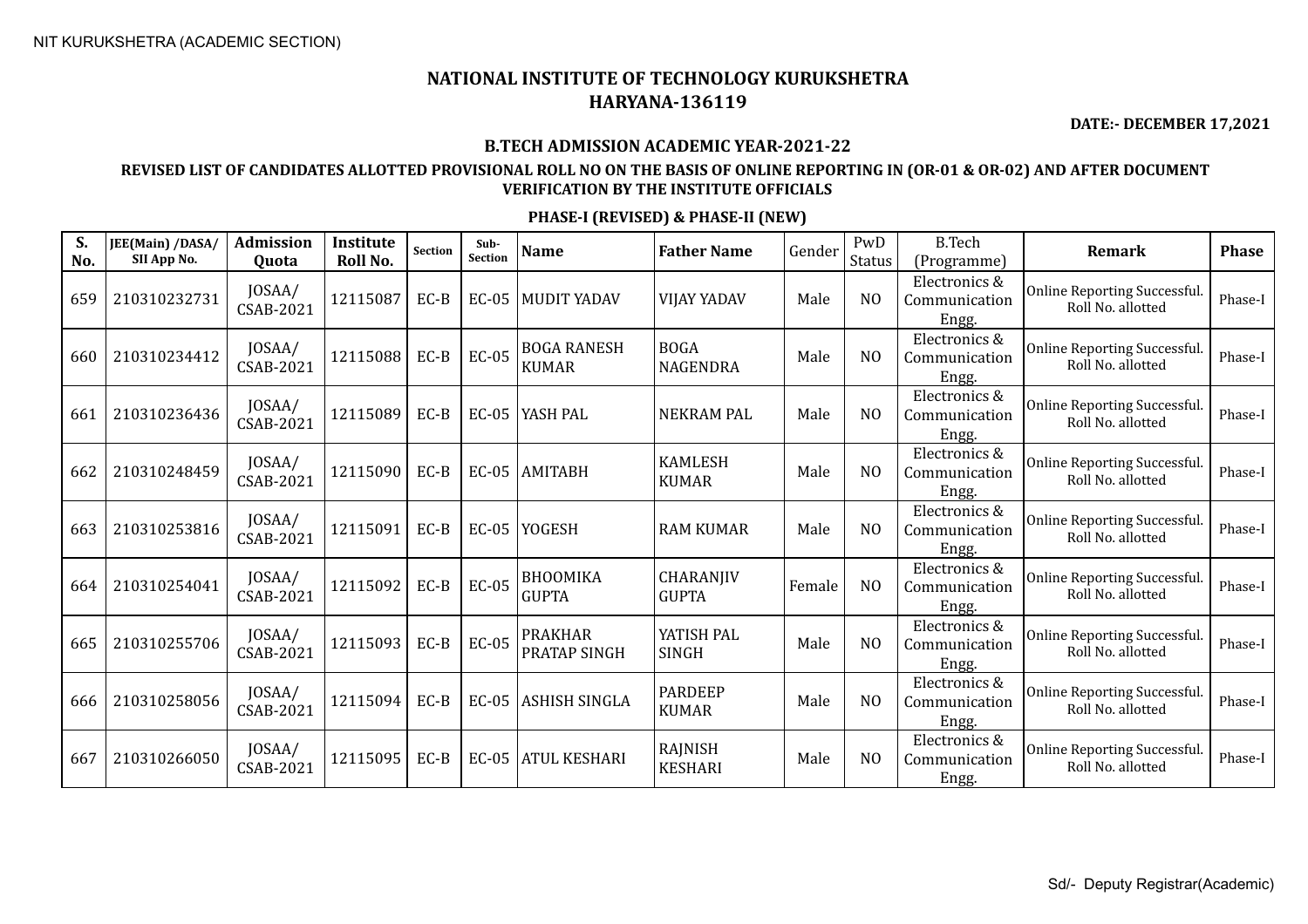NIT KURUKSHETRA (ACADEMIC SECTION)

# NATIONAL INSTITUTE OF TECHNOLOGY KURUKSHETRA
## HARYANA-136119

**DATE:- DECEMBER 17,2021**

### B.TECH ADMISSION ACADEMIC YEAR-2021-22

### REVISED LIST OF CANDIDATES ALLOTTED PROVISIONAL ROLL NO ON THE BASIS OF ONLINE REPORTING IN (OR-01 & OR-02) AND AFTER DOCUMENT VERIFICATION BY THE INSTITUTE OFFICIALS

### PHASE-I (REVISED) & PHASE-II (NEW)

| S. No. | JEE(Main) /DASA/ SII App No. | Admission Quota | Institute Roll No. | Section | Sub-Section | Name | Father Name | Gender | PwD Status | B.Tech (Programme) | Remark | Phase |
|---|---|---|---|---|---|---|---|---|---|---|---|---|
| 659 | 210310232731 | JOSAA/ CSAB-2021 | 12115087 | EC-B | EC-05 | MUDIT YADAV | VIJAY YADAV | Male | NO | Electronics & Communication Engg. | Online Reporting Successful. Roll No. allotted | Phase-I |
| 660 | 210310234412 | JOSAA/ CSAB-2021 | 12115088 | EC-B | EC-05 | BOGA RANESH KUMAR | BOGA NAGENDRA | Male | NO | Electronics & Communication Engg. | Online Reporting Successful. Roll No. allotted | Phase-I |
| 661 | 210310236436 | JOSAA/ CSAB-2021 | 12115089 | EC-B | EC-05 | YASH PAL | NEKRAM PAL | Male | NO | Electronics & Communication Engg. | Online Reporting Successful. Roll No. allotted | Phase-I |
| 662 | 210310248459 | JOSAA/ CSAB-2021 | 12115090 | EC-B | EC-05 | AMITABH | KAMLESH KUMAR | Male | NO | Electronics & Communication Engg. | Online Reporting Successful. Roll No. allotted | Phase-I |
| 663 | 210310253816 | JOSAA/ CSAB-2021 | 12115091 | EC-B | EC-05 | YOGESH | RAM KUMAR | Male | NO | Electronics & Communication Engg. | Online Reporting Successful. Roll No. allotted | Phase-I |
| 664 | 210310254041 | JOSAA/ CSAB-2021 | 12115092 | EC-B | EC-05 | BHOOMIKA GUPTA | CHARANJIV GUPTA | Female | NO | Electronics & Communication Engg. | Online Reporting Successful. Roll No. allotted | Phase-I |
| 665 | 210310255706 | JOSAA/ CSAB-2021 | 12115093 | EC-B | EC-05 | PRAKHAR PRATAP SINGH | YATISH PAL SINGH | Male | NO | Electronics & Communication Engg. | Online Reporting Successful. Roll No. allotted | Phase-I |
| 666 | 210310258056 | JOSAA/ CSAB-2021 | 12115094 | EC-B | EC-05 | ASHISH SINGLA | PARDEEP KUMAR | Male | NO | Electronics & Communication Engg. | Online Reporting Successful. Roll No. allotted | Phase-I |
| 667 | 210310266050 | JOSAA/ CSAB-2021 | 12115095 | EC-B | EC-05 | ATUL KESHARI | RAJNISH KESHARI | Male | NO | Electronics & Communication Engg. | Online Reporting Successful. Roll No. allotted | Phase-I |

Sd/- Deputy Registrar(Academic)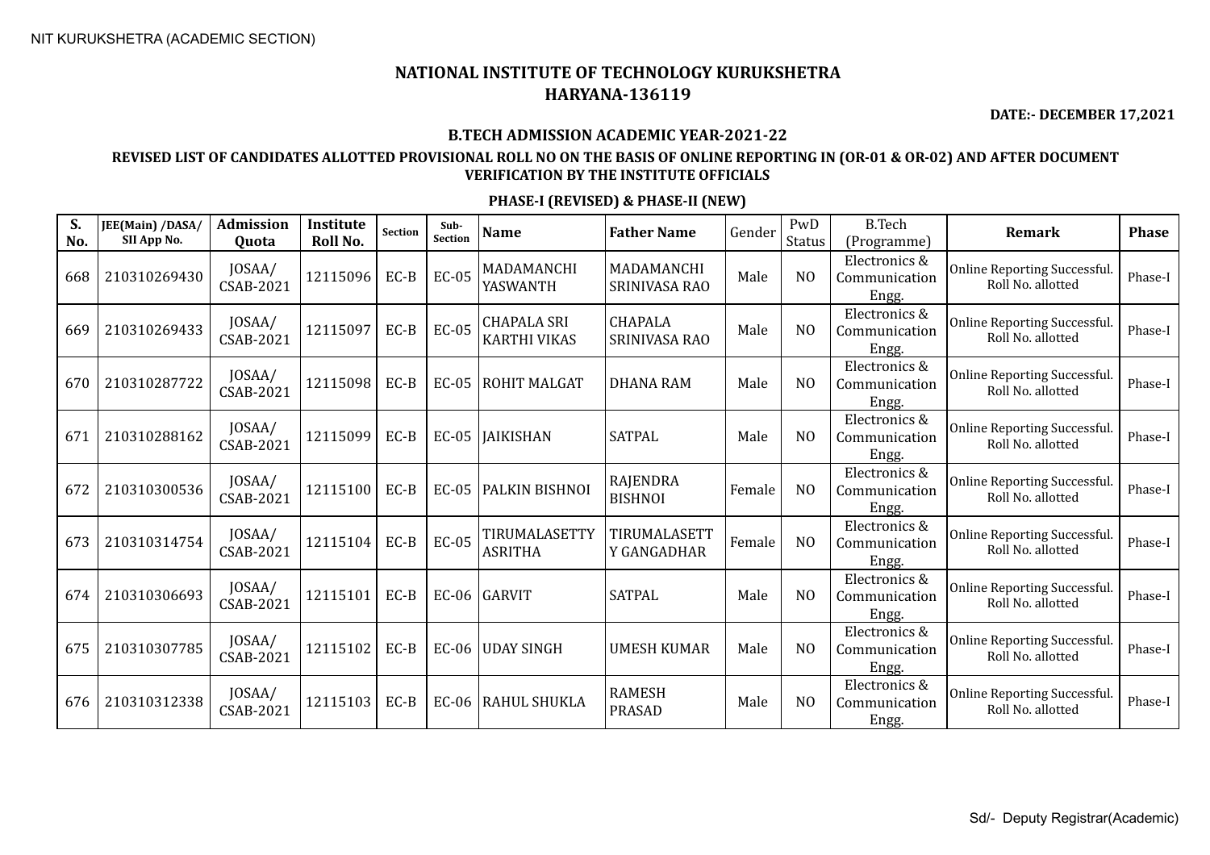NIT KURUKSHETRA (ACADEMIC SECTION)

# NATIONAL INSTITUTE OF TECHNOLOGY KURUKSHETRA
## HARYANA-136119

**DATE:- DECEMBER 17,2021**

### B.TECH ADMISSION ACADEMIC YEAR-2021-22

### REVISED LIST OF CANDIDATES ALLOTTED PROVISIONAL ROLL NO ON THE BASIS OF ONLINE REPORTING IN (OR-01 & OR-02) AND AFTER DOCUMENT VERIFICATION BY THE INSTITUTE OFFICIALS

### PHASE-I (REVISED) & PHASE-II (NEW)

| S. No. | JEE(Main) /DASA/ SII App No. | Admission Quota | Institute Roll No. | Section | Sub-Section | Name | Father Name | Gender | PwD Status | B.Tech (Programme) | Remark | Phase |
|---|---|---|---|---|---|---|---|---|---|---|---|---|
| 668 | 210310269430 | JOSAA/ CSAB-2021 | 12115096 | EC-B | EC-05 | MADAMANCHI YASWANTH | MADAMANCHI SRINIVASA RAO | Male | NO | Electronics & Communication Engg. | Online Reporting Successful. Roll No. allotted | Phase-I |
| 669 | 210310269433 | JOSAA/ CSAB-2021 | 12115097 | EC-B | EC-05 | CHAPALA SRI KARTHI VIKAS | CHAPALA SRINIVASA RAO | Male | NO | Electronics & Communication Engg. | Online Reporting Successful. Roll No. allotted | Phase-I |
| 670 | 210310287722 | JOSAA/ CSAB-2021 | 12115098 | EC-B | EC-05 | ROHIT MALGAT | DHANA RAM | Male | NO | Electronics & Communication Engg. | Online Reporting Successful. Roll No. allotted | Phase-I |
| 671 | 210310288162 | JOSAA/ CSAB-2021 | 12115099 | EC-B | EC-05 | JAIKISHAN | SATPAL | Male | NO | Electronics & Communication Engg. | Online Reporting Successful. Roll No. allotted | Phase-I |
| 672 | 210310300536 | JOSAA/ CSAB-2021 | 12115100 | EC-B | EC-05 | PALKIN BISHNOI | RAJENDRA BISHNOI | Female | NO | Electronics & Communication Engg. | Online Reporting Successful. Roll No. allotted | Phase-I |
| 673 | 210310314754 | JOSAA/ CSAB-2021 | 12115104 | EC-B | EC-05 | TIRUMALASETTY ASRITHA | TIRUMALASETT Y GANGADHAR | Female | NO | Electronics & Communication Engg. | Online Reporting Successful. Roll No. allotted | Phase-I |
| 674 | 210310306693 | JOSAA/ CSAB-2021 | 12115101 | EC-B | EC-06 | GARVIT | SATPAL | Male | NO | Electronics & Communication Engg. | Online Reporting Successful. Roll No. allotted | Phase-I |
| 675 | 210310307785 | JOSAA/ CSAB-2021 | 12115102 | EC-B | EC-06 | UDAY SINGH | UMESH KUMAR | Male | NO | Electronics & Communication Engg. | Online Reporting Successful. Roll No. allotted | Phase-I |
| 676 | 210310312338 | JOSAA/ CSAB-2021 | 12115103 | EC-B | EC-06 | RAHUL SHUKLA | RAMESH PRASAD | Male | NO | Electronics & Communication Engg. | Online Reporting Successful. Roll No. allotted | Phase-I |

Sd/- Deputy Registrar(Academic)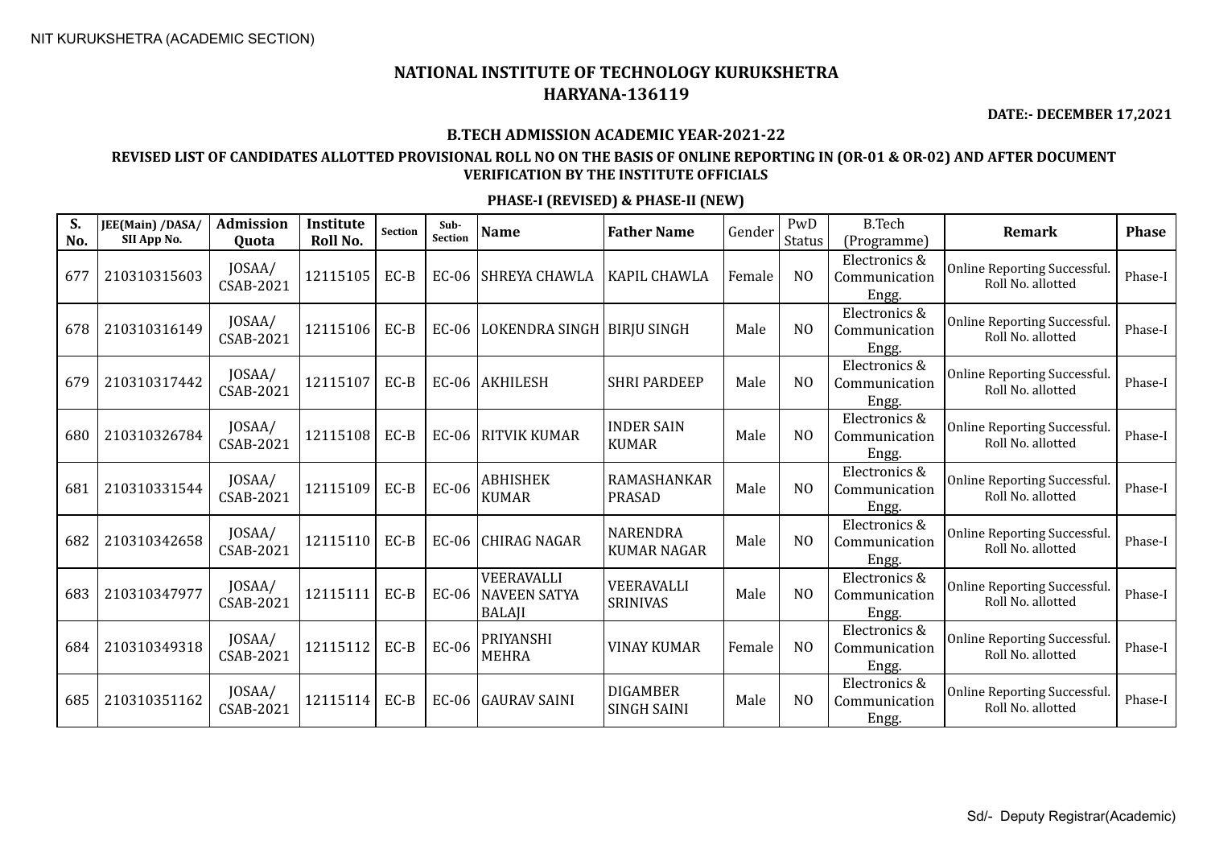NIT KURUKSHETRA (ACADEMIC SECTION)

# NATIONAL INSTITUTE OF TECHNOLOGY KURUKSHETRA
# HARYANA-136119

**DATE:- DECEMBER 17,2021**

### B.TECH ADMISSION ACADEMIC YEAR-2021-22

### REVISED LIST OF CANDIDATES ALLOTTED PROVISIONAL ROLL NO ON THE BASIS OF ONLINE REPORTING IN (OR-01 & OR-02) AND AFTER DOCUMENT VERIFICATION BY THE INSTITUTE OFFICIALS

### PHASE-I (REVISED) & PHASE-II (NEW)

| S. No. | JEE(Main) /DASA/ SII App No. | Admission Quota | Institute Roll No. | Section | Sub-Section | Name | Father Name | Gender | PwD Status | B.Tech (Programme) | Remark | Phase |
|---|---|---|---|---|---|---|---|---|---|---|---|---|
| 677 | 210310315603 | JOSAA/ CSAB-2021 | 12115105 | EC-B | EC-06 | SHREYA CHAWLA | KAPIL CHAWLA | Female | NO | Electronics & Communication Engg. | Online Reporting Successful. Roll No. allotted | Phase-I |
| 678 | 210310316149 | JOSAA/ CSAB-2021 | 12115106 | EC-B | EC-06 | LOKENDRA SINGH | BIRJU SINGH | Male | NO | Electronics & Communication Engg. | Online Reporting Successful. Roll No. allotted | Phase-I |
| 679 | 210310317442 | JOSAA/ CSAB-2021 | 12115107 | EC-B | EC-06 | AKHILESH | SHRI PARDEEP | Male | NO | Electronics & Communication Engg. | Online Reporting Successful. Roll No. allotted | Phase-I |
| 680 | 210310326784 | JOSAA/ CSAB-2021 | 12115108 | EC-B | EC-06 | RITVIK KUMAR | INDER SAIN KUMAR | Male | NO | Electronics & Communication Engg. | Online Reporting Successful. Roll No. allotted | Phase-I |
| 681 | 210310331544 | JOSAA/ CSAB-2021 | 12115109 | EC-B | EC-06 | ABHISHEK KUMAR | RAMASHANKAR PRASAD | Male | NO | Electronics & Communication Engg. | Online Reporting Successful. Roll No. allotted | Phase-I |
| 682 | 210310342658 | JOSAA/ CSAB-2021 | 12115110 | EC-B | EC-06 | CHIRAG NAGAR | NARENDRA KUMAR NAGAR | Male | NO | Electronics & Communication Engg. | Online Reporting Successful. Roll No. allotted | Phase-I |
| 683 | 210310347977 | JOSAA/ CSAB-2021 | 12115111 | EC-B | EC-06 | VEERAVALLI NAVEEN SATYA BALAJI | VEERAVALLI SRINIVAS | Male | NO | Electronics & Communication Engg. | Online Reporting Successful. Roll No. allotted | Phase-I |
| 684 | 210310349318 | JOSAA/ CSAB-2021 | 12115112 | EC-B | EC-06 | PRIYANSHI MEHRA | VINAY KUMAR | Female | NO | Electronics & Communication Engg. | Online Reporting Successful. Roll No. allotted | Phase-I |
| 685 | 210310351162 | JOSAA/ CSAB-2021 | 12115114 | EC-B | EC-06 | GAURAV SAINI | DIGAMBER SINGH SAINI | Male | NO | Electronics & Communication Engg. | Online Reporting Successful. Roll No. allotted | Phase-I |

Sd/- Deputy Registrar(Academic)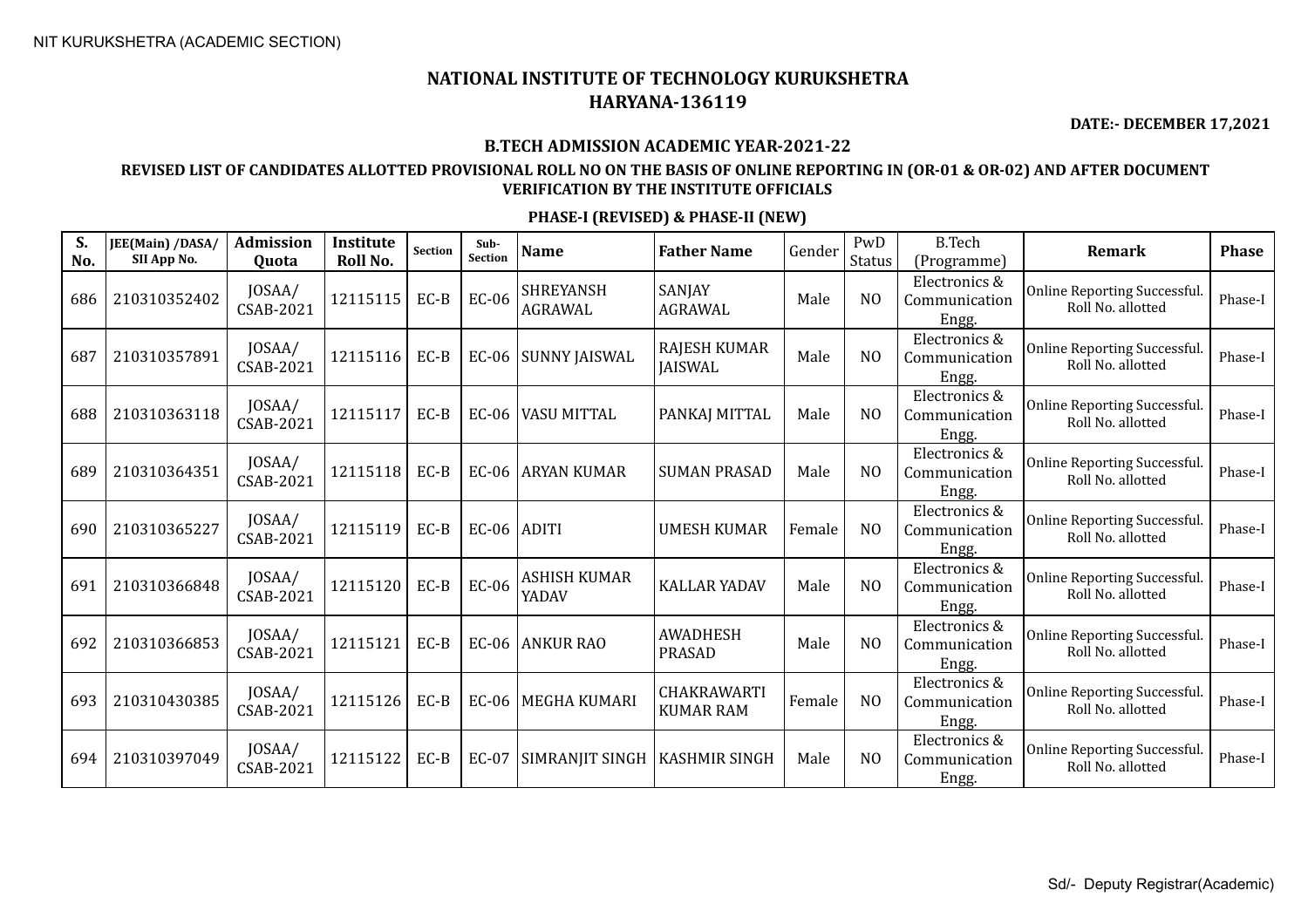NIT KURUKSHETRA (ACADEMIC SECTION)

# NATIONAL INSTITUTE OF TECHNOLOGY KURUKSHETRA
## HARYANA-136119

**DATE:- DECEMBER 17,2021**

### B.TECH ADMISSION ACADEMIC YEAR-2021-22

### REVISED LIST OF CANDIDATES ALLOTTED PROVISIONAL ROLL NO ON THE BASIS OF ONLINE REPORTING IN (OR-01 & OR-02) AND AFTER DOCUMENT VERIFICATION BY THE INSTITUTE OFFICIALS

### PHASE-I (REVISED) & PHASE-II (NEW)

| S. No. | JEE(Main) /DASA/ SII App No. | Admission Quota | Institute Roll No. | Section | Sub-Section | Name | Father Name | Gender | PwD Status | B.Tech (Programme) | Remark | Phase |
|---|---|---|---|---|---|---|---|---|---|---|---|---|
| 686 | 210310352402 | JOSAA/ CSAB-2021 | 12115115 | EC-B | EC-06 | SHREYANSH AGRAWAL | SANJAY AGRAWAL | Male | NO | Electronics & Communication Engg. | Online Reporting Successful. Roll No. allotted | Phase-I |
| 687 | 210310357891 | JOSAA/ CSAB-2021 | 12115116 | EC-B | EC-06 | SUNNY JAISWAL | RAJESH KUMAR JAISWAL | Male | NO | Electronics & Communication Engg. | Online Reporting Successful. Roll No. allotted | Phase-I |
| 688 | 210310363118 | JOSAA/ CSAB-2021 | 12115117 | EC-B | EC-06 | VASU MITTAL | PANKAJ MITTAL | Male | NO | Electronics & Communication Engg. | Online Reporting Successful. Roll No. allotted | Phase-I |
| 689 | 210310364351 | JOSAA/ CSAB-2021 | 12115118 | EC-B | EC-06 | ARYAN KUMAR | SUMAN PRASAD | Male | NO | Electronics & Communication Engg. | Online Reporting Successful. Roll No. allotted | Phase-I |
| 690 | 210310365227 | JOSAA/ CSAB-2021 | 12115119 | EC-B | EC-06 | ADITI | UMESH KUMAR | Female | NO | Electronics & Communication Engg. | Online Reporting Successful. Roll No. allotted | Phase-I |
| 691 | 210310366848 | JOSAA/ CSAB-2021 | 12115120 | EC-B | EC-06 | ASHISH KUMAR YADAV | KALLAR YADAV | Male | NO | Electronics & Communication Engg. | Online Reporting Successful. Roll No. allotted | Phase-I |
| 692 | 210310366853 | JOSAA/ CSAB-2021 | 12115121 | EC-B | EC-06 | ANKUR RAO | AWADHESH PRASAD | Male | NO | Electronics & Communication Engg. | Online Reporting Successful. Roll No. allotted | Phase-I |
| 693 | 210310430385 | JOSAA/ CSAB-2021 | 12115126 | EC-B | EC-06 | MEGHA KUMARI | CHAKRAWARTI KUMAR RAM | Female | NO | Electronics & Communication Engg. | Online Reporting Successful. Roll No. allotted | Phase-I |
| 694 | 210310397049 | JOSAA/ CSAB-2021 | 12115122 | EC-B | EC-07 | SIMRANJIT SINGH | KASHMIR SINGH | Male | NO | Electronics & Communication Engg. | Online Reporting Successful. Roll No. allotted | Phase-I |

Sd/- Deputy Registrar(Academic)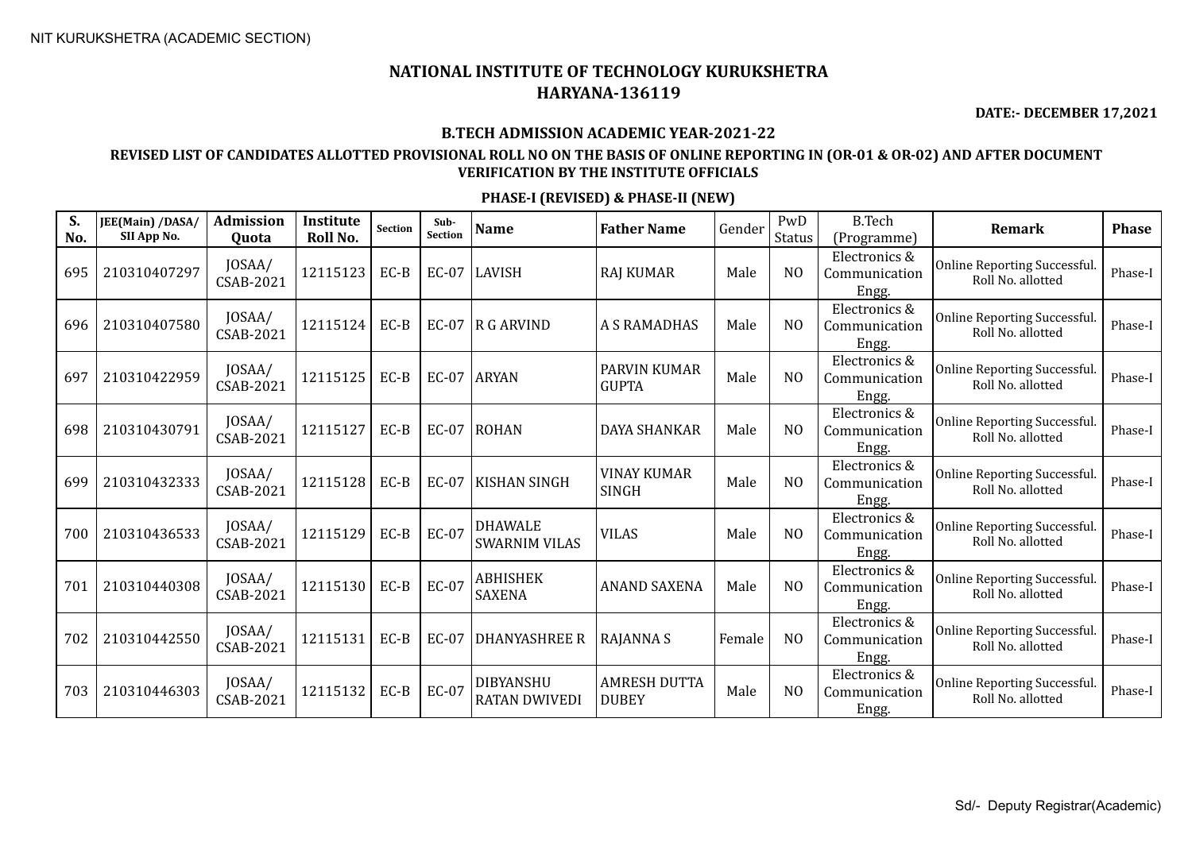NIT KURUKSHETRA (ACADEMIC SECTION)

# NATIONAL INSTITUTE OF TECHNOLOGY KURUKSHETRA
## HARYANA-136119

**DATE:- DECEMBER 17,2021**

### B.TECH ADMISSION ACADEMIC YEAR-2021-22

### REVISED LIST OF CANDIDATES ALLOTTED PROVISIONAL ROLL NO ON THE BASIS OF ONLINE REPORTING IN (OR-01 & OR-02) AND AFTER DOCUMENT VERIFICATION BY THE INSTITUTE OFFICIALS

### PHASE-I (REVISED) & PHASE-II (NEW)

| S. No. | JEE(Main) /DASA/ SII App No. | Admission Quota | Institute Roll No. | Section | Sub-Section | Name | Father Name | Gender | PwD Status | B.Tech (Programme) | Remark | Phase |
|---|---|---|---|---|---|---|---|---|---|---|---|---|
| 695 | 210310407297 | JOSAA/ CSAB-2021 | 12115123 | EC-B | EC-07 | LAVISH | RAJ KUMAR | Male | NO | Electronics & Communication Engg. | Online Reporting Successful. Roll No. allotted | Phase-I |
| 696 | 210310407580 | JOSAA/ CSAB-2021 | 12115124 | EC-B | EC-07 | R G ARVIND | A S RAMADHAS | Male | NO | Electronics & Communication Engg. | Online Reporting Successful. Roll No. allotted | Phase-I |
| 697 | 210310422959 | JOSAA/ CSAB-2021 | 12115125 | EC-B | EC-07 | ARYAN | PARVIN KUMAR GUPTA | Male | NO | Electronics & Communication Engg. | Online Reporting Successful. Roll No. allotted | Phase-I |
| 698 | 210310430791 | JOSAA/ CSAB-2021 | 12115127 | EC-B | EC-07 | ROHAN | DAYA SHANKAR | Male | NO | Electronics & Communication Engg. | Online Reporting Successful. Roll No. allotted | Phase-I |
| 699 | 210310432333 | JOSAA/ CSAB-2021 | 12115128 | EC-B | EC-07 | KISHAN SINGH | VINAY KUMAR SINGH | Male | NO | Electronics & Communication Engg. | Online Reporting Successful. Roll No. allotted | Phase-I |
| 700 | 210310436533 | JOSAA/ CSAB-2021 | 12115129 | EC-B | EC-07 | DHAWALE SWARNIM VILAS | VILAS | Male | NO | Electronics & Communication Engg. | Online Reporting Successful. Roll No. allotted | Phase-I |
| 701 | 210310440308 | JOSAA/ CSAB-2021 | 12115130 | EC-B | EC-07 | ABHISHEK SAXENA | ANAND SAXENA | Male | NO | Electronics & Communication Engg. | Online Reporting Successful. Roll No. allotted | Phase-I |
| 702 | 210310442550 | JOSAA/ CSAB-2021 | 12115131 | EC-B | EC-07 | DHANYASHREE R | RAJANNA S | Female | NO | Electronics & Communication Engg. | Online Reporting Successful. Roll No. allotted | Phase-I |
| 703 | 210310446303 | JOSAA/ CSAB-2021 | 12115132 | EC-B | EC-07 | DIBYANSHU RATAN DWIVEDI | AMRESH DUTTA DUBEY | Male | NO | Electronics & Communication Engg. | Online Reporting Successful. Roll No. allotted | Phase-I |

Sd/- Deputy Registrar(Academic)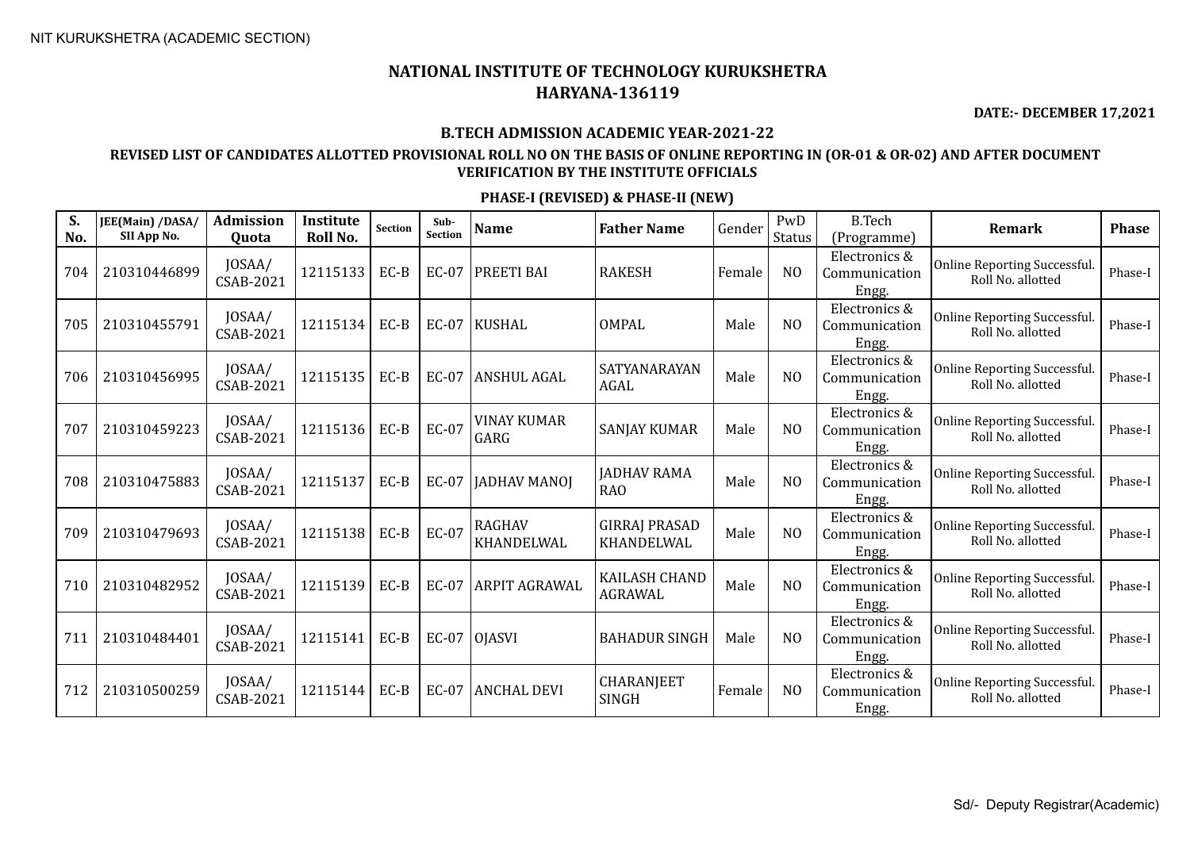NIT KURUKSHETRA (ACADEMIC SECTION)

# NATIONAL INSTITUTE OF TECHNOLOGY KURUKSHETRA
# HARYANA-136119

**DATE:- DECEMBER 17,2021**

## B.TECH ADMISSION ACADEMIC YEAR-2021-22

### REVISED LIST OF CANDIDATES ALLOTTED PROVISIONAL ROLL NO ON THE BASIS OF ONLINE REPORTING IN (OR-01 & OR-02) AND AFTER DOCUMENT VERIFICATION BY THE INSTITUTE OFFICIALS

### PHASE-I (REVISED) & PHASE-II (NEW)

| S. No. | JEE(Main) /DASA/ SII App No. | Admission Quota | Institute Roll No. | Section | Sub-Section | Name | Father Name | Gender | PwD Status | B.Tech (Programme) | Remark | Phase |
|---|---|---|---|---|---|---|---|---|---|---|---|---|
| 704 | 210310446899 | JOSAA/ CSAB-2021 | 12115133 | EC-B | EC-07 | PREETI BAI | RAKESH | Female | NO | Electronics & Communication Engg. | Online Reporting Successful. Roll No. allotted | Phase-I |
| 705 | 210310455791 | JOSAA/ CSAB-2021 | 12115134 | EC-B | EC-07 | KUSHAL | OMPAL | Male | NO | Electronics & Communication Engg. | Online Reporting Successful. Roll No. allotted | Phase-I |
| 706 | 210310456995 | JOSAA/ CSAB-2021 | 12115135 | EC-B | EC-07 | ANSHUL AGAL | SATYANARAYAN AGAL | Male | NO | Electronics & Communication Engg. | Online Reporting Successful. Roll No. allotted | Phase-I |
| 707 | 210310459223 | JOSAA/ CSAB-2021 | 12115136 | EC-B | EC-07 | VINAY KUMAR GARG | SANJAY KUMAR | Male | NO | Electronics & Communication Engg. | Online Reporting Successful. Roll No. allotted | Phase-I |
| 708 | 210310475883 | JOSAA/ CSAB-2021 | 12115137 | EC-B | EC-07 | JADHAV MANOJ | JADHAV RAMA RAO | Male | NO | Electronics & Communication Engg. | Online Reporting Successful. Roll No. allotted | Phase-I |
| 709 | 210310479693 | JOSAA/ CSAB-2021 | 12115138 | EC-B | EC-07 | RAGHAV KHANDELWAL | GIRRAJ PRASAD KHANDELWAL | Male | NO | Electronics & Communication Engg. | Online Reporting Successful. Roll No. allotted | Phase-I |
| 710 | 210310482952 | JOSAA/ CSAB-2021 | 12115139 | EC-B | EC-07 | ARPIT AGRAWAL | KAILASH CHAND AGRAWAL | Male | NO | Electronics & Communication Engg. | Online Reporting Successful. Roll No. allotted | Phase-I |
| 711 | 210310484401 | JOSAA/ CSAB-2021 | 12115141 | EC-B | EC-07 | OJASVI | BAHADUR SINGH | Male | NO | Electronics & Communication Engg. | Online Reporting Successful. Roll No. allotted | Phase-I |
| 712 | 210310500259 | JOSAA/ CSAB-2021 | 12115144 | EC-B | EC-07 | ANCHAL DEVI | CHARANJEET SINGH | Female | NO | Electronics & Communication Engg. | Online Reporting Successful. Roll No. allotted | Phase-I |

Sd/- Deputy Registrar(Academic)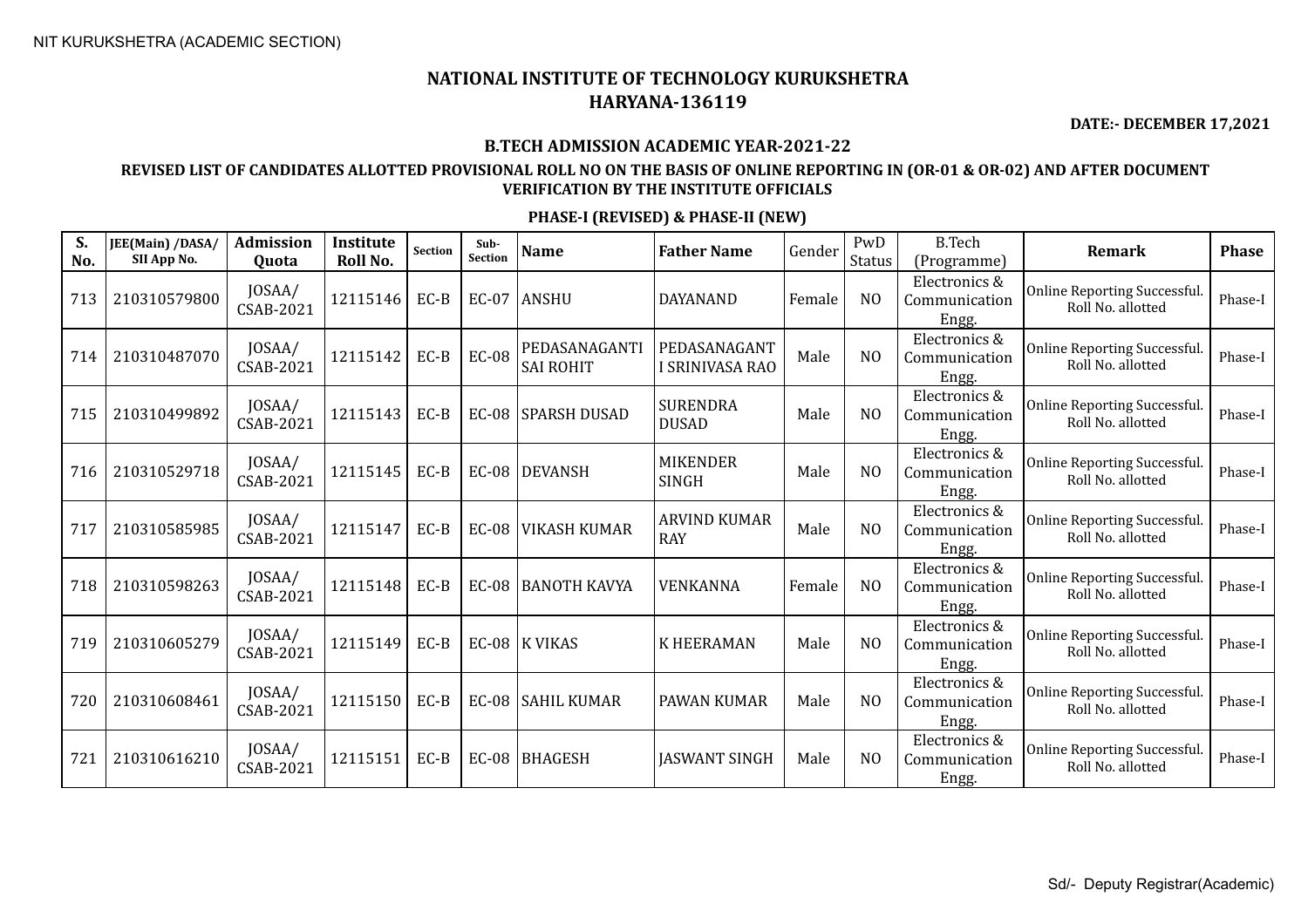NIT KURUKSHETRA (ACADEMIC SECTION)

# NATIONAL INSTITUTE OF TECHNOLOGY KURUKSHETRA
# HARYANA-136119

**DATE:- DECEMBER 17,2021**

**B.TECH ADMISSION ACADEMIC YEAR-2021-22**

**REVISED LIST OF CANDIDATES ALLOTTED PROVISIONAL ROLL NO ON THE BASIS OF ONLINE REPORTING IN (OR-01 & OR-02) AND AFTER DOCUMENT VERIFICATION BY THE INSTITUTE OFFICIALS**

**PHASE-I (REVISED) & PHASE-II (NEW)**

| S. No. | JEE(Main) /DASA/ SII App No. | Admission Quota | Institute Roll No. | Section | Sub-Section | Name | Father Name | Gender | PwD Status | B.Tech (Programme) | Remark | Phase |
|---|---|---|---|---|---|---|---|---|---|---|---|---|
| 713 | 210310579800 | JOSAA/ CSAB-2021 | 12115146 | EC-B | EC-07 | ANSHU | DAYANAND | Female | NO | Electronics & Communication Engg. | Online Reporting Successful. Roll No. allotted | Phase-I |
| 714 | 210310487070 | JOSAA/ CSAB-2021 | 12115142 | EC-B | EC-08 | PEDASANAGANTI SAI ROHIT | PEDASANAGANT I SRINIVASA RAO | Male | NO | Electronics & Communication Engg. | Online Reporting Successful. Roll No. allotted | Phase-I |
| 715 | 210310499892 | JOSAA/ CSAB-2021 | 12115143 | EC-B | EC-08 | SPARSH DUSAD | SURENDRA DUSAD | Male | NO | Electronics & Communication Engg. | Online Reporting Successful. Roll No. allotted | Phase-I |
| 716 | 210310529718 | JOSAA/ CSAB-2021 | 12115145 | EC-B | EC-08 | DEVANSH | MIKENDER SINGH | Male | NO | Electronics & Communication Engg. | Online Reporting Successful. Roll No. allotted | Phase-I |
| 717 | 210310585985 | JOSAA/ CSAB-2021 | 12115147 | EC-B | EC-08 | VIKASH KUMAR | ARVIND KUMAR RAY | Male | NO | Electronics & Communication Engg. | Online Reporting Successful. Roll No. allotted | Phase-I |
| 718 | 210310598263 | JOSAA/ CSAB-2021 | 12115148 | EC-B | EC-08 | BANOTH KAVYA | VENKANNA | Female | NO | Electronics & Communication Engg. | Online Reporting Successful. Roll No. allotted | Phase-I |
| 719 | 210310605279 | JOSAA/ CSAB-2021 | 12115149 | EC-B | EC-08 | K VIKAS | K HEERAMAN | Male | NO | Electronics & Communication Engg. | Online Reporting Successful. Roll No. allotted | Phase-I |
| 720 | 210310608461 | JOSAA/ CSAB-2021 | 12115150 | EC-B | EC-08 | SAHIL KUMAR | PAWAN KUMAR | Male | NO | Electronics & Communication Engg. | Online Reporting Successful. Roll No. allotted | Phase-I |
| 721 | 210310616210 | JOSAA/ CSAB-2021 | 12115151 | EC-B | EC-08 | BHAGESH | JASWANT SINGH | Male | NO | Electronics & Communication Engg. | Online Reporting Successful. Roll No. allotted | Phase-I |

Sd/- Deputy Registrar(Academic)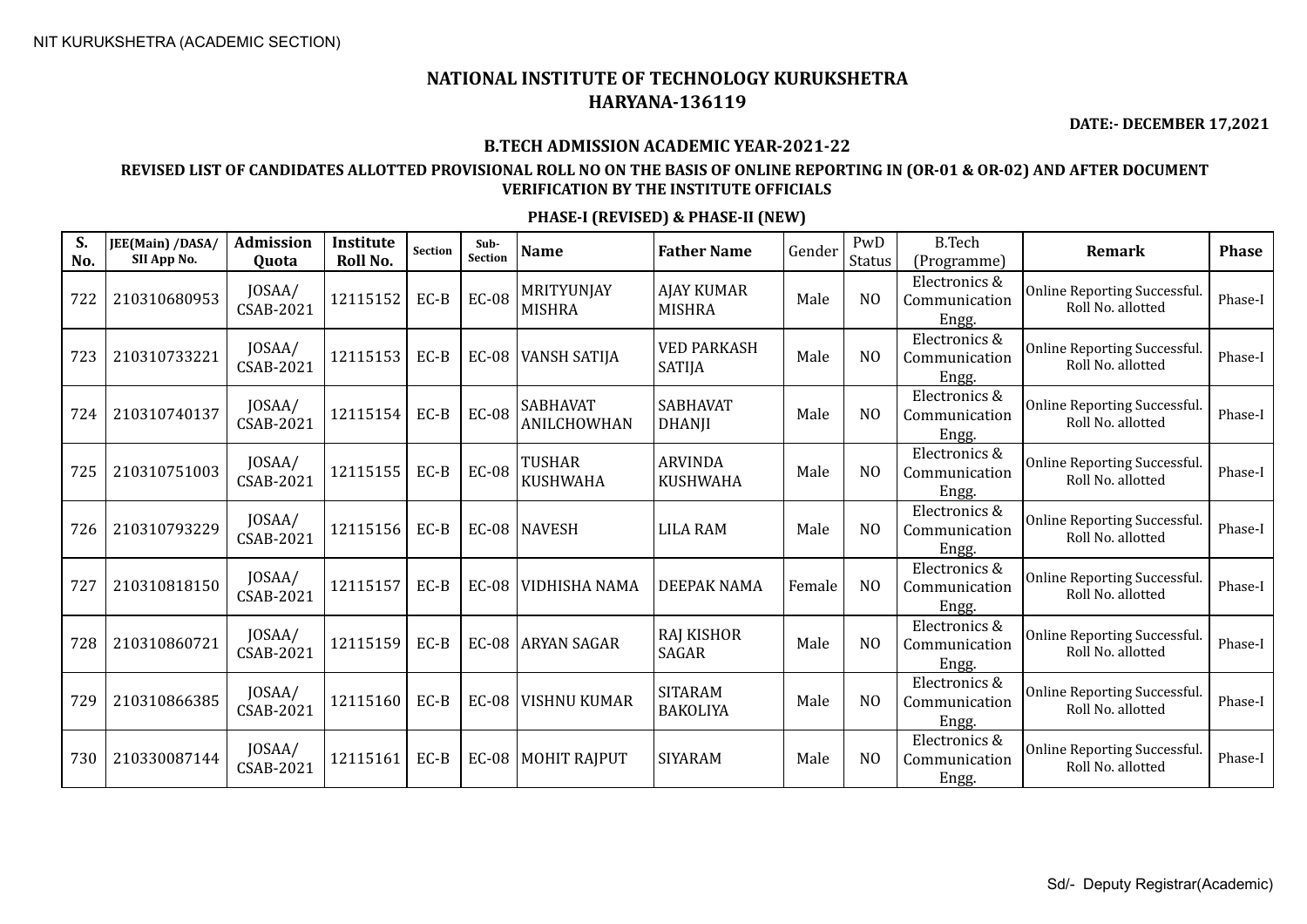NIT KURUKSHETRA (ACADEMIC SECTION)

# NATIONAL INSTITUTE OF TECHNOLOGY KURUKSHETRA
## HARYANA-136119

**DATE:- DECEMBER 17,2021**

### B.TECH ADMISSION ACADEMIC YEAR-2021-22

### REVISED LIST OF CANDIDATES ALLOTTED PROVISIONAL ROLL NO ON THE BASIS OF ONLINE REPORTING IN (OR-01 & OR-02) AND AFTER DOCUMENT VERIFICATION BY THE INSTITUTE OFFICIALS

### PHASE-I (REVISED) & PHASE-II (NEW)

| S. No. | JEE(Main) /DASA/ SII App No. | Admission Quota | Institute Roll No. | Section | Sub-Section | Name | Father Name | Gender | PwD Status | B.Tech (Programme) | Remark | Phase |
|---|---|---|---|---|---|---|---|---|---|---|---|---|
| 722 | 210310680953 | JOSAA/ CSAB-2021 | 12115152 | EC-B | EC-08 | MRITYUNJAY MISHRA | AJAY KUMAR MISHRA | Male | NO | Electronics & Communication Engg. | Online Reporting Successful. Roll No. allotted | Phase-I |
| 723 | 210310733221 | JOSAA/ CSAB-2021 | 12115153 | EC-B | EC-08 | VANSH SATIJA | VED PARKASH SATIJA | Male | NO | Electronics & Communication Engg. | Online Reporting Successful. Roll No. allotted | Phase-I |
| 724 | 210310740137 | JOSAA/ CSAB-2021 | 12115154 | EC-B | EC-08 | SABHAVAT ANILCHOWHAN | SABHAVAT DHANJI | Male | NO | Electronics & Communication Engg. | Online Reporting Successful. Roll No. allotted | Phase-I |
| 725 | 210310751003 | JOSAA/ CSAB-2021 | 12115155 | EC-B | EC-08 | TUSHAR KUSHWAHA | ARVINDA KUSHWAHA | Male | NO | Electronics & Communication Engg. | Online Reporting Successful. Roll No. allotted | Phase-I |
| 726 | 210310793229 | JOSAA/ CSAB-2021 | 12115156 | EC-B | EC-08 | NAVESH | LILA RAM | Male | NO | Electronics & Communication Engg. | Online Reporting Successful. Roll No. allotted | Phase-I |
| 727 | 210310818150 | JOSAA/ CSAB-2021 | 12115157 | EC-B | EC-08 | VIDHISHA NAMA | DEEPAK NAMA | Female | NO | Electronics & Communication Engg. | Online Reporting Successful. Roll No. allotted | Phase-I |
| 728 | 210310860721 | JOSAA/ CSAB-2021 | 12115159 | EC-B | EC-08 | ARYAN SAGAR | RAJ KISHOR SAGAR | Male | NO | Electronics & Communication Engg. | Online Reporting Successful. Roll No. allotted | Phase-I |
| 729 | 210310866385 | JOSAA/ CSAB-2021 | 12115160 | EC-B | EC-08 | VISHNU KUMAR | SITARAM BAKOLIYA | Male | NO | Electronics & Communication Engg. | Online Reporting Successful. Roll No. allotted | Phase-I |
| 730 | 210330087144 | JOSAA/ CSAB-2021 | 12115161 | EC-B | EC-08 | MOHIT RAJPUT | SIYARAM | Male | NO | Electronics & Communication Engg. | Online Reporting Successful. Roll No. allotted | Phase-I |

Sd/- Deputy Registrar(Academic)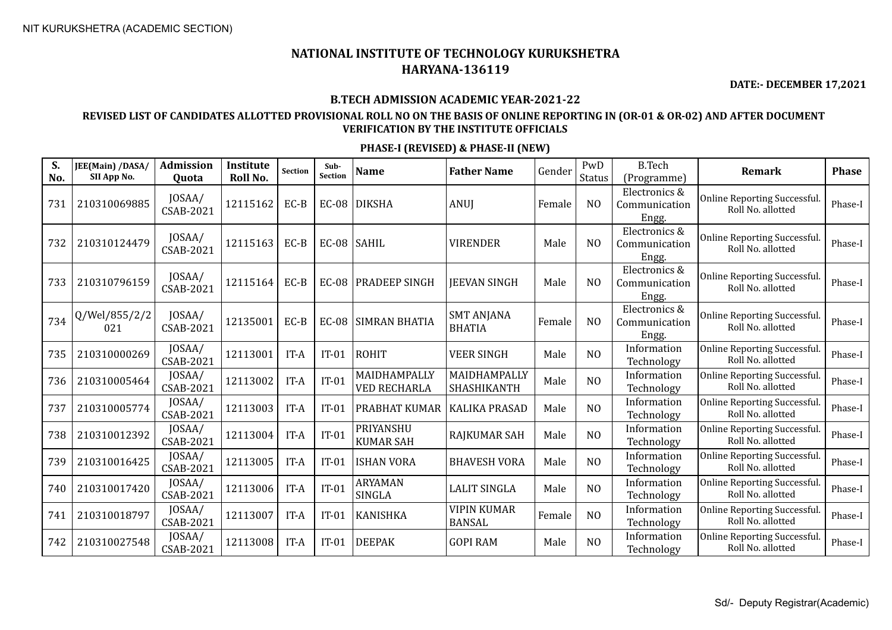NIT KURUKSHETRA (ACADEMIC SECTION)

# NATIONAL INSTITUTE OF TECHNOLOGY KURUKSHETRA
# HARYANA-136119

**DATE:- DECEMBER 17,2021**

**B.TECH ADMISSION ACADEMIC YEAR-2021-22**

**REVISED LIST OF CANDIDATES ALLOTTED PROVISIONAL ROLL NO ON THE BASIS OF ONLINE REPORTING IN (OR-01 & OR-02) AND AFTER DOCUMENT VERIFICATION BY THE INSTITUTE OFFICIALS**

**PHASE-I (REVISED) & PHASE-II (NEW)**

| S. No. | JEE(Main) /DASA/ SII App No. | Admission Quota | Institute Roll No. | Section | Sub-Section | Name | Father Name | Gender | PwD Status | B.Tech (Programme) | Remark | Phase |
|---|---|---|---|---|---|---|---|---|---|---|---|---|
| 731 | 210310069885 | JOSAA/ CSAB-2021 | 12115162 | EC-B | EC-08 | DIKSHA | ANUJ | Female | NO | Electronics & Communication Engg. | Online Reporting Successful. Roll No. allotted | Phase-I |
| 732 | 210310124479 | JOSAA/ CSAB-2021 | 12115163 | EC-B | EC-08 | SAHIL | VIRENDER | Male | NO | Electronics & Communication Engg. | Online Reporting Successful. Roll No. allotted | Phase-I |
| 733 | 210310796159 | JOSAA/ CSAB-2021 | 12115164 | EC-B | EC-08 | PRADEEP SINGH | JEEVAN SINGH | Male | NO | Electronics & Communication Engg. | Online Reporting Successful. Roll No. allotted | Phase-I |
| 734 | Q/Wel/855/2/2021 | JOSAA/ CSAB-2021 | 12135001 | EC-B | EC-08 | SIMRAN BHATIA | SMT ANJANA BHATIA | Female | NO | Electronics & Communication Engg. | Online Reporting Successful. Roll No. allotted | Phase-I |
| 735 | 210310000269 | JOSAA/ CSAB-2021 | 12113001 | IT-A | IT-01 | ROHIT | VEER SINGH | Male | NO | Information Technology | Online Reporting Successful. Roll No. allotted | Phase-I |
| 736 | 210310005464 | JOSAA/ CSAB-2021 | 12113002 | IT-A | IT-01 | MAIDHAMPALLY VED RECHARLA | MAIDHAMPALLY SHASHIKANTH | Male | NO | Information Technology | Online Reporting Successful. Roll No. allotted | Phase-I |
| 737 | 210310005774 | JOSAA/ CSAB-2021 | 12113003 | IT-A | IT-01 | PRABHAT KUMAR | KALIKA PRASAD | Male | NO | Information Technology | Online Reporting Successful. Roll No. allotted | Phase-I |
| 738 | 210310012392 | JOSAA/ CSAB-2021 | 12113004 | IT-A | IT-01 | PRIYANSHU KUMAR SAH | RAJKUMAR SAH | Male | NO | Information Technology | Online Reporting Successful. Roll No. allotted | Phase-I |
| 739 | 210310016425 | JOSAA/ CSAB-2021 | 12113005 | IT-A | IT-01 | ISHAN VORA | BHAVESH VORA | Male | NO | Information Technology | Online Reporting Successful. Roll No. allotted | Phase-I |
| 740 | 210310017420 | JOSAA/ CSAB-2021 | 12113006 | IT-A | IT-01 | ARYAMAN SINGLA | LALIT SINGLA | Male | NO | Information Technology | Online Reporting Successful. Roll No. allotted | Phase-I |
| 741 | 210310018797 | JOSAA/ CSAB-2021 | 12113007 | IT-A | IT-01 | KANISHKA | VIPIN KUMAR BANSAL | Female | NO | Information Technology | Online Reporting Successful. Roll No. allotted | Phase-I |
| 742 | 210310027548 | JOSAA/ CSAB-2021 | 12113008 | IT-A | IT-01 | DEEPAK | GOPI RAM | Male | NO | Information Technology | Online Reporting Successful. Roll No. allotted | Phase-I |

Sd/- Deputy Registrar(Academic)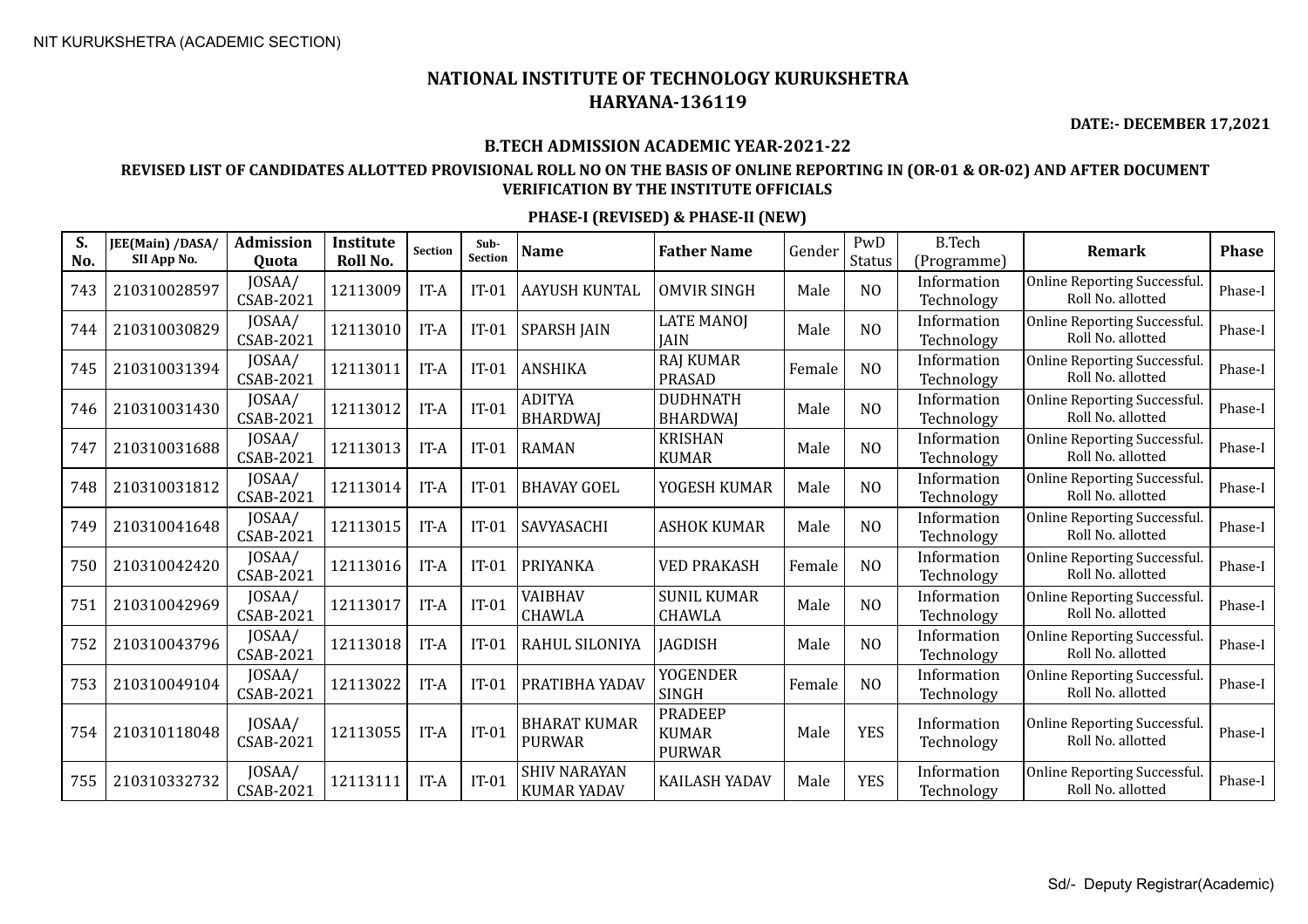NIT KURUKSHETRA (ACADEMIC SECTION)

# NATIONAL INSTITUTE OF TECHNOLOGY KURUKSHETRA
# HARYANA-136119

**DATE:- DECEMBER 17,2021**

## B.TECH ADMISSION ACADEMIC YEAR-2021-22

### REVISED LIST OF CANDIDATES ALLOTTED PROVISIONAL ROLL NO ON THE BASIS OF ONLINE REPORTING IN (OR-01 & OR-02) AND AFTER DOCUMENT VERIFICATION BY THE INSTITUTE OFFICIALS

### PHASE-I (REVISED) & PHASE-II (NEW)

| S. No. | JEE(Main) /DASA/ SII App No. | Admission Quota | Institute Roll No. | Section | Sub-Section | Name | Father Name | Gender | PwD Status | B.Tech (Programme) | Remark | Phase |
|---|---|---|---|---|---|---|---|---|---|---|---|---|
| 743 | 210310028597 | JOSAA/ CSAB-2021 | 12113009 | IT-A | IT-01 | AAYUSH KUNTAL | OMVIR SINGH | Male | NO | Information Technology | Online Reporting Successful. Roll No. allotted | Phase-I |
| 744 | 210310030829 | JOSAA/ CSAB-2021 | 12113010 | IT-A | IT-01 | SPARSH JAIN | LATE MANOJ JAIN | Male | NO | Information Technology | Online Reporting Successful. Roll No. allotted | Phase-I |
| 745 | 210310031394 | JOSAA/ CSAB-2021 | 12113011 | IT-A | IT-01 | ANSHIKA | RAJ KUMAR PRASAD | Female | NO | Information Technology | Online Reporting Successful. Roll No. allotted | Phase-I |
| 746 | 210310031430 | JOSAA/ CSAB-2021 | 12113012 | IT-A | IT-01 | ADITYA BHARDWAJ | DUDHNATH BHARDWAJ | Male | NO | Information Technology | Online Reporting Successful. Roll No. allotted | Phase-I |
| 747 | 210310031688 | JOSAA/ CSAB-2021 | 12113013 | IT-A | IT-01 | RAMAN | KRISHAN KUMAR | Male | NO | Information Technology | Online Reporting Successful. Roll No. allotted | Phase-I |
| 748 | 210310031812 | JOSAA/ CSAB-2021 | 12113014 | IT-A | IT-01 | BHAVAY GOEL | YOGESH KUMAR | Male | NO | Information Technology | Online Reporting Successful. Roll No. allotted | Phase-I |
| 749 | 210310041648 | JOSAA/ CSAB-2021 | 12113015 | IT-A | IT-01 | SAVYASACHI | ASHOK KUMAR | Male | NO | Information Technology | Online Reporting Successful. Roll No. allotted | Phase-I |
| 750 | 210310042420 | JOSAA/ CSAB-2021 | 12113016 | IT-A | IT-01 | PRIYANKA | VED PRAKASH | Female | NO | Information Technology | Online Reporting Successful. Roll No. allotted | Phase-I |
| 751 | 210310042969 | JOSAA/ CSAB-2021 | 12113017 | IT-A | IT-01 | VAIBHAV CHAWLA | SUNIL KUMAR CHAWLA | Male | NO | Information Technology | Online Reporting Successful. Roll No. allotted | Phase-I |
| 752 | 210310043796 | JOSAA/ CSAB-2021 | 12113018 | IT-A | IT-01 | RAHUL SILONIYA | JAGDISH | Male | NO | Information Technology | Online Reporting Successful. Roll No. allotted | Phase-I |
| 753 | 210310049104 | JOSAA/ CSAB-2021 | 12113022 | IT-A | IT-01 | PRATIBHA YADAV | YOGENDER SINGH | Female | NO | Information Technology | Online Reporting Successful. Roll No. allotted | Phase-I |
| 754 | 210310118048 | JOSAA/ CSAB-2021 | 12113055 | IT-A | IT-01 | BHARAT KUMAR PURWAR | PRADEEP KUMAR PURWAR | Male | YES | Information Technology | Online Reporting Successful. Roll No. allotted | Phase-I |
| 755 | 210310332732 | JOSAA/ CSAB-2021 | 12113111 | IT-A | IT-01 | SHIV NARAYAN KUMAR YADAV | KAILASH YADAV | Male | YES | Information Technology | Online Reporting Successful. Roll No. allotted | Phase-I |

Sd/- Deputy Registrar(Academic)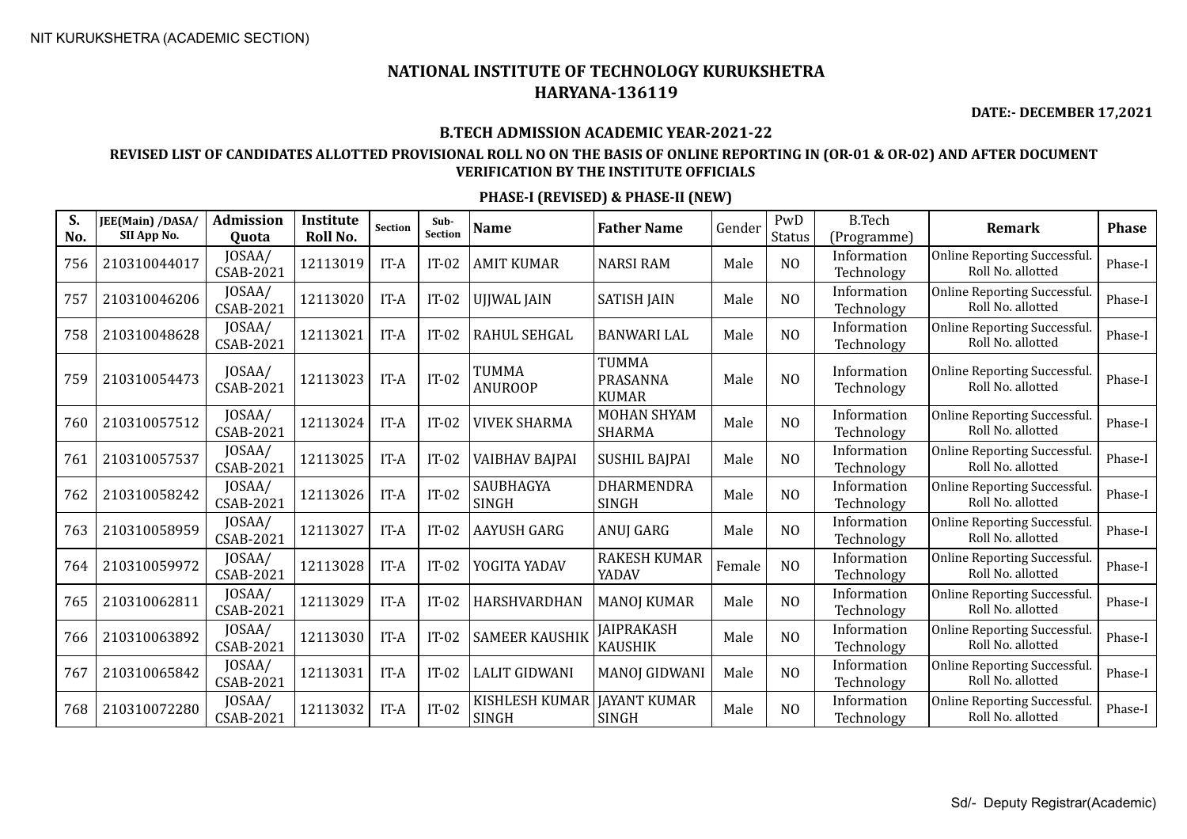NIT KURUKSHETRA (ACADEMIC SECTION)

# NATIONAL INSTITUTE OF TECHNOLOGY KURUKSHETRA
## HARYANA-136119

**DATE:- DECEMBER 17,2021**

### B.TECH ADMISSION ACADEMIC YEAR-2021-22

### REVISED LIST OF CANDIDATES ALLOTTED PROVISIONAL ROLL NO ON THE BASIS OF ONLINE REPORTING IN (OR-01 & OR-02) AND AFTER DOCUMENT VERIFICATION BY THE INSTITUTE OFFICIALS

### PHASE-I (REVISED) & PHASE-II (NEW)

| S. No. | JEE(Main) /DASA/ SII App No. | Admission Quota | Institute Roll No. | Section | Sub-Section | Name | Father Name | Gender | PwD Status | B.Tech (Programme) | Remark | Phase |
|---|---|---|---|---|---|---|---|---|---|---|---|---|
| 756 | 210310044017 | JOSAA/ CSAB-2021 | 12113019 | IT-A | IT-02 | AMIT KUMAR | NARSI RAM | Male | NO | Information Technology | Online Reporting Successful. Roll No. allotted | Phase-I |
| 757 | 210310046206 | JOSAA/ CSAB-2021 | 12113020 | IT-A | IT-02 | UJJWAL JAIN | SATISH JAIN | Male | NO | Information Technology | Online Reporting Successful. Roll No. allotted | Phase-I |
| 758 | 210310048628 | JOSAA/ CSAB-2021 | 12113021 | IT-A | IT-02 | RAHUL SEHGAL | BANWARI LAL | Male | NO | Information Technology | Online Reporting Successful. Roll No. allotted | Phase-I |
| 759 | 210310054473 | JOSAA/ CSAB-2021 | 12113023 | IT-A | IT-02 | TUMMA ANUROOP | TUMMA PRASANNA KUMAR | Male | NO | Information Technology | Online Reporting Successful. Roll No. allotted | Phase-I |
| 760 | 210310057512 | JOSAA/ CSAB-2021 | 12113024 | IT-A | IT-02 | VIVEK SHARMA | MOHAN SHYAM SHARMA | Male | NO | Information Technology | Online Reporting Successful. Roll No. allotted | Phase-I |
| 761 | 210310057537 | JOSAA/ CSAB-2021 | 12113025 | IT-A | IT-02 | VAIBHAV BAJPAI | SUSHIL BAJPAI | Male | NO | Information Technology | Online Reporting Successful. Roll No. allotted | Phase-I |
| 762 | 210310058242 | JOSAA/ CSAB-2021 | 12113026 | IT-A | IT-02 | SAUBHAGYA SINGH | DHARMENDRA SINGH | Male | NO | Information Technology | Online Reporting Successful. Roll No. allotted | Phase-I |
| 763 | 210310058959 | JOSAA/ CSAB-2021 | 12113027 | IT-A | IT-02 | AAYUSH GARG | ANUJ GARG | Male | NO | Information Technology | Online Reporting Successful. Roll No. allotted | Phase-I |
| 764 | 210310059972 | JOSAA/ CSAB-2021 | 12113028 | IT-A | IT-02 | YOGITA YADAV | RAKESH KUMAR YADAV | Female | NO | Information Technology | Online Reporting Successful. Roll No. allotted | Phase-I |
| 765 | 210310062811 | JOSAA/ CSAB-2021 | 12113029 | IT-A | IT-02 | HARSHVARDHAN | MANOJ KUMAR | Male | NO | Information Technology | Online Reporting Successful. Roll No. allotted | Phase-I |
| 766 | 210310063892 | JOSAA/ CSAB-2021 | 12113030 | IT-A | IT-02 | SAMEER KAUSHIK | JAIPRAKASH KAUSHIK | Male | NO | Information Technology | Online Reporting Successful. Roll No. allotted | Phase-I |
| 767 | 210310065842 | JOSAA/ CSAB-2021 | 12113031 | IT-A | IT-02 | LALIT GIDWANI | MANOJ GIDWANI | Male | NO | Information Technology | Online Reporting Successful. Roll No. allotted | Phase-I |
| 768 | 210310072280 | JOSAA/ CSAB-2021 | 12113032 | IT-A | IT-02 | KISHLESH KUMAR SINGH | JAYANT KUMAR SINGH | Male | NO | Information Technology | Online Reporting Successful. Roll No. allotted | Phase-I |

Sd/- Deputy Registrar(Academic)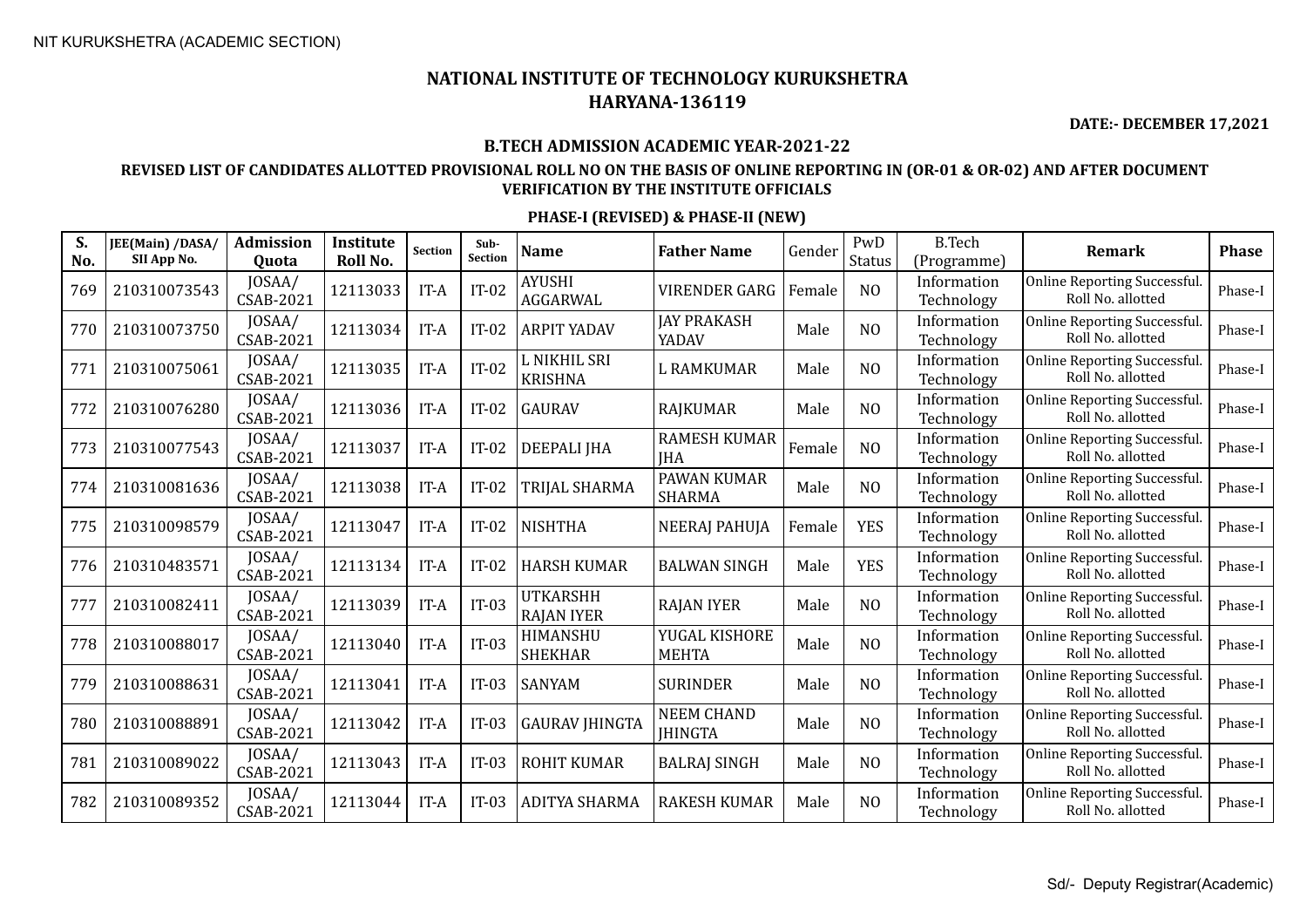NIT KURUKSHETRA (ACADEMIC SECTION)

# NATIONAL INSTITUTE OF TECHNOLOGY KURUKSHETRA
# HARYANA-136119

**DATE:- DECEMBER 17,2021**

### B.TECH ADMISSION ACADEMIC YEAR-2021-22

### REVISED LIST OF CANDIDATES ALLOTTED PROVISIONAL ROLL NO ON THE BASIS OF ONLINE REPORTING IN (OR-01 & OR-02) AND AFTER DOCUMENT VERIFICATION BY THE INSTITUTE OFFICIALS

#### PHASE-I (REVISED) & PHASE-II (NEW)

| S. No. | JEE(Main) /DASA/ SII App No. | Admission Quota | Institute Roll No. | Section | Sub-Section | Name | Father Name | Gender | PwD Status | B.Tech (Programme) | Remark | Phase |
|---|---|---|---|---|---|---|---|---|---|---|---|---|
| 769 | 210310073543 | JOSAA/ CSAB-2021 | 12113033 | IT-A | IT-02 | AYUSHI AGGARWAL | VIRENDER GARG | Female | NO | Information Technology | Online Reporting Successful. Roll No. allotted | Phase-I |
| 770 | 210310073750 | JOSAA/ CSAB-2021 | 12113034 | IT-A | IT-02 | ARPIT YADAV | JAY PRAKASH YADAV | Male | NO | Information Technology | Online Reporting Successful. Roll No. allotted | Phase-I |
| 771 | 210310075061 | JOSAA/ CSAB-2021 | 12113035 | IT-A | IT-02 | L NIKHIL SRI KRISHNA | L RAMKUMAR | Male | NO | Information Technology | Online Reporting Successful. Roll No. allotted | Phase-I |
| 772 | 210310076280 | JOSAA/ CSAB-2021 | 12113036 | IT-A | IT-02 | GAURAV | RAJKUMAR | Male | NO | Information Technology | Online Reporting Successful. Roll No. allotted | Phase-I |
| 773 | 210310077543 | JOSAA/ CSAB-2021 | 12113037 | IT-A | IT-02 | DEEPALI JHA | RAMESH KUMAR JHA | Female | NO | Information Technology | Online Reporting Successful. Roll No. allotted | Phase-I |
| 774 | 210310081636 | JOSAA/ CSAB-2021 | 12113038 | IT-A | IT-02 | TRIJAL SHARMA | PAWAN KUMAR SHARMA | Male | NO | Information Technology | Online Reporting Successful. Roll No. allotted | Phase-I |
| 775 | 210310098579 | JOSAA/ CSAB-2021 | 12113047 | IT-A | IT-02 | NISHTHA | NEERAJ PAHUJA | Female | YES | Information Technology | Online Reporting Successful. Roll No. allotted | Phase-I |
| 776 | 210310483571 | JOSAA/ CSAB-2021 | 12113134 | IT-A | IT-02 | HARSH KUMAR | BALWAN SINGH | Male | YES | Information Technology | Online Reporting Successful. Roll No. allotted | Phase-I |
| 777 | 210310082411 | JOSAA/ CSAB-2021 | 12113039 | IT-A | IT-03 | UTKARSHH RAJAN IYER | RAJAN IYER | Male | NO | Information Technology | Online Reporting Successful. Roll No. allotted | Phase-I |
| 778 | 210310088017 | JOSAA/ CSAB-2021 | 12113040 | IT-A | IT-03 | HIMANSHU SHEKHAR | YUGAL KISHORE MEHTA | Male | NO | Information Technology | Online Reporting Successful. Roll No. allotted | Phase-I |
| 779 | 210310088631 | JOSAA/ CSAB-2021 | 12113041 | IT-A | IT-03 | SANYAM | SURINDER | Male | NO | Information Technology | Online Reporting Successful. Roll No. allotted | Phase-I |
| 780 | 210310088891 | JOSAA/ CSAB-2021 | 12113042 | IT-A | IT-03 | GAURAV JHINGTA | NEEM CHAND JHINGTA | Male | NO | Information Technology | Online Reporting Successful. Roll No. allotted | Phase-I |
| 781 | 210310089022 | JOSAA/ CSAB-2021 | 12113043 | IT-A | IT-03 | ROHIT KUMAR | BALRAJ SINGH | Male | NO | Information Technology | Online Reporting Successful. Roll No. allotted | Phase-I |
| 782 | 210310089352 | JOSAA/ CSAB-2021 | 12113044 | IT-A | IT-03 | ADITYA SHARMA | RAKESH KUMAR | Male | NO | Information Technology | Online Reporting Successful. Roll No. allotted | Phase-I |

Sd/- Deputy Registrar(Academic)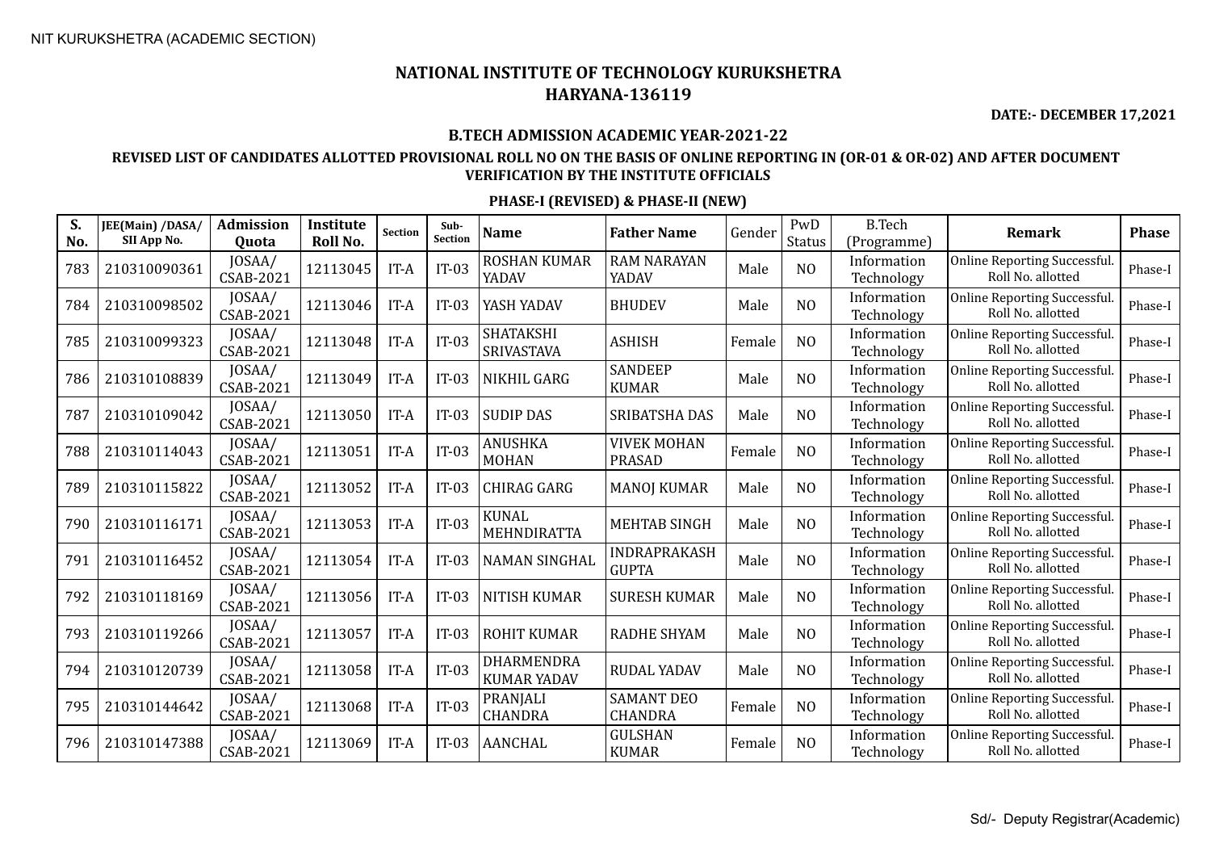NIT KURUKSHETRA (ACADEMIC SECTION)

# NATIONAL INSTITUTE OF TECHNOLOGY KURUKSHETRA
## HARYANA-136119

**DATE:- DECEMBER 17,2021**

### B.TECH ADMISSION ACADEMIC YEAR-2021-22

### REVISED LIST OF CANDIDATES ALLOTTED PROVISIONAL ROLL NO ON THE BASIS OF ONLINE REPORTING IN (OR-01 & OR-02) AND AFTER DOCUMENT VERIFICATION BY THE INSTITUTE OFFICIALS

### PHASE-I (REVISED) & PHASE-II (NEW)

| S. No. | JEE(Main) /DASA/ SII App No. | Admission Quota | Institute Roll No. | Section | Sub-Section | Name | Father Name | Gender | PwD Status | B.Tech (Programme) | Remark | Phase |
|---|---|---|---|---|---|---|---|---|---|---|---|---|
| 783 | 210310090361 | JOSAA/ CSAB-2021 | 12113045 | IT-A | IT-03 | ROSHAN KUMAR YADAV | RAM NARAYAN YADAV | Male | NO | Information Technology | Online Reporting Successful. Roll No. allotted | Phase-I |
| 784 | 210310098502 | JOSAA/ CSAB-2021 | 12113046 | IT-A | IT-03 | YASH YADAV | BHUDEV | Male | NO | Information Technology | Online Reporting Successful. Roll No. allotted | Phase-I |
| 785 | 210310099323 | JOSAA/ CSAB-2021 | 12113048 | IT-A | IT-03 | SHATAKSHI SRIVASTAVA | ASHISH | Female | NO | Information Technology | Online Reporting Successful. Roll No. allotted | Phase-I |
| 786 | 210310108839 | JOSAA/ CSAB-2021 | 12113049 | IT-A | IT-03 | NIKHIL GARG | SANDEEP KUMAR | Male | NO | Information Technology | Online Reporting Successful. Roll No. allotted | Phase-I |
| 787 | 210310109042 | JOSAA/ CSAB-2021 | 12113050 | IT-A | IT-03 | SUDIP DAS | SRIBATSHA DAS | Male | NO | Information Technology | Online Reporting Successful. Roll No. allotted | Phase-I |
| 788 | 210310114043 | JOSAA/ CSAB-2021 | 12113051 | IT-A | IT-03 | ANUSHKA MOHAN | VIVEK MOHAN PRASAD | Female | NO | Information Technology | Online Reporting Successful. Roll No. allotted | Phase-I |
| 789 | 210310115822 | JOSAA/ CSAB-2021 | 12113052 | IT-A | IT-03 | CHIRAG GARG | MANOJ KUMAR | Male | NO | Information Technology | Online Reporting Successful. Roll No. allotted | Phase-I |
| 790 | 210310116171 | JOSAA/ CSAB-2021 | 12113053 | IT-A | IT-03 | KUNAL MEHNDIRATTA | MEHTAB SINGH | Male | NO | Information Technology | Online Reporting Successful. Roll No. allotted | Phase-I |
| 791 | 210310116452 | JOSAA/ CSAB-2021 | 12113054 | IT-A | IT-03 | NAMAN SINGHAL | INDRAPRAKASH GUPTA | Male | NO | Information Technology | Online Reporting Successful. Roll No. allotted | Phase-I |
| 792 | 210310118169 | JOSAA/ CSAB-2021 | 12113056 | IT-A | IT-03 | NITISH KUMAR | SURESH KUMAR | Male | NO | Information Technology | Online Reporting Successful. Roll No. allotted | Phase-I |
| 793 | 210310119266 | JOSAA/ CSAB-2021 | 12113057 | IT-A | IT-03 | ROHIT KUMAR | RADHE SHYAM | Male | NO | Information Technology | Online Reporting Successful. Roll No. allotted | Phase-I |
| 794 | 210310120739 | JOSAA/ CSAB-2021 | 12113058 | IT-A | IT-03 | DHARMENDRA KUMAR YADAV | RUDAL YADAV | Male | NO | Information Technology | Online Reporting Successful. Roll No. allotted | Phase-I |
| 795 | 210310144642 | JOSAA/ CSAB-2021 | 12113068 | IT-A | IT-03 | PRANJALI CHANDRA | SAMANT DEO CHANDRA | Female | NO | Information Technology | Online Reporting Successful. Roll No. allotted | Phase-I |
| 796 | 210310147388 | JOSAA/ CSAB-2021 | 12113069 | IT-A | IT-03 | AANCHAL | GULSHAN KUMAR | Female | NO | Information Technology | Online Reporting Successful. Roll No. allotted | Phase-I |

Sd/- Deputy Registrar(Academic)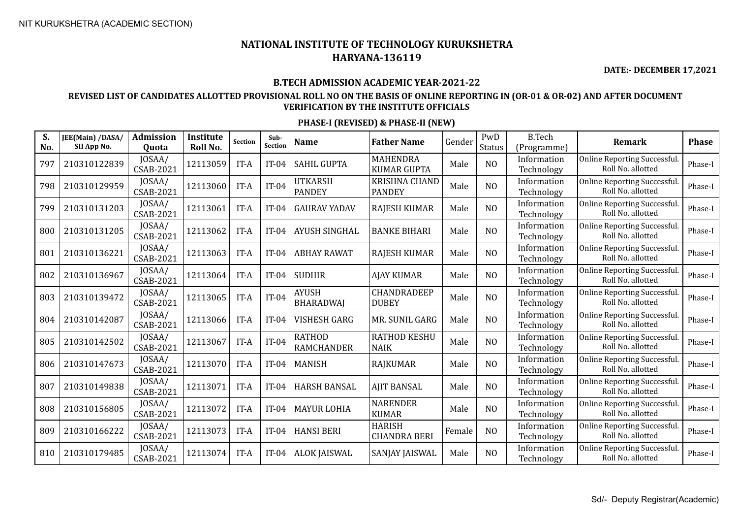NIT KURUKSHETRA (ACADEMIC SECTION)

# NATIONAL INSTITUTE OF TECHNOLOGY KURUKSHETRA
## HARYANA-136119

**DATE:- DECEMBER 17,2021**

### B.TECH ADMISSION ACADEMIC YEAR-2021-22

### REVISED LIST OF CANDIDATES ALLOTTED PROVISIONAL ROLL NO ON THE BASIS OF ONLINE REPORTING IN (OR-01 & OR-02) AND AFTER DOCUMENT VERIFICATION BY THE INSTITUTE OFFICIALS

### PHASE-I (REVISED) & PHASE-II (NEW)

| S. No. | JEE(Main) /DASA/ SII App No. | Admission Quota | Institute Roll No. | Section | Sub-Section | Name | Father Name | Gender | PwD Status | B.Tech (Programme) | Remark | Phase |
|---|---|---|---|---|---|---|---|---|---|---|---|---|
| 797 | 210310122839 | JOSAA/ CSAB-2021 | 12113059 | IT-A | IT-04 | SAHIL GUPTA | MAHENDRA KUMAR GUPTA | Male | NO | Information Technology | Online Reporting Successful. Roll No. allotted | Phase-I |
| 798 | 210310129959 | JOSAA/ CSAB-2021 | 12113060 | IT-A | IT-04 | UTKARSH PANDEY | KRISHNA CHAND PANDEY | Male | NO | Information Technology | Online Reporting Successful. Roll No. allotted | Phase-I |
| 799 | 210310131203 | JOSAA/ CSAB-2021 | 12113061 | IT-A | IT-04 | GAURAV YADAV | RAJESH KUMAR | Male | NO | Information Technology | Online Reporting Successful. Roll No. allotted | Phase-I |
| 800 | 210310131205 | JOSAA/ CSAB-2021 | 12113062 | IT-A | IT-04 | AYUSH SINGHAL | BANKE BIHARI | Male | NO | Information Technology | Online Reporting Successful. Roll No. allotted | Phase-I |
| 801 | 210310136221 | JOSAA/ CSAB-2021 | 12113063 | IT-A | IT-04 | ABHAY RAWAT | RAJESH KUMAR | Male | NO | Information Technology | Online Reporting Successful. Roll No. allotted | Phase-I |
| 802 | 210310136967 | JOSAA/ CSAB-2021 | 12113064 | IT-A | IT-04 | SUDHIR | AJAY KUMAR | Male | NO | Information Technology | Online Reporting Successful. Roll No. allotted | Phase-I |
| 803 | 210310139472 | JOSAA/ CSAB-2021 | 12113065 | IT-A | IT-04 | AYUSH BHARADWAJ | CHANDRADEEP DUBEY | Male | NO | Information Technology | Online Reporting Successful. Roll No. allotted | Phase-I |
| 804 | 210310142087 | JOSAA/ CSAB-2021 | 12113066 | IT-A | IT-04 | VISHESH GARG | MR. SUNIL GARG | Male | NO | Information Technology | Online Reporting Successful. Roll No. allotted | Phase-I |
| 805 | 210310142502 | JOSAA/ CSAB-2021 | 12113067 | IT-A | IT-04 | RATHOD RAMCHANDER | RATHOD KESHU NAIK | Male | NO | Information Technology | Online Reporting Successful. Roll No. allotted | Phase-I |
| 806 | 210310147673 | JOSAA/ CSAB-2021 | 12113070 | IT-A | IT-04 | MANISH | RAJKUMAR | Male | NO | Information Technology | Online Reporting Successful. Roll No. allotted | Phase-I |
| 807 | 210310149838 | JOSAA/ CSAB-2021 | 12113071 | IT-A | IT-04 | HARSH BANSAL | AJIT BANSAL | Male | NO | Information Technology | Online Reporting Successful. Roll No. allotted | Phase-I |
| 808 | 210310156805 | JOSAA/ CSAB-2021 | 12113072 | IT-A | IT-04 | MAYUR LOHIA | NARENDER KUMAR | Male | NO | Information Technology | Online Reporting Successful. Roll No. allotted | Phase-I |
| 809 | 210310166222 | JOSAA/ CSAB-2021 | 12113073 | IT-A | IT-04 | HANSI BERI | HARISH CHANDRA BERI | Female | NO | Information Technology | Online Reporting Successful. Roll No. allotted | Phase-I |
| 810 | 210310179485 | JOSAA/ CSAB-2021 | 12113074 | IT-A | IT-04 | ALOK JAISWAL | SANJAY JAISWAL | Male | NO | Information Technology | Online Reporting Successful. Roll No. allotted | Phase-I |

Sd/- Deputy Registrar(Academic)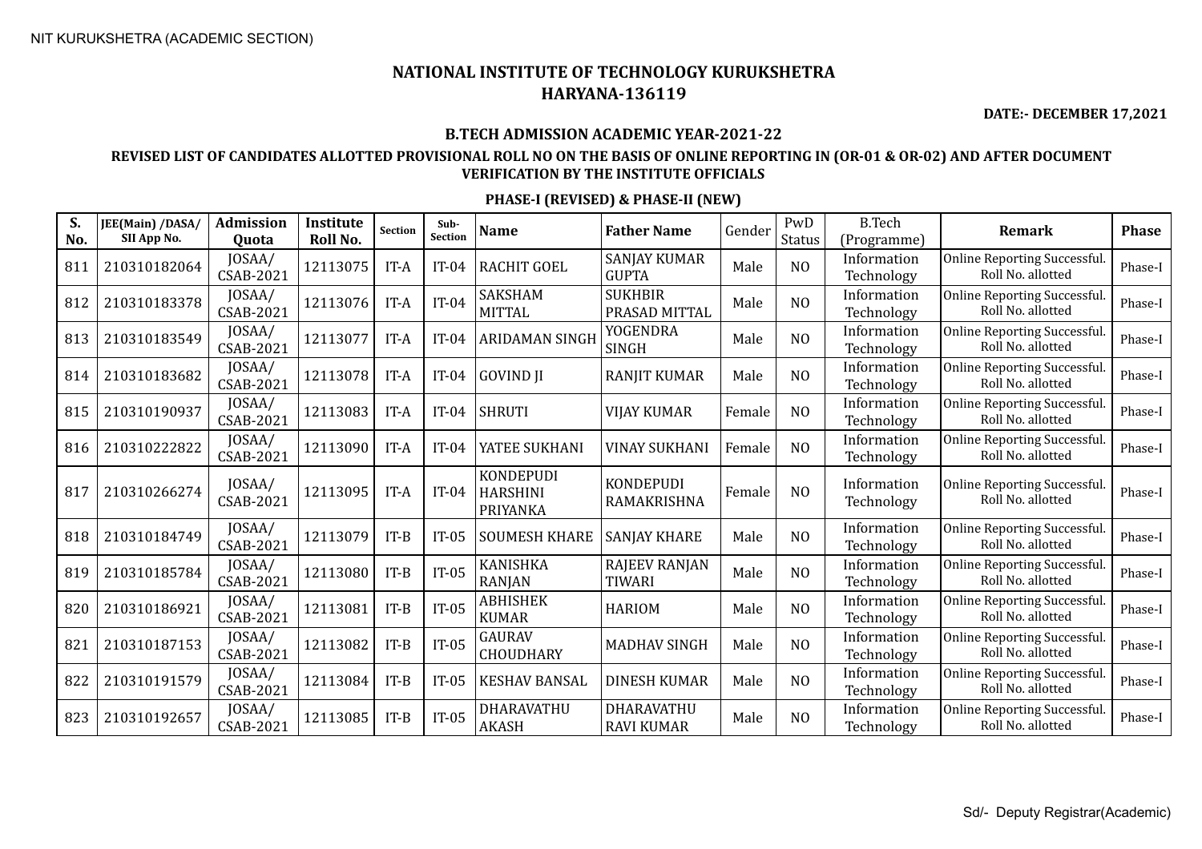NIT KURUKSHETRA (ACADEMIC SECTION)

# NATIONAL INSTITUTE OF TECHNOLOGY KURUKSHETRA
## HARYANA-136119

**DATE:- DECEMBER 17,2021**

**B.TECH ADMISSION ACADEMIC YEAR-2021-22**

**REVISED LIST OF CANDIDATES ALLOTTED PROVISIONAL ROLL NO ON THE BASIS OF ONLINE REPORTING IN (OR-01 & OR-02) AND AFTER DOCUMENT VERIFICATION BY THE INSTITUTE OFFICIALS**

**PHASE-I (REVISED) & PHASE-II (NEW)**

| S. No. | JEE(Main) /DASA/ SII App No. | Admission Quota | Institute Roll No. | Section | Sub-Section | Name | Father Name | Gender | PwD Status | B.Tech (Programme) | Remark | Phase |
|---|---|---|---|---|---|---|---|---|---|---|---|---|
| 811 | 210310182064 | JOSAA/ CSAB-2021 | 12113075 | IT-A | IT-04 | RACHIT GOEL | SANJAY KUMAR GUPTA | Male | NO | Information Technology | Online Reporting Successful. Roll No. allotted | Phase-I |
| 812 | 210310183378 | JOSAA/ CSAB-2021 | 12113076 | IT-A | IT-04 | SAKSHAM MITTAL | SUKHBIR PRASAD MITTAL | Male | NO | Information Technology | Online Reporting Successful. Roll No. allotted | Phase-I |
| 813 | 210310183549 | JOSAA/ CSAB-2021 | 12113077 | IT-A | IT-04 | ARIDAMAN SINGH | YOGENDRA SINGH | Male | NO | Information Technology | Online Reporting Successful. Roll No. allotted | Phase-I |
| 814 | 210310183682 | JOSAA/ CSAB-2021 | 12113078 | IT-A | IT-04 | GOVIND JI | RANJIT KUMAR | Male | NO | Information Technology | Online Reporting Successful. Roll No. allotted | Phase-I |
| 815 | 210310190937 | JOSAA/ CSAB-2021 | 12113083 | IT-A | IT-04 | SHRUTI | VIJAY KUMAR | Female | NO | Information Technology | Online Reporting Successful. Roll No. allotted | Phase-I |
| 816 | 210310222822 | JOSAA/ CSAB-2021 | 12113090 | IT-A | IT-04 | YATEE SUKHANI | VINAY SUKHANI | Female | NO | Information Technology | Online Reporting Successful. Roll No. allotted | Phase-I |
| 817 | 210310266274 | JOSAA/ CSAB-2021 | 12113095 | IT-A | IT-04 | KONDEPUDI HARSHINI PRIYANKA | KONDEPUDI RAMAKRISHNA | Female | NO | Information Technology | Online Reporting Successful. Roll No. allotted | Phase-I |
| 818 | 210310184749 | JOSAA/ CSAB-2021 | 12113079 | IT-B | IT-05 | SOUMESH KHARE | SANJAY KHARE | Male | NO | Information Technology | Online Reporting Successful. Roll No. allotted | Phase-I |
| 819 | 210310185784 | JOSAA/ CSAB-2021 | 12113080 | IT-B | IT-05 | KANISHKA RANJAN | RAJEEV RANJAN TIWARI | Male | NO | Information Technology | Online Reporting Successful. Roll No. allotted | Phase-I |
| 820 | 210310186921 | JOSAA/ CSAB-2021 | 12113081 | IT-B | IT-05 | ABHISHEK KUMAR | HARIOM | Male | NO | Information Technology | Online Reporting Successful. Roll No. allotted | Phase-I |
| 821 | 210310187153 | JOSAA/ CSAB-2021 | 12113082 | IT-B | IT-05 | GAURAV CHOUDHARY | MADHAV SINGH | Male | NO | Information Technology | Online Reporting Successful. Roll No. allotted | Phase-I |
| 822 | 210310191579 | JOSAA/ CSAB-2021 | 12113084 | IT-B | IT-05 | KESHAV BANSAL | DINESH KUMAR | Male | NO | Information Technology | Online Reporting Successful. Roll No. allotted | Phase-I |
| 823 | 210310192657 | JOSAA/ CSAB-2021 | 12113085 | IT-B | IT-05 | DHARAVATHU AKASH | DHARAVATHU RAVI KUMAR | Male | NO | Information Technology | Online Reporting Successful. Roll No. allotted | Phase-I |

Sd/- Deputy Registrar(Academic)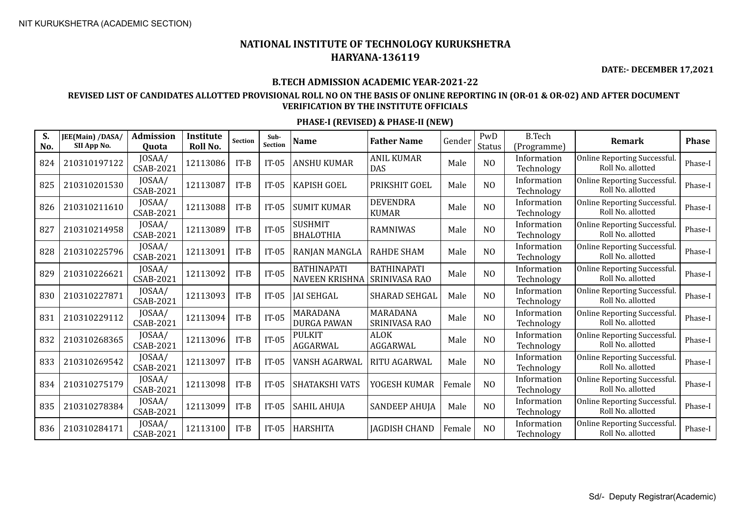NIT KURUKSHETRA (ACADEMIC SECTION)

# NATIONAL INSTITUTE OF TECHNOLOGY KURUKSHETRA
## HARYANA-136119

**DATE:- DECEMBER 17,2021**

### B.TECH ADMISSION ACADEMIC YEAR-2021-22

### REVISED LIST OF CANDIDATES ALLOTTED PROVISIONAL ROLL NO ON THE BASIS OF ONLINE REPORTING IN (OR-01 & OR-02) AND AFTER DOCUMENT VERIFICATION BY THE INSTITUTE OFFICIALS

### PHASE-I (REVISED) & PHASE-II (NEW)

| S. No. | JEE(Main) /DASA/ SII App No. | Admission Quota | Institute Roll No. | Section | Sub-Section | Name | Father Name | Gender | PwD Status | B.Tech (Programme) | Remark | Phase |
|---|---|---|---|---|---|---|---|---|---|---|---|---|
| 824 | 210310197122 | JOSAA/ CSAB-2021 | 12113086 | IT-B | IT-05 | ANSHU KUMAR | ANIL KUMAR DAS | Male | NO | Information Technology | Online Reporting Successful. Roll No. allotted | Phase-I |
| 825 | 210310201530 | JOSAA/ CSAB-2021 | 12113087 | IT-B | IT-05 | KAPISH GOEL | PRIKSHIT GOEL | Male | NO | Information Technology | Online Reporting Successful. Roll No. allotted | Phase-I |
| 826 | 210310211610 | JOSAA/ CSAB-2021 | 12113088 | IT-B | IT-05 | SUMIT KUMAR | DEVENDRA KUMAR | Male | NO | Information Technology | Online Reporting Successful. Roll No. allotted | Phase-I |
| 827 | 210310214958 | JOSAA/ CSAB-2021 | 12113089 | IT-B | IT-05 | SUSHMIT BHALOTHIA | RAMNIWAS | Male | NO | Information Technology | Online Reporting Successful. Roll No. allotted | Phase-I |
| 828 | 210310225796 | JOSAA/ CSAB-2021 | 12113091 | IT-B | IT-05 | RANJAN MANGLA | RAHDE SHAM | Male | NO | Information Technology | Online Reporting Successful. Roll No. allotted | Phase-I |
| 829 | 210310226621 | JOSAA/ CSAB-2021 | 12113092 | IT-B | IT-05 | BATHINAPATI NAVEEN KRISHNA | BATHINAPATI SRINIVASA RAO | Male | NO | Information Technology | Online Reporting Successful. Roll No. allotted | Phase-I |
| 830 | 210310227871 | JOSAA/ CSAB-2021 | 12113093 | IT-B | IT-05 | JAI SEHGAL | SHARAD SEHGAL | Male | NO | Information Technology | Online Reporting Successful. Roll No. allotted | Phase-I |
| 831 | 210310229112 | JOSAA/ CSAB-2021 | 12113094 | IT-B | IT-05 | MARADANA DURGA PAWAN | MARADANA SRINIVASA RAO | Male | NO | Information Technology | Online Reporting Successful. Roll No. allotted | Phase-I |
| 832 | 210310268365 | JOSAA/ CSAB-2021 | 12113096 | IT-B | IT-05 | PULKIT AGGARWAL | ALOK AGGARWAL | Male | NO | Information Technology | Online Reporting Successful. Roll No. allotted | Phase-I |
| 833 | 210310269542 | JOSAA/ CSAB-2021 | 12113097 | IT-B | IT-05 | VANSH AGARWAL | RITU AGARWAL | Male | NO | Information Technology | Online Reporting Successful. Roll No. allotted | Phase-I |
| 834 | 210310275179 | JOSAA/ CSAB-2021 | 12113098 | IT-B | IT-05 | SHATAKSHI VATS | YOGESH KUMAR | Female | NO | Information Technology | Online Reporting Successful. Roll No. allotted | Phase-I |
| 835 | 210310278384 | JOSAA/ CSAB-2021 | 12113099 | IT-B | IT-05 | SAHIL AHUJA | SANDEEP AHUJA | Male | NO | Information Technology | Online Reporting Successful. Roll No. allotted | Phase-I |
| 836 | 210310284171 | JOSAA/ CSAB-2021 | 12113100 | IT-B | IT-05 | HARSHITA | JAGDISH CHAND | Female | NO | Information Technology | Online Reporting Successful. Roll No. allotted | Phase-I |

Sd/- Deputy Registrar(Academic)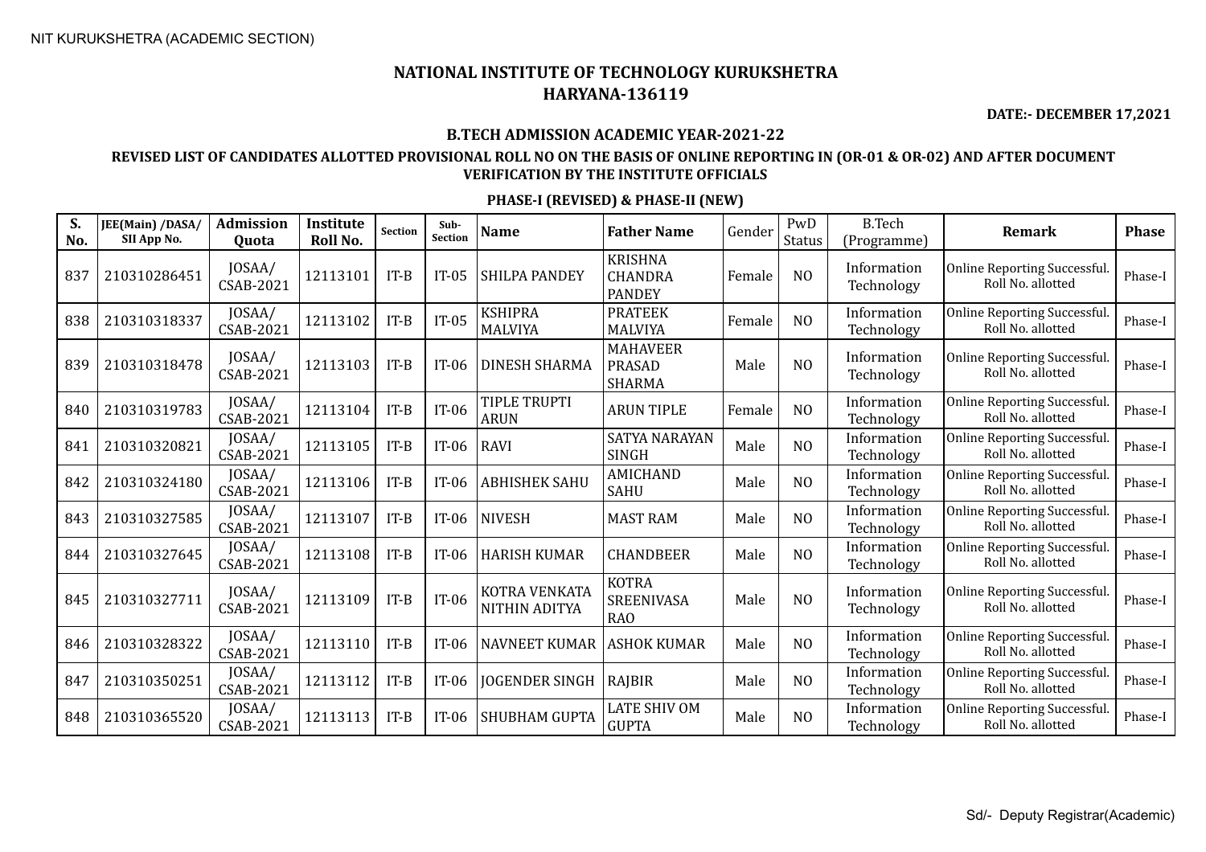NIT KURUKSHETRA (ACADEMIC SECTION)

# NATIONAL INSTITUTE OF TECHNOLOGY KURUKSHETRA
## HARYANA-136119

**DATE:- DECEMBER 17,2021**

### B.TECH ADMISSION ACADEMIC YEAR-2021-22

### REVISED LIST OF CANDIDATES ALLOTTED PROVISIONAL ROLL NO ON THE BASIS OF ONLINE REPORTING IN (OR-01 & OR-02) AND AFTER DOCUMENT VERIFICATION BY THE INSTITUTE OFFICIALS

### PHASE-I (REVISED) & PHASE-II (NEW)

| S. No. | JEE(Main) /DASA/ SII App No. | Admission Quota | Institute Roll No. | Section | Sub-Section | Name | Father Name | Gender | PwD Status | B.Tech (Programme) | Remark | Phase |
|---|---|---|---|---|---|---|---|---|---|---|---|---|
| 837 | 210310286451 | JOSAA/ CSAB-2021 | 12113101 | IT-B | IT-05 | SHILPA PANDEY | KRISHNA CHANDRA PANDEY | Female | NO | Information Technology | Online Reporting Successful. Roll No. allotted | Phase-I |
| 838 | 210310318337 | JOSAA/ CSAB-2021 | 12113102 | IT-B | IT-05 | KSHIPRA MALVIYA | PRATEEK MALVIYA | Female | NO | Information Technology | Online Reporting Successful. Roll No. allotted | Phase-I |
| 839 | 210310318478 | JOSAA/ CSAB-2021 | 12113103 | IT-B | IT-06 | DINESH SHARMA | MAHAVEER PRASAD SHARMA | Male | NO | Information Technology | Online Reporting Successful. Roll No. allotted | Phase-I |
| 840 | 210310319783 | JOSAA/ CSAB-2021 | 12113104 | IT-B | IT-06 | TIPLE TRUPTI ARUN | ARUN TIPLE | Female | NO | Information Technology | Online Reporting Successful. Roll No. allotted | Phase-I |
| 841 | 210310320821 | JOSAA/ CSAB-2021 | 12113105 | IT-B | IT-06 | RAVI | SATYA NARAYAN SINGH | Male | NO | Information Technology | Online Reporting Successful. Roll No. allotted | Phase-I |
| 842 | 210310324180 | JOSAA/ CSAB-2021 | 12113106 | IT-B | IT-06 | ABHISHEK SAHU | AMICHAND SAHU | Male | NO | Information Technology | Online Reporting Successful. Roll No. allotted | Phase-I |
| 843 | 210310327585 | JOSAA/ CSAB-2021 | 12113107 | IT-B | IT-06 | NIVESH | MAST RAM | Male | NO | Information Technology | Online Reporting Successful. Roll No. allotted | Phase-I |
| 844 | 210310327645 | JOSAA/ CSAB-2021 | 12113108 | IT-B | IT-06 | HARISH KUMAR | CHANDBEER | Male | NO | Information Technology | Online Reporting Successful. Roll No. allotted | Phase-I |
| 845 | 210310327711 | JOSAA/ CSAB-2021 | 12113109 | IT-B | IT-06 | KOTRA VENKATA NITHIN ADITYA | KOTRA SREENIVASA RAO | Male | NO | Information Technology | Online Reporting Successful. Roll No. allotted | Phase-I |
| 846 | 210310328322 | JOSAA/ CSAB-2021 | 12113110 | IT-B | IT-06 | NAVNEET KUMAR | ASHOK KUMAR | Male | NO | Information Technology | Online Reporting Successful. Roll No. allotted | Phase-I |
| 847 | 210310350251 | JOSAA/ CSAB-2021 | 12113112 | IT-B | IT-06 | JOGENDER SINGH | RAJBIR | Male | NO | Information Technology | Online Reporting Successful. Roll No. allotted | Phase-I |
| 848 | 210310365520 | JOSAA/ CSAB-2021 | 12113113 | IT-B | IT-06 | SHUBHAM GUPTA | LATE SHIV OM GUPTA | Male | NO | Information Technology | Online Reporting Successful. Roll No. allotted | Phase-I |

Sd/- Deputy Registrar(Academic)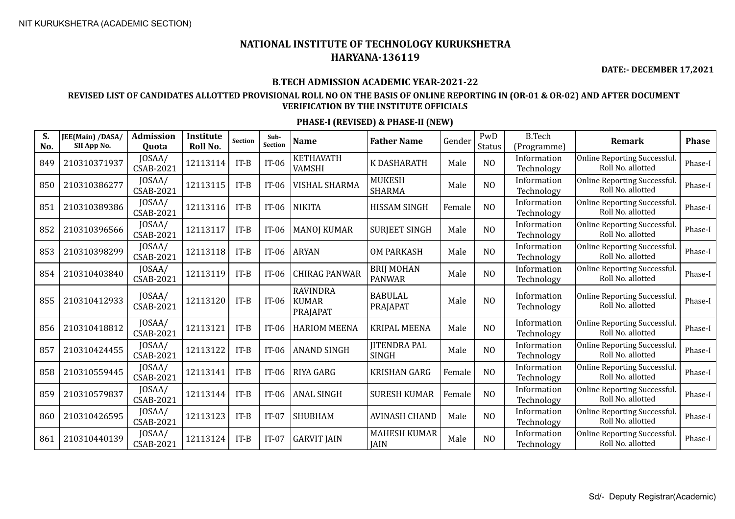NIT KURUKSHETRA (ACADEMIC SECTION)

# NATIONAL INSTITUTE OF TECHNOLOGY KURUKSHETRA
## HARYANA-136119

**DATE:- DECEMBER 17,2021**

### B.TECH ADMISSION ACADEMIC YEAR-2021-22

### REVISED LIST OF CANDIDATES ALLOTTED PROVISIONAL ROLL NO ON THE BASIS OF ONLINE REPORTING IN (OR-01 & OR-02) AND AFTER DOCUMENT VERIFICATION BY THE INSTITUTE OFFICIALS

#### PHASE-I (REVISED) & PHASE-II (NEW)

| S. No. | JEE(Main) /DASA/ SII App No. | Admission Quota | Institute Roll No. | Section | Sub-Section | Name | Father Name | Gender | PwD Status | B.Tech (Programme) | Remark | Phase |
|---|---|---|---|---|---|---|---|---|---|---|---|---|
| 849 | 210310371937 | JOSAA/ CSAB-2021 | 12113114 | IT-B | IT-06 | KETHAVATH VAMSHI | K DASHARATH | Male | NO | Information Technology | Online Reporting Successful. Roll No. allotted | Phase-I |
| 850 | 210310386277 | JOSAA/ CSAB-2021 | 12113115 | IT-B | IT-06 | VISHAL SHARMA | MUKESH SHARMA | Male | NO | Information Technology | Online Reporting Successful. Roll No. allotted | Phase-I |
| 851 | 210310389386 | JOSAA/ CSAB-2021 | 12113116 | IT-B | IT-06 | NIKITA | HISSAM SINGH | Female | NO | Information Technology | Online Reporting Successful. Roll No. allotted | Phase-I |
| 852 | 210310396566 | JOSAA/ CSAB-2021 | 12113117 | IT-B | IT-06 | MANOJ KUMAR | SURJEET SINGH | Male | NO | Information Technology | Online Reporting Successful. Roll No. allotted | Phase-I |
| 853 | 210310398299 | JOSAA/ CSAB-2021 | 12113118 | IT-B | IT-06 | ARYAN | OM PARKASH | Male | NO | Information Technology | Online Reporting Successful. Roll No. allotted | Phase-I |
| 854 | 210310403840 | JOSAA/ CSAB-2021 | 12113119 | IT-B | IT-06 | CHIRAG PANWAR | BRIJ MOHAN PANWAR | Male | NO | Information Technology | Online Reporting Successful. Roll No. allotted | Phase-I |
| 855 | 210310412933 | JOSAA/ CSAB-2021 | 12113120 | IT-B | IT-06 | RAVINDRA KUMAR PRAJAPAT | BABULAL PRAJAPAT | Male | NO | Information Technology | Online Reporting Successful. Roll No. allotted | Phase-I |
| 856 | 210310418812 | JOSAA/ CSAB-2021 | 12113121 | IT-B | IT-06 | HARIOM MEENA | KRIPAL MEENA | Male | NO | Information Technology | Online Reporting Successful. Roll No. allotted | Phase-I |
| 857 | 210310424455 | JOSAA/ CSAB-2021 | 12113122 | IT-B | IT-06 | ANAND SINGH | JITENDRA PAL SINGH | Male | NO | Information Technology | Online Reporting Successful. Roll No. allotted | Phase-I |
| 858 | 210310559445 | JOSAA/ CSAB-2021 | 12113141 | IT-B | IT-06 | RIYA GARG | KRISHAN GARG | Female | NO | Information Technology | Online Reporting Successful. Roll No. allotted | Phase-I |
| 859 | 210310579837 | JOSAA/ CSAB-2021 | 12113144 | IT-B | IT-06 | ANAL SINGH | SURESH KUMAR | Female | NO | Information Technology | Online Reporting Successful. Roll No. allotted | Phase-I |
| 860 | 210310426595 | JOSAA/ CSAB-2021 | 12113123 | IT-B | IT-07 | SHUBHAM | AVINASH CHAND | Male | NO | Information Technology | Online Reporting Successful. Roll No. allotted | Phase-I |
| 861 | 210310440139 | JOSAA/ CSAB-2021 | 12113124 | IT-B | IT-07 | GARVIT JAIN | MAHESH KUMAR JAIN | Male | NO | Information Technology | Online Reporting Successful. Roll No. allotted | Phase-I |

Sd/- Deputy Registrar(Academic)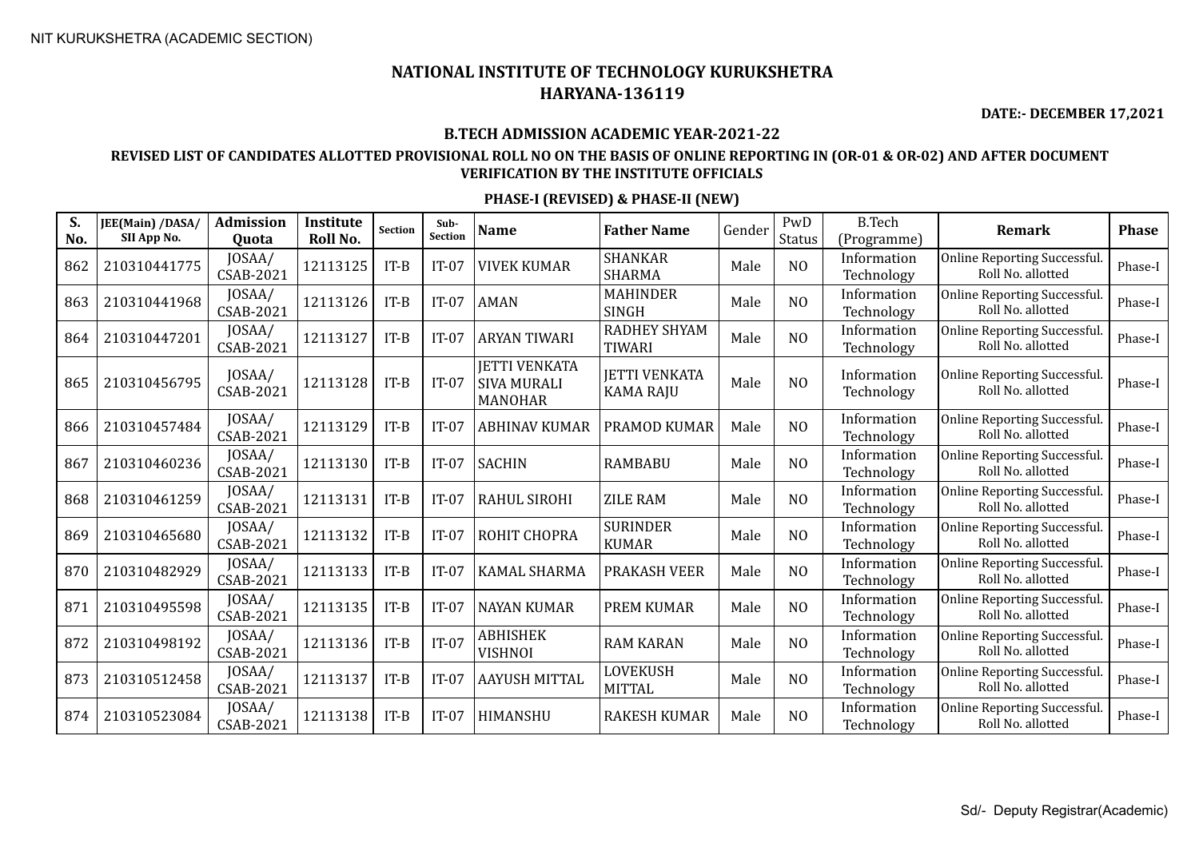NIT KURUKSHETRA (ACADEMIC SECTION)

# NATIONAL INSTITUTE OF TECHNOLOGY KURUKSHETRA
# HARYANA-136119

**DATE:- DECEMBER 17,2021**

**B.TECH ADMISSION ACADEMIC YEAR-2021-22**

**REVISED LIST OF CANDIDATES ALLOTTED PROVISIONAL ROLL NO ON THE BASIS OF ONLINE REPORTING IN (OR-01 & OR-02) AND AFTER DOCUMENT VERIFICATION BY THE INSTITUTE OFFICIALS**

**PHASE-I (REVISED) & PHASE-II (NEW)**

| S. No. | JEE(Main) /DASA/ SII App No. | Admission Quota | Institute Roll No. | Section | Sub-Section | Name | Father Name | Gender | PwD Status | B.Tech (Programme) | Remark | Phase |
|---|---|---|---|---|---|---|---|---|---|---|---|---|
| 862 | 210310441775 | JOSAA/ CSAB-2021 | 12113125 | IT-B | IT-07 | VIVEK KUMAR | SHANKAR SHARMA | Male | NO | Information Technology | Online Reporting Successful. Roll No. allotted | Phase-I |
| 863 | 210310441968 | JOSAA/ CSAB-2021 | 12113126 | IT-B | IT-07 | AMAN | MAHINDER SINGH | Male | NO | Information Technology | Online Reporting Successful. Roll No. allotted | Phase-I |
| 864 | 210310447201 | JOSAA/ CSAB-2021 | 12113127 | IT-B | IT-07 | ARYAN TIWARI | RADHEY SHYAM TIWARI | Male | NO | Information Technology | Online Reporting Successful. Roll No. allotted | Phase-I |
| 865 | 210310456795 | JOSAA/ CSAB-2021 | 12113128 | IT-B | IT-07 | JETTI VENKATA SIVA MURALI MANOHAR | JETTI VENKATA KAMA RAJU | Male | NO | Information Technology | Online Reporting Successful. Roll No. allotted | Phase-I |
| 866 | 210310457484 | JOSAA/ CSAB-2021 | 12113129 | IT-B | IT-07 | ABHINAV KUMAR | PRAMOD KUMAR | Male | NO | Information Technology | Online Reporting Successful. Roll No. allotted | Phase-I |
| 867 | 210310460236 | JOSAA/ CSAB-2021 | 12113130 | IT-B | IT-07 | SACHIN | RAMBABU | Male | NO | Information Technology | Online Reporting Successful. Roll No. allotted | Phase-I |
| 868 | 210310461259 | JOSAA/ CSAB-2021 | 12113131 | IT-B | IT-07 | RAHUL SIROHI | ZILE RAM | Male | NO | Information Technology | Online Reporting Successful. Roll No. allotted | Phase-I |
| 869 | 210310465680 | JOSAA/ CSAB-2021 | 12113132 | IT-B | IT-07 | ROHIT CHOPRA | SURINDER KUMAR | Male | NO | Information Technology | Online Reporting Successful. Roll No. allotted | Phase-I |
| 870 | 210310482929 | JOSAA/ CSAB-2021 | 12113133 | IT-B | IT-07 | KAMAL SHARMA | PRAKASH VEER | Male | NO | Information Technology | Online Reporting Successful. Roll No. allotted | Phase-I |
| 871 | 210310495598 | JOSAA/ CSAB-2021 | 12113135 | IT-B | IT-07 | NAYAN KUMAR | PREM KUMAR | Male | NO | Information Technology | Online Reporting Successful. Roll No. allotted | Phase-I |
| 872 | 210310498192 | JOSAA/ CSAB-2021 | 12113136 | IT-B | IT-07 | ABHISHEK VISHNOI | RAM KARAN | Male | NO | Information Technology | Online Reporting Successful. Roll No. allotted | Phase-I |
| 873 | 210310512458 | JOSAA/ CSAB-2021 | 12113137 | IT-B | IT-07 | AAYUSH MITTAL | LOVEKUSH MITTAL | Male | NO | Information Technology | Online Reporting Successful. Roll No. allotted | Phase-I |
| 874 | 210310523084 | JOSAA/ CSAB-2021 | 12113138 | IT-B | IT-07 | HIMANSHU | RAKESH KUMAR | Male | NO | Information Technology | Online Reporting Successful. Roll No. allotted | Phase-I |

Sd/- Deputy Registrar(Academic)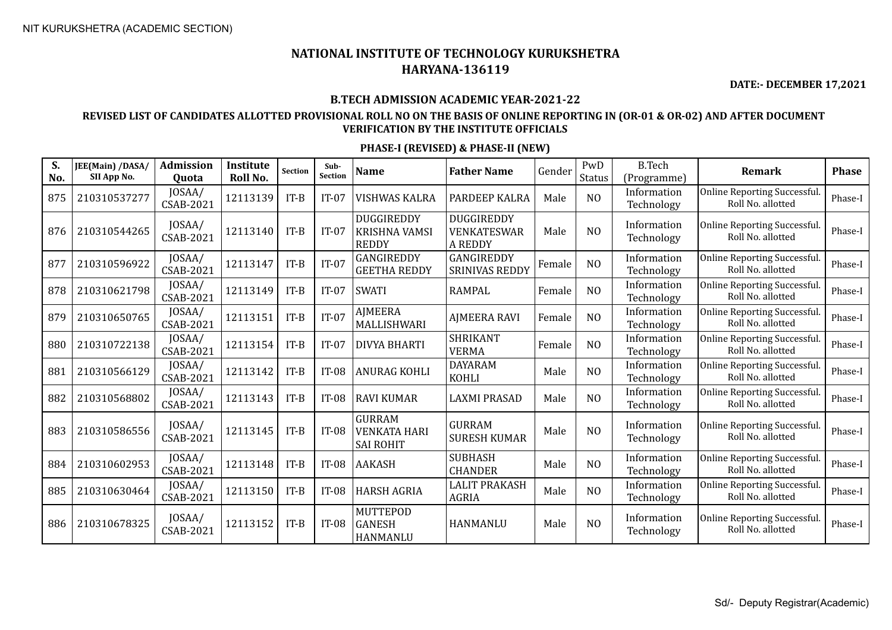NIT KURUKSHETRA (ACADEMIC SECTION)

# NATIONAL INSTITUTE OF TECHNOLOGY KURUKSHETRA
## HARYANA-136119

**DATE:- DECEMBER 17,2021**

### B.TECH ADMISSION ACADEMIC YEAR-2021-22

### REVISED LIST OF CANDIDATES ALLOTTED PROVISIONAL ROLL NO ON THE BASIS OF ONLINE REPORTING IN (OR-01 & OR-02) AND AFTER DOCUMENT VERIFICATION BY THE INSTITUTE OFFICIALS

### PHASE-I (REVISED) & PHASE-II (NEW)

| S. No. | JEE(Main) /DASA/ SII App No. | Admission Quota | Institute Roll No. | Section | Sub-Section | Name | Father Name | Gender | PwD Status | B.Tech (Programme) | Remark | Phase |
|---|---|---|---|---|---|---|---|---|---|---|---|---|
| 875 | 210310537277 | JOSAA/ CSAB-2021 | 12113139 | IT-B | IT-07 | VISHWAS KALRA | PARDEEP KALRA | Male | NO | Information Technology | Online Reporting Successful. Roll No. allotted | Phase-I |
| 876 | 210310544265 | JOSAA/ CSAB-2021 | 12113140 | IT-B | IT-07 | DUGGIREDDY KRISHNA VAMSI REDDY | DUGGIREDDY VENKATESWAR A REDDY | Male | NO | Information Technology | Online Reporting Successful. Roll No. allotted | Phase-I |
| 877 | 210310596922 | JOSAA/ CSAB-2021 | 12113147 | IT-B | IT-07 | GANGIREDDY GEETHA REDDY | GANGIREDDY SRINIVAS REDDY | Female | NO | Information Technology | Online Reporting Successful. Roll No. allotted | Phase-I |
| 878 | 210310621798 | JOSAA/ CSAB-2021 | 12113149 | IT-B | IT-07 | SWATI | RAMPAL | Female | NO | Information Technology | Online Reporting Successful. Roll No. allotted | Phase-I |
| 879 | 210310650765 | JOSAA/ CSAB-2021 | 12113151 | IT-B | IT-07 | AJMEERA MALLISHWARI | AJMEERA RAVI | Female | NO | Information Technology | Online Reporting Successful. Roll No. allotted | Phase-I |
| 880 | 210310722138 | JOSAA/ CSAB-2021 | 12113154 | IT-B | IT-07 | DIVYA BHARTI | SHRIKANT VERMA | Female | NO | Information Technology | Online Reporting Successful. Roll No. allotted | Phase-I |
| 881 | 210310566129 | JOSAA/ CSAB-2021 | 12113142 | IT-B | IT-08 | ANURAG KOHLI | DAYARAM KOHLI | Male | NO | Information Technology | Online Reporting Successful. Roll No. allotted | Phase-I |
| 882 | 210310568802 | JOSAA/ CSAB-2021 | 12113143 | IT-B | IT-08 | RAVI KUMAR | LAXMI PRASAD | Male | NO | Information Technology | Online Reporting Successful. Roll No. allotted | Phase-I |
| 883 | 210310586556 | JOSAA/ CSAB-2021 | 12113145 | IT-B | IT-08 | GURRAM VENKATA HARI SAI ROHIT | GURRAM SURESH KUMAR | Male | NO | Information Technology | Online Reporting Successful. Roll No. allotted | Phase-I |
| 884 | 210310602953 | JOSAA/ CSAB-2021 | 12113148 | IT-B | IT-08 | AAKASH | SUBHASH CHANDER | Male | NO | Information Technology | Online Reporting Successful. Roll No. allotted | Phase-I |
| 885 | 210310630464 | JOSAA/ CSAB-2021 | 12113150 | IT-B | IT-08 | HARSH AGRIA | LALIT PRAKASH AGRIA | Male | NO | Information Technology | Online Reporting Successful. Roll No. allotted | Phase-I |
| 886 | 210310678325 | JOSAA/ CSAB-2021 | 12113152 | IT-B | IT-08 | MUTTEPOD GANESH HANMANLU | HANMANLU | Male | NO | Information Technology | Online Reporting Successful. Roll No. allotted | Phase-I |

Sd/- Deputy Registrar(Academic)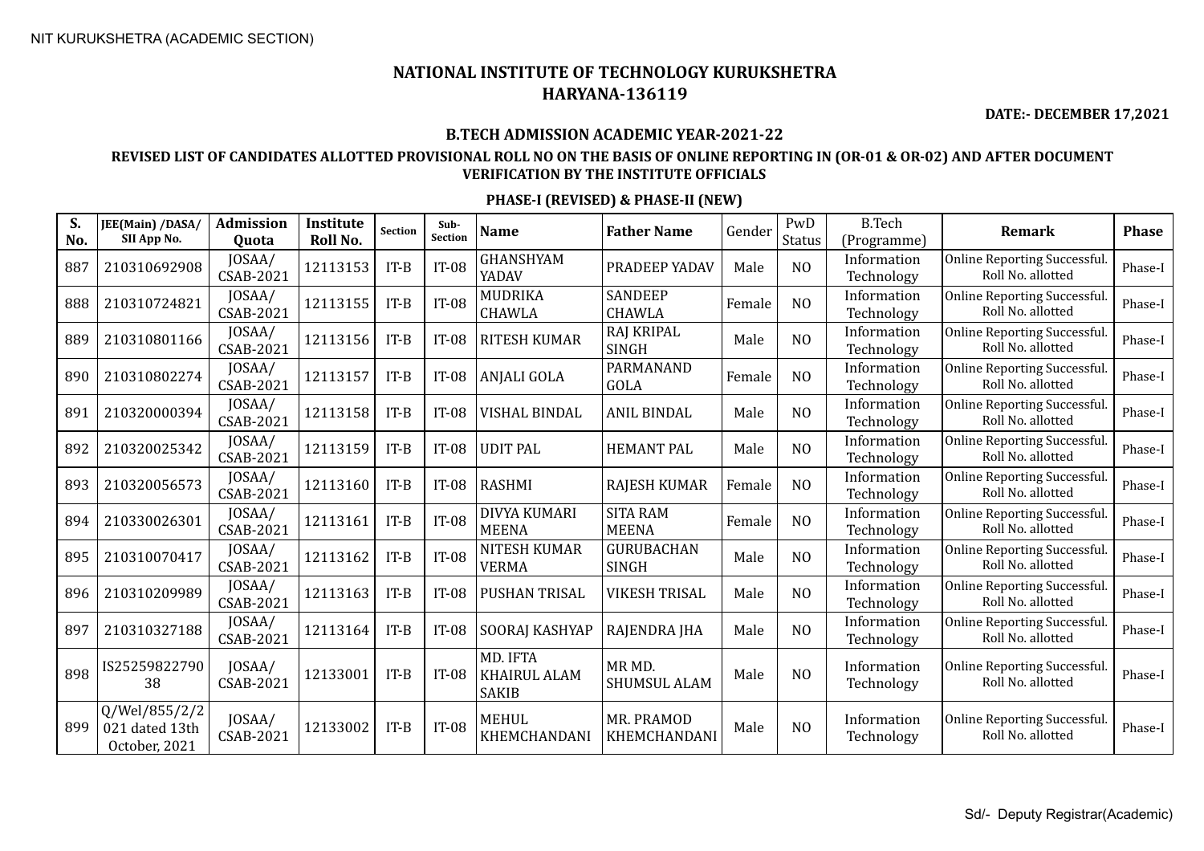NIT KURUKSHETRA (ACADEMIC SECTION)

# NATIONAL INSTITUTE OF TECHNOLOGY KURUKSHETRA
## HARYANA-136119

**DATE:- DECEMBER 17,2021**

### B.TECH ADMISSION ACADEMIC YEAR-2021-22

### REVISED LIST OF CANDIDATES ALLOTTED PROVISIONAL ROLL NO ON THE BASIS OF ONLINE REPORTING IN (OR-01 & OR-02) AND AFTER DOCUMENT VERIFICATION BY THE INSTITUTE OFFICIALS

### PHASE-I (REVISED) & PHASE-II (NEW)

| S. No. | JEE(Main) /DASA/ SII App No. | Admission Quota | Institute Roll No. | Section | Sub-Section | Name | Father Name | Gender | PwD Status | B.Tech (Programme) | Remark | Phase |
|---|---|---|---|---|---|---|---|---|---|---|---|---|
| 887 | 210310692908 | JOSAA/ CSAB-2021 | 12113153 | IT-B | IT-08 | GHANSHYAM YADAV | PRADEEP YADAV | Male | NO | Information Technology | Online Reporting Successful. Roll No. allotted | Phase-I |
| 888 | 210310724821 | JOSAA/ CSAB-2021 | 12113155 | IT-B | IT-08 | MUDRIKA CHAWLA | SANDEEP CHAWLA | Female | NO | Information Technology | Online Reporting Successful. Roll No. allotted | Phase-I |
| 889 | 210310801166 | JOSAA/ CSAB-2021 | 12113156 | IT-B | IT-08 | RITESH KUMAR | RAJ KRIPAL SINGH | Male | NO | Information Technology | Online Reporting Successful. Roll No. allotted | Phase-I |
| 890 | 210310802274 | JOSAA/ CSAB-2021 | 12113157 | IT-B | IT-08 | ANJALI GOLA | PARMANAND GOLA | Female | NO | Information Technology | Online Reporting Successful. Roll No. allotted | Phase-I |
| 891 | 210320000394 | JOSAA/ CSAB-2021 | 12113158 | IT-B | IT-08 | VISHAL BINDAL | ANIL BINDAL | Male | NO | Information Technology | Online Reporting Successful. Roll No. allotted | Phase-I |
| 892 | 210320025342 | JOSAA/ CSAB-2021 | 12113159 | IT-B | IT-08 | UDIT PAL | HEMANT PAL | Male | NO | Information Technology | Online Reporting Successful. Roll No. allotted | Phase-I |
| 893 | 210320056573 | JOSAA/ CSAB-2021 | 12113160 | IT-B | IT-08 | RASHMI | RAJESH KUMAR | Female | NO | Information Technology | Online Reporting Successful. Roll No. allotted | Phase-I |
| 894 | 210330026301 | JOSAA/ CSAB-2021 | 12113161 | IT-B | IT-08 | DIVYA KUMARI MEENA | SITA RAM MEENA | Female | NO | Information Technology | Online Reporting Successful. Roll No. allotted | Phase-I |
| 895 | 210310070417 | JOSAA/ CSAB-2021 | 12113162 | IT-B | IT-08 | NITESH KUMAR VERMA | GURUBACHAN SINGH | Male | NO | Information Technology | Online Reporting Successful. Roll No. allotted | Phase-I |
| 896 | 210310209989 | JOSAA/ CSAB-2021 | 12113163 | IT-B | IT-08 | PUSHAN TRISAL | VIKESH TRISAL | Male | NO | Information Technology | Online Reporting Successful. Roll No. allotted | Phase-I |
| 897 | 210310327188 | JOSAA/ CSAB-2021 | 12113164 | IT-B | IT-08 | SOORAJ KASHYAP | RAJENDRA JHA | Male | NO | Information Technology | Online Reporting Successful. Roll No. allotted | Phase-I |
| 898 | IS2525982279038 | JOSAA/ CSAB-2021 | 12133001 | IT-B | IT-08 | MD. IFTA KHAIRUL ALAM SAKIB | MR MD. SHUMSUL ALAM | Male | NO | Information Technology | Online Reporting Successful. Roll No. allotted | Phase-I |
| 899 | Q/Wel/855/2/2021 dated 13th October, 2021 | JOSAA/ CSAB-2021 | 12133002 | IT-B | IT-08 | MEHUL KHEMCHANDANI | MR. PRAMOD KHEMCHANDANI | Male | NO | Information Technology | Online Reporting Successful. Roll No. allotted | Phase-I |

Sd/- Deputy Registrar(Academic)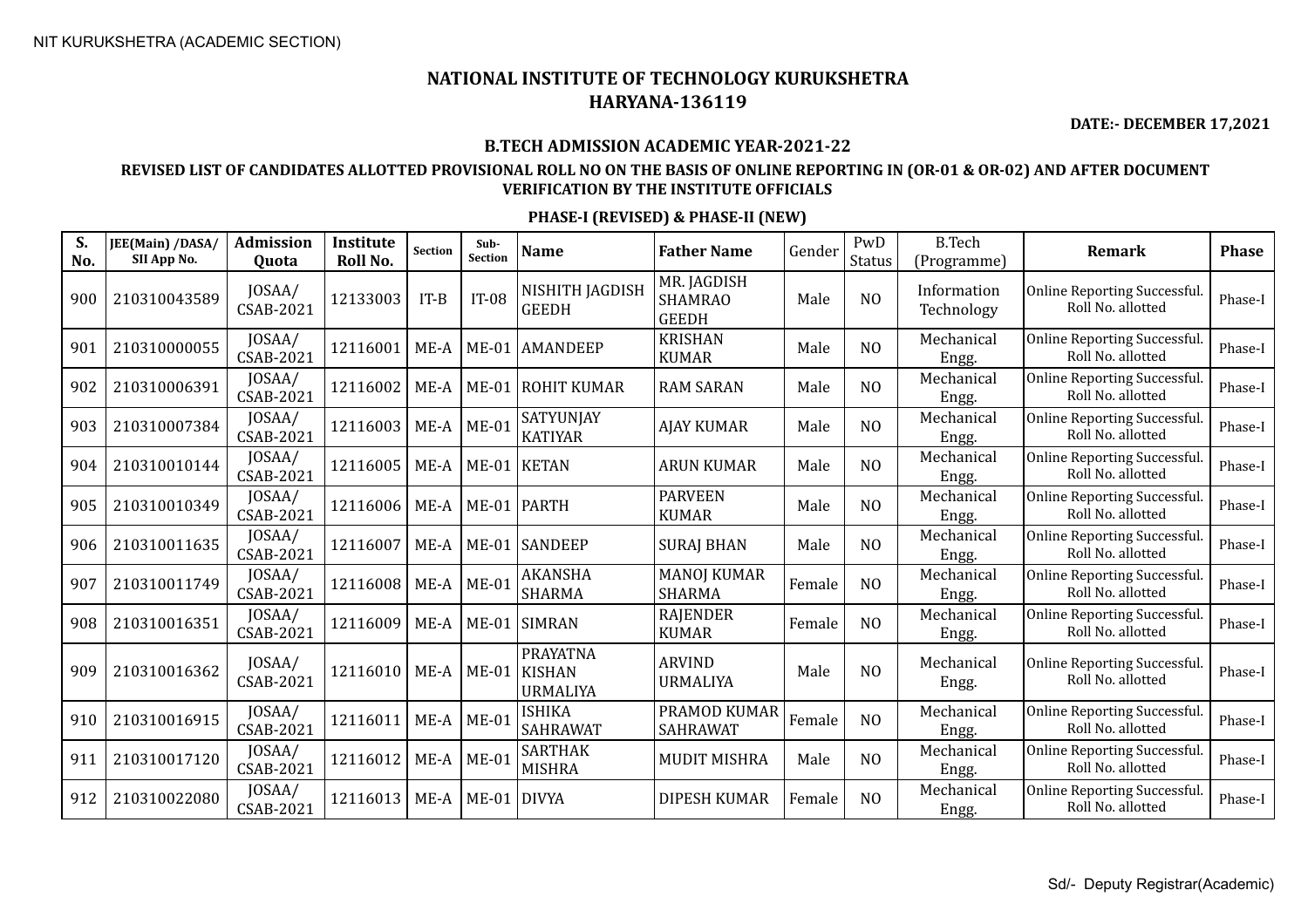NIT KURUKSHETRA (ACADEMIC SECTION)

# NATIONAL INSTITUTE OF TECHNOLOGY KURUKSHETRA
## HARYANA-136119

**DATE:- DECEMBER 17,2021**

### B.TECH ADMISSION ACADEMIC YEAR-2021-22

### REVISED LIST OF CANDIDATES ALLOTTED PROVISIONAL ROLL NO ON THE BASIS OF ONLINE REPORTING IN (OR-01 & OR-02) AND AFTER DOCUMENT VERIFICATION BY THE INSTITUTE OFFICIALS

### PHASE-I (REVISED) & PHASE-II (NEW)

| S. No. | JEE(Main) /DASA/ SII App No. | Admission Quota | Institute Roll No. | Section | Sub-Section | Name | Father Name | Gender | PwD Status | B.Tech (Programme) | Remark | Phase |
|---|---|---|---|---|---|---|---|---|---|---|---|---|
| 900 | 210310043589 | JOSAA/ CSAB-2021 | 12133003 | IT-B | IT-08 | NISHITH JAGDISH GEEDH | MR. JAGDISH SHAMRAO GEEDH | Male | NO | Information Technology | Online Reporting Successful. Roll No. allotted | Phase-I |
| 901 | 210310000055 | JOSAA/ CSAB-2021 | 12116001 | ME-A | ME-01 | AMANDEEP | KRISHAN KUMAR | Male | NO | Mechanical Engg. | Online Reporting Successful. Roll No. allotted | Phase-I |
| 902 | 210310006391 | JOSAA/ CSAB-2021 | 12116002 | ME-A | ME-01 | ROHIT KUMAR | RAM SARAN | Male | NO | Mechanical Engg. | Online Reporting Successful. Roll No. allotted | Phase-I |
| 903 | 210310007384 | JOSAA/ CSAB-2021 | 12116003 | ME-A | ME-01 | SATYUNJAY KATIYAR | AJAY KUMAR | Male | NO | Mechanical Engg. | Online Reporting Successful. Roll No. allotted | Phase-I |
| 904 | 210310010144 | JOSAA/ CSAB-2021 | 12116005 | ME-A | ME-01 | KETAN | ARUN KUMAR | Male | NO | Mechanical Engg. | Online Reporting Successful. Roll No. allotted | Phase-I |
| 905 | 210310010349 | JOSAA/ CSAB-2021 | 12116006 | ME-A | ME-01 | PARTH | PARVEEN KUMAR | Male | NO | Mechanical Engg. | Online Reporting Successful. Roll No. allotted | Phase-I |
| 906 | 210310011635 | JOSAA/ CSAB-2021 | 12116007 | ME-A | ME-01 | SANDEEP | SURAJ BHAN | Male | NO | Mechanical Engg. | Online Reporting Successful. Roll No. allotted | Phase-I |
| 907 | 210310011749 | JOSAA/ CSAB-2021 | 12116008 | ME-A | ME-01 | AKANSHA SHARMA | MANOJ KUMAR SHARMA | Female | NO | Mechanical Engg. | Online Reporting Successful. Roll No. allotted | Phase-I |
| 908 | 210310016351 | JOSAA/ CSAB-2021 | 12116009 | ME-A | ME-01 | SIMRAN | RAJENDER KUMAR | Female | NO | Mechanical Engg. | Online Reporting Successful. Roll No. allotted | Phase-I |
| 909 | 210310016362 | JOSAA/ CSAB-2021 | 12116010 | ME-A | ME-01 | PRAYATNA KISHAN URMALIYA | ARVIND URMALIYA | Male | NO | Mechanical Engg. | Online Reporting Successful. Roll No. allotted | Phase-I |
| 910 | 210310016915 | JOSAA/ CSAB-2021 | 12116011 | ME-A | ME-01 | ISHIKA SAHRAWAT | PRAMOD KUMAR SAHRAWAT | Female | NO | Mechanical Engg. | Online Reporting Successful. Roll No. allotted | Phase-I |
| 911 | 210310017120 | JOSAA/ CSAB-2021 | 12116012 | ME-A | ME-01 | SARTHAK MISHRA | MUDIT MISHRA | Male | NO | Mechanical Engg. | Online Reporting Successful. Roll No. allotted | Phase-I |
| 912 | 210310022080 | JOSAA/ CSAB-2021 | 12116013 | ME-A | ME-01 | DIVYA | DIPESH KUMAR | Female | NO | Mechanical Engg. | Online Reporting Successful. Roll No. allotted | Phase-I |

Sd/- Deputy Registrar(Academic)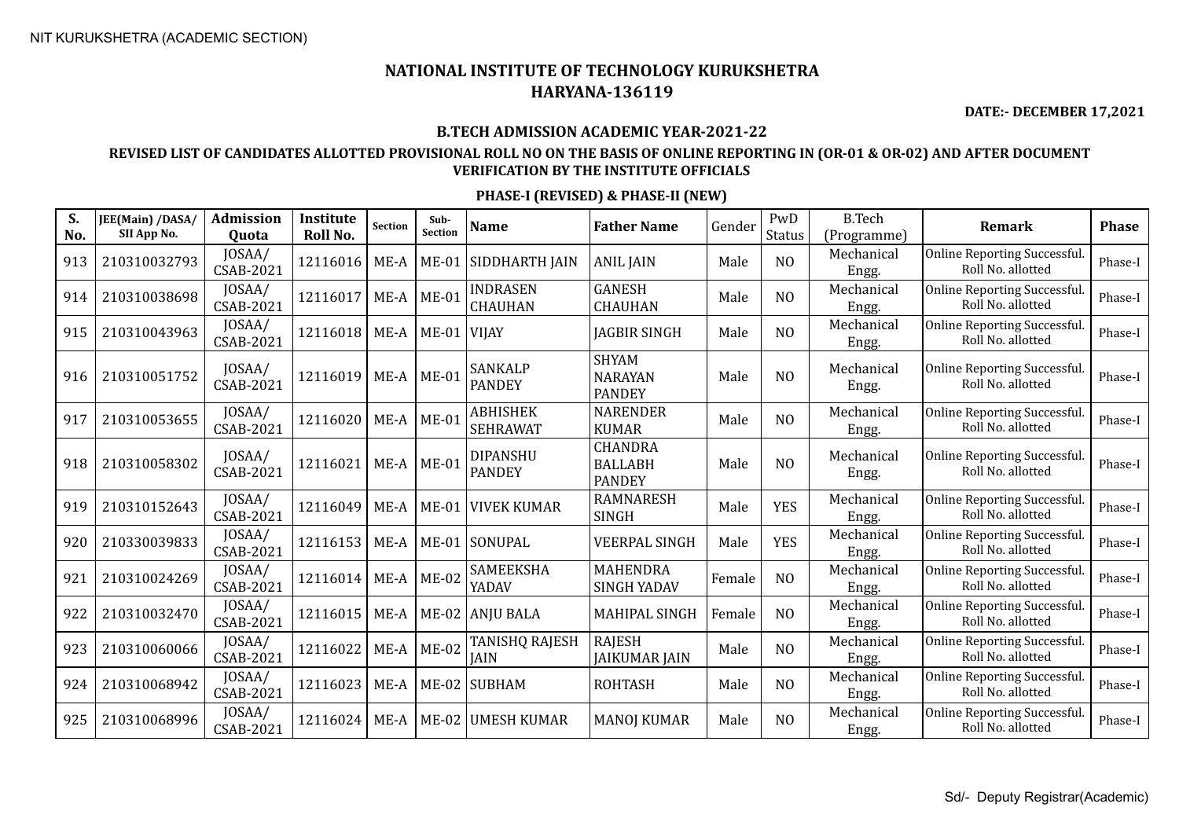NIT KURUKSHETRA (ACADEMIC SECTION)

# NATIONAL INSTITUTE OF TECHNOLOGY KURUKSHETRA
## HARYANA-136119

**DATE:- DECEMBER 17,2021**

### B.TECH ADMISSION ACADEMIC YEAR-2021-22

### REVISED LIST OF CANDIDATES ALLOTTED PROVISIONAL ROLL NO ON THE BASIS OF ONLINE REPORTING IN (OR-01 & OR-02) AND AFTER DOCUMENT VERIFICATION BY THE INSTITUTE OFFICIALS

### PHASE-I (REVISED) & PHASE-II (NEW)

| S. No. | JEE(Main) /DASA/ SII App No. | Admission Quota | Institute Roll No. | Section | Sub-Section | Name | Father Name | Gender | PwD Status | B.Tech (Programme) | Remark | Phase |
|---|---|---|---|---|---|---|---|---|---|---|---|---|
| 913 | 210310032793 | JOSAA/ CSAB-2021 | 12116016 | ME-A | ME-01 | SIDDHARTH JAIN | ANIL JAIN | Male | NO | Mechanical Engg. | Online Reporting Successful. Roll No. allotted | Phase-I |
| 914 | 210310038698 | JOSAA/ CSAB-2021 | 12116017 | ME-A | ME-01 | INDRASEN CHAUHAN | GANESH CHAUHAN | Male | NO | Mechanical Engg. | Online Reporting Successful. Roll No. allotted | Phase-I |
| 915 | 210310043963 | JOSAA/ CSAB-2021 | 12116018 | ME-A | ME-01 | VIJAY | JAGBIR SINGH | Male | NO | Mechanical Engg. | Online Reporting Successful. Roll No. allotted | Phase-I |
| 916 | 210310051752 | JOSAA/ CSAB-2021 | 12116019 | ME-A | ME-01 | SANKALP PANDEY | SHYAM NARAYAN PANDEY | Male | NO | Mechanical Engg. | Online Reporting Successful. Roll No. allotted | Phase-I |
| 917 | 210310053655 | JOSAA/ CSAB-2021 | 12116020 | ME-A | ME-01 | ABHISHEK SEHRAWAT | NARENDER KUMAR | Male | NO | Mechanical Engg. | Online Reporting Successful. Roll No. allotted | Phase-I |
| 918 | 210310058302 | JOSAA/ CSAB-2021 | 12116021 | ME-A | ME-01 | DIPANSHU PANDEY | CHANDRA BALLABH PANDEY | Male | NO | Mechanical Engg. | Online Reporting Successful. Roll No. allotted | Phase-I |
| 919 | 210310152643 | JOSAA/ CSAB-2021 | 12116049 | ME-A | ME-01 | VIVEK KUMAR | RAMNARESH SINGH | Male | YES | Mechanical Engg. | Online Reporting Successful. Roll No. allotted | Phase-I |
| 920 | 210330039833 | JOSAA/ CSAB-2021 | 12116153 | ME-A | ME-01 | SONUPAL | VEERPAL SINGH | Male | YES | Mechanical Engg. | Online Reporting Successful. Roll No. allotted | Phase-I |
| 921 | 210310024269 | JOSAA/ CSAB-2021 | 12116014 | ME-A | ME-02 | SAMEEKSHA YADAV | MAHENDRA SINGH YADAV | Female | NO | Mechanical Engg. | Online Reporting Successful. Roll No. allotted | Phase-I |
| 922 | 210310032470 | JOSAA/ CSAB-2021 | 12116015 | ME-A | ME-02 | ANJU BALA | MAHIPAL SINGH | Female | NO | Mechanical Engg. | Online Reporting Successful. Roll No. allotted | Phase-I |
| 923 | 210310060066 | JOSAA/ CSAB-2021 | 12116022 | ME-A | ME-02 | TANISHQ RAJESH JAIN | RAJESH JAIKUMAR JAIN | Male | NO | Mechanical Engg. | Online Reporting Successful. Roll No. allotted | Phase-I |
| 924 | 210310068942 | JOSAA/ CSAB-2021 | 12116023 | ME-A | ME-02 | SUBHAM | ROHTASH | Male | NO | Mechanical Engg. | Online Reporting Successful. Roll No. allotted | Phase-I |
| 925 | 210310068996 | JOSAA/ CSAB-2021 | 12116024 | ME-A | ME-02 | UMESH KUMAR | MANOJ KUMAR | Male | NO | Mechanical Engg. | Online Reporting Successful. Roll No. allotted | Phase-I |

Sd/- Deputy Registrar(Academic)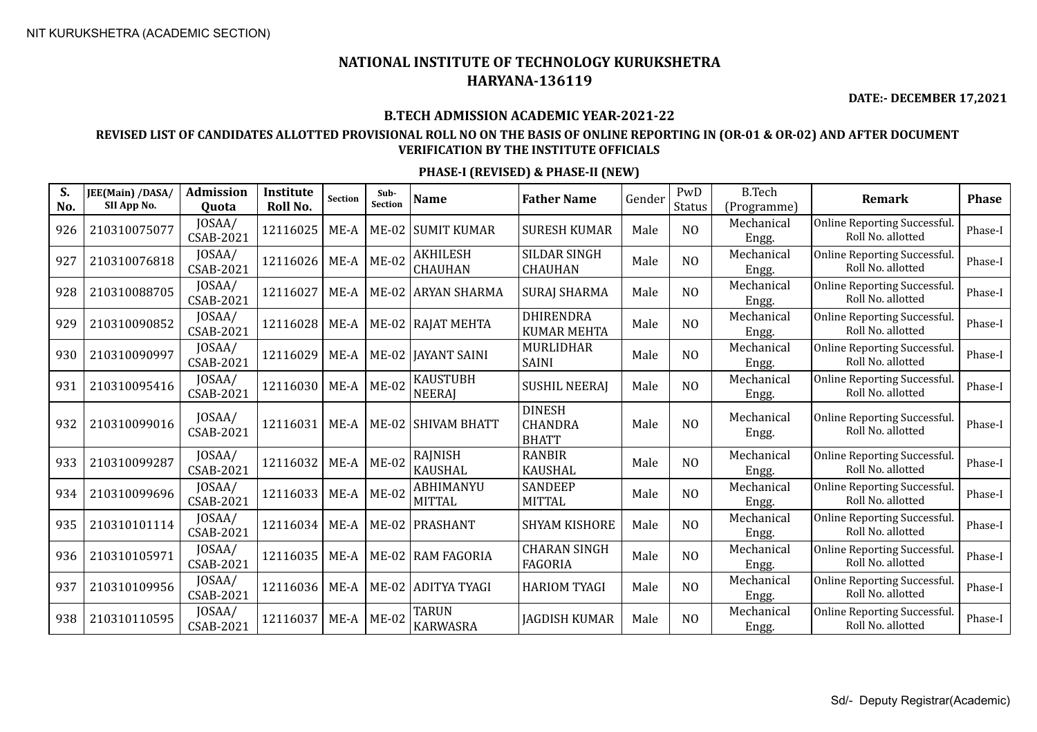NIT KURUKSHETRA (ACADEMIC SECTION)

# NATIONAL INSTITUTE OF TECHNOLOGY KURUKSHETRA
# HARYANA-136119

**DATE:- DECEMBER 17,2021**

### B.TECH ADMISSION ACADEMIC YEAR-2021-22

### REVISED LIST OF CANDIDATES ALLOTTED PROVISIONAL ROLL NO ON THE BASIS OF ONLINE REPORTING IN (OR-01 & OR-02) AND AFTER DOCUMENT VERIFICATION BY THE INSTITUTE OFFICIALS

### PHASE-I (REVISED) & PHASE-II (NEW)

| S. No. | JEE(Main) /DASA/ SII App No. | Admission Quota | Institute Roll No. | Section | Sub-Section | Name | Father Name | Gender | PwD Status | B.Tech (Programme) | Remark | Phase |
|---|---|---|---|---|---|---|---|---|---|---|---|---|
| 926 | 210310075077 | JOSAA/ CSAB-2021 | 12116025 | ME-A | ME-02 | SUMIT KUMAR | SURESH KUMAR | Male | NO | Mechanical Engg. | Online Reporting Successful. Roll No. allotted | Phase-I |
| 927 | 210310076818 | JOSAA/ CSAB-2021 | 12116026 | ME-A | ME-02 | AKHILESH CHAUHAN | SILDAR SINGH CHAUHAN | Male | NO | Mechanical Engg. | Online Reporting Successful. Roll No. allotted | Phase-I |
| 928 | 210310088705 | JOSAA/ CSAB-2021 | 12116027 | ME-A | ME-02 | ARYAN SHARMA | SURAJ SHARMA | Male | NO | Mechanical Engg. | Online Reporting Successful. Roll No. allotted | Phase-I |
| 929 | 210310090852 | JOSAA/ CSAB-2021 | 12116028 | ME-A | ME-02 | RAJAT MEHTA | DHIRENDRA KUMAR MEHTA | Male | NO | Mechanical Engg. | Online Reporting Successful. Roll No. allotted | Phase-I |
| 930 | 210310090997 | JOSAA/ CSAB-2021 | 12116029 | ME-A | ME-02 | JAYANT SAINI | MURLIDHAR SAINI | Male | NO | Mechanical Engg. | Online Reporting Successful. Roll No. allotted | Phase-I |
| 931 | 210310095416 | JOSAA/ CSAB-2021 | 12116030 | ME-A | ME-02 | KAUSTUBH NEERAJ | SUSHIL NEERAJ | Male | NO | Mechanical Engg. | Online Reporting Successful. Roll No. allotted | Phase-I |
| 932 | 210310099016 | JOSAA/ CSAB-2021 | 12116031 | ME-A | ME-02 | SHIVAM BHATT | DINESH CHANDRA BHATT | Male | NO | Mechanical Engg. | Online Reporting Successful. Roll No. allotted | Phase-I |
| 933 | 210310099287 | JOSAA/ CSAB-2021 | 12116032 | ME-A | ME-02 | RAJNISH KAUSHAL | RANBIR KAUSHAL | Male | NO | Mechanical Engg. | Online Reporting Successful. Roll No. allotted | Phase-I |
| 934 | 210310099696 | JOSAA/ CSAB-2021 | 12116033 | ME-A | ME-02 | ABHIMANYU MITTAL | SANDEEP MITTAL | Male | NO | Mechanical Engg. | Online Reporting Successful. Roll No. allotted | Phase-I |
| 935 | 210310101114 | JOSAA/ CSAB-2021 | 12116034 | ME-A | ME-02 | PRASHANT | SHYAM KISHORE | Male | NO | Mechanical Engg. | Online Reporting Successful. Roll No. allotted | Phase-I |
| 936 | 210310105971 | JOSAA/ CSAB-2021 | 12116035 | ME-A | ME-02 | RAM FAGORIA | CHARAN SINGH FAGORIA | Male | NO | Mechanical Engg. | Online Reporting Successful. Roll No. allotted | Phase-I |
| 937 | 210310109956 | JOSAA/ CSAB-2021 | 12116036 | ME-A | ME-02 | ADITYA TYAGI | HARIOM TYAGI | Male | NO | Mechanical Engg. | Online Reporting Successful. Roll No. allotted | Phase-I |
| 938 | 210310110595 | JOSAA/ CSAB-2021 | 12116037 | ME-A | ME-02 | TARUN KARWASRA | JAGDISH KUMAR | Male | NO | Mechanical Engg. | Online Reporting Successful. Roll No. allotted | Phase-I |

Sd/- Deputy Registrar(Academic)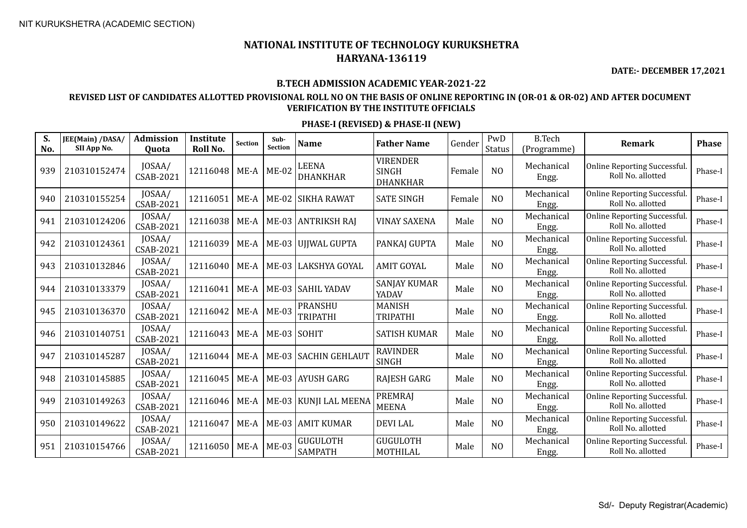NIT KURUKSHETRA (ACADEMIC SECTION)

# NATIONAL INSTITUTE OF TECHNOLOGY KURUKSHETRA
## HARYANA-136119

**DATE:- DECEMBER 17,2021**

### B.TECH ADMISSION ACADEMIC YEAR-2021-22

### REVISED LIST OF CANDIDATES ALLOTTED PROVISIONAL ROLL NO ON THE BASIS OF ONLINE REPORTING IN (OR-01 & OR-02) AND AFTER DOCUMENT VERIFICATION BY THE INSTITUTE OFFICIALS

### PHASE-I (REVISED) & PHASE-II (NEW)

| S. No. | JEE(Main) /DASA/ SII App No. | Admission Quota | Institute Roll No. | Section | Sub-Section | Name | Father Name | Gender | PwD Status | B.Tech (Programme) | Remark | Phase |
|---|---|---|---|---|---|---|---|---|---|---|---|---|
| 939 | 210310152474 | JOSAA/ CSAB-2021 | 12116048 | ME-A | ME-02 | LEENA DHANKHAR | VIRENDER SINGH DHANKHAR | Female | NO | Mechanical Engg. | Online Reporting Successful. Roll No. allotted | Phase-I |
| 940 | 210310155254 | JOSAA/ CSAB-2021 | 12116051 | ME-A | ME-02 | SIKHA RAWAT | SATE SINGH | Female | NO | Mechanical Engg. | Online Reporting Successful. Roll No. allotted | Phase-I |
| 941 | 210310124206 | JOSAA/ CSAB-2021 | 12116038 | ME-A | ME-03 | ANTRIKSH RAJ | VINAY SAXENA | Male | NO | Mechanical Engg. | Online Reporting Successful. Roll No. allotted | Phase-I |
| 942 | 210310124361 | JOSAA/ CSAB-2021 | 12116039 | ME-A | ME-03 | UJJWAL GUPTA | PANKAJ GUPTA | Male | NO | Mechanical Engg. | Online Reporting Successful. Roll No. allotted | Phase-I |
| 943 | 210310132846 | JOSAA/ CSAB-2021 | 12116040 | ME-A | ME-03 | LAKSHYA GOYAL | AMIT GOYAL | Male | NO | Mechanical Engg. | Online Reporting Successful. Roll No. allotted | Phase-I |
| 944 | 210310133379 | JOSAA/ CSAB-2021 | 12116041 | ME-A | ME-03 | SAHIL YADAV | SANJAY KUMAR YADAV | Male | NO | Mechanical Engg. | Online Reporting Successful. Roll No. allotted | Phase-I |
| 945 | 210310136370 | JOSAA/ CSAB-2021 | 12116042 | ME-A | ME-03 | PRANSHU TRIPATHI | MANISH TRIPATHI | Male | NO | Mechanical Engg. | Online Reporting Successful. Roll No. allotted | Phase-I |
| 946 | 210310140751 | JOSAA/ CSAB-2021 | 12116043 | ME-A | ME-03 | SOHIT | SATISH KUMAR | Male | NO | Mechanical Engg. | Online Reporting Successful. Roll No. allotted | Phase-I |
| 947 | 210310145287 | JOSAA/ CSAB-2021 | 12116044 | ME-A | ME-03 | SACHIN GEHLAUT | RAVINDER SINGH | Male | NO | Mechanical Engg. | Online Reporting Successful. Roll No. allotted | Phase-I |
| 948 | 210310145885 | JOSAA/ CSAB-2021 | 12116045 | ME-A | ME-03 | AYUSH GARG | RAJESH GARG | Male | NO | Mechanical Engg. | Online Reporting Successful. Roll No. allotted | Phase-I |
| 949 | 210310149263 | JOSAA/ CSAB-2021 | 12116046 | ME-A | ME-03 | KUNJI LAL MEENA | PREMRAJ MEENA | Male | NO | Mechanical Engg. | Online Reporting Successful. Roll No. allotted | Phase-I |
| 950 | 210310149622 | JOSAA/ CSAB-2021 | 12116047 | ME-A | ME-03 | AMIT KUMAR | DEVI LAL | Male | NO | Mechanical Engg. | Online Reporting Successful. Roll No. allotted | Phase-I |
| 951 | 210310154766 | JOSAA/ CSAB-2021 | 12116050 | ME-A | ME-03 | GUGULOTH SAMPATH | GUGULOTH MOTHILAL | Male | NO | Mechanical Engg. | Online Reporting Successful. Roll No. allotted | Phase-I |

Sd/- Deputy Registrar(Academic)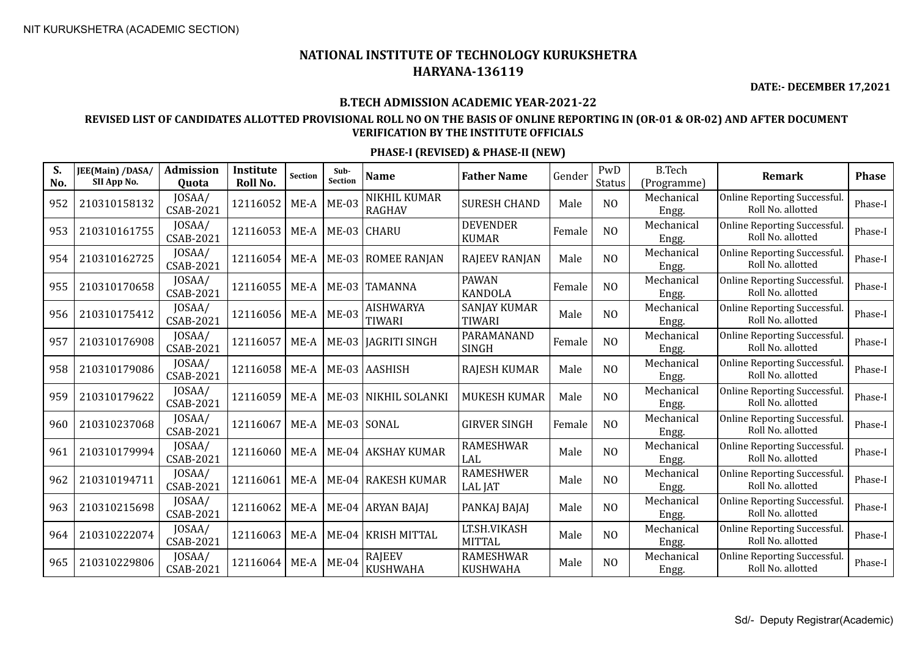NIT KURUKSHETRA (ACADEMIC SECTION)

# NATIONAL INSTITUTE OF TECHNOLOGY KURUKSHETRA
## HARYANA-136119

**DATE:- DECEMBER 17,2021**

### B.TECH ADMISSION ACADEMIC YEAR-2021-22

### REVISED LIST OF CANDIDATES ALLOTTED PROVISIONAL ROLL NO ON THE BASIS OF ONLINE REPORTING IN (OR-01 & OR-02) AND AFTER DOCUMENT VERIFICATION BY THE INSTITUTE OFFICIALS

### PHASE-I (REVISED) & PHASE-II (NEW)

| S. No. | JEE(Main) /DASA/ SII App No. | Admission Quota | Institute Roll No. | Section | Sub-Section | Name | Father Name | Gender | PwD Status | B.Tech (Programme) | Remark | Phase |
|---|---|---|---|---|---|---|---|---|---|---|---|---|
| 952 | 210310158132 | JOSAA/ CSAB-2021 | 12116052 | ME-A | ME-03 | NIKHIL KUMAR RAGHAV | SURESH CHAND | Male | NO | Mechanical Engg. | Online Reporting Successful. Roll No. allotted | Phase-I |
| 953 | 210310161755 | JOSAA/ CSAB-2021 | 12116053 | ME-A | ME-03 | CHARU | DEVENDER KUMAR | Female | NO | Mechanical Engg. | Online Reporting Successful. Roll No. allotted | Phase-I |
| 954 | 210310162725 | JOSAA/ CSAB-2021 | 12116054 | ME-A | ME-03 | ROMEE RANJAN | RAJEEV RANJAN | Male | NO | Mechanical Engg. | Online Reporting Successful. Roll No. allotted | Phase-I |
| 955 | 210310170658 | JOSAA/ CSAB-2021 | 12116055 | ME-A | ME-03 | TAMANNA | PAWAN KANDOLA | Female | NO | Mechanical Engg. | Online Reporting Successful. Roll No. allotted | Phase-I |
| 956 | 210310175412 | JOSAA/ CSAB-2021 | 12116056 | ME-A | ME-03 | AISHWARYA TIWARI | SANJAY KUMAR TIWARI | Male | NO | Mechanical Engg. | Online Reporting Successful. Roll No. allotted | Phase-I |
| 957 | 210310176908 | JOSAA/ CSAB-2021 | 12116057 | ME-A | ME-03 | JAGRITI SINGH | PARAMANAND SINGH | Female | NO | Mechanical Engg. | Online Reporting Successful. Roll No. allotted | Phase-I |
| 958 | 210310179086 | JOSAA/ CSAB-2021 | 12116058 | ME-A | ME-03 | AASHISH | RAJESH KUMAR | Male | NO | Mechanical Engg. | Online Reporting Successful. Roll No. allotted | Phase-I |
| 959 | 210310179622 | JOSAA/ CSAB-2021 | 12116059 | ME-A | ME-03 | NIKHIL SOLANKI | MUKESH KUMAR | Male | NO | Mechanical Engg. | Online Reporting Successful. Roll No. allotted | Phase-I |
| 960 | 210310237068 | JOSAA/ CSAB-2021 | 12116067 | ME-A | ME-03 | SONAL | GIRVER SINGH | Female | NO | Mechanical Engg. | Online Reporting Successful. Roll No. allotted | Phase-I |
| 961 | 210310179994 | JOSAA/ CSAB-2021 | 12116060 | ME-A | ME-04 | AKSHAY KUMAR | RAMESHWAR LAL | Male | NO | Mechanical Engg. | Online Reporting Successful. Roll No. allotted | Phase-I |
| 962 | 210310194711 | JOSAA/ CSAB-2021 | 12116061 | ME-A | ME-04 | RAKESH KUMAR | RAMESHWER LAL JAT | Male | NO | Mechanical Engg. | Online Reporting Successful. Roll No. allotted | Phase-I |
| 963 | 210310215698 | JOSAA/ CSAB-2021 | 12116062 | ME-A | ME-04 | ARYAN BAJAJ | PANKAJ BAJAJ | Male | NO | Mechanical Engg. | Online Reporting Successful. Roll No. allotted | Phase-I |
| 964 | 210310222074 | JOSAA/ CSAB-2021 | 12116063 | ME-A | ME-04 | KRISH MITTAL | LT.SH.VIKASH MITTAL | Male | NO | Mechanical Engg. | Online Reporting Successful. Roll No. allotted | Phase-I |
| 965 | 210310229806 | JOSAA/ CSAB-2021 | 12116064 | ME-A | ME-04 | RAJEEV KUSHWAHA | RAMESHWAR KUSHWAHA | Male | NO | Mechanical Engg. | Online Reporting Successful. Roll No. allotted | Phase-I |

Sd/- Deputy Registrar(Academic)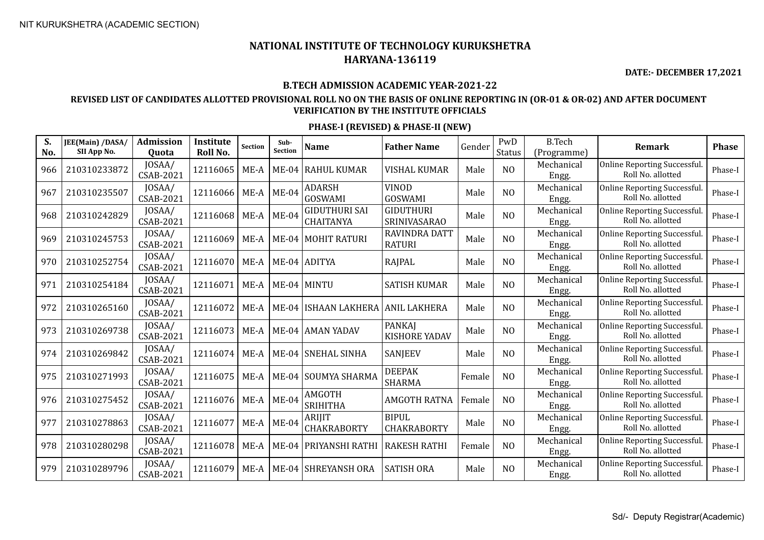NIT KURUKSHETRA (ACADEMIC SECTION)

# NATIONAL INSTITUTE OF TECHNOLOGY KURUKSHETRA
## HARYANA-136119

**DATE:- DECEMBER 17,2021**

### B.TECH ADMISSION ACADEMIC YEAR-2021-22

### REVISED LIST OF CANDIDATES ALLOTTED PROVISIONAL ROLL NO ON THE BASIS OF ONLINE REPORTING IN (OR-01 & OR-02) AND AFTER DOCUMENT VERIFICATION BY THE INSTITUTE OFFICIALS

### PHASE-I (REVISED) & PHASE-II (NEW)

| S. No. | JEE(Main) /DASA/ SII App No. | Admission Quota | Institute Roll No. | Section | Sub-Section | Name | Father Name | Gender | PwD Status | B.Tech (Programme) | Remark | Phase |
|---|---|---|---|---|---|---|---|---|---|---|---|---|
| 966 | 210310233872 | JOSAA/ CSAB-2021 | 12116065 | ME-A | ME-04 | RAHUL KUMAR | VISHAL KUMAR | Male | NO | Mechanical Engg. | Online Reporting Successful. Roll No. allotted | Phase-I |
| 967 | 210310235507 | JOSAA/ CSAB-2021 | 12116066 | ME-A | ME-04 | ADARSH GOSWAMI | VINOD GOSWAMI | Male | NO | Mechanical Engg. | Online Reporting Successful. Roll No. allotted | Phase-I |
| 968 | 210310242829 | JOSAA/ CSAB-2021 | 12116068 | ME-A | ME-04 | GIDUTHURI SAI CHAITANYA | GIDUTHURI SRINIVASARAO | Male | NO | Mechanical Engg. | Online Reporting Successful. Roll No. allotted | Phase-I |
| 969 | 210310245753 | JOSAA/ CSAB-2021 | 12116069 | ME-A | ME-04 | MOHIT RATURI | RAVINDRA DATT RATURI | Male | NO | Mechanical Engg. | Online Reporting Successful. Roll No. allotted | Phase-I |
| 970 | 210310252754 | JOSAA/ CSAB-2021 | 12116070 | ME-A | ME-04 | ADITYA | RAJPAL | Male | NO | Mechanical Engg. | Online Reporting Successful. Roll No. allotted | Phase-I |
| 971 | 210310254184 | JOSAA/ CSAB-2021 | 12116071 | ME-A | ME-04 | MINTU | SATISH KUMAR | Male | NO | Mechanical Engg. | Online Reporting Successful. Roll No. allotted | Phase-I |
| 972 | 210310265160 | JOSAA/ CSAB-2021 | 12116072 | ME-A | ME-04 | ISHAAN LAKHERA | ANIL LAKHERA | Male | NO | Mechanical Engg. | Online Reporting Successful. Roll No. allotted | Phase-I |
| 973 | 210310269738 | JOSAA/ CSAB-2021 | 12116073 | ME-A | ME-04 | AMAN YADAV | PANKAJ KISHORE YADAV | Male | NO | Mechanical Engg. | Online Reporting Successful. Roll No. allotted | Phase-I |
| 974 | 210310269842 | JOSAA/ CSAB-2021 | 12116074 | ME-A | ME-04 | SNEHAL SINHA | SANJEEV | Male | NO | Mechanical Engg. | Online Reporting Successful. Roll No. allotted | Phase-I |
| 975 | 210310271993 | JOSAA/ CSAB-2021 | 12116075 | ME-A | ME-04 | SOUMYA SHARMA | DEEPAK SHARMA | Female | NO | Mechanical Engg. | Online Reporting Successful. Roll No. allotted | Phase-I |
| 976 | 210310275452 | JOSAA/ CSAB-2021 | 12116076 | ME-A | ME-04 | AMGOTH SRIHITHA | AMGOTH RATNA | Female | NO | Mechanical Engg. | Online Reporting Successful. Roll No. allotted | Phase-I |
| 977 | 210310278863 | JOSAA/ CSAB-2021 | 12116077 | ME-A | ME-04 | ARIJIT CHAKRABORTY | BIPUL CHAKRABORTY | Male | NO | Mechanical Engg. | Online Reporting Successful. Roll No. allotted | Phase-I |
| 978 | 210310280298 | JOSAA/ CSAB-2021 | 12116078 | ME-A | ME-04 | PRIYANSHI RATHI | RAKESH RATHI | Female | NO | Mechanical Engg. | Online Reporting Successful. Roll No. allotted | Phase-I |
| 979 | 210310289796 | JOSAA/ CSAB-2021 | 12116079 | ME-A | ME-04 | SHREYANSH ORA | SATISH ORA | Male | NO | Mechanical Engg. | Online Reporting Successful. Roll No. allotted | Phase-I |

Sd/- Deputy Registrar(Academic)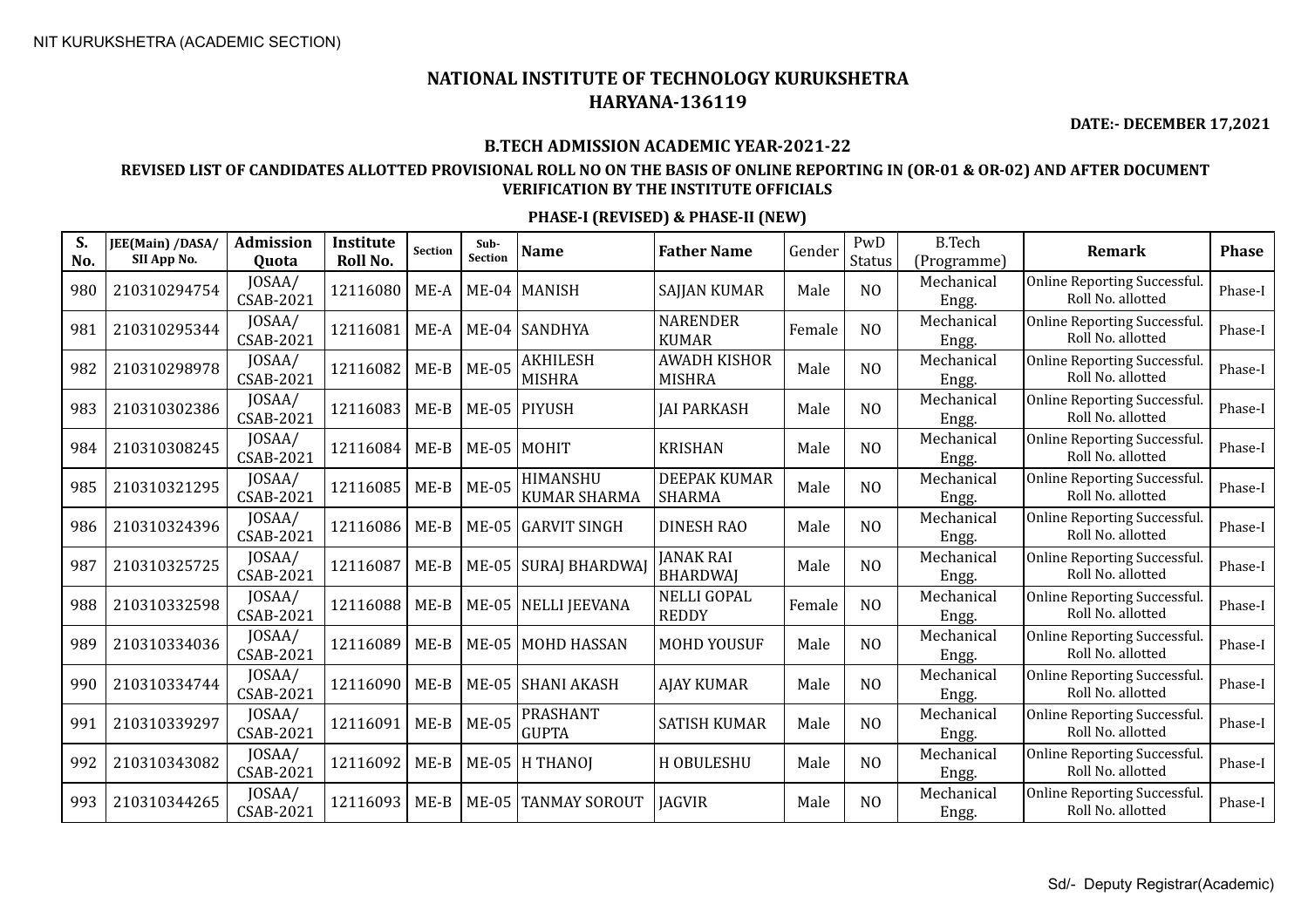NIT KURUKSHETRA (ACADEMIC SECTION)

# NATIONAL INSTITUTE OF TECHNOLOGY KURUKSHETRA
## HARYANA-136119

**DATE:- DECEMBER 17,2021**

### B.TECH ADMISSION ACADEMIC YEAR-2021-22

### REVISED LIST OF CANDIDATES ALLOTTED PROVISIONAL ROLL NO ON THE BASIS OF ONLINE REPORTING IN (OR-01 & OR-02) AND AFTER DOCUMENT VERIFICATION BY THE INSTITUTE OFFICIALS

### PHASE-I (REVISED) & PHASE-II (NEW)

| S. No. | JEE(Main) /DASA/ SII App No. | Admission Quota | Institute Roll No. | Section | Sub-Section | Name | Father Name | Gender | PwD Status | B.Tech (Programme) | Remark | Phase |
|---|---|---|---|---|---|---|---|---|---|---|---|---|
| 980 | 210310294754 | JOSAA/ CSAB-2021 | 12116080 | ME-A | ME-04 | MANISH | SAJJAN KUMAR | Male | NO | Mechanical Engg. | Online Reporting Successful. Roll No. allotted | Phase-I |
| 981 | 210310295344 | JOSAA/ CSAB-2021 | 12116081 | ME-A | ME-04 | SANDHYA | NARENDER KUMAR | Female | NO | Mechanical Engg. | Online Reporting Successful. Roll No. allotted | Phase-I |
| 982 | 210310298978 | JOSAA/ CSAB-2021 | 12116082 | ME-B | ME-05 | AKHILESH MISHRA | AWADH KISHOR MISHRA | Male | NO | Mechanical Engg. | Online Reporting Successful. Roll No. allotted | Phase-I |
| 983 | 210310302386 | JOSAA/ CSAB-2021 | 12116083 | ME-B | ME-05 | PIYUSH | JAI PARKASH | Male | NO | Mechanical Engg. | Online Reporting Successful. Roll No. allotted | Phase-I |
| 984 | 210310308245 | JOSAA/ CSAB-2021 | 12116084 | ME-B | ME-05 | MOHIT | KRISHAN | Male | NO | Mechanical Engg. | Online Reporting Successful. Roll No. allotted | Phase-I |
| 985 | 210310321295 | JOSAA/ CSAB-2021 | 12116085 | ME-B | ME-05 | HIMANSHU KUMAR SHARMA | DEEPAK KUMAR SHARMA | Male | NO | Mechanical Engg. | Online Reporting Successful. Roll No. allotted | Phase-I |
| 986 | 210310324396 | JOSAA/ CSAB-2021 | 12116086 | ME-B | ME-05 | GARVIT SINGH | DINESH RAO | Male | NO | Mechanical Engg. | Online Reporting Successful. Roll No. allotted | Phase-I |
| 987 | 210310325725 | JOSAA/ CSAB-2021 | 12116087 | ME-B | ME-05 | SURAJ BHARDWAJ | JANAK RAI BHARDWAJ | Male | NO | Mechanical Engg. | Online Reporting Successful. Roll No. allotted | Phase-I |
| 988 | 210310332598 | JOSAA/ CSAB-2021 | 12116088 | ME-B | ME-05 | NELLI JEEVANA | NELLI GOPAL REDDY | Female | NO | Mechanical Engg. | Online Reporting Successful. Roll No. allotted | Phase-I |
| 989 | 210310334036 | JOSAA/ CSAB-2021 | 12116089 | ME-B | ME-05 | MOHD HASSAN | MOHD YOUSUF | Male | NO | Mechanical Engg. | Online Reporting Successful. Roll No. allotted | Phase-I |
| 990 | 210310334744 | JOSAA/ CSAB-2021 | 12116090 | ME-B | ME-05 | SHANI AKASH | AJAY KUMAR | Male | NO | Mechanical Engg. | Online Reporting Successful. Roll No. allotted | Phase-I |
| 991 | 210310339297 | JOSAA/ CSAB-2021 | 12116091 | ME-B | ME-05 | PRASHANT GUPTA | SATISH KUMAR | Male | NO | Mechanical Engg. | Online Reporting Successful. Roll No. allotted | Phase-I |
| 992 | 210310343082 | JOSAA/ CSAB-2021 | 12116092 | ME-B | ME-05 | H THANOJ | H OBULESHU | Male | NO | Mechanical Engg. | Online Reporting Successful. Roll No. allotted | Phase-I |
| 993 | 210310344265 | JOSAA/ CSAB-2021 | 12116093 | ME-B | ME-05 | TANMAY SOROUT | JAGVIR | Male | NO | Mechanical Engg. | Online Reporting Successful. Roll No. allotted | Phase-I |

Sd/- Deputy Registrar(Academic)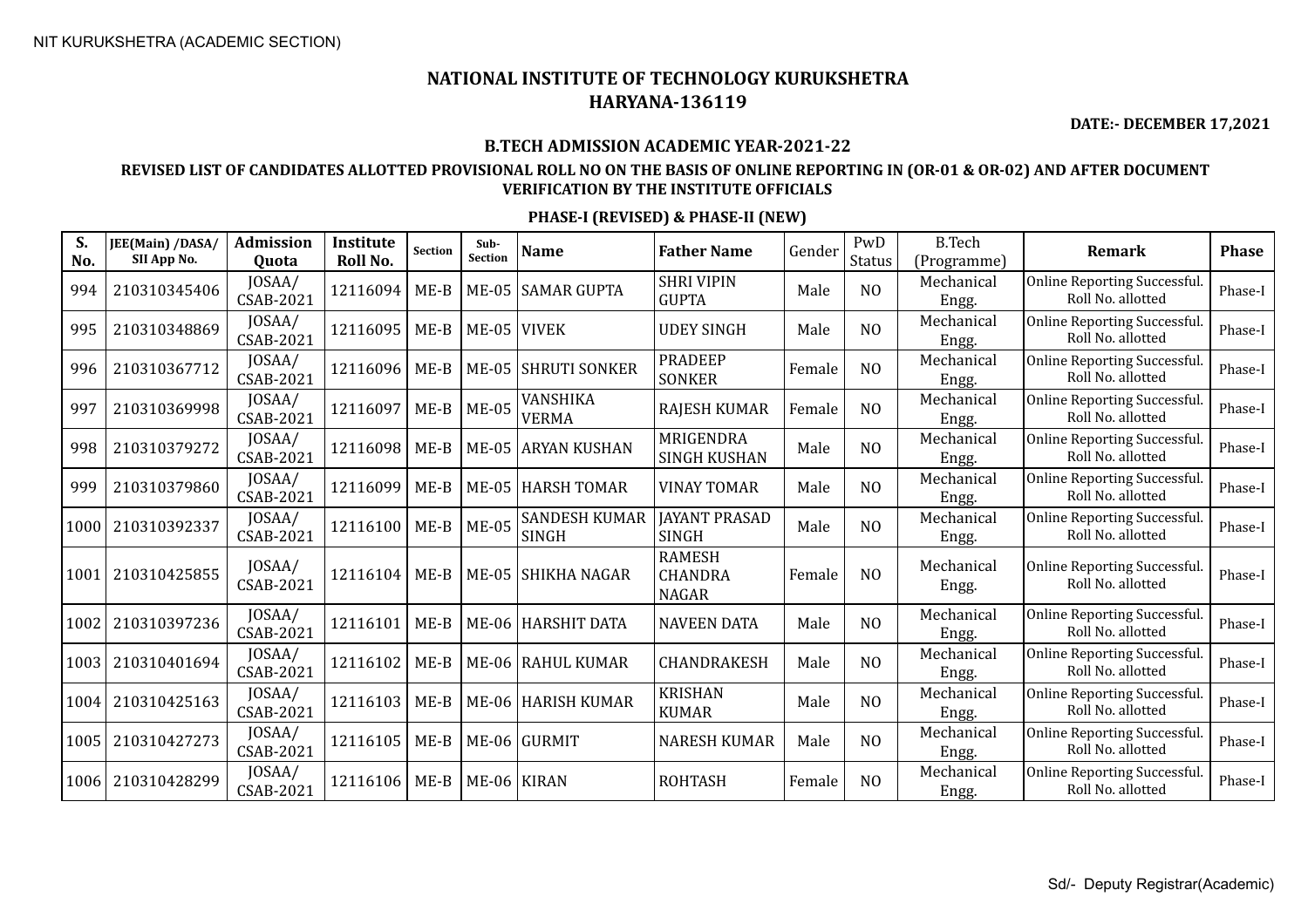NIT KURUKSHETRA (ACADEMIC SECTION)

# NATIONAL INSTITUTE OF TECHNOLOGY KURUKSHETRA
## HARYANA-136119

**DATE:- DECEMBER 17,2021**

### B.TECH ADMISSION ACADEMIC YEAR-2021-22

### REVISED LIST OF CANDIDATES ALLOTTED PROVISIONAL ROLL NO ON THE BASIS OF ONLINE REPORTING IN (OR-01 & OR-02) AND AFTER DOCUMENT VERIFICATION BY THE INSTITUTE OFFICIALS

### PHASE-I (REVISED) & PHASE-II (NEW)

| S. No. | JEE(Main) /DASA/ SII App No. | Admission Quota | Institute Roll No. | Section | Sub-Section | Name | Father Name | Gender | PwD Status | B.Tech (Programme) | Remark | Phase |
|---|---|---|---|---|---|---|---|---|---|---|---|---|
| 994 | 210310345406 | JOSAA/ CSAB-2021 | 12116094 | ME-B | ME-05 | SAMAR GUPTA | SHRI VIPIN GUPTA | Male | NO | Mechanical Engg. | Online Reporting Successful. Roll No. allotted | Phase-I |
| 995 | 210310348869 | JOSAA/ CSAB-2021 | 12116095 | ME-B | ME-05 | VIVEK | UDEY SINGH | Male | NO | Mechanical Engg. | Online Reporting Successful. Roll No. allotted | Phase-I |
| 996 | 210310367712 | JOSAA/ CSAB-2021 | 12116096 | ME-B | ME-05 | SHRUTI SONKER | PRADEEP SONKER | Female | NO | Mechanical Engg. | Online Reporting Successful. Roll No. allotted | Phase-I |
| 997 | 210310369998 | JOSAA/ CSAB-2021 | 12116097 | ME-B | ME-05 | VANSHIKA VERMA | RAJESH KUMAR | Female | NO | Mechanical Engg. | Online Reporting Successful. Roll No. allotted | Phase-I |
| 998 | 210310379272 | JOSAA/ CSAB-2021 | 12116098 | ME-B | ME-05 | ARYAN KUSHAN | MRIGENDRA SINGH KUSHAN | Male | NO | Mechanical Engg. | Online Reporting Successful. Roll No. allotted | Phase-I |
| 999 | 210310379860 | JOSAA/ CSAB-2021 | 12116099 | ME-B | ME-05 | HARSH TOMAR | VINAY TOMAR | Male | NO | Mechanical Engg. | Online Reporting Successful. Roll No. allotted | Phase-I |
| 1000 | 210310392337 | JOSAA/ CSAB-2021 | 12116100 | ME-B | ME-05 | SANDESH KUMAR SINGH | JAYANT PRASAD SINGH | Male | NO | Mechanical Engg. | Online Reporting Successful. Roll No. allotted | Phase-I |
| 1001 | 210310425855 | JOSAA/ CSAB-2021 | 12116104 | ME-B | ME-05 | SHIKHA NAGAR | RAMESH CHANDRA NAGAR | Female | NO | Mechanical Engg. | Online Reporting Successful. Roll No. allotted | Phase-I |
| 1002 | 210310397236 | JOSAA/ CSAB-2021 | 12116101 | ME-B | ME-06 | HARSHIT DATA | NAVEEN DATA | Male | NO | Mechanical Engg. | Online Reporting Successful. Roll No. allotted | Phase-I |
| 1003 | 210310401694 | JOSAA/ CSAB-2021 | 12116102 | ME-B | ME-06 | RAHUL KUMAR | CHANDRAKESH | Male | NO | Mechanical Engg. | Online Reporting Successful. Roll No. allotted | Phase-I |
| 1004 | 210310425163 | JOSAA/ CSAB-2021 | 12116103 | ME-B | ME-06 | HARISH KUMAR | KRISHAN KUMAR | Male | NO | Mechanical Engg. | Online Reporting Successful. Roll No. allotted | Phase-I |
| 1005 | 210310427273 | JOSAA/ CSAB-2021 | 12116105 | ME-B | ME-06 | GURMIT | NARESH KUMAR | Male | NO | Mechanical Engg. | Online Reporting Successful. Roll No. allotted | Phase-I |
| 1006 | 210310428299 | JOSAA/ CSAB-2021 | 12116106 | ME-B | ME-06 | KIRAN | ROHTASH | Female | NO | Mechanical Engg. | Online Reporting Successful. Roll No. allotted | Phase-I |

Sd/- Deputy Registrar(Academic)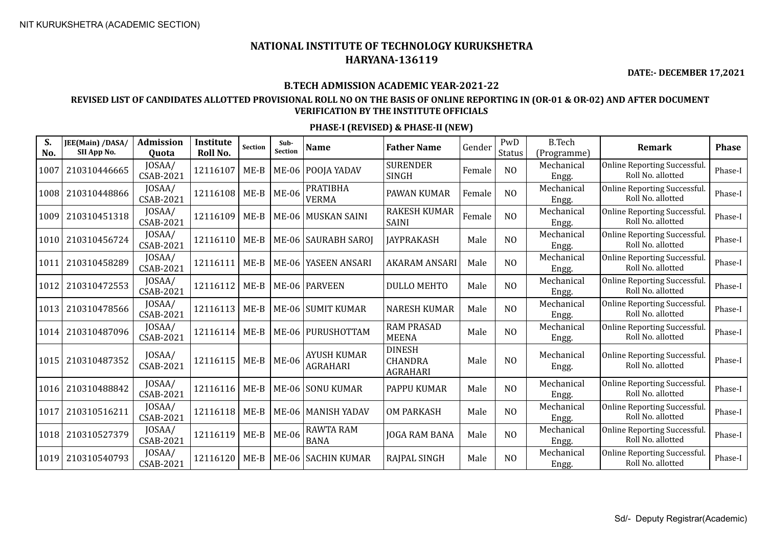NIT KURUKSHETRA (ACADEMIC SECTION)

# NATIONAL INSTITUTE OF TECHNOLOGY KURUKSHETRA
## HARYANA-136119

**DATE:- DECEMBER 17,2021**

### B.TECH ADMISSION ACADEMIC YEAR-2021-22

### REVISED LIST OF CANDIDATES ALLOTTED PROVISIONAL ROLL NO ON THE BASIS OF ONLINE REPORTING IN (OR-01 & OR-02) AND AFTER DOCUMENT VERIFICATION BY THE INSTITUTE OFFICIALS

### PHASE-I (REVISED) & PHASE-II (NEW)

| S. No. | JEE(Main) /DASA/ SII App No. | Admission Quota | Institute Roll No. | Section | Sub-Section | Name | Father Name | Gender | PwD Status | B.Tech (Programme) | Remark | Phase |
|---|---|---|---|---|---|---|---|---|---|---|---|---|
| 1007 | 210310446665 | JOSAA/ CSAB-2021 | 12116107 | ME-B | ME-06 | POOJA YADAV | SURENDER SINGH | Female | NO | Mechanical Engg. | Online Reporting Successful. Roll No. allotted | Phase-I |
| 1008 | 210310448866 | JOSAA/ CSAB-2021 | 12116108 | ME-B | ME-06 | PRATIBHA VERMA | PAWAN KUMAR | Female | NO | Mechanical Engg. | Online Reporting Successful. Roll No. allotted | Phase-I |
| 1009 | 210310451318 | JOSAA/ CSAB-2021 | 12116109 | ME-B | ME-06 | MUSKAN SAINI | RAKESH KUMAR SAINI | Female | NO | Mechanical Engg. | Online Reporting Successful. Roll No. allotted | Phase-I |
| 1010 | 210310456724 | JOSAA/ CSAB-2021 | 12116110 | ME-B | ME-06 | SAURABH SAROJ | JAYPRAKASH | Male | NO | Mechanical Engg. | Online Reporting Successful. Roll No. allotted | Phase-I |
| 1011 | 210310458289 | JOSAA/ CSAB-2021 | 12116111 | ME-B | ME-06 | YASEEN ANSARI | AKARAM ANSARI | Male | NO | Mechanical Engg. | Online Reporting Successful. Roll No. allotted | Phase-I |
| 1012 | 210310472553 | JOSAA/ CSAB-2021 | 12116112 | ME-B | ME-06 | PARVEEN | DULLO MEHTO | Male | NO | Mechanical Engg. | Online Reporting Successful. Roll No. allotted | Phase-I |
| 1013 | 210310478566 | JOSAA/ CSAB-2021 | 12116113 | ME-B | ME-06 | SUMIT KUMAR | NARESH KUMAR | Male | NO | Mechanical Engg. | Online Reporting Successful. Roll No. allotted | Phase-I |
| 1014 | 210310487096 | JOSAA/ CSAB-2021 | 12116114 | ME-B | ME-06 | PURUSHOTTAM | RAM PRASAD MEENA | Male | NO | Mechanical Engg. | Online Reporting Successful. Roll No. allotted | Phase-I |
| 1015 | 210310487352 | JOSAA/ CSAB-2021 | 12116115 | ME-B | ME-06 | AYUSH KUMAR AGRAHARI | DINESH CHANDRA AGRAHARI | Male | NO | Mechanical Engg. | Online Reporting Successful. Roll No. allotted | Phase-I |
| 1016 | 210310488842 | JOSAA/ CSAB-2021 | 12116116 | ME-B | ME-06 | SONU KUMAR | PAPPU KUMAR | Male | NO | Mechanical Engg. | Online Reporting Successful. Roll No. allotted | Phase-I |
| 1017 | 210310516211 | JOSAA/ CSAB-2021 | 12116118 | ME-B | ME-06 | MANISH YADAV | OM PARKASH | Male | NO | Mechanical Engg. | Online Reporting Successful. Roll No. allotted | Phase-I |
| 1018 | 210310527379 | JOSAA/ CSAB-2021 | 12116119 | ME-B | ME-06 | RAWTA RAM BANA | JOGA RAM BANA | Male | NO | Mechanical Engg. | Online Reporting Successful. Roll No. allotted | Phase-I |
| 1019 | 210310540793 | JOSAA/ CSAB-2021 | 12116120 | ME-B | ME-06 | SACHIN KUMAR | RAJPAL SINGH | Male | NO | Mechanical Engg. | Online Reporting Successful. Roll No. allotted | Phase-I |

Sd/- Deputy Registrar(Academic)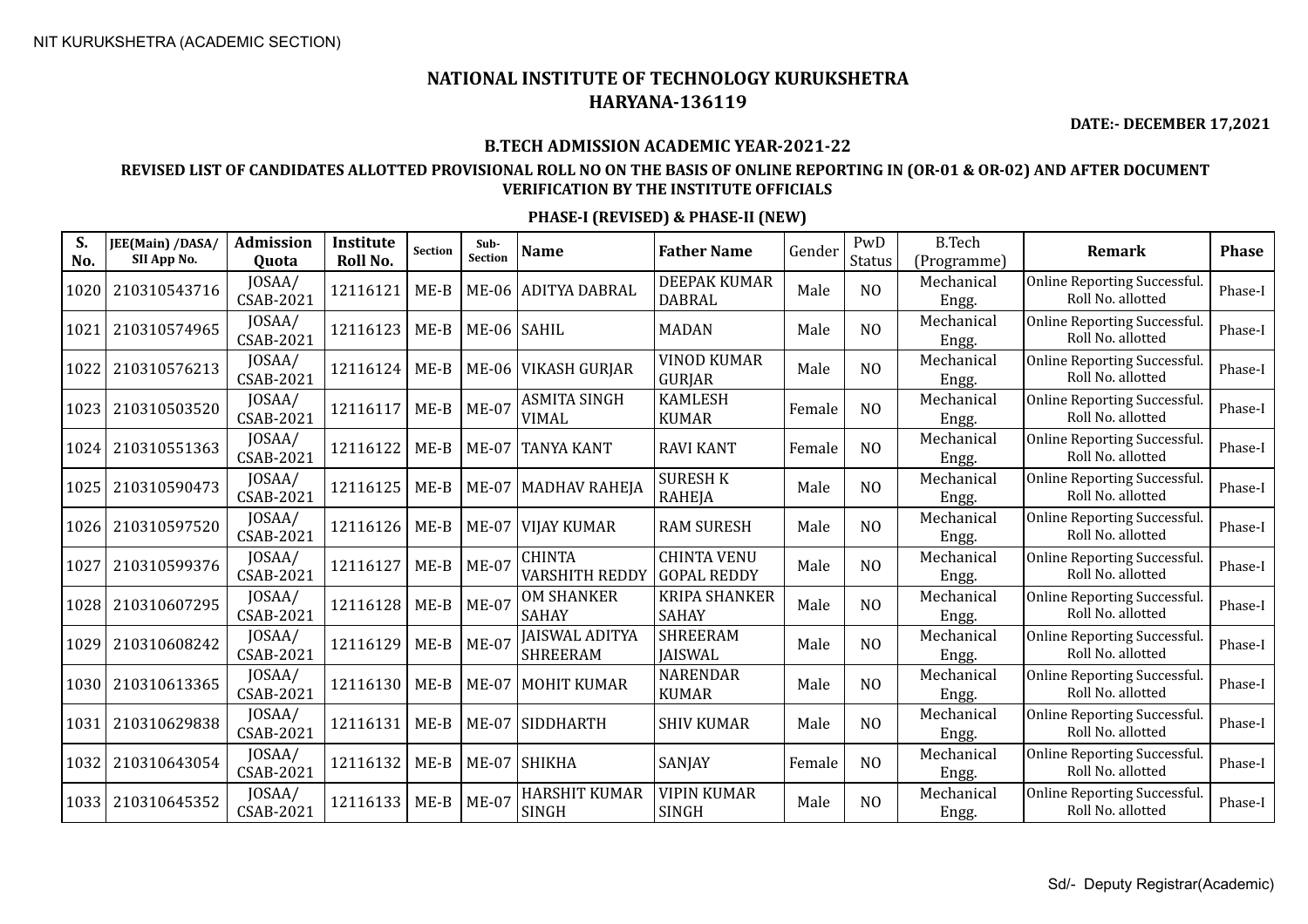NIT KURUKSHETRA (ACADEMIC SECTION)

# NATIONAL INSTITUTE OF TECHNOLOGY KURUKSHETRA
## HARYANA-136119

**DATE:- DECEMBER 17,2021**

### B.TECH ADMISSION ACADEMIC YEAR-2021-22

### REVISED LIST OF CANDIDATES ALLOTTED PROVISIONAL ROLL NO ON THE BASIS OF ONLINE REPORTING IN (OR-01 & OR-02) AND AFTER DOCUMENT VERIFICATION BY THE INSTITUTE OFFICIALS

### PHASE-I (REVISED) & PHASE-II (NEW)

| S. No. | JEE(Main) /DASA/ SII App No. | Admission Quota | Institute Roll No. | Section | Sub-Section | Name | Father Name | Gender | PwD Status | B.Tech (Programme) | Remark | Phase |
|---|---|---|---|---|---|---|---|---|---|---|---|---|
| 1020 | 210310543716 | JOSAA/ CSAB-2021 | 12116121 | ME-B | ME-06 | ADITYA DABRAL | DEEPAK KUMAR DABRAL | Male | NO | Mechanical Engg. | Online Reporting Successful. Roll No. allotted | Phase-I |
| 1021 | 210310574965 | JOSAA/ CSAB-2021 | 12116123 | ME-B | ME-06 | SAHIL | MADAN | Male | NO | Mechanical Engg. | Online Reporting Successful. Roll No. allotted | Phase-I |
| 1022 | 210310576213 | JOSAA/ CSAB-2021 | 12116124 | ME-B | ME-06 | VIKASH GURJAR | VINOD KUMAR GURJAR | Male | NO | Mechanical Engg. | Online Reporting Successful. Roll No. allotted | Phase-I |
| 1023 | 210310503520 | JOSAA/ CSAB-2021 | 12116117 | ME-B | ME-07 | ASMITA SINGH VIMAL | KAMLESH KUMAR | Female | NO | Mechanical Engg. | Online Reporting Successful. Roll No. allotted | Phase-I |
| 1024 | 210310551363 | JOSAA/ CSAB-2021 | 12116122 | ME-B | ME-07 | TANYA KANT | RAVI KANT | Female | NO | Mechanical Engg. | Online Reporting Successful. Roll No. allotted | Phase-I |
| 1025 | 210310590473 | JOSAA/ CSAB-2021 | 12116125 | ME-B | ME-07 | MADHAV RAHEJA | SURESH K RAHEJA | Male | NO | Mechanical Engg. | Online Reporting Successful. Roll No. allotted | Phase-I |
| 1026 | 210310597520 | JOSAA/ CSAB-2021 | 12116126 | ME-B | ME-07 | VIJAY KUMAR | RAM SURESH | Male | NO | Mechanical Engg. | Online Reporting Successful. Roll No. allotted | Phase-I |
| 1027 | 210310599376 | JOSAA/ CSAB-2021 | 12116127 | ME-B | ME-07 | CHINTA VARSHITH REDDY | CHINTA VENU GOPAL REDDY | Male | NO | Mechanical Engg. | Online Reporting Successful. Roll No. allotted | Phase-I |
| 1028 | 210310607295 | JOSAA/ CSAB-2021 | 12116128 | ME-B | ME-07 | OM SHANKER SAHAY | KRIPA SHANKER SAHAY | Male | NO | Mechanical Engg. | Online Reporting Successful. Roll No. allotted | Phase-I |
| 1029 | 210310608242 | JOSAA/ CSAB-2021 | 12116129 | ME-B | ME-07 | JAISWAL ADITYA SHREERAM | SHREERAM JAISWAL | Male | NO | Mechanical Engg. | Online Reporting Successful. Roll No. allotted | Phase-I |
| 1030 | 210310613365 | JOSAA/ CSAB-2021 | 12116130 | ME-B | ME-07 | MOHIT KUMAR | NARENDAR KUMAR | Male | NO | Mechanical Engg. | Online Reporting Successful. Roll No. allotted | Phase-I |
| 1031 | 210310629838 | JOSAA/ CSAB-2021 | 12116131 | ME-B | ME-07 | SIDDHARTH | SHIV KUMAR | Male | NO | Mechanical Engg. | Online Reporting Successful. Roll No. allotted | Phase-I |
| 1032 | 210310643054 | JOSAA/ CSAB-2021 | 12116132 | ME-B | ME-07 | SHIKHA | SANJAY | Female | NO | Mechanical Engg. | Online Reporting Successful. Roll No. allotted | Phase-I |
| 1033 | 210310645352 | JOSAA/ CSAB-2021 | 12116133 | ME-B | ME-07 | HARSHIT KUMAR SINGH | VIPIN KUMAR SINGH | Male | NO | Mechanical Engg. | Online Reporting Successful. Roll No. allotted | Phase-I |

Sd/- Deputy Registrar(Academic)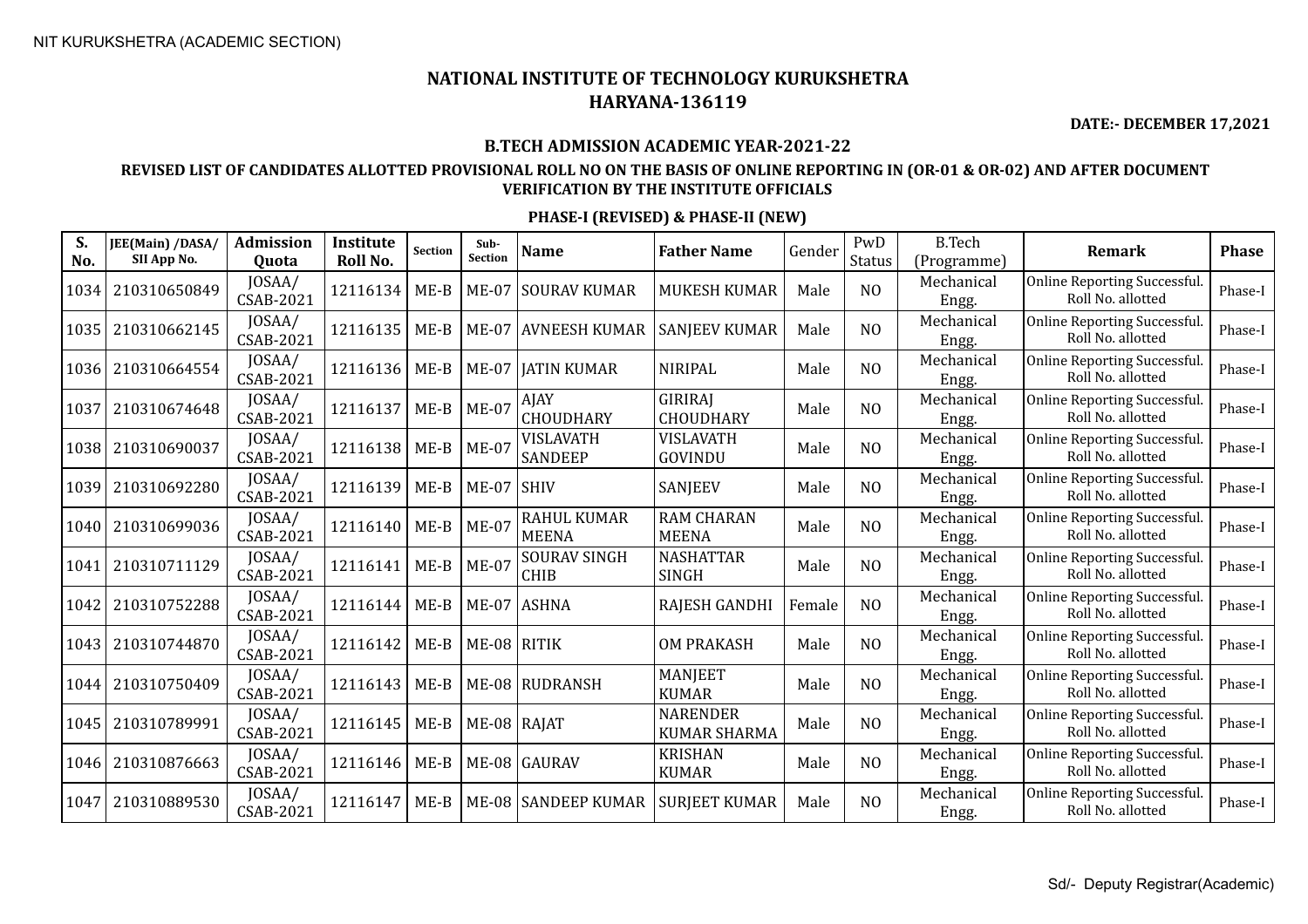NIT KURUKSHETRA (ACADEMIC SECTION)

# NATIONAL INSTITUTE OF TECHNOLOGY KURUKSHETRA
## HARYANA-136119

**DATE:- DECEMBER 17,2021**

### B.TECH ADMISSION ACADEMIC YEAR-2021-22

### REVISED LIST OF CANDIDATES ALLOTTED PROVISIONAL ROLL NO ON THE BASIS OF ONLINE REPORTING IN (OR-01 & OR-02) AND AFTER DOCUMENT VERIFICATION BY THE INSTITUTE OFFICIALS

### PHASE-I (REVISED) & PHASE-II (NEW)

| S. No. | JEE(Main) /DASA/ SII App No. | Admission Quota | Institute Roll No. | Section | Sub-Section | Name | Father Name | Gender | PwD Status | B.Tech (Programme) | Remark | Phase |
|---|---|---|---|---|---|---|---|---|---|---|---|---|
| 1034 | 210310650849 | JOSAA/ CSAB-2021 | 12116134 | ME-B | ME-07 | SOURAV KUMAR | MUKESH KUMAR | Male | NO | Mechanical Engg. | Online Reporting Successful. Roll No. allotted | Phase-I |
| 1035 | 210310662145 | JOSAA/ CSAB-2021 | 12116135 | ME-B | ME-07 | AVNEESH KUMAR | SANJEEV KUMAR | Male | NO | Mechanical Engg. | Online Reporting Successful. Roll No. allotted | Phase-I |
| 1036 | 210310664554 | JOSAA/ CSAB-2021 | 12116136 | ME-B | ME-07 | JATIN KUMAR | NIRIPAL | Male | NO | Mechanical Engg. | Online Reporting Successful. Roll No. allotted | Phase-I |
| 1037 | 210310674648 | JOSAA/ CSAB-2021 | 12116137 | ME-B | ME-07 | AJAY CHOUDHARY | GIRIRAJ CHOUDHARY | Male | NO | Mechanical Engg. | Online Reporting Successful. Roll No. allotted | Phase-I |
| 1038 | 210310690037 | JOSAA/ CSAB-2021 | 12116138 | ME-B | ME-07 | VISLAVATH SANDEEP | VISLAVATH GOVINDU | Male | NO | Mechanical Engg. | Online Reporting Successful. Roll No. allotted | Phase-I |
| 1039 | 210310692280 | JOSAA/ CSAB-2021 | 12116139 | ME-B | ME-07 | SHIV | SANJEEV | Male | NO | Mechanical Engg. | Online Reporting Successful. Roll No. allotted | Phase-I |
| 1040 | 210310699036 | JOSAA/ CSAB-2021 | 12116140 | ME-B | ME-07 | RAHUL KUMAR MEENA | RAM CHARAN MEENA | Male | NO | Mechanical Engg. | Online Reporting Successful. Roll No. allotted | Phase-I |
| 1041 | 210310711129 | JOSAA/ CSAB-2021 | 12116141 | ME-B | ME-07 | SOURAV SINGH CHIB | NASHATTAR SINGH | Male | NO | Mechanical Engg. | Online Reporting Successful. Roll No. allotted | Phase-I |
| 1042 | 210310752288 | JOSAA/ CSAB-2021 | 12116144 | ME-B | ME-07 | ASHNA | RAJESH GANDHI | Female | NO | Mechanical Engg. | Online Reporting Successful. Roll No. allotted | Phase-I |
| 1043 | 210310744870 | JOSAA/ CSAB-2021 | 12116142 | ME-B | ME-08 | RITIK | OM PRAKASH | Male | NO | Mechanical Engg. | Online Reporting Successful. Roll No. allotted | Phase-I |
| 1044 | 210310750409 | JOSAA/ CSAB-2021 | 12116143 | ME-B | ME-08 | RUDRANSH | MANJEET KUMAR | Male | NO | Mechanical Engg. | Online Reporting Successful. Roll No. allotted | Phase-I |
| 1045 | 210310789991 | JOSAA/ CSAB-2021 | 12116145 | ME-B | ME-08 | RAJAT | NARENDER KUMAR SHARMA | Male | NO | Mechanical Engg. | Online Reporting Successful. Roll No. allotted | Phase-I |
| 1046 | 210310876663 | JOSAA/ CSAB-2021 | 12116146 | ME-B | ME-08 | GAURAV | KRISHAN KUMAR | Male | NO | Mechanical Engg. | Online Reporting Successful. Roll No. allotted | Phase-I |
| 1047 | 210310889530 | JOSAA/ CSAB-2021 | 12116147 | ME-B | ME-08 | SANDEEP KUMAR | SURJEET KUMAR | Male | NO | Mechanical Engg. | Online Reporting Successful. Roll No. allotted | Phase-I |

Sd/- Deputy Registrar(Academic)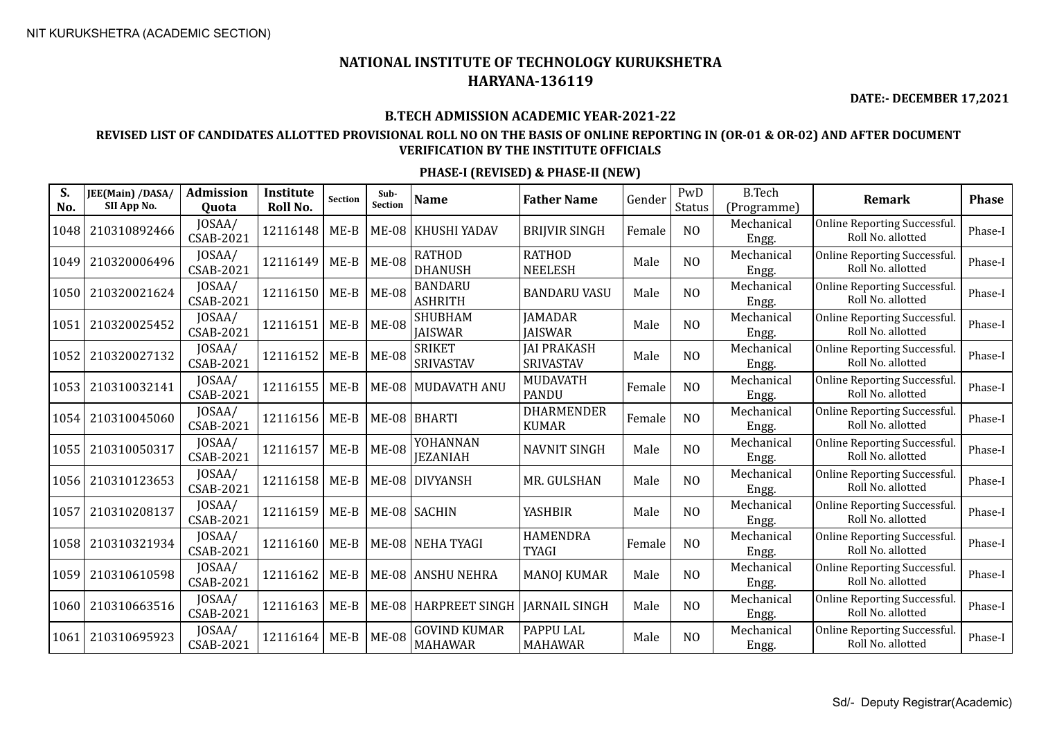NIT KURUKSHETRA (ACADEMIC SECTION)

# NATIONAL INSTITUTE OF TECHNOLOGY KURUKSHETRA
## HARYANA-136119

**DATE:- DECEMBER 17,2021**

### B.TECH ADMISSION ACADEMIC YEAR-2021-22

### REVISED LIST OF CANDIDATES ALLOTTED PROVISIONAL ROLL NO ON THE BASIS OF ONLINE REPORTING IN (OR-01 & OR-02) AND AFTER DOCUMENT VERIFICATION BY THE INSTITUTE OFFICIALS

#### PHASE-I (REVISED) & PHASE-II (NEW)

| S. No. | JEE(Main) /DASA/ SII App No. | Admission Quota | Institute Roll No. | Section | Sub-Section | Name | Father Name | Gender | PwD Status | B.Tech (Programme) | Remark | Phase |
|---|---|---|---|---|---|---|---|---|---|---|---|---|
| 1048 | 210310892466 | JOSAA/ CSAB-2021 | 12116148 | ME-B | ME-08 | KHUSHI YADAV | BRIJVIR SINGH | Female | NO | Mechanical Engg. | Online Reporting Successful. Roll No. allotted | Phase-I |
| 1049 | 210320006496 | JOSAA/ CSAB-2021 | 12116149 | ME-B | ME-08 | RATHOD DHANUSH | RATHOD NEELESH | Male | NO | Mechanical Engg. | Online Reporting Successful. Roll No. allotted | Phase-I |
| 1050 | 210320021624 | JOSAA/ CSAB-2021 | 12116150 | ME-B | ME-08 | BANDARU ASHRITH | BANDARU VASU | Male | NO | Mechanical Engg. | Online Reporting Successful. Roll No. allotted | Phase-I |
| 1051 | 210320025452 | JOSAA/ CSAB-2021 | 12116151 | ME-B | ME-08 | SHUBHAM JAISWAR | JAMADAR JAISWAR | Male | NO | Mechanical Engg. | Online Reporting Successful. Roll No. allotted | Phase-I |
| 1052 | 210320027132 | JOSAA/ CSAB-2021 | 12116152 | ME-B | ME-08 | SRIKET SRIVASTAV | JAI PRAKASH SRIVASTAV | Male | NO | Mechanical Engg. | Online Reporting Successful. Roll No. allotted | Phase-I |
| 1053 | 210310032141 | JOSAA/ CSAB-2021 | 12116155 | ME-B | ME-08 | MUDAVATH ANU | MUDAVATH PANDU | Female | NO | Mechanical Engg. | Online Reporting Successful. Roll No. allotted | Phase-I |
| 1054 | 210310045060 | JOSAA/ CSAB-2021 | 12116156 | ME-B | ME-08 | BHARTI | DHARMENDER KUMAR | Female | NO | Mechanical Engg. | Online Reporting Successful. Roll No. allotted | Phase-I |
| 1055 | 210310050317 | JOSAA/ CSAB-2021 | 12116157 | ME-B | ME-08 | YOHANNAN JEZANIAH | NAVNIT SINGH | Male | NO | Mechanical Engg. | Online Reporting Successful. Roll No. allotted | Phase-I |
| 1056 | 210310123653 | JOSAA/ CSAB-2021 | 12116158 | ME-B | ME-08 | DIVYANSH | MR. GULSHAN | Male | NO | Mechanical Engg. | Online Reporting Successful. Roll No. allotted | Phase-I |
| 1057 | 210310208137 | JOSAA/ CSAB-2021 | 12116159 | ME-B | ME-08 | SACHIN | YASHBIR | Male | NO | Mechanical Engg. | Online Reporting Successful. Roll No. allotted | Phase-I |
| 1058 | 210310321934 | JOSAA/ CSAB-2021 | 12116160 | ME-B | ME-08 | NEHA TYAGI | HAMENDRA TYAGI | Female | NO | Mechanical Engg. | Online Reporting Successful. Roll No. allotted | Phase-I |
| 1059 | 210310610598 | JOSAA/ CSAB-2021 | 12116162 | ME-B | ME-08 | ANSHU NEHRA | MANOJ KUMAR | Male | NO | Mechanical Engg. | Online Reporting Successful. Roll No. allotted | Phase-I |
| 1060 | 210310663516 | JOSAA/ CSAB-2021 | 12116163 | ME-B | ME-08 | HARPREET SINGH | JARNAIL SINGH | Male | NO | Mechanical Engg. | Online Reporting Successful. Roll No. allotted | Phase-I |
| 1061 | 210310695923 | JOSAA/ CSAB-2021 | 12116164 | ME-B | ME-08 | GOVIND KUMAR MAHAWAR | PAPPU LAL MAHAWAR | Male | NO | Mechanical Engg. | Online Reporting Successful. Roll No. allotted | Phase-I |

Sd/- Deputy Registrar(Academic)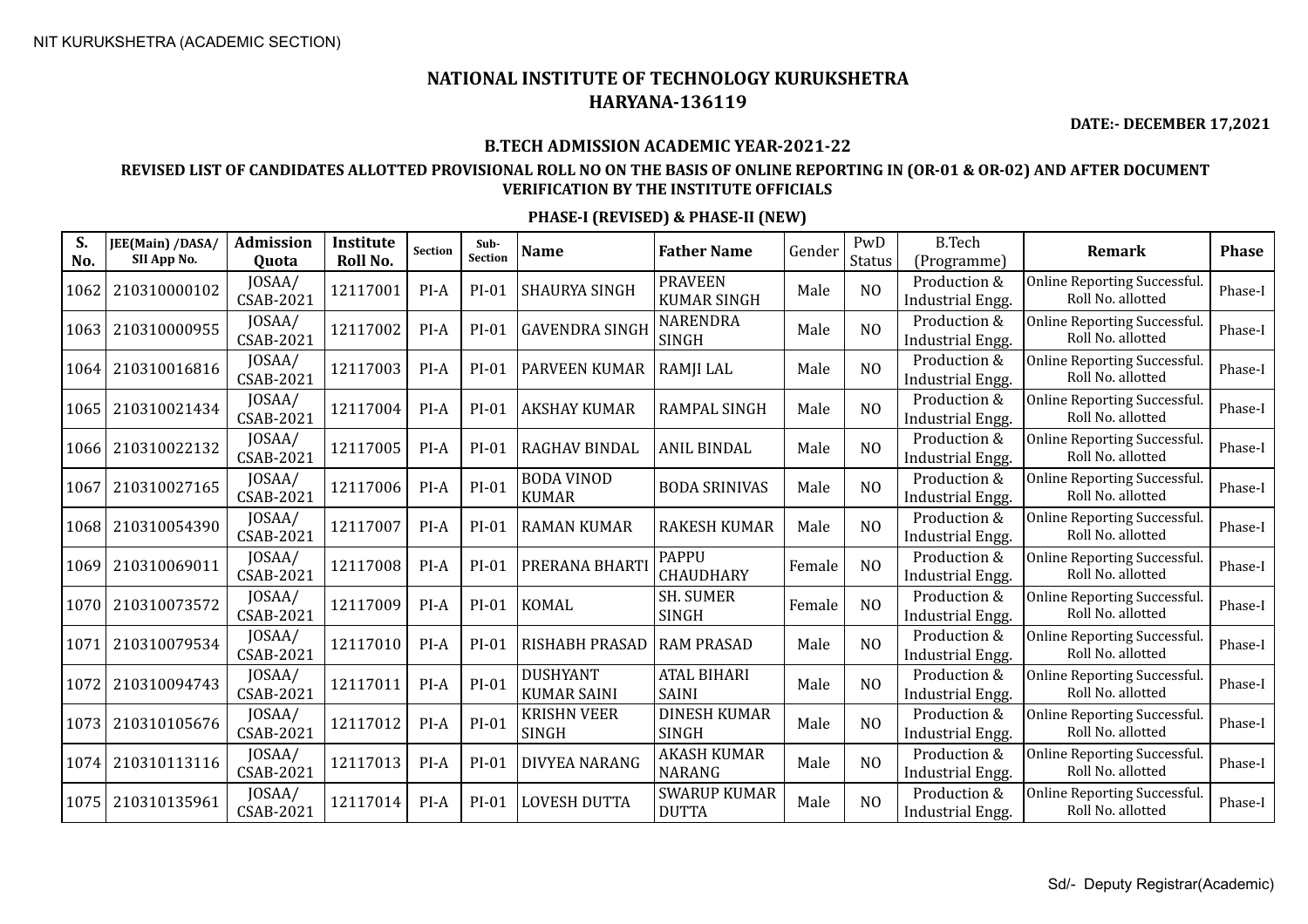NIT KURUKSHETRA (ACADEMIC SECTION)

# NATIONAL INSTITUTE OF TECHNOLOGY KURUKSHETRA
## HARYANA-136119

**DATE:- DECEMBER 17,2021**

**B.TECH ADMISSION ACADEMIC YEAR-2021-22**

**REVISED LIST OF CANDIDATES ALLOTTED PROVISIONAL ROLL NO ON THE BASIS OF ONLINE REPORTING IN (OR-01 & OR-02) AND AFTER DOCUMENT VERIFICATION BY THE INSTITUTE OFFICIALS**

**PHASE-I (REVISED) & PHASE-II (NEW)**

| S. No. | JEE(Main) /DASA/ SII App No. | Admission Quota | Institute Roll No. | Section | Sub-Section | Name | Father Name | Gender | PwD Status | B.Tech (Programme) | Remark | Phase |
|---|---|---|---|---|---|---|---|---|---|---|---|---|
| 1062 | 210310000102 | JOSAA/ CSAB-2021 | 12117001 | PI-A | PI-01 | SHAURYA SINGH | PRAVEEN KUMAR SINGH | Male | NO | Production & Industrial Engg. | Online Reporting Successful. Roll No. allotted | Phase-I |
| 1063 | 210310000955 | JOSAA/ CSAB-2021 | 12117002 | PI-A | PI-01 | GAVENDRA SINGH | NARENDRA SINGH | Male | NO | Production & Industrial Engg. | Online Reporting Successful. Roll No. allotted | Phase-I |
| 1064 | 210310016816 | JOSAA/ CSAB-2021 | 12117003 | PI-A | PI-01 | PARVEEN KUMAR | RAMJI LAL | Male | NO | Production & Industrial Engg. | Online Reporting Successful. Roll No. allotted | Phase-I |
| 1065 | 210310021434 | JOSAA/ CSAB-2021 | 12117004 | PI-A | PI-01 | AKSHAY KUMAR | RAMPAL SINGH | Male | NO | Production & Industrial Engg. | Online Reporting Successful. Roll No. allotted | Phase-I |
| 1066 | 210310022132 | JOSAA/ CSAB-2021 | 12117005 | PI-A | PI-01 | RAGHAV BINDAL | ANIL BINDAL | Male | NO | Production & Industrial Engg. | Online Reporting Successful. Roll No. allotted | Phase-I |
| 1067 | 210310027165 | JOSAA/ CSAB-2021 | 12117006 | PI-A | PI-01 | BODA VINOD KUMAR | BODA SRINIVAS | Male | NO | Production & Industrial Engg. | Online Reporting Successful. Roll No. allotted | Phase-I |
| 1068 | 210310054390 | JOSAA/ CSAB-2021 | 12117007 | PI-A | PI-01 | RAMAN KUMAR | RAKESH KUMAR | Male | NO | Production & Industrial Engg. | Online Reporting Successful. Roll No. allotted | Phase-I |
| 1069 | 210310069011 | JOSAA/ CSAB-2021 | 12117008 | PI-A | PI-01 | PRERANA BHARTI | PAPPU CHAUDHARY | Female | NO | Production & Industrial Engg. | Online Reporting Successful. Roll No. allotted | Phase-I |
| 1070 | 210310073572 | JOSAA/ CSAB-2021 | 12117009 | PI-A | PI-01 | KOMAL | SH. SUMER SINGH | Female | NO | Production & Industrial Engg. | Online Reporting Successful. Roll No. allotted | Phase-I |
| 1071 | 210310079534 | JOSAA/ CSAB-2021 | 12117010 | PI-A | PI-01 | RISHABH PRASAD | RAM PRASAD | Male | NO | Production & Industrial Engg. | Online Reporting Successful. Roll No. allotted | Phase-I |
| 1072 | 210310094743 | JOSAA/ CSAB-2021 | 12117011 | PI-A | PI-01 | DUSHYANT KUMAR SAINI | ATAL BIHARI SAINI | Male | NO | Production & Industrial Engg. | Online Reporting Successful. Roll No. allotted | Phase-I |
| 1073 | 210310105676 | JOSAA/ CSAB-2021 | 12117012 | PI-A | PI-01 | KRISHN VEER SINGH | DINESH KUMAR SINGH | Male | NO | Production & Industrial Engg. | Online Reporting Successful. Roll No. allotted | Phase-I |
| 1074 | 210310113116 | JOSAA/ CSAB-2021 | 12117013 | PI-A | PI-01 | DIVYEA NARANG | AKASH KUMAR NARANG | Male | NO | Production & Industrial Engg. | Online Reporting Successful. Roll No. allotted | Phase-I |
| 1075 | 210310135961 | JOSAA/ CSAB-2021 | 12117014 | PI-A | PI-01 | LOVESH DUTTA | SWARUP KUMAR DUTTA | Male | NO | Production & Industrial Engg. | Online Reporting Successful. Roll No. allotted | Phase-I |

Sd/- Deputy Registrar(Academic)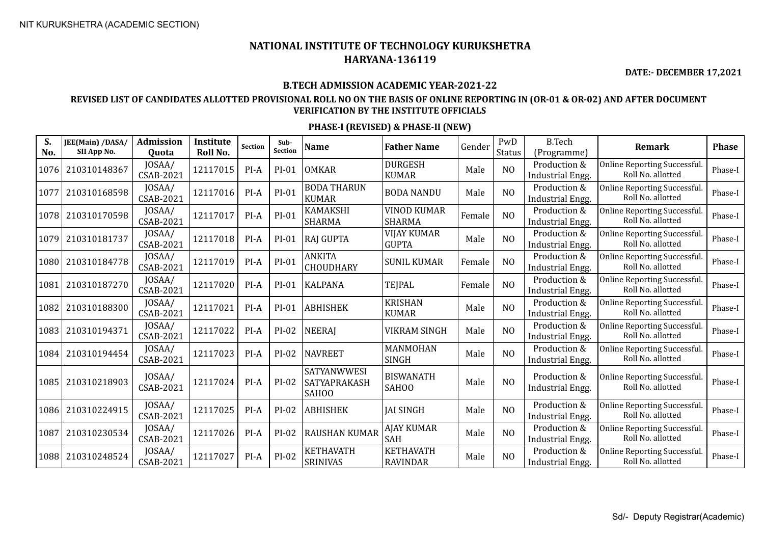NIT KURUKSHETRA (ACADEMIC SECTION)

# NATIONAL INSTITUTE OF TECHNOLOGY KURUKSHETRA
## HARYANA-136119

**DATE:- DECEMBER 17,2021**

### B.TECH ADMISSION ACADEMIC YEAR-2021-22

### REVISED LIST OF CANDIDATES ALLOTTED PROVISIONAL ROLL NO ON THE BASIS OF ONLINE REPORTING IN (OR-01 & OR-02) AND AFTER DOCUMENT VERIFICATION BY THE INSTITUTE OFFICIALS

### PHASE-I (REVISED) & PHASE-II (NEW)

| S. No. | JEE(Main) /DASA/ SII App No. | Admission Quota | Institute Roll No. | Section | Sub-Section | Name | Father Name | Gender | PwD Status | B.Tech (Programme) | Remark | Phase |
|---|---|---|---|---|---|---|---|---|---|---|---|---|
| 1076 | 210310148367 | JOSAA/ CSAB-2021 | 12117015 | PI-A | PI-01 | OMKAR | DURGESH KUMAR | Male | NO | Production & Industrial Engg. | Online Reporting Successful. Roll No. allotted | Phase-I |
| 1077 | 210310168598 | JOSAA/ CSAB-2021 | 12117016 | PI-A | PI-01 | BODA THARUN KUMAR | BODA NANDU | Male | NO | Production & Industrial Engg. | Online Reporting Successful. Roll No. allotted | Phase-I |
| 1078 | 210310170598 | JOSAA/ CSAB-2021 | 12117017 | PI-A | PI-01 | KAMAKSHI SHARMA | VINOD KUMAR SHARMA | Female | NO | Production & Industrial Engg. | Online Reporting Successful. Roll No. allotted | Phase-I |
| 1079 | 210310181737 | JOSAA/ CSAB-2021 | 12117018 | PI-A | PI-01 | RAJ GUPTA | VIJAY KUMAR GUPTA | Male | NO | Production & Industrial Engg. | Online Reporting Successful. Roll No. allotted | Phase-I |
| 1080 | 210310184778 | JOSAA/ CSAB-2021 | 12117019 | PI-A | PI-01 | ANKITA CHOUDHARY | SUNIL KUMAR | Female | NO | Production & Industrial Engg. | Online Reporting Successful. Roll No. allotted | Phase-I |
| 1081 | 210310187270 | JOSAA/ CSAB-2021 | 12117020 | PI-A | PI-01 | KALPANA | TEJPAL | Female | NO | Production & Industrial Engg. | Online Reporting Successful. Roll No. allotted | Phase-I |
| 1082 | 210310188300 | JOSAA/ CSAB-2021 | 12117021 | PI-A | PI-01 | ABHISHEK | KRISHAN KUMAR | Male | NO | Production & Industrial Engg. | Online Reporting Successful. Roll No. allotted | Phase-I |
| 1083 | 210310194371 | JOSAA/ CSAB-2021 | 12117022 | PI-A | PI-02 | NEERAJ | VIKRAM SINGH | Male | NO | Production & Industrial Engg. | Online Reporting Successful. Roll No. allotted | Phase-I |
| 1084 | 210310194454 | JOSAA/ CSAB-2021 | 12117023 | PI-A | PI-02 | NAVREET | MANMOHAN SINGH | Male | NO | Production & Industrial Engg. | Online Reporting Successful. Roll No. allotted | Phase-I |
| 1085 | 210310218903 | JOSAA/ CSAB-2021 | 12117024 | PI-A | PI-02 | SATYANWWESI SATYAPRAKASH SAHOO | BISWANATH SAHOO | Male | NO | Production & Industrial Engg. | Online Reporting Successful. Roll No. allotted | Phase-I |
| 1086 | 210310224915 | JOSAA/ CSAB-2021 | 12117025 | PI-A | PI-02 | ABHISHEK | JAI SINGH | Male | NO | Production & Industrial Engg. | Online Reporting Successful. Roll No. allotted | Phase-I |
| 1087 | 210310230534 | JOSAA/ CSAB-2021 | 12117026 | PI-A | PI-02 | RAUSHAN KUMAR | AJAY KUMAR SAH | Male | NO | Production & Industrial Engg. | Online Reporting Successful. Roll No. allotted | Phase-I |
| 1088 | 210310248524 | JOSAA/ CSAB-2021 | 12117027 | PI-A | PI-02 | KETHAVATH SRINIVAS | KETHAVATH RAVINDAR | Male | NO | Production & Industrial Engg. | Online Reporting Successful. Roll No. allotted | Phase-I |

Sd/- Deputy Registrar(Academic)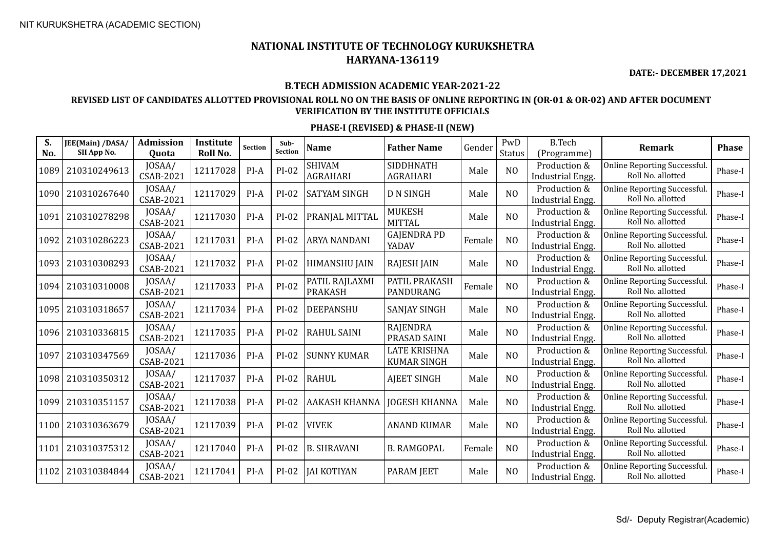# NATIONAL INSTITUTE OF TECHNOLOGY KURUKSHETRA
## HARYANA-136119

**DATE:- DECEMBER 17,2021**

### B.TECH ADMISSION ACADEMIC YEAR-2021-22

### REVISED LIST OF CANDIDATES ALLOTTED PROVISIONAL ROLL NO ON THE BASIS OF ONLINE REPORTING IN (OR-01 & OR-02) AND AFTER DOCUMENT VERIFICATION BY THE INSTITUTE OFFICIALS

#### PHASE-I (REVISED) & PHASE-II (NEW)

| S. No. | JEE(Main) /DASA/ SII App No. | Admission Quota | Institute Roll No. | Section | Sub-Section | Name | Father Name | Gender | PwD Status | B.Tech (Programme) | Remark | Phase |
|---|---|---|---|---|---|---|---|---|---|---|---|---|
| 1089 | 210310249613 | JOSAA/ CSAB-2021 | 12117028 | PI-A | PI-02 | SHIVAM AGRAHARI | SIDDHNATH AGRAHARI | Male | NO | Production & Industrial Engg. | Online Reporting Successful. Roll No. allotted | Phase-I |
| 1090 | 210310267640 | JOSAA/ CSAB-2021 | 12117029 | PI-A | PI-02 | SATYAM SINGH | D N SINGH | Male | NO | Production & Industrial Engg. | Online Reporting Successful. Roll No. allotted | Phase-I |
| 1091 | 210310278298 | JOSAA/ CSAB-2021 | 12117030 | PI-A | PI-02 | PRANJAL MITTAL | MUKESH MITTAL | Male | NO | Production & Industrial Engg. | Online Reporting Successful. Roll No. allotted | Phase-I |
| 1092 | 210310286223 | JOSAA/ CSAB-2021 | 12117031 | PI-A | PI-02 | ARYA NANDANI | GAJENDRA PD YADAV | Female | NO | Production & Industrial Engg. | Online Reporting Successful. Roll No. allotted | Phase-I |
| 1093 | 210310308293 | JOSAA/ CSAB-2021 | 12117032 | PI-A | PI-02 | HIMANSHU JAIN | RAJESH JAIN | Male | NO | Production & Industrial Engg. | Online Reporting Successful. Roll No. allotted | Phase-I |
| 1094 | 210310310008 | JOSAA/ CSAB-2021 | 12117033 | PI-A | PI-02 | PATIL RAJLAXMI PRAKASH | PATIL PRAKASH PANDURANG | Female | NO | Production & Industrial Engg. | Online Reporting Successful. Roll No. allotted | Phase-I |
| 1095 | 210310318657 | JOSAA/ CSAB-2021 | 12117034 | PI-A | PI-02 | DEEPANSHU | SANJAY SINGH | Male | NO | Production & Industrial Engg. | Online Reporting Successful. Roll No. allotted | Phase-I |
| 1096 | 210310336815 | JOSAA/ CSAB-2021 | 12117035 | PI-A | PI-02 | RAHUL SAINI | RAJENDRA PRASAD SAINI | Male | NO | Production & Industrial Engg. | Online Reporting Successful. Roll No. allotted | Phase-I |
| 1097 | 210310347569 | JOSAA/ CSAB-2021 | 12117036 | PI-A | PI-02 | SUNNY KUMAR | LATE KRISHNA KUMAR SINGH | Male | NO | Production & Industrial Engg. | Online Reporting Successful. Roll No. allotted | Phase-I |
| 1098 | 210310350312 | JOSAA/ CSAB-2021 | 12117037 | PI-A | PI-02 | RAHUL | AJEET SINGH | Male | NO | Production & Industrial Engg. | Online Reporting Successful. Roll No. allotted | Phase-I |
| 1099 | 210310351157 | JOSAA/ CSAB-2021 | 12117038 | PI-A | PI-02 | AAKASH KHANNA | JOGESH KHANNA | Male | NO | Production & Industrial Engg. | Online Reporting Successful. Roll No. allotted | Phase-I |
| 1100 | 210310363679 | JOSAA/ CSAB-2021 | 12117039 | PI-A | PI-02 | VIVEK | ANAND KUMAR | Male | NO | Production & Industrial Engg. | Online Reporting Successful. Roll No. allotted | Phase-I |
| 1101 | 210310375312 | JOSAA/ CSAB-2021 | 12117040 | PI-A | PI-02 | B. SHRAVANI | B. RAMGOPAL | Female | NO | Production & Industrial Engg. | Online Reporting Successful. Roll No. allotted | Phase-I |
| 1102 | 210310384844 | JOSAA/ CSAB-2021 | 12117041 | PI-A | PI-02 | JAI KOTIYAN | PARAM JEET | Male | NO | Production & Industrial Engg. | Online Reporting Successful. Roll No. allotted | Phase-I |

Sd/- Deputy Registrar(Academic)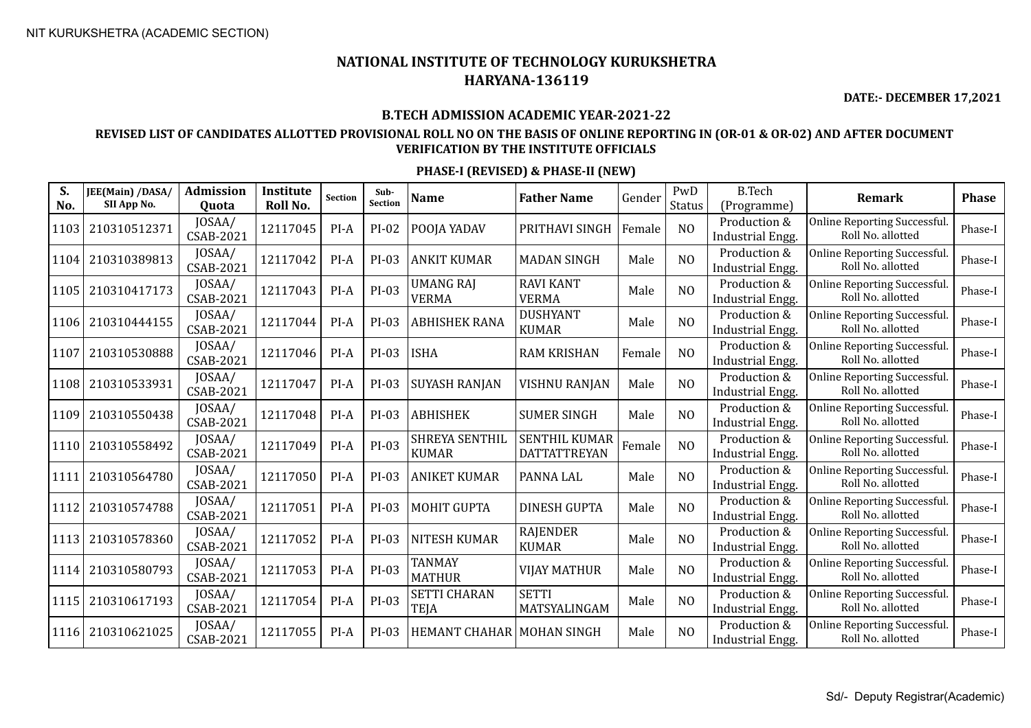NIT KURUKSHETRA (ACADEMIC SECTION)

# NATIONAL INSTITUTE OF TECHNOLOGY KURUKSHETRA
# HARYANA-136119

**DATE:- DECEMBER 17,2021**

### B.TECH ADMISSION ACADEMIC YEAR-2021-22

### REVISED LIST OF CANDIDATES ALLOTTED PROVISIONAL ROLL NO ON THE BASIS OF ONLINE REPORTING IN (OR-01 & OR-02) AND AFTER DOCUMENT VERIFICATION BY THE INSTITUTE OFFICIALS

### PHASE-I (REVISED) & PHASE-II (NEW)

| S. No. | JEE(Main) /DASA/ SII App No. | Admission Quota | Institute Roll No. | Section | Sub-Section | Name | Father Name | Gender | PwD Status | B.Tech (Programme) | Remark | Phase |
|---|---|---|---|---|---|---|---|---|---|---|---|---|
| 1103 | 210310512371 | JOSAA/ CSAB-2021 | 12117045 | PI-A | PI-02 | POOJA YADAV | PRITHAVI SINGH | Female | NO | Production & Industrial Engg. | Online Reporting Successful. Roll No. allotted | Phase-I |
| 1104 | 210310389813 | JOSAA/ CSAB-2021 | 12117042 | PI-A | PI-03 | ANKIT KUMAR | MADAN SINGH | Male | NO | Production & Industrial Engg. | Online Reporting Successful. Roll No. allotted | Phase-I |
| 1105 | 210310417173 | JOSAA/ CSAB-2021 | 12117043 | PI-A | PI-03 | UMANG RAJ VERMA | RAVI KANT VERMA | Male | NO | Production & Industrial Engg. | Online Reporting Successful. Roll No. allotted | Phase-I |
| 1106 | 210310444155 | JOSAA/ CSAB-2021 | 12117044 | PI-A | PI-03 | ABHISHEK RANA | DUSHYANT KUMAR | Male | NO | Production & Industrial Engg. | Online Reporting Successful. Roll No. allotted | Phase-I |
| 1107 | 210310530888 | JOSAA/ CSAB-2021 | 12117046 | PI-A | PI-03 | ISHA | RAM KRISHAN | Female | NO | Production & Industrial Engg. | Online Reporting Successful. Roll No. allotted | Phase-I |
| 1108 | 210310533931 | JOSAA/ CSAB-2021 | 12117047 | PI-A | PI-03 | SUYASH RANJAN | VISHNU RANJAN | Male | NO | Production & Industrial Engg. | Online Reporting Successful. Roll No. allotted | Phase-I |
| 1109 | 210310550438 | JOSAA/ CSAB-2021 | 12117048 | PI-A | PI-03 | ABHISHEK | SUMER SINGH | Male | NO | Production & Industrial Engg. | Online Reporting Successful. Roll No. allotted | Phase-I |
| 1110 | 210310558492 | JOSAA/ CSAB-2021 | 12117049 | PI-A | PI-03 | SHREYA SENTHIL KUMAR | SENTHIL KUMAR DATTATTREYAN | Female | NO | Production & Industrial Engg. | Online Reporting Successful. Roll No. allotted | Phase-I |
| 1111 | 210310564780 | JOSAA/ CSAB-2021 | 12117050 | PI-A | PI-03 | ANIKET KUMAR | PANNA LAL | Male | NO | Production & Industrial Engg. | Online Reporting Successful. Roll No. allotted | Phase-I |
| 1112 | 210310574788 | JOSAA/ CSAB-2021 | 12117051 | PI-A | PI-03 | MOHIT GUPTA | DINESH GUPTA | Male | NO | Production & Industrial Engg. | Online Reporting Successful. Roll No. allotted | Phase-I |
| 1113 | 210310578360 | JOSAA/ CSAB-2021 | 12117052 | PI-A | PI-03 | NITESH KUMAR | RAJENDER KUMAR | Male | NO | Production & Industrial Engg. | Online Reporting Successful. Roll No. allotted | Phase-I |
| 1114 | 210310580793 | JOSAA/ CSAB-2021 | 12117053 | PI-A | PI-03 | TANMAY MATHUR | VIJAY MATHUR | Male | NO | Production & Industrial Engg. | Online Reporting Successful. Roll No. allotted | Phase-I |
| 1115 | 210310617193 | JOSAA/ CSAB-2021 | 12117054 | PI-A | PI-03 | SETTI CHARAN TEJA | SETTI MATSYALINGAM | Male | NO | Production & Industrial Engg. | Online Reporting Successful. Roll No. allotted | Phase-I |
| 1116 | 210310621025 | JOSAA/ CSAB-2021 | 12117055 | PI-A | PI-03 | HEMANT CHAHAR | MOHAN SINGH | Male | NO | Production & Industrial Engg. | Online Reporting Successful. Roll No. allotted | Phase-I |

Sd/- Deputy Registrar(Academic)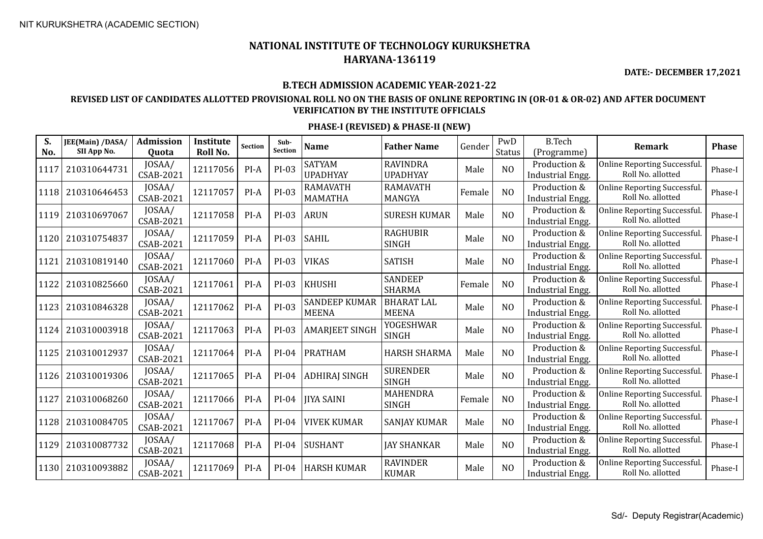NIT KURUKSHETRA (ACADEMIC SECTION)

# NATIONAL INSTITUTE OF TECHNOLOGY KURUKSHETRA
## HARYANA-136119

**DATE:- DECEMBER 17,2021**

### B.TECH ADMISSION ACADEMIC YEAR-2021-22

### REVISED LIST OF CANDIDATES ALLOTTED PROVISIONAL ROLL NO ON THE BASIS OF ONLINE REPORTING IN (OR-01 & OR-02) AND AFTER DOCUMENT VERIFICATION BY THE INSTITUTE OFFICIALS

### PHASE-I (REVISED) & PHASE-II (NEW)

| S. No. | JEE(Main) /DASA/ SII App No. | Admission Quota | Institute Roll No. | Section | Sub-Section | Name | Father Name | Gender | PwD Status | B.Tech (Programme) | Remark | Phase |
|---|---|---|---|---|---|---|---|---|---|---|---|---|
| 1117 | 210310644731 | JOSAA/ CSAB-2021 | 12117056 | PI-A | PI-03 | SATYAM UPADHYAY | RAVINDRA UPADHYAY | Male | NO | Production & Industrial Engg. | Online Reporting Successful. Roll No. allotted | Phase-I |
| 1118 | 210310646453 | JOSAA/ CSAB-2021 | 12117057 | PI-A | PI-03 | RAMAVATH MAMATHA | RAMAVATH MANGYA | Female | NO | Production & Industrial Engg. | Online Reporting Successful. Roll No. allotted | Phase-I |
| 1119 | 210310697067 | JOSAA/ CSAB-2021 | 12117058 | PI-A | PI-03 | ARUN | SURESH KUMAR | Male | NO | Production & Industrial Engg. | Online Reporting Successful. Roll No. allotted | Phase-I |
| 1120 | 210310754837 | JOSAA/ CSAB-2021 | 12117059 | PI-A | PI-03 | SAHIL | RAGHUBIR SINGH | Male | NO | Production & Industrial Engg. | Online Reporting Successful. Roll No. allotted | Phase-I |
| 1121 | 210310819140 | JOSAA/ CSAB-2021 | 12117060 | PI-A | PI-03 | VIKAS | SATISH | Male | NO | Production & Industrial Engg. | Online Reporting Successful. Roll No. allotted | Phase-I |
| 1122 | 210310825660 | JOSAA/ CSAB-2021 | 12117061 | PI-A | PI-03 | KHUSHI | SANDEEP SHARMA | Female | NO | Production & Industrial Engg. | Online Reporting Successful. Roll No. allotted | Phase-I |
| 1123 | 210310846328 | JOSAA/ CSAB-2021 | 12117062 | PI-A | PI-03 | SANDEEP KUMAR MEENA | BHARAT LAL MEENA | Male | NO | Production & Industrial Engg. | Online Reporting Successful. Roll No. allotted | Phase-I |
| 1124 | 210310003918 | JOSAA/ CSAB-2021 | 12117063 | PI-A | PI-03 | AMARJEET SINGH | YOGESHWAR SINGH | Male | NO | Production & Industrial Engg. | Online Reporting Successful. Roll No. allotted | Phase-I |
| 1125 | 210310012937 | JOSAA/ CSAB-2021 | 12117064 | PI-A | PI-04 | PRATHAM | HARSH SHARMA | Male | NO | Production & Industrial Engg. | Online Reporting Successful. Roll No. allotted | Phase-I |
| 1126 | 210310019306 | JOSAA/ CSAB-2021 | 12117065 | PI-A | PI-04 | ADHIRAJ SINGH | SURENDER SINGH | Male | NO | Production & Industrial Engg. | Online Reporting Successful. Roll No. allotted | Phase-I |
| 1127 | 210310068260 | JOSAA/ CSAB-2021 | 12117066 | PI-A | PI-04 | JIYA SAINI | MAHENDRA SINGH | Female | NO | Production & Industrial Engg. | Online Reporting Successful. Roll No. allotted | Phase-I |
| 1128 | 210310084705 | JOSAA/ CSAB-2021 | 12117067 | PI-A | PI-04 | VIVEK KUMAR | SANJAY KUMAR | Male | NO | Production & Industrial Engg. | Online Reporting Successful. Roll No. allotted | Phase-I |
| 1129 | 210310087732 | JOSAA/ CSAB-2021 | 12117068 | PI-A | PI-04 | SUSHANT | JAY SHANKAR | Male | NO | Production & Industrial Engg. | Online Reporting Successful. Roll No. allotted | Phase-I |
| 1130 | 210310093882 | JOSAA/ CSAB-2021 | 12117069 | PI-A | PI-04 | HARSH KUMAR | RAVINDER KUMAR | Male | NO | Production & Industrial Engg. | Online Reporting Successful. Roll No. allotted | Phase-I |

Sd/- Deputy Registrar(Academic)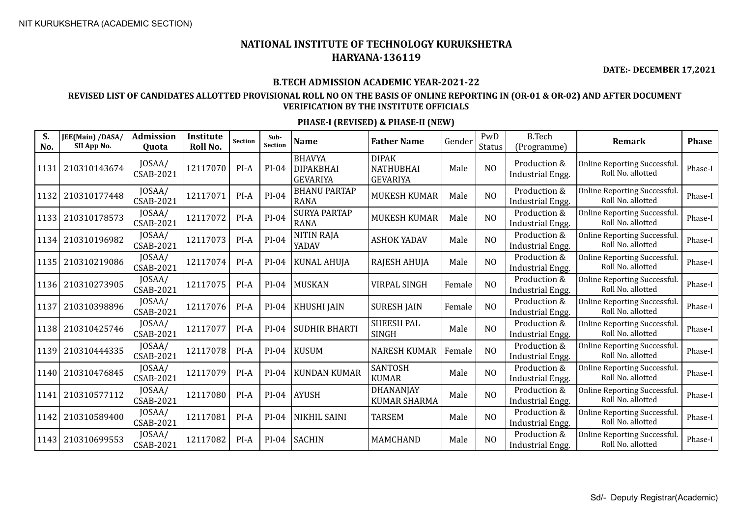NIT KURUKSHETRA (ACADEMIC SECTION)

# NATIONAL INSTITUTE OF TECHNOLOGY KURUKSHETRA
# HARYANA-136119

**DATE:- DECEMBER 17,2021**

### B.TECH ADMISSION ACADEMIC YEAR-2021-22

### REVISED LIST OF CANDIDATES ALLOTTED PROVISIONAL ROLL NO ON THE BASIS OF ONLINE REPORTING IN (OR-01 & OR-02) AND AFTER DOCUMENT VERIFICATION BY THE INSTITUTE OFFICIALS

### PHASE-I (REVISED) & PHASE-II (NEW)

| S. No. | JEE(Main) /DASA/ SII App No. | Admission Quota | Institute Roll No. | Section | Sub-Section | Name | Father Name | Gender | PwD Status | B.Tech (Programme) | Remark | Phase |
|---|---|---|---|---|---|---|---|---|---|---|---|---|
| 1131 | 210310143674 | JOSAA/ CSAB-2021 | 12117070 | PI-A | PI-04 | BHAVYA DIPAKBHAI GEVARIYA | DIPAK NATHUBHAI GEVARIYA | Male | NO | Production & Industrial Engg. | Online Reporting Successful. Roll No. allotted | Phase-I |
| 1132 | 210310177448 | JOSAA/ CSAB-2021 | 12117071 | PI-A | PI-04 | BHANU PARTAP RANA | MUKESH KUMAR | Male | NO | Production & Industrial Engg. | Online Reporting Successful. Roll No. allotted | Phase-I |
| 1133 | 210310178573 | JOSAA/ CSAB-2021 | 12117072 | PI-A | PI-04 | SURYA PARTAP RANA | MUKESH KUMAR | Male | NO | Production & Industrial Engg. | Online Reporting Successful. Roll No. allotted | Phase-I |
| 1134 | 210310196982 | JOSAA/ CSAB-2021 | 12117073 | PI-A | PI-04 | NITIN RAJA YADAV | ASHOK YADAV | Male | NO | Production & Industrial Engg. | Online Reporting Successful. Roll No. allotted | Phase-I |
| 1135 | 210310219086 | JOSAA/ CSAB-2021 | 12117074 | PI-A | PI-04 | KUNAL AHUJA | RAJESH AHUJA | Male | NO | Production & Industrial Engg. | Online Reporting Successful. Roll No. allotted | Phase-I |
| 1136 | 210310273905 | JOSAA/ CSAB-2021 | 12117075 | PI-A | PI-04 | MUSKAN | VIRPAL SINGH | Female | NO | Production & Industrial Engg. | Online Reporting Successful. Roll No. allotted | Phase-I |
| 1137 | 210310398896 | JOSAA/ CSAB-2021 | 12117076 | PI-A | PI-04 | KHUSHI JAIN | SURESH JAIN | Female | NO | Production & Industrial Engg. | Online Reporting Successful. Roll No. allotted | Phase-I |
| 1138 | 210310425746 | JOSAA/ CSAB-2021 | 12117077 | PI-A | PI-04 | SUDHIR BHARTI | SHEESH PAL SINGH | Male | NO | Production & Industrial Engg. | Online Reporting Successful. Roll No. allotted | Phase-I |
| 1139 | 210310444335 | JOSAA/ CSAB-2021 | 12117078 | PI-A | PI-04 | KUSUM | NARESH KUMAR | Female | NO | Production & Industrial Engg. | Online Reporting Successful. Roll No. allotted | Phase-I |
| 1140 | 210310476845 | JOSAA/ CSAB-2021 | 12117079 | PI-A | PI-04 | KUNDAN KUMAR | SANTOSH KUMAR | Male | NO | Production & Industrial Engg. | Online Reporting Successful. Roll No. allotted | Phase-I |
| 1141 | 210310577112 | JOSAA/ CSAB-2021 | 12117080 | PI-A | PI-04 | AYUSH | DHANANJAY KUMAR SHARMA | Male | NO | Production & Industrial Engg. | Online Reporting Successful. Roll No. allotted | Phase-I |
| 1142 | 210310589400 | JOSAA/ CSAB-2021 | 12117081 | PI-A | PI-04 | NIKHIL SAINI | TARSEM | Male | NO | Production & Industrial Engg. | Online Reporting Successful. Roll No. allotted | Phase-I |
| 1143 | 210310699553 | JOSAA/ CSAB-2021 | 12117082 | PI-A | PI-04 | SACHIN | MAMCHAND | Male | NO | Production & Industrial Engg. | Online Reporting Successful. Roll No. allotted | Phase-I |

Sd/- Deputy Registrar(Academic)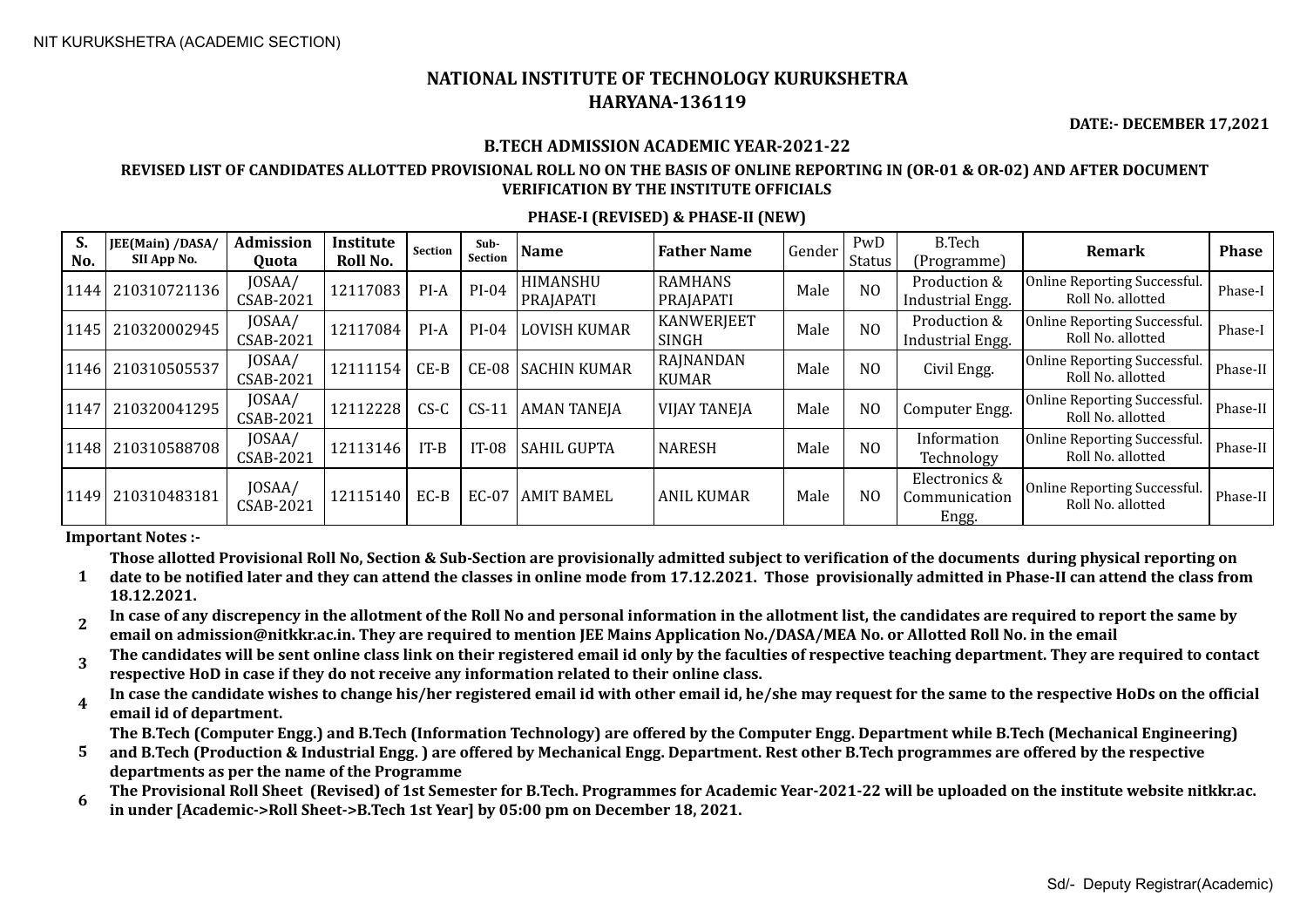NIT KURUKSHETRA (ACADEMIC SECTION)

# NATIONAL INSTITUTE OF TECHNOLOGY KURUKSHETRA
## HARYANA-136119

**DATE:- DECEMBER 17,2021**

### B.TECH ADMISSION ACADEMIC YEAR-2021-22

**REVISED LIST OF CANDIDATES ALLOTTED PROVISIONAL ROLL NO ON THE BASIS OF ONLINE REPORTING IN (OR-01 & OR-02) AND AFTER DOCUMENT VERIFICATION BY THE INSTITUTE OFFICIALS**

**PHASE-I (REVISED) & PHASE-II (NEW)**

| S. No. | JEE(Main) /DASA/ SII App No. | Admission Quota | Institute Roll No. | Section | Sub-Section | Name | Father Name | Gender | PwD Status | B.Tech (Programme) | Remark | Phase |
|---|---|---|---|---|---|---|---|---|---|---|---|---|
| 1144 | 210310721136 | JOSAA/ CSAB-2021 | 12117083 | PI-A | PI-04 | HIMANSHU PRAJAPATI | RAMHANS PRAJAPATI | Male | NO | Production & Industrial Engg. | Online Reporting Successful. Roll No. allotted | Phase-I |
| 1145 | 210320002945 | JOSAA/ CSAB-2021 | 12117084 | PI-A | PI-04 | LOVISH KUMAR | KANWERJEET SINGH | Male | NO | Production & Industrial Engg. | Online Reporting Successful. Roll No. allotted | Phase-I |
| 1146 | 210310505537 | JOSAA/ CSAB-2021 | 12111154 | CE-B | CE-08 | SACHIN KUMAR | RAJNANDAN KUMAR | Male | NO | Civil Engg. | Online Reporting Successful. Roll No. allotted | Phase-II |
| 1147 | 210320041295 | JOSAA/ CSAB-2021 | 12112228 | CS-C | CS-11 | AMAN TANEJA | VIJAY TANEJA | Male | NO | Computer Engg. | Online Reporting Successful. Roll No. allotted | Phase-II |
| 1148 | 210310588708 | JOSAA/ CSAB-2021 | 12113146 | IT-B | IT-08 | SAHIL GUPTA | NARESH | Male | NO | Information Technology | Online Reporting Successful. Roll No. allotted | Phase-II |
| 1149 | 210310483181 | JOSAA/ CSAB-2021 | 12115140 | EC-B | EC-07 | AMIT BAMEL | ANIL KUMAR | Male | NO | Electronics & Communication Engg. | Online Reporting Successful. Roll No. allotted | Phase-II |

**Important Notes :-**

1. **Those allotted Provisional Roll No, Section & Sub-Section are provisionally admitted subject to verification of the documents during physical reporting on date to be notified later and they can attend the classes in online mode from 17.12.2021. Those provisionally admitted in Phase-II can attend the class from 18.12.2021.**
2. **In case of any discrepency in the allotment of the Roll No and personal information in the allotment list, the candidates are required to report the same by email on admission@nitkkr.ac.in. They are required to mention JEE Mains Application No./DASA/MEA No. or Allotted Roll No. in the email**
3. **The candidates will be sent online class link on their registered email id only by the faculties of respective teaching department. They are required to contact respective HoD in case if they do not receive any information related to their online class.**
4. **In case the candidate wishes to change his/her registered email id with other email id, he/she may request for the same to the respective HoDs on the official email id of department.**
5. **The B.Tech (Computer Engg.) and B.Tech (Information Technology) are offered by the Computer Engg. Department while B.Tech (Mechanical Engineering) and B.Tech (Production & Industrial Engg. ) are offered by Mechanical Engg. Department. Rest other B.Tech programmes are offered by the respective departments as per the name of the Programme**
6. **The Provisional Roll Sheet (Revised) of 1st Semester for B.Tech. Programmes for Academic Year-2021-22 will be uploaded on the institute website nitkkr.ac.in under [Academic->Roll Sheet->B.Tech 1st Year] by 05:00 pm on December 18, 2021.**

Sd/- Deputy Registrar(Academic)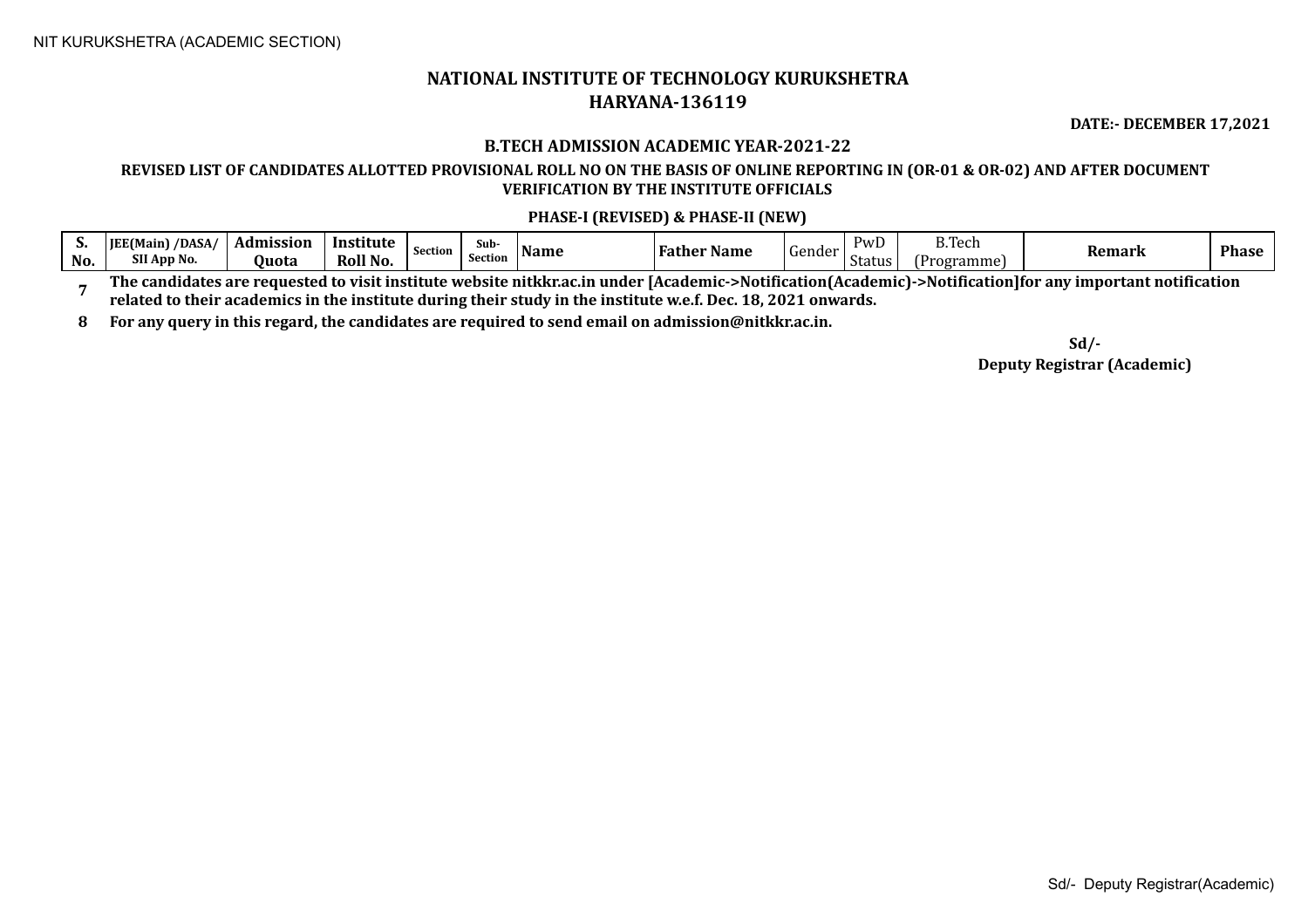NIT KURUKSHETRA (ACADEMIC SECTION)

**NATIONAL INSTITUTE OF TECHNOLOGY KURUKSHETRA**
**HARYANA-136119**

**DATE:- DECEMBER 17,2021**

**B.TECH ADMISSION ACADEMIC YEAR-2021-22**

**REVISED LIST OF CANDIDATES ALLOTTED PROVISIONAL ROLL NO ON THE BASIS OF ONLINE REPORTING IN (OR-01 & OR-02) AND AFTER DOCUMENT VERIFICATION BY THE INSTITUTE OFFICIALS**

**PHASE-I (REVISED) & PHASE-II (NEW)**

| S. No. | JEE(Main) /DASA/ SII App No. | Admission Quota | Institute Roll No. | Section | Sub-Section | Name | Father Name | Gender | PwD Status | B.Tech (Programme) | Remark | Phase |
|---|---|---|---|---|---|---|---|---|---|---|---|---|

**7** **The candidates are requested to visit institute website nitkkr.ac.in under [Academic->Notification(Academic)->Notification]for any important notification related to their academics in the institute during their study in the institute w.e.f. Dec. 18, 2021 onwards.**

**8** **For any query in this regard, the candidates are required to send email on admission@nitkkr.ac.in.**

**Sd/-**
**Deputy Registrar (Academic)**